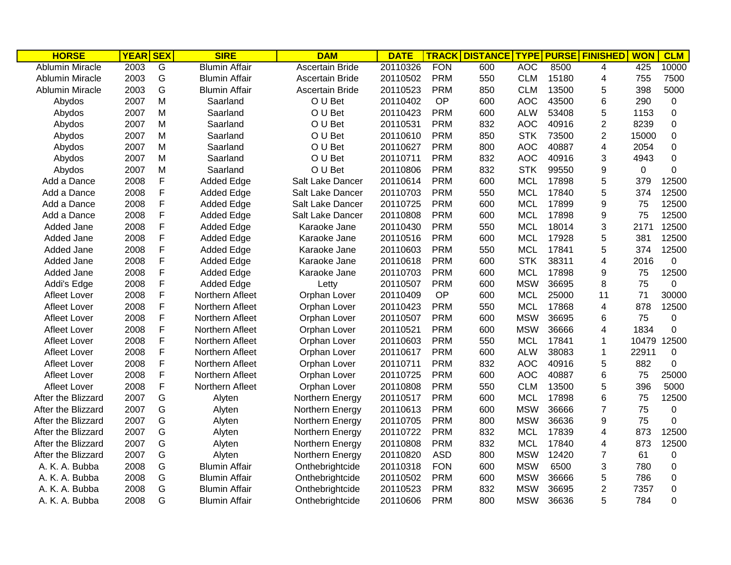| HORSE | YEAR | SEX | SIRE | DAM | DATE | TRACK | DISTANCE | TYPE | PURSE | FINISHED | WON | CLM |
|---|---|---|---|---|---|---|---|---|---|---|---|---|
| Ablumin Miracle | 2003 | G | Blumin Affair | Ascertain Bride | 20110326 | FON | 600 | AOC | 8500 | 4 | 425 | 10000 |
| Ablumin Miracle | 2003 | G | Blumin Affair | Ascertain Bride | 20110502 | PRM | 550 | CLM | 15180 | 4 | 755 | 7500 |
| Ablumin Miracle | 2003 | G | Blumin Affair | Ascertain Bride | 20110523 | PRM | 850 | CLM | 13500 | 5 | 398 | 5000 |
| Abydos | 2007 | M | Saarland | O U Bet | 20110402 | OP | 600 | AOC | 43500 | 6 | 290 | 0 |
| Abydos | 2007 | M | Saarland | O U Bet | 20110423 | PRM | 600 | ALW | 53408 | 5 | 1153 | 0 |
| Abydos | 2007 | M | Saarland | O U Bet | 20110531 | PRM | 832 | AOC | 40916 | 2 | 8239 | 0 |
| Abydos | 2007 | M | Saarland | O U Bet | 20110610 | PRM | 850 | STK | 73500 | 2 | 15000 | 0 |
| Abydos | 2007 | M | Saarland | O U Bet | 20110627 | PRM | 800 | AOC | 40887 | 4 | 2054 | 0 |
| Abydos | 2007 | M | Saarland | O U Bet | 20110711 | PRM | 832 | AOC | 40916 | 3 | 4943 | 0 |
| Abydos | 2007 | M | Saarland | O U Bet | 20110806 | PRM | 832 | STK | 99550 | 9 | 0 | 0 |
| Add a Dance | 2008 | F | Added Edge | Salt Lake Dancer | 20110614 | PRM | 600 | MCL | 17898 | 5 | 379 | 12500 |
| Add a Dance | 2008 | F | Added Edge | Salt Lake Dancer | 20110703 | PRM | 550 | MCL | 17840 | 5 | 374 | 12500 |
| Add a Dance | 2008 | F | Added Edge | Salt Lake Dancer | 20110725 | PRM | 600 | MCL | 17899 | 9 | 75 | 12500 |
| Add a Dance | 2008 | F | Added Edge | Salt Lake Dancer | 20110808 | PRM | 600 | MCL | 17898 | 9 | 75 | 12500 |
| Added Jane | 2008 | F | Added Edge | Karaoke Jane | 20110430 | PRM | 550 | MCL | 18014 | 3 | 2171 | 12500 |
| Added Jane | 2008 | F | Added Edge | Karaoke Jane | 20110516 | PRM | 600 | MCL | 17928 | 5 | 381 | 12500 |
| Added Jane | 2008 | F | Added Edge | Karaoke Jane | 20110603 | PRM | 550 | MCL | 17841 | 5 | 374 | 12500 |
| Added Jane | 2008 | F | Added Edge | Karaoke Jane | 20110618 | PRM | 600 | STK | 38311 | 4 | 2016 | 0 |
| Added Jane | 2008 | F | Added Edge | Karaoke Jane | 20110703 | PRM | 600 | MCL | 17898 | 9 | 75 | 12500 |
| Addi's Edge | 2008 | F | Added Edge | Letty | 20110507 | PRM | 600 | MSW | 36695 | 8 | 75 | 0 |
| Afleet Lover | 2008 | F | Northern Afleet | Orphan Lover | 20110409 | OP | 600 | MCL | 25000 | 11 | 71 | 30000 |
| Afleet Lover | 2008 | F | Northern Afleet | Orphan Lover | 20110423 | PRM | 550 | MCL | 17868 | 4 | 878 | 12500 |
| Afleet Lover | 2008 | F | Northern Afleet | Orphan Lover | 20110507 | PRM | 600 | MSW | 36695 | 6 | 75 | 0 |
| Afleet Lover | 2008 | F | Northern Afleet | Orphan Lover | 20110521 | PRM | 600 | MSW | 36666 | 4 | 1834 | 0 |
| Afleet Lover | 2008 | F | Northern Afleet | Orphan Lover | 20110603 | PRM | 550 | MCL | 17841 | 1 | 10479 | 12500 |
| Afleet Lover | 2008 | F | Northern Afleet | Orphan Lover | 20110617 | PRM | 600 | ALW | 38083 | 1 | 22911 | 0 |
| Afleet Lover | 2008 | F | Northern Afleet | Orphan Lover | 20110711 | PRM | 832 | AOC | 40916 | 5 | 882 | 0 |
| Afleet Lover | 2008 | F | Northern Afleet | Orphan Lover | 20110725 | PRM | 600 | AOC | 40887 | 6 | 75 | 25000 |
| Afleet Lover | 2008 | F | Northern Afleet | Orphan Lover | 20110808 | PRM | 550 | CLM | 13500 | 5 | 396 | 5000 |
| After the Blizzard | 2007 | G | Alyten | Northern Energy | 20110517 | PRM | 600 | MCL | 17898 | 6 | 75 | 12500 |
| After the Blizzard | 2007 | G | Alyten | Northern Energy | 20110613 | PRM | 600 | MSW | 36666 | 7 | 75 | 0 |
| After the Blizzard | 2007 | G | Alyten | Northern Energy | 20110705 | PRM | 800 | MSW | 36636 | 9 | 75 | 0 |
| After the Blizzard | 2007 | G | Alyten | Northern Energy | 20110722 | PRM | 832 | MCL | 17839 | 4 | 873 | 12500 |
| After the Blizzard | 2007 | G | Alyten | Northern Energy | 20110808 | PRM | 832 | MCL | 17840 | 4 | 873 | 12500 |
| After the Blizzard | 2007 | G | Alyten | Northern Energy | 20110820 | ASD | 800 | MSW | 12420 | 7 | 61 | 0 |
| A. K. A. Bubba | 2008 | G | Blumin Affair | Onthebrightcide | 20110318 | FON | 600 | MSW | 6500 | 3 | 780 | 0 |
| A. K. A. Bubba | 2008 | G | Blumin Affair | Onthebrightcide | 20110502 | PRM | 600 | MSW | 36666 | 5 | 786 | 0 |
| A. K. A. Bubba | 2008 | G | Blumin Affair | Onthebrightcide | 20110523 | PRM | 832 | MSW | 36695 | 2 | 7357 | 0 |
| A. K. A. Bubba | 2008 | G | Blumin Affair | Onthebrightcide | 20110606 | PRM | 800 | MSW | 36636 | 5 | 784 | 0 |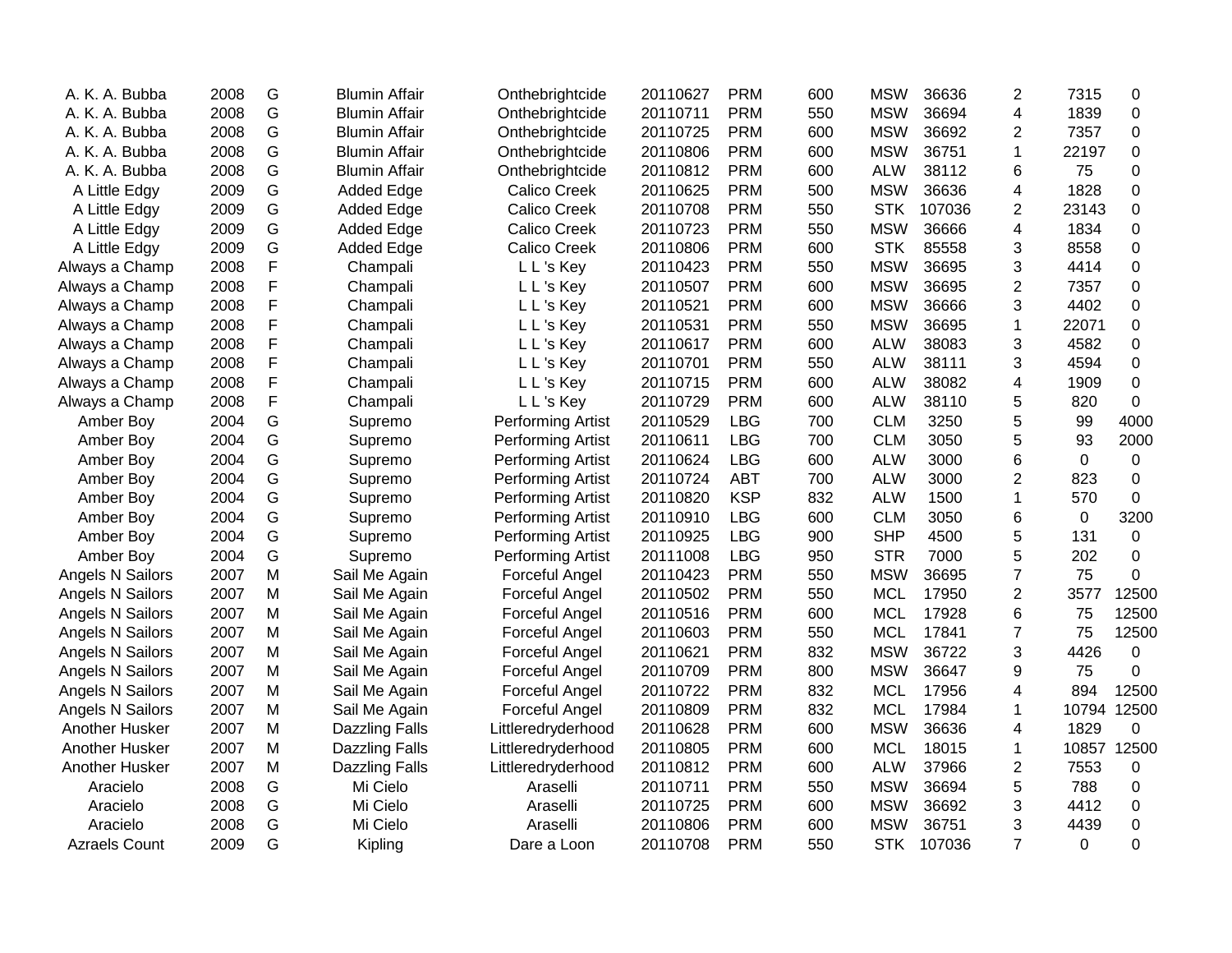| | | | | | | | | | | | | |
|---|---|---|---|---|---|---|---|---|---|---|---|---|
| A. K. A. Bubba | 2008 | G | Blumin Affair | Onthebrightcide | 20110627 | PRM | 600 | MSW | 36636 | 2 | 7315 | 0 |
| A. K. A. Bubba | 2008 | G | Blumin Affair | Onthebrightcide | 20110711 | PRM | 550 | MSW | 36694 | 4 | 1839 | 0 |
| A. K. A. Bubba | 2008 | G | Blumin Affair | Onthebrightcide | 20110725 | PRM | 600 | MSW | 36692 | 2 | 7357 | 0 |
| A. K. A. Bubba | 2008 | G | Blumin Affair | Onthebrightcide | 20110806 | PRM | 600 | MSW | 36751 | 1 | 22197 | 0 |
| A. K. A. Bubba | 2008 | G | Blumin Affair | Onthebrightcide | 20110812 | PRM | 600 | ALW | 38112 | 6 | 75 | 0 |
| A Little Edgy | 2009 | G | Added Edge | Calico Creek | 20110625 | PRM | 500 | MSW | 36636 | 4 | 1828 | 0 |
| A Little Edgy | 2009 | G | Added Edge | Calico Creek | 20110708 | PRM | 550 | STK | 107036 | 2 | 23143 | 0 |
| A Little Edgy | 2009 | G | Added Edge | Calico Creek | 20110723 | PRM | 550 | MSW | 36666 | 4 | 1834 | 0 |
| A Little Edgy | 2009 | G | Added Edge | Calico Creek | 20110806 | PRM | 600 | STK | 85558 | 3 | 8558 | 0 |
| Always a Champ | 2008 | F | Champali | L L 's Key | 20110423 | PRM | 550 | MSW | 36695 | 3 | 4414 | 0 |
| Always a Champ | 2008 | F | Champali | L L 's Key | 20110507 | PRM | 600 | MSW | 36695 | 2 | 7357 | 0 |
| Always a Champ | 2008 | F | Champali | L L 's Key | 20110521 | PRM | 600 | MSW | 36666 | 3 | 4402 | 0 |
| Always a Champ | 2008 | F | Champali | L L 's Key | 20110531 | PRM | 550 | MSW | 36695 | 1 | 22071 | 0 |
| Always a Champ | 2008 | F | Champali | L L 's Key | 20110617 | PRM | 600 | ALW | 38083 | 3 | 4582 | 0 |
| Always a Champ | 2008 | F | Champali | L L 's Key | 20110701 | PRM | 550 | ALW | 38111 | 3 | 4594 | 0 |
| Always a Champ | 2008 | F | Champali | L L 's Key | 20110715 | PRM | 600 | ALW | 38082 | 4 | 1909 | 0 |
| Always a Champ | 2008 | F | Champali | L L 's Key | 20110729 | PRM | 600 | ALW | 38110 | 5 | 820 | 0 |
| Amber Boy | 2004 | G | Supremo | Performing Artist | 20110529 | LBG | 700 | CLM | 3250 | 5 | 99 | 4000 |
| Amber Boy | 2004 | G | Supremo | Performing Artist | 20110611 | LBG | 700 | CLM | 3050 | 5 | 93 | 2000 |
| Amber Boy | 2004 | G | Supremo | Performing Artist | 20110624 | LBG | 600 | ALW | 3000 | 6 | 0 | 0 |
| Amber Boy | 2004 | G | Supremo | Performing Artist | 20110724 | ABT | 700 | ALW | 3000 | 2 | 823 | 0 |
| Amber Boy | 2004 | G | Supremo | Performing Artist | 20110820 | KSP | 832 | ALW | 1500 | 1 | 570 | 0 |
| Amber Boy | 2004 | G | Supremo | Performing Artist | 20110910 | LBG | 600 | CLM | 3050 | 6 | 0 | 3200 |
| Amber Boy | 2004 | G | Supremo | Performing Artist | 20110925 | LBG | 900 | SHP | 4500 | 5 | 131 | 0 |
| Amber Boy | 2004 | G | Supremo | Performing Artist | 20111008 | LBG | 950 | STR | 7000 | 5 | 202 | 0 |
| Angels N Sailors | 2007 | M | Sail Me Again | Forceful Angel | 20110423 | PRM | 550 | MSW | 36695 | 7 | 75 | 0 |
| Angels N Sailors | 2007 | M | Sail Me Again | Forceful Angel | 20110502 | PRM | 550 | MCL | 17950 | 2 | 3577 | 12500 |
| Angels N Sailors | 2007 | M | Sail Me Again | Forceful Angel | 20110516 | PRM | 600 | MCL | 17928 | 6 | 75 | 12500 |
| Angels N Sailors | 2007 | M | Sail Me Again | Forceful Angel | 20110603 | PRM | 550 | MCL | 17841 | 7 | 75 | 12500 |
| Angels N Sailors | 2007 | M | Sail Me Again | Forceful Angel | 20110621 | PRM | 832 | MSW | 36722 | 3 | 4426 | 0 |
| Angels N Sailors | 2007 | M | Sail Me Again | Forceful Angel | 20110709 | PRM | 800 | MSW | 36647 | 9 | 75 | 0 |
| Angels N Sailors | 2007 | M | Sail Me Again | Forceful Angel | 20110722 | PRM | 832 | MCL | 17956 | 4 | 894 | 12500 |
| Angels N Sailors | 2007 | M | Sail Me Again | Forceful Angel | 20110809 | PRM | 832 | MCL | 17984 | 1 | 10794 | 12500 |
| Another Husker | 2007 | M | Dazzling Falls | Littleredryderhood | 20110628 | PRM | 600 | MSW | 36636 | 4 | 1829 | 0 |
| Another Husker | 2007 | M | Dazzling Falls | Littleredryderhood | 20110805 | PRM | 600 | MCL | 18015 | 1 | 10857 | 12500 |
| Another Husker | 2007 | M | Dazzling Falls | Littleredryderhood | 20110812 | PRM | 600 | ALW | 37966 | 2 | 7553 | 0 |
| Aracielo | 2008 | G | Mi Cielo | Araselli | 20110711 | PRM | 550 | MSW | 36694 | 5 | 788 | 0 |
| Aracielo | 2008 | G | Mi Cielo | Araselli | 20110725 | PRM | 600 | MSW | 36692 | 3 | 4412 | 0 |
| Aracielo | 2008 | G | Mi Cielo | Araselli | 20110806 | PRM | 600 | MSW | 36751 | 3 | 4439 | 0 |
| Azraels Count | 2009 | G | Kipling | Dare a Loon | 20110708 | PRM | 550 | STK | 107036 | 7 | 0 | 0 |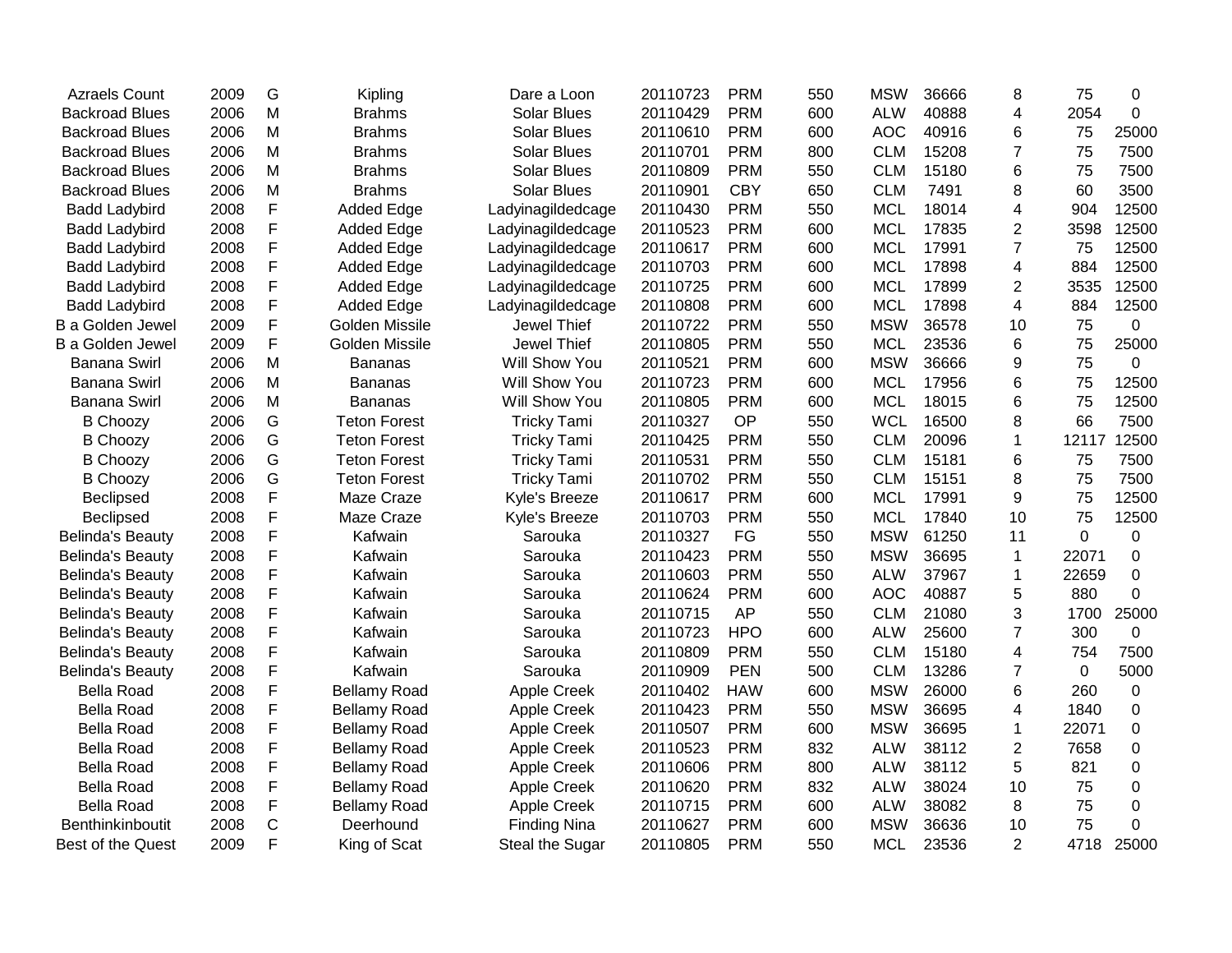| | | | | | | | | | | | | |
|---|---|---|---|---|---|---|---|---|---|---|---|---|
| Azraels Count | 2009 | G | Kipling | Dare a Loon | 20110723 | PRM | 550 | MSW | 36666 | 8 | 75 | 0 |
| Backroad Blues | 2006 | M | Brahms | Solar Blues | 20110429 | PRM | 600 | ALW | 40888 | 4 | 2054 | 0 |
| Backroad Blues | 2006 | M | Brahms | Solar Blues | 20110610 | PRM | 600 | AOC | 40916 | 6 | 75 | 25000 |
| Backroad Blues | 2006 | M | Brahms | Solar Blues | 20110701 | PRM | 800 | CLM | 15208 | 7 | 75 | 7500 |
| Backroad Blues | 2006 | M | Brahms | Solar Blues | 20110809 | PRM | 550 | CLM | 15180 | 6 | 75 | 7500 |
| Backroad Blues | 2006 | M | Brahms | Solar Blues | 20110901 | CBY | 650 | CLM | 7491 | 8 | 60 | 3500 |
| Badd Ladybird | 2008 | F | Added Edge | Ladyinagildedcage | 20110430 | PRM | 550 | MCL | 18014 | 4 | 904 | 12500 |
| Badd Ladybird | 2008 | F | Added Edge | Ladyinagildedcage | 20110523 | PRM | 600 | MCL | 17835 | 2 | 3598 | 12500 |
| Badd Ladybird | 2008 | F | Added Edge | Ladyinagildedcage | 20110617 | PRM | 600 | MCL | 17991 | 7 | 75 | 12500 |
| Badd Ladybird | 2008 | F | Added Edge | Ladyinagildedcage | 20110703 | PRM | 600 | MCL | 17898 | 4 | 884 | 12500 |
| Badd Ladybird | 2008 | F | Added Edge | Ladyinagildedcage | 20110725 | PRM | 600 | MCL | 17899 | 2 | 3535 | 12500 |
| Badd Ladybird | 2008 | F | Added Edge | Ladyinagildedcage | 20110808 | PRM | 600 | MCL | 17898 | 4 | 884 | 12500 |
| B a Golden Jewel | 2009 | F | Golden Missile | Jewel Thief | 20110722 | PRM | 550 | MSW | 36578 | 10 | 75 | 0 |
| B a Golden Jewel | 2009 | F | Golden Missile | Jewel Thief | 20110805 | PRM | 550 | MCL | 23536 | 6 | 75 | 25000 |
| Banana Swirl | 2006 | M | Bananas | Will Show You | 20110521 | PRM | 600 | MSW | 36666 | 9 | 75 | 0 |
| Banana Swirl | 2006 | M | Bananas | Will Show You | 20110723 | PRM | 600 | MCL | 17956 | 6 | 75 | 12500 |
| Banana Swirl | 2006 | M | Bananas | Will Show You | 20110805 | PRM | 600 | MCL | 18015 | 6 | 75 | 12500 |
| B Choozy | 2006 | G | Teton Forest | Tricky Tami | 20110327 | OP | 550 | WCL | 16500 | 8 | 66 | 7500 |
| B Choozy | 2006 | G | Teton Forest | Tricky Tami | 20110425 | PRM | 550 | CLM | 20096 | 1 | 12117 | 12500 |
| B Choozy | 2006 | G | Teton Forest | Tricky Tami | 20110531 | PRM | 550 | CLM | 15181 | 6 | 75 | 7500 |
| B Choozy | 2006 | G | Teton Forest | Tricky Tami | 20110702 | PRM | 550 | CLM | 15151 | 8 | 75 | 7500 |
| Beclipsed | 2008 | F | Maze Craze | Kyle's Breeze | 20110617 | PRM | 600 | MCL | 17991 | 9 | 75 | 12500 |
| Beclipsed | 2008 | F | Maze Craze | Kyle's Breeze | 20110703 | PRM | 550 | MCL | 17840 | 10 | 75 | 12500 |
| Belinda's Beauty | 2008 | F | Kafwain | Sarouka | 20110327 | FG | 550 | MSW | 61250 | 11 | 0 | 0 |
| Belinda's Beauty | 2008 | F | Kafwain | Sarouka | 20110423 | PRM | 550 | MSW | 36695 | 1 | 22071 | 0 |
| Belinda's Beauty | 2008 | F | Kafwain | Sarouka | 20110603 | PRM | 550 | ALW | 37967 | 1 | 22659 | 0 |
| Belinda's Beauty | 2008 | F | Kafwain | Sarouka | 20110624 | PRM | 600 | AOC | 40887 | 5 | 880 | 0 |
| Belinda's Beauty | 2008 | F | Kafwain | Sarouka | 20110715 | AP | 550 | CLM | 21080 | 3 | 1700 | 25000 |
| Belinda's Beauty | 2008 | F | Kafwain | Sarouka | 20110723 | HPO | 600 | ALW | 25600 | 7 | 300 | 0 |
| Belinda's Beauty | 2008 | F | Kafwain | Sarouka | 20110809 | PRM | 550 | CLM | 15180 | 4 | 754 | 7500 |
| Belinda's Beauty | 2008 | F | Kafwain | Sarouka | 20110909 | PEN | 500 | CLM | 13286 | 7 | 0 | 5000 |
| Bella Road | 2008 | F | Bellamy Road | Apple Creek | 20110402 | HAW | 600 | MSW | 26000 | 6 | 260 | 0 |
| Bella Road | 2008 | F | Bellamy Road | Apple Creek | 20110423 | PRM | 550 | MSW | 36695 | 4 | 1840 | 0 |
| Bella Road | 2008 | F | Bellamy Road | Apple Creek | 20110507 | PRM | 600 | MSW | 36695 | 1 | 22071 | 0 |
| Bella Road | 2008 | F | Bellamy Road | Apple Creek | 20110523 | PRM | 832 | ALW | 38112 | 2 | 7658 | 0 |
| Bella Road | 2008 | F | Bellamy Road | Apple Creek | 20110606 | PRM | 800 | ALW | 38112 | 5 | 821 | 0 |
| Bella Road | 2008 | F | Bellamy Road | Apple Creek | 20110620 | PRM | 832 | ALW | 38024 | 10 | 75 | 0 |
| Bella Road | 2008 | F | Bellamy Road | Apple Creek | 20110715 | PRM | 600 | ALW | 38082 | 8 | 75 | 0 |
| Benthinkinboutit | 2008 | C | Deerhound | Finding Nina | 20110627 | PRM | 600 | MSW | 36636 | 10 | 75 | 0 |
| Best of the Quest | 2009 | F | King of Scat | Steal the Sugar | 20110805 | PRM | 550 | MCL | 23536 | 2 | 4718 | 25000 |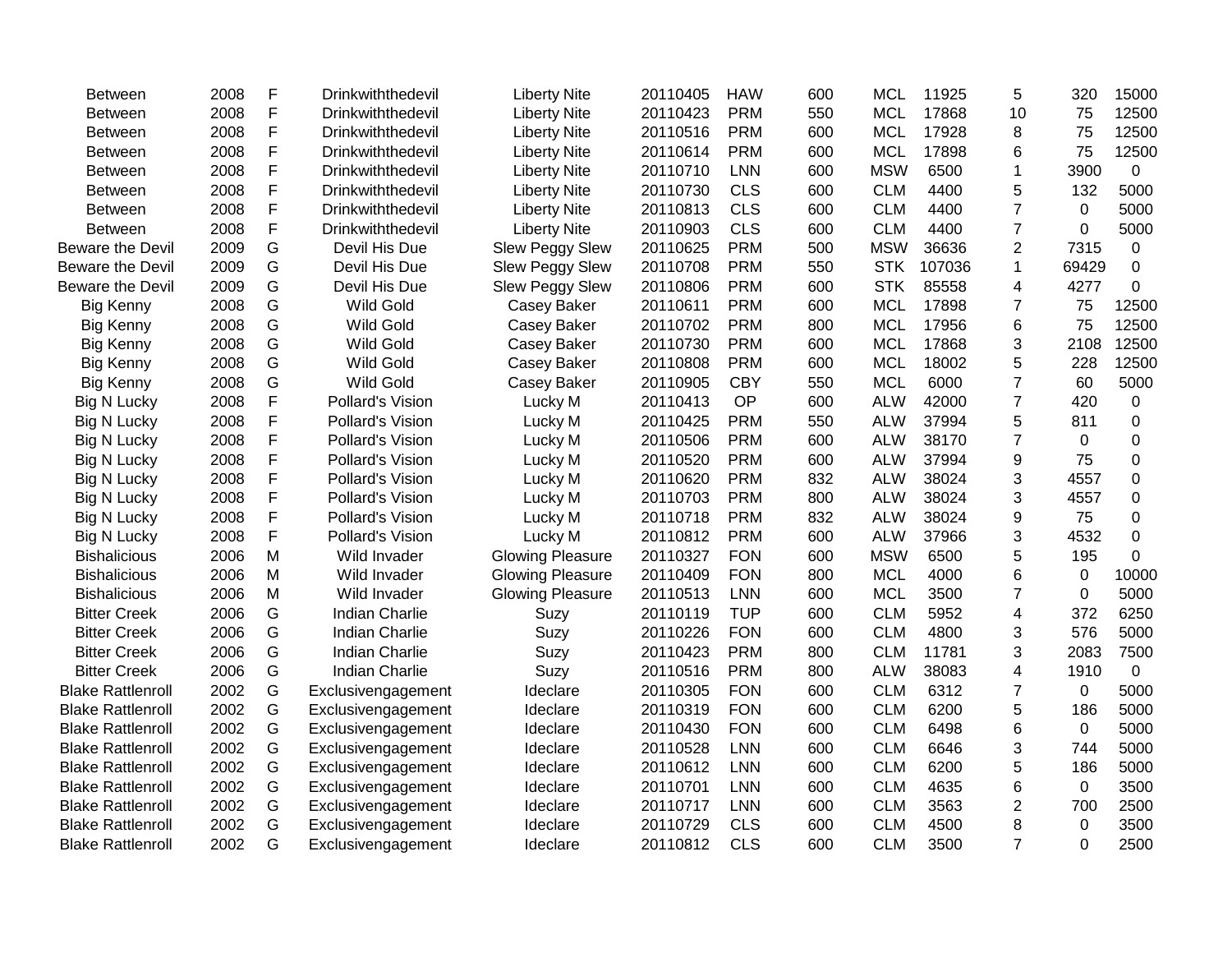| | | | | | | | | | | | | |
|---|---|---|---|---|---|---|---|---|---|---|---|---|
| Between | 2008 | F | Drinkwiththedevil | Liberty Nite | 20110405 | HAW | 600 | MCL | 11925 | 5 | 320 | 15000 |
| Between | 2008 | F | Drinkwiththedevil | Liberty Nite | 20110423 | PRM | 550 | MCL | 17868 | 10 | 75 | 12500 |
| Between | 2008 | F | Drinkwiththedevil | Liberty Nite | 20110516 | PRM | 600 | MCL | 17928 | 8 | 75 | 12500 |
| Between | 2008 | F | Drinkwiththedevil | Liberty Nite | 20110614 | PRM | 600 | MCL | 17898 | 6 | 75 | 12500 |
| Between | 2008 | F | Drinkwiththedevil | Liberty Nite | 20110710 | LNN | 600 | MSW | 6500 | 1 | 3900 | 0 |
| Between | 2008 | F | Drinkwiththedevil | Liberty Nite | 20110730 | CLS | 600 | CLM | 4400 | 5 | 132 | 5000 |
| Between | 2008 | F | Drinkwiththedevil | Liberty Nite | 20110813 | CLS | 600 | CLM | 4400 | 7 | 0 | 5000 |
| Between | 2008 | F | Drinkwiththedevil | Liberty Nite | 20110903 | CLS | 600 | CLM | 4400 | 7 | 0 | 5000 |
| Beware the Devil | 2009 | G | Devil His Due | Slew Peggy Slew | 20110625 | PRM | 500 | MSW | 36636 | 2 | 7315 | 0 |
| Beware the Devil | 2009 | G | Devil His Due | Slew Peggy Slew | 20110708 | PRM | 550 | STK | 107036 | 1 | 69429 | 0 |
| Beware the Devil | 2009 | G | Devil His Due | Slew Peggy Slew | 20110806 | PRM | 600 | STK | 85558 | 4 | 4277 | 0 |
| Big Kenny | 2008 | G | Wild Gold | Casey Baker | 20110611 | PRM | 600 | MCL | 17898 | 7 | 75 | 12500 |
| Big Kenny | 2008 | G | Wild Gold | Casey Baker | 20110702 | PRM | 800 | MCL | 17956 | 6 | 75 | 12500 |
| Big Kenny | 2008 | G | Wild Gold | Casey Baker | 20110730 | PRM | 600 | MCL | 17868 | 3 | 2108 | 12500 |
| Big Kenny | 2008 | G | Wild Gold | Casey Baker | 20110808 | PRM | 600 | MCL | 18002 | 5 | 228 | 12500 |
| Big Kenny | 2008 | G | Wild Gold | Casey Baker | 20110905 | CBY | 550 | MCL | 6000 | 7 | 60 | 5000 |
| Big N Lucky | 2008 | F | Pollard's Vision | Lucky M | 20110413 | OP | 600 | ALW | 42000 | 7 | 420 | 0 |
| Big N Lucky | 2008 | F | Pollard's Vision | Lucky M | 20110425 | PRM | 550 | ALW | 37994 | 5 | 811 | 0 |
| Big N Lucky | 2008 | F | Pollard's Vision | Lucky M | 20110506 | PRM | 600 | ALW | 38170 | 7 | 0 | 0 |
| Big N Lucky | 2008 | F | Pollard's Vision | Lucky M | 20110520 | PRM | 600 | ALW | 37994 | 9 | 75 | 0 |
| Big N Lucky | 2008 | F | Pollard's Vision | Lucky M | 20110620 | PRM | 832 | ALW | 38024 | 3 | 4557 | 0 |
| Big N Lucky | 2008 | F | Pollard's Vision | Lucky M | 20110703 | PRM | 800 | ALW | 38024 | 3 | 4557 | 0 |
| Big N Lucky | 2008 | F | Pollard's Vision | Lucky M | 20110718 | PRM | 832 | ALW | 38024 | 9 | 75 | 0 |
| Big N Lucky | 2008 | F | Pollard's Vision | Lucky M | 20110812 | PRM | 600 | ALW | 37966 | 3 | 4532 | 0 |
| Bishalicious | 2006 | M | Wild Invader | Glowing Pleasure | 20110327 | FON | 600 | MSW | 6500 | 5 | 195 | 0 |
| Bishalicious | 2006 | M | Wild Invader | Glowing Pleasure | 20110409 | FON | 800 | MCL | 4000 | 6 | 0 | 10000 |
| Bishalicious | 2006 | M | Wild Invader | Glowing Pleasure | 20110513 | LNN | 600 | MCL | 3500 | 7 | 0 | 5000 |
| Bitter Creek | 2006 | G | Indian Charlie | Suzy | 20110119 | TUP | 600 | CLM | 5952 | 4 | 372 | 6250 |
| Bitter Creek | 2006 | G | Indian Charlie | Suzy | 20110226 | FON | 600 | CLM | 4800 | 3 | 576 | 5000 |
| Bitter Creek | 2006 | G | Indian Charlie | Suzy | 20110423 | PRM | 800 | CLM | 11781 | 3 | 2083 | 7500 |
| Bitter Creek | 2006 | G | Indian Charlie | Suzy | 20110516 | PRM | 800 | ALW | 38083 | 4 | 1910 | 0 |
| Blake Rattlenroll | 2002 | G | Exclusivengagement | Ideclare | 20110305 | FON | 600 | CLM | 6312 | 7 | 0 | 5000 |
| Blake Rattlenroll | 2002 | G | Exclusivengagement | Ideclare | 20110319 | FON | 600 | CLM | 6200 | 5 | 186 | 5000 |
| Blake Rattlenroll | 2002 | G | Exclusivengagement | Ideclare | 20110430 | FON | 600 | CLM | 6498 | 6 | 0 | 5000 |
| Blake Rattlenroll | 2002 | G | Exclusivengagement | Ideclare | 20110528 | LNN | 600 | CLM | 6646 | 3 | 744 | 5000 |
| Blake Rattlenroll | 2002 | G | Exclusivengagement | Ideclare | 20110612 | LNN | 600 | CLM | 6200 | 5 | 186 | 5000 |
| Blake Rattlenroll | 2002 | G | Exclusivengagement | Ideclare | 20110701 | LNN | 600 | CLM | 4635 | 6 | 0 | 3500 |
| Blake Rattlenroll | 2002 | G | Exclusivengagement | Ideclare | 20110717 | LNN | 600 | CLM | 3563 | 2 | 700 | 2500 |
| Blake Rattlenroll | 2002 | G | Exclusivengagement | Ideclare | 20110729 | CLS | 600 | CLM | 4500 | 8 | 0 | 3500 |
| Blake Rattlenroll | 2002 | G | Exclusivengagement | Ideclare | 20110812 | CLS | 600 | CLM | 3500 | 7 | 0 | 2500 |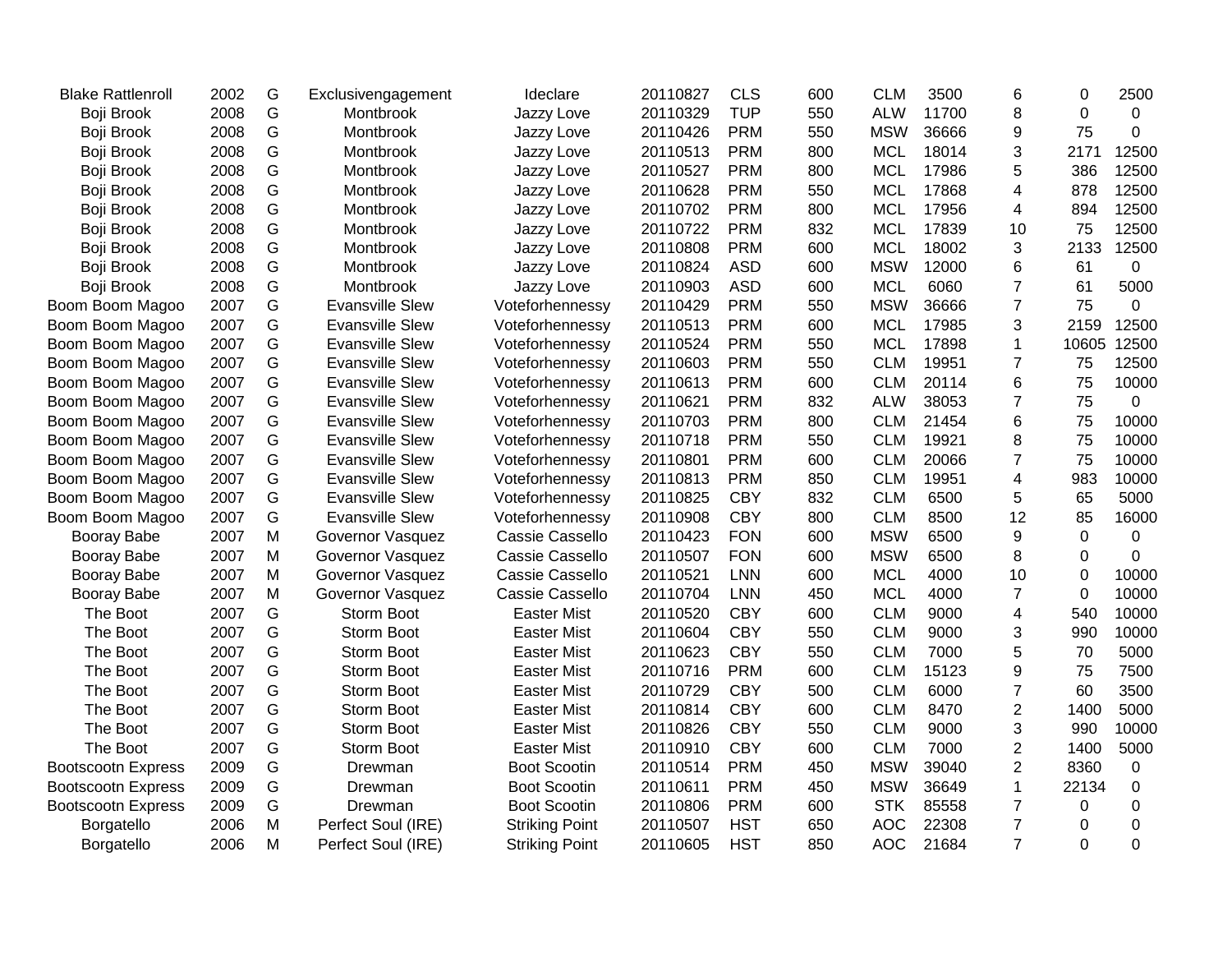| | | | | | | | | | | | | | |
|---|---|---|---|---|---|---|---|---|---|---|---|---|---|
| Blake Rattlenroll | 2002 | G | Exclusivengagement | Ideclare | 20110827 | CLS | 600 | CLM | 3500 | 6 | 0 | 2500 |
| Boji Brook | 2008 | G | Montbrook | Jazzy Love | 20110329 | TUP | 550 | ALW | 11700 | 8 | 0 | 0 |
| Boji Brook | 2008 | G | Montbrook | Jazzy Love | 20110426 | PRM | 550 | MSW | 36666 | 9 | 75 | 0 |
| Boji Brook | 2008 | G | Montbrook | Jazzy Love | 20110513 | PRM | 800 | MCL | 18014 | 3 | 2171 | 12500 |
| Boji Brook | 2008 | G | Montbrook | Jazzy Love | 20110527 | PRM | 800 | MCL | 17986 | 5 | 386 | 12500 |
| Boji Brook | 2008 | G | Montbrook | Jazzy Love | 20110628 | PRM | 550 | MCL | 17868 | 4 | 878 | 12500 |
| Boji Brook | 2008 | G | Montbrook | Jazzy Love | 20110702 | PRM | 800 | MCL | 17956 | 4 | 894 | 12500 |
| Boji Brook | 2008 | G | Montbrook | Jazzy Love | 20110722 | PRM | 832 | MCL | 17839 | 10 | 75 | 12500 |
| Boji Brook | 2008 | G | Montbrook | Jazzy Love | 20110808 | PRM | 600 | MCL | 18002 | 3 | 2133 | 12500 |
| Boji Brook | 2008 | G | Montbrook | Jazzy Love | 20110824 | ASD | 600 | MSW | 12000 | 6 | 61 | 0 |
| Boji Brook | 2008 | G | Montbrook | Jazzy Love | 20110903 | ASD | 600 | MCL | 6060 | 7 | 61 | 5000 |
| Boom Boom Magoo | 2007 | G | Evansville Slew | Voteforhennessy | 20110429 | PRM | 550 | MSW | 36666 | 7 | 75 | 0 |
| Boom Boom Magoo | 2007 | G | Evansville Slew | Voteforhennessy | 20110513 | PRM | 600 | MCL | 17985 | 3 | 2159 | 12500 |
| Boom Boom Magoo | 2007 | G | Evansville Slew | Voteforhennessy | 20110524 | PRM | 550 | MCL | 17898 | 1 | 10605 | 12500 |
| Boom Boom Magoo | 2007 | G | Evansville Slew | Voteforhennessy | 20110603 | PRM | 550 | CLM | 19951 | 7 | 75 | 12500 |
| Boom Boom Magoo | 2007 | G | Evansville Slew | Voteforhennessy | 20110613 | PRM | 600 | CLM | 20114 | 6 | 75 | 10000 |
| Boom Boom Magoo | 2007 | G | Evansville Slew | Voteforhennessy | 20110621 | PRM | 832 | ALW | 38053 | 7 | 75 | 0 |
| Boom Boom Magoo | 2007 | G | Evansville Slew | Voteforhennessy | 20110703 | PRM | 800 | CLM | 21454 | 6 | 75 | 10000 |
| Boom Boom Magoo | 2007 | G | Evansville Slew | Voteforhennessy | 20110718 | PRM | 550 | CLM | 19921 | 8 | 75 | 10000 |
| Boom Boom Magoo | 2007 | G | Evansville Slew | Voteforhennessy | 20110801 | PRM | 600 | CLM | 20066 | 7 | 75 | 10000 |
| Boom Boom Magoo | 2007 | G | Evansville Slew | Voteforhennessy | 20110813 | PRM | 850 | CLM | 19951 | 4 | 983 | 10000 |
| Boom Boom Magoo | 2007 | G | Evansville Slew | Voteforhennessy | 20110825 | CBY | 832 | CLM | 6500 | 5 | 65 | 5000 |
| Boom Boom Magoo | 2007 | G | Evansville Slew | Voteforhennessy | 20110908 | CBY | 800 | CLM | 8500 | 12 | 85 | 16000 |
| Booray Babe | 2007 | M | Governor Vasquez | Cassie Cassello | 20110423 | FON | 600 | MSW | 6500 | 9 | 0 | 0 |
| Booray Babe | 2007 | M | Governor Vasquez | Cassie Cassello | 20110507 | FON | 600 | MSW | 6500 | 8 | 0 | 0 |
| Booray Babe | 2007 | M | Governor Vasquez | Cassie Cassello | 20110521 | LNN | 600 | MCL | 4000 | 10 | 0 | 10000 |
| Booray Babe | 2007 | M | Governor Vasquez | Cassie Cassello | 20110704 | LNN | 450 | MCL | 4000 | 7 | 0 | 10000 |
| The Boot | 2007 | G | Storm Boot | Easter Mist | 20110520 | CBY | 600 | CLM | 9000 | 4 | 540 | 10000 |
| The Boot | 2007 | G | Storm Boot | Easter Mist | 20110604 | CBY | 550 | CLM | 9000 | 3 | 990 | 10000 |
| The Boot | 2007 | G | Storm Boot | Easter Mist | 20110623 | CBY | 550 | CLM | 7000 | 5 | 70 | 5000 |
| The Boot | 2007 | G | Storm Boot | Easter Mist | 20110716 | PRM | 600 | CLM | 15123 | 9 | 75 | 7500 |
| The Boot | 2007 | G | Storm Boot | Easter Mist | 20110729 | CBY | 500 | CLM | 6000 | 7 | 60 | 3500 |
| The Boot | 2007 | G | Storm Boot | Easter Mist | 20110814 | CBY | 600 | CLM | 8470 | 2 | 1400 | 5000 |
| The Boot | 2007 | G | Storm Boot | Easter Mist | 20110826 | CBY | 550 | CLM | 9000 | 3 | 990 | 10000 |
| The Boot | 2007 | G | Storm Boot | Easter Mist | 20110910 | CBY | 600 | CLM | 7000 | 2 | 1400 | 5000 |
| Bootscootn Express | 2009 | G | Drewman | Boot Scootin | 20110514 | PRM | 450 | MSW | 39040 | 2 | 8360 | 0 |
| Bootscootn Express | 2009 | G | Drewman | Boot Scootin | 20110611 | PRM | 450 | MSW | 36649 | 1 | 22134 | 0 |
| Bootscootn Express | 2009 | G | Drewman | Boot Scootin | 20110806 | PRM | 600 | STK | 85558 | 7 | 0 | 0 |
| Borgatello | 2006 | M | Perfect Soul (IRE) | Striking Point | 20110507 | HST | 650 | AOC | 22308 | 7 | 0 | 0 |
| Borgatello | 2006 | M | Perfect Soul (IRE) | Striking Point | 20110605 | HST | 850 | AOC | 21684 | 7 | 0 | 0 |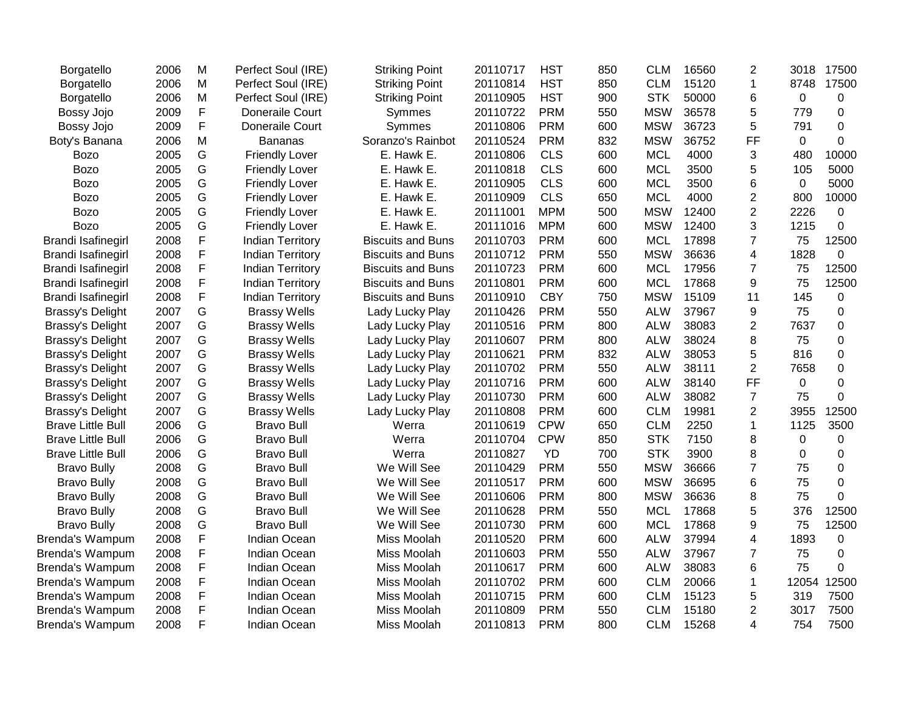| | | | | | | | | | | | | | |
|---|---|---|---|---|---|---|---|---|---|---|---|---|---|
| Borgatello | 2006 | M | Perfect Soul (IRE) | Striking Point | 20110717 | HST | 850 | CLM | 16560 | 2 | 3018 | 17500 |
| Borgatello | 2006 | M | Perfect Soul (IRE) | Striking Point | 20110814 | HST | 850 | CLM | 15120 | 1 | 8748 | 17500 |
| Borgatello | 2006 | M | Perfect Soul (IRE) | Striking Point | 20110905 | HST | 900 | STK | 50000 | 6 | 0 | 0 |
| Bossy Jojo | 2009 | F | Doneraile Court | Symmes | 20110722 | PRM | 550 | MSW | 36578 | 5 | 779 | 0 |
| Bossy Jojo | 2009 | F | Doneraile Court | Symmes | 20110806 | PRM | 600 | MSW | 36723 | 5 | 791 | 0 |
| Boty's Banana | 2006 | M | Bananas | Soranzo's Rainbot | 20110524 | PRM | 832 | MSW | 36752 | FF | 0 | 0 |
| Bozo | 2005 | G | Friendly Lover | E. Hawk E. | 20110806 | CLS | 600 | MCL | 4000 | 3 | 480 | 10000 |
| Bozo | 2005 | G | Friendly Lover | E. Hawk E. | 20110818 | CLS | 600 | MCL | 3500 | 5 | 105 | 5000 |
| Bozo | 2005 | G | Friendly Lover | E. Hawk E. | 20110905 | CLS | 600 | MCL | 3500 | 6 | 0 | 5000 |
| Bozo | 2005 | G | Friendly Lover | E. Hawk E. | 20110909 | CLS | 650 | MCL | 4000 | 2 | 800 | 10000 |
| Bozo | 2005 | G | Friendly Lover | E. Hawk E. | 20111001 | MPM | 500 | MSW | 12400 | 2 | 2226 | 0 |
| Bozo | 2005 | G | Friendly Lover | E. Hawk E. | 20111016 | MPM | 600 | MSW | 12400 | 3 | 1215 | 0 |
| Brandi Isafinegirl | 2008 | F | Indian Territory | Biscuits and Buns | 20110703 | PRM | 600 | MCL | 17898 | 7 | 75 | 12500 |
| Brandi Isafinegirl | 2008 | F | Indian Territory | Biscuits and Buns | 20110712 | PRM | 550 | MSW | 36636 | 4 | 1828 | 0 |
| Brandi Isafinegirl | 2008 | F | Indian Territory | Biscuits and Buns | 20110723 | PRM | 600 | MCL | 17956 | 7 | 75 | 12500 |
| Brandi Isafinegirl | 2008 | F | Indian Territory | Biscuits and Buns | 20110801 | PRM | 600 | MCL | 17868 | 9 | 75 | 12500 |
| Brandi Isafinegirl | 2008 | F | Indian Territory | Biscuits and Buns | 20110910 | CBY | 750 | MSW | 15109 | 11 | 145 | 0 |
| Brassy's Delight | 2007 | G | Brassy Wells | Lady Lucky Play | 20110426 | PRM | 550 | ALW | 37967 | 9 | 75 | 0 |
| Brassy's Delight | 2007 | G | Brassy Wells | Lady Lucky Play | 20110516 | PRM | 800 | ALW | 38083 | 2 | 7637 | 0 |
| Brassy's Delight | 2007 | G | Brassy Wells | Lady Lucky Play | 20110607 | PRM | 800 | ALW | 38024 | 8 | 75 | 0 |
| Brassy's Delight | 2007 | G | Brassy Wells | Lady Lucky Play | 20110621 | PRM | 832 | ALW | 38053 | 5 | 816 | 0 |
| Brassy's Delight | 2007 | G | Brassy Wells | Lady Lucky Play | 20110702 | PRM | 550 | ALW | 38111 | 2 | 7658 | 0 |
| Brassy's Delight | 2007 | G | Brassy Wells | Lady Lucky Play | 20110716 | PRM | 600 | ALW | 38140 | FF | 0 | 0 |
| Brassy's Delight | 2007 | G | Brassy Wells | Lady Lucky Play | 20110730 | PRM | 600 | ALW | 38082 | 7 | 75 | 0 |
| Brassy's Delight | 2007 | G | Brassy Wells | Lady Lucky Play | 20110808 | PRM | 600 | CLM | 19981 | 2 | 3955 | 12500 |
| Brave Little Bull | 2006 | G | Bravo Bull | Werra | 20110619 | CPW | 650 | CLM | 2250 | 1 | 1125 | 3500 |
| Brave Little Bull | 2006 | G | Bravo Bull | Werra | 20110704 | CPW | 850 | STK | 7150 | 8 | 0 | 0 |
| Brave Little Bull | 2006 | G | Bravo Bull | Werra | 20110827 | YD | 700 | STK | 3900 | 8 | 0 | 0 |
| Bravo Bully | 2008 | G | Bravo Bull | We Will See | 20110429 | PRM | 550 | MSW | 36666 | 7 | 75 | 0 |
| Bravo Bully | 2008 | G | Bravo Bull | We Will See | 20110517 | PRM | 600 | MSW | 36695 | 6 | 75 | 0 |
| Bravo Bully | 2008 | G | Bravo Bull | We Will See | 20110606 | PRM | 800 | MSW | 36636 | 8 | 75 | 0 |
| Bravo Bully | 2008 | G | Bravo Bull | We Will See | 20110628 | PRM | 550 | MCL | 17868 | 5 | 376 | 12500 |
| Bravo Bully | 2008 | G | Bravo Bull | We Will See | 20110730 | PRM | 600 | MCL | 17868 | 9 | 75 | 12500 |
| Brenda's Wampum | 2008 | F | Indian Ocean | Miss Moolah | 20110520 | PRM | 600 | ALW | 37994 | 4 | 1893 | 0 |
| Brenda's Wampum | 2008 | F | Indian Ocean | Miss Moolah | 20110603 | PRM | 550 | ALW | 37967 | 7 | 75 | 0 |
| Brenda's Wampum | 2008 | F | Indian Ocean | Miss Moolah | 20110617 | PRM | 600 | ALW | 38083 | 6 | 75 | 0 |
| Brenda's Wampum | 2008 | F | Indian Ocean | Miss Moolah | 20110702 | PRM | 600 | CLM | 20066 | 1 | 12054 | 12500 |
| Brenda's Wampum | 2008 | F | Indian Ocean | Miss Moolah | 20110715 | PRM | 600 | CLM | 15123 | 5 | 319 | 7500 |
| Brenda's Wampum | 2008 | F | Indian Ocean | Miss Moolah | 20110809 | PRM | 550 | CLM | 15180 | 2 | 3017 | 7500 |
| Brenda's Wampum | 2008 | F | Indian Ocean | Miss Moolah | 20110813 | PRM | 800 | CLM | 15268 | 4 | 754 | 7500 |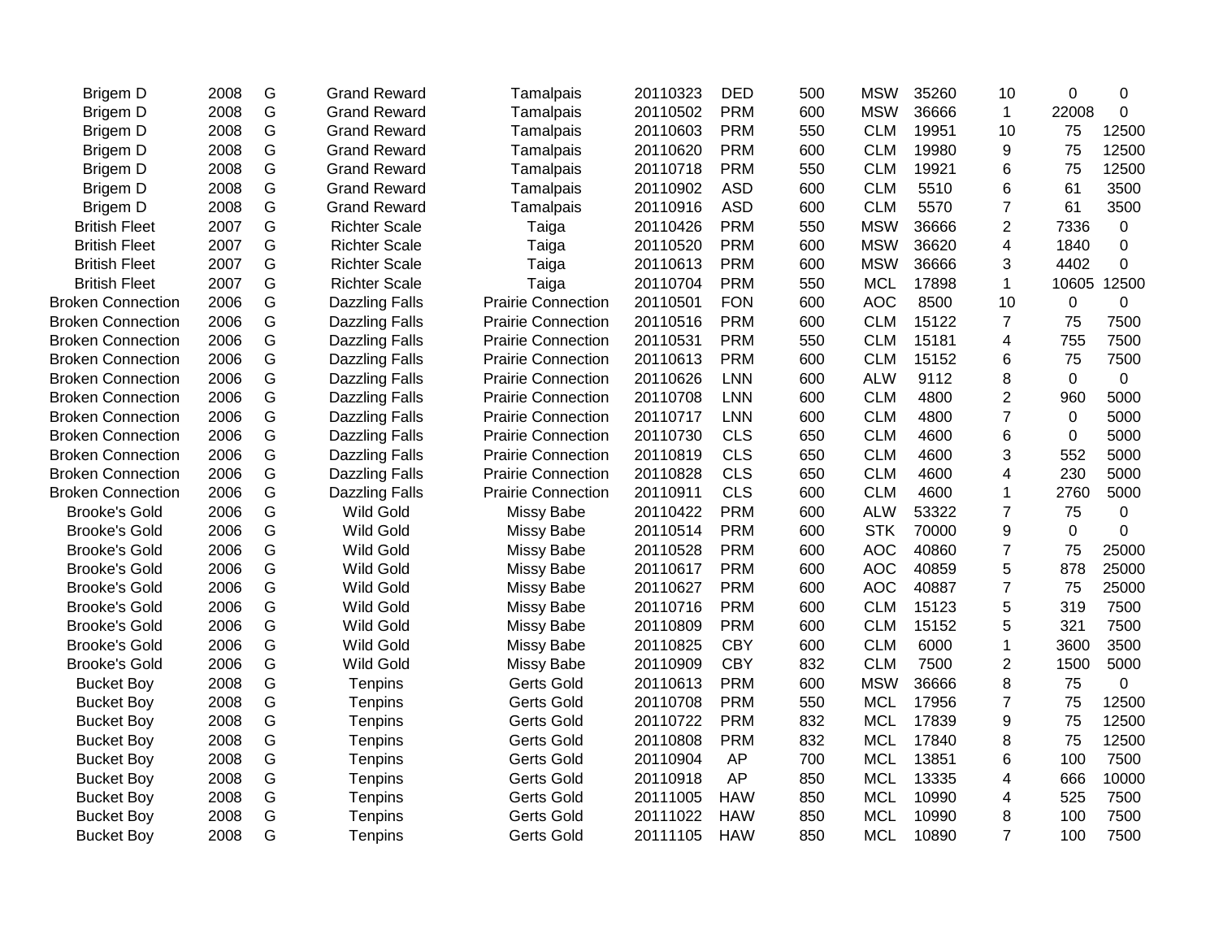| Brigem D | 2008 | G | Grand Reward | Tamalpais | 20110323 | DED | 500 | MSW | 35260 | 10 | 0 | 0 |
|---|---|---|---|---|---|---|---|---|---|---|---|---|
| Brigem D | 2008 | G | Grand Reward | Tamalpais | 20110502 | PRM | 600 | MSW | 36666 | 1 | 22008 | 0 |
| Brigem D | 2008 | G | Grand Reward | Tamalpais | 20110603 | PRM | 550 | CLM | 19951 | 10 | 75 | 12500 |
| Brigem D | 2008 | G | Grand Reward | Tamalpais | 20110620 | PRM | 600 | CLM | 19980 | 9 | 75 | 12500 |
| Brigem D | 2008 | G | Grand Reward | Tamalpais | 20110718 | PRM | 550 | CLM | 19921 | 6 | 75 | 12500 |
| Brigem D | 2008 | G | Grand Reward | Tamalpais | 20110902 | ASD | 600 | CLM | 5510 | 6 | 61 | 3500 |
| Brigem D | 2008 | G | Grand Reward | Tamalpais | 20110916 | ASD | 600 | CLM | 5570 | 7 | 61 | 3500 |
| British Fleet | 2007 | G | Richter Scale | Taiga | 20110426 | PRM | 550 | MSW | 36666 | 2 | 7336 | 0 |
| British Fleet | 2007 | G | Richter Scale | Taiga | 20110520 | PRM | 600 | MSW | 36620 | 4 | 1840 | 0 |
| British Fleet | 2007 | G | Richter Scale | Taiga | 20110613 | PRM | 600 | MSW | 36666 | 3 | 4402 | 0 |
| British Fleet | 2007 | G | Richter Scale | Taiga | 20110704 | PRM | 550 | MCL | 17898 | 1 | 10605 | 12500 |
| Broken Connection | 2006 | G | Dazzling Falls | Prairie Connection | 20110501 | FON | 600 | AOC | 8500 | 10 | 0 | 0 |
| Broken Connection | 2006 | G | Dazzling Falls | Prairie Connection | 20110516 | PRM | 600 | CLM | 15122 | 7 | 75 | 7500 |
| Broken Connection | 2006 | G | Dazzling Falls | Prairie Connection | 20110531 | PRM | 550 | CLM | 15181 | 4 | 755 | 7500 |
| Broken Connection | 2006 | G | Dazzling Falls | Prairie Connection | 20110613 | PRM | 600 | CLM | 15152 | 6 | 75 | 7500 |
| Broken Connection | 2006 | G | Dazzling Falls | Prairie Connection | 20110626 | LNN | 600 | ALW | 9112 | 8 | 0 | 0 |
| Broken Connection | 2006 | G | Dazzling Falls | Prairie Connection | 20110708 | LNN | 600 | CLM | 4800 | 2 | 960 | 5000 |
| Broken Connection | 2006 | G | Dazzling Falls | Prairie Connection | 20110717 | LNN | 600 | CLM | 4800 | 7 | 0 | 5000 |
| Broken Connection | 2006 | G | Dazzling Falls | Prairie Connection | 20110730 | CLS | 650 | CLM | 4600 | 6 | 0 | 5000 |
| Broken Connection | 2006 | G | Dazzling Falls | Prairie Connection | 20110819 | CLS | 650 | CLM | 4600 | 3 | 552 | 5000 |
| Broken Connection | 2006 | G | Dazzling Falls | Prairie Connection | 20110828 | CLS | 650 | CLM | 4600 | 4 | 230 | 5000 |
| Broken Connection | 2006 | G | Dazzling Falls | Prairie Connection | 20110911 | CLS | 600 | CLM | 4600 | 1 | 2760 | 5000 |
| Brooke's Gold | 2006 | G | Wild Gold | Missy Babe | 20110422 | PRM | 600 | ALW | 53322 | 7 | 75 | 0 |
| Brooke's Gold | 2006 | G | Wild Gold | Missy Babe | 20110514 | PRM | 600 | STK | 70000 | 9 | 0 | 0 |
| Brooke's Gold | 2006 | G | Wild Gold | Missy Babe | 20110528 | PRM | 600 | AOC | 40860 | 7 | 75 | 25000 |
| Brooke's Gold | 2006 | G | Wild Gold | Missy Babe | 20110617 | PRM | 600 | AOC | 40859 | 5 | 878 | 25000 |
| Brooke's Gold | 2006 | G | Wild Gold | Missy Babe | 20110627 | PRM | 600 | AOC | 40887 | 7 | 75 | 25000 |
| Brooke's Gold | 2006 | G | Wild Gold | Missy Babe | 20110716 | PRM | 600 | CLM | 15123 | 5 | 319 | 7500 |
| Brooke's Gold | 2006 | G | Wild Gold | Missy Babe | 20110809 | PRM | 600 | CLM | 15152 | 5 | 321 | 7500 |
| Brooke's Gold | 2006 | G | Wild Gold | Missy Babe | 20110825 | CBY | 600 | CLM | 6000 | 1 | 3600 | 3500 |
| Brooke's Gold | 2006 | G | Wild Gold | Missy Babe | 20110909 | CBY | 832 | CLM | 7500 | 2 | 1500 | 5000 |
| Bucket Boy | 2008 | G | Tenpins | Gerts Gold | 20110613 | PRM | 600 | MSW | 36666 | 8 | 75 | 0 |
| Bucket Boy | 2008 | G | Tenpins | Gerts Gold | 20110708 | PRM | 550 | MCL | 17956 | 7 | 75 | 12500 |
| Bucket Boy | 2008 | G | Tenpins | Gerts Gold | 20110722 | PRM | 832 | MCL | 17839 | 9 | 75 | 12500 |
| Bucket Boy | 2008 | G | Tenpins | Gerts Gold | 20110808 | PRM | 832 | MCL | 17840 | 8 | 75 | 12500 |
| Bucket Boy | 2008 | G | Tenpins | Gerts Gold | 20110904 | AP | 700 | MCL | 13851 | 6 | 100 | 7500 |
| Bucket Boy | 2008 | G | Tenpins | Gerts Gold | 20110918 | AP | 850 | MCL | 13335 | 4 | 666 | 10000 |
| Bucket Boy | 2008 | G | Tenpins | Gerts Gold | 20111005 | HAW | 850 | MCL | 10990 | 4 | 525 | 7500 |
| Bucket Boy | 2008 | G | Tenpins | Gerts Gold | 20111022 | HAW | 850 | MCL | 10990 | 8 | 100 | 7500 |
| Bucket Boy | 2008 | G | Tenpins | Gerts Gold | 20111105 | HAW | 850 | MCL | 10890 | 7 | 100 | 7500 |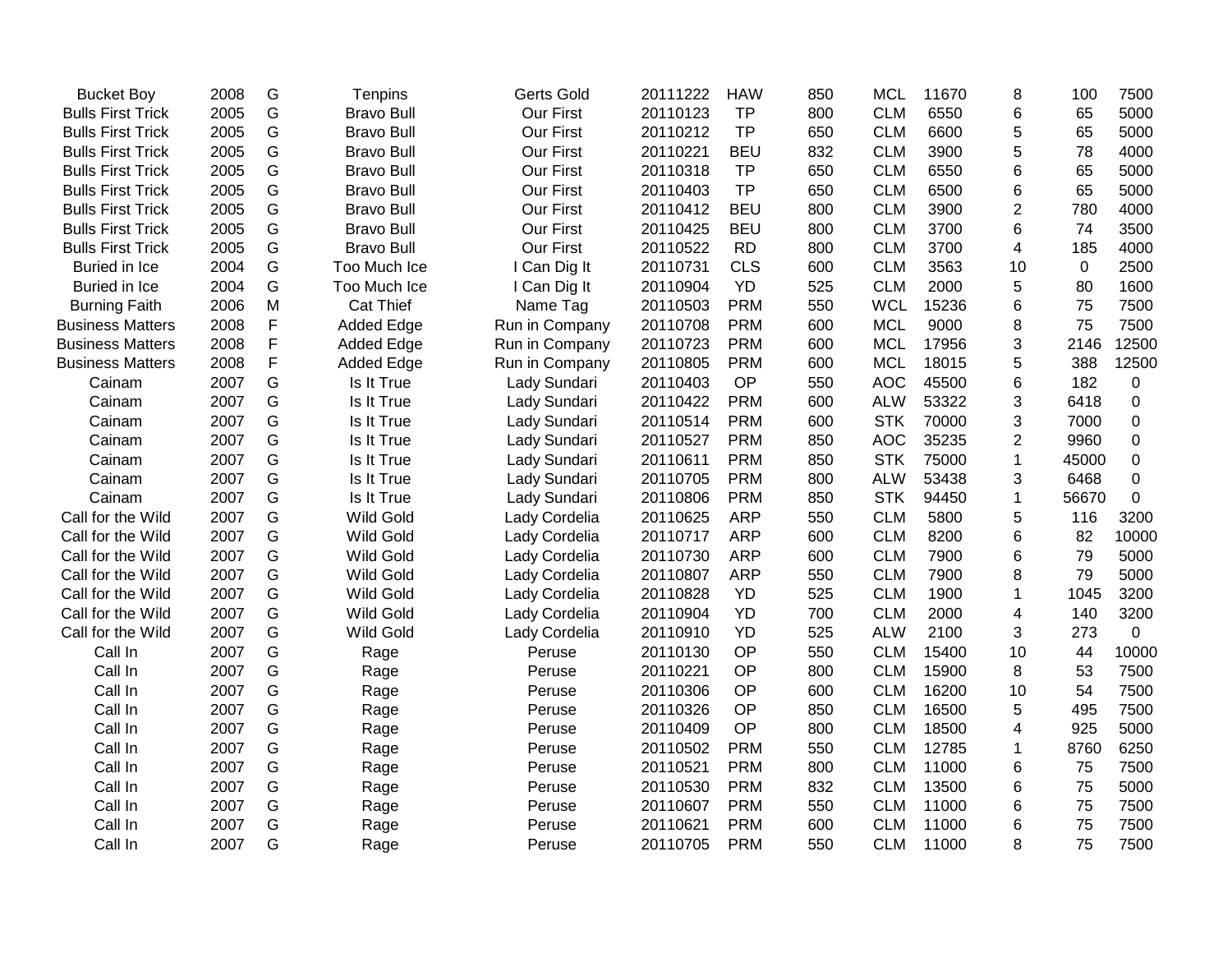| | | | | | | | | | | | | |
|---|---|---|---|---|---|---|---|---|---|---|---|---|
| Bucket Boy | 2008 | G | Tenpins | Gerts Gold | 20111222 | HAW | 850 | MCL | 11670 | 8 | 100 | 7500 |
| Bulls First Trick | 2005 | G | Bravo Bull | Our First | 20110123 | TP | 800 | CLM | 6550 | 6 | 65 | 5000 |
| Bulls First Trick | 2005 | G | Bravo Bull | Our First | 20110212 | TP | 650 | CLM | 6600 | 5 | 65 | 5000 |
| Bulls First Trick | 2005 | G | Bravo Bull | Our First | 20110221 | BEU | 832 | CLM | 3900 | 5 | 78 | 4000 |
| Bulls First Trick | 2005 | G | Bravo Bull | Our First | 20110318 | TP | 650 | CLM | 6550 | 6 | 65 | 5000 |
| Bulls First Trick | 2005 | G | Bravo Bull | Our First | 20110403 | TP | 650 | CLM | 6500 | 6 | 65 | 5000 |
| Bulls First Trick | 2005 | G | Bravo Bull | Our First | 20110412 | BEU | 800 | CLM | 3900 | 2 | 780 | 4000 |
| Bulls First Trick | 2005 | G | Bravo Bull | Our First | 20110425 | BEU | 800 | CLM | 3700 | 6 | 74 | 3500 |
| Bulls First Trick | 2005 | G | Bravo Bull | Our First | 20110522 | RD | 800 | CLM | 3700 | 4 | 185 | 4000 |
| Buried in Ice | 2004 | G | Too Much Ice | I Can Dig It | 20110731 | CLS | 600 | CLM | 3563 | 10 | 0 | 2500 |
| Buried in Ice | 2004 | G | Too Much Ice | I Can Dig It | 20110904 | YD | 525 | CLM | 2000 | 5 | 80 | 1600 |
| Burning Faith | 2006 | M | Cat Thief | Name Tag | 20110503 | PRM | 550 | WCL | 15236 | 6 | 75 | 7500 |
| Business Matters | 2008 | F | Added Edge | Run in Company | 20110708 | PRM | 600 | MCL | 9000 | 8 | 75 | 7500 |
| Business Matters | 2008 | F | Added Edge | Run in Company | 20110723 | PRM | 600 | MCL | 17956 | 3 | 2146 | 12500 |
| Business Matters | 2008 | F | Added Edge | Run in Company | 20110805 | PRM | 600 | MCL | 18015 | 5 | 388 | 12500 |
| Cainam | 2007 | G | Is It True | Lady Sundari | 20110403 | OP | 550 | AOC | 45500 | 6 | 182 | 0 |
| Cainam | 2007 | G | Is It True | Lady Sundari | 20110422 | PRM | 600 | ALW | 53322 | 3 | 6418 | 0 |
| Cainam | 2007 | G | Is It True | Lady Sundari | 20110514 | PRM | 600 | STK | 70000 | 3 | 7000 | 0 |
| Cainam | 2007 | G | Is It True | Lady Sundari | 20110527 | PRM | 850 | AOC | 35235 | 2 | 9960 | 0 |
| Cainam | 2007 | G | Is It True | Lady Sundari | 20110611 | PRM | 850 | STK | 75000 | 1 | 45000 | 0 |
| Cainam | 2007 | G | Is It True | Lady Sundari | 20110705 | PRM | 800 | ALW | 53438 | 3 | 6468 | 0 |
| Cainam | 2007 | G | Is It True | Lady Sundari | 20110806 | PRM | 850 | STK | 94450 | 1 | 56670 | 0 |
| Call for the Wild | 2007 | G | Wild Gold | Lady Cordelia | 20110625 | ARP | 550 | CLM | 5800 | 5 | 116 | 3200 |
| Call for the Wild | 2007 | G | Wild Gold | Lady Cordelia | 20110717 | ARP | 600 | CLM | 8200 | 6 | 82 | 10000 |
| Call for the Wild | 2007 | G | Wild Gold | Lady Cordelia | 20110730 | ARP | 600 | CLM | 7900 | 6 | 79 | 5000 |
| Call for the Wild | 2007 | G | Wild Gold | Lady Cordelia | 20110807 | ARP | 550 | CLM | 7900 | 8 | 79 | 5000 |
| Call for the Wild | 2007 | G | Wild Gold | Lady Cordelia | 20110828 | YD | 525 | CLM | 1900 | 1 | 1045 | 3200 |
| Call for the Wild | 2007 | G | Wild Gold | Lady Cordelia | 20110904 | YD | 700 | CLM | 2000 | 4 | 140 | 3200 |
| Call for the Wild | 2007 | G | Wild Gold | Lady Cordelia | 20110910 | YD | 525 | ALW | 2100 | 3 | 273 | 0 |
| Call In | 2007 | G | Rage | Peruse | 20110130 | OP | 550 | CLM | 15400 | 10 | 44 | 10000 |
| Call In | 2007 | G | Rage | Peruse | 20110221 | OP | 800 | CLM | 15900 | 8 | 53 | 7500 |
| Call In | 2007 | G | Rage | Peruse | 20110306 | OP | 600 | CLM | 16200 | 10 | 54 | 7500 |
| Call In | 2007 | G | Rage | Peruse | 20110326 | OP | 850 | CLM | 16500 | 5 | 495 | 7500 |
| Call In | 2007 | G | Rage | Peruse | 20110409 | OP | 800 | CLM | 18500 | 4 | 925 | 5000 |
| Call In | 2007 | G | Rage | Peruse | 20110502 | PRM | 550 | CLM | 12785 | 1 | 8760 | 6250 |
| Call In | 2007 | G | Rage | Peruse | 20110521 | PRM | 800 | CLM | 11000 | 6 | 75 | 7500 |
| Call In | 2007 | G | Rage | Peruse | 20110530 | PRM | 832 | CLM | 13500 | 6 | 75 | 5000 |
| Call In | 2007 | G | Rage | Peruse | 20110607 | PRM | 550 | CLM | 11000 | 6 | 75 | 7500 |
| Call In | 2007 | G | Rage | Peruse | 20110621 | PRM | 600 | CLM | 11000 | 6 | 75 | 7500 |
| Call In | 2007 | G | Rage | Peruse | 20110705 | PRM | 550 | CLM | 11000 | 8 | 75 | 7500 |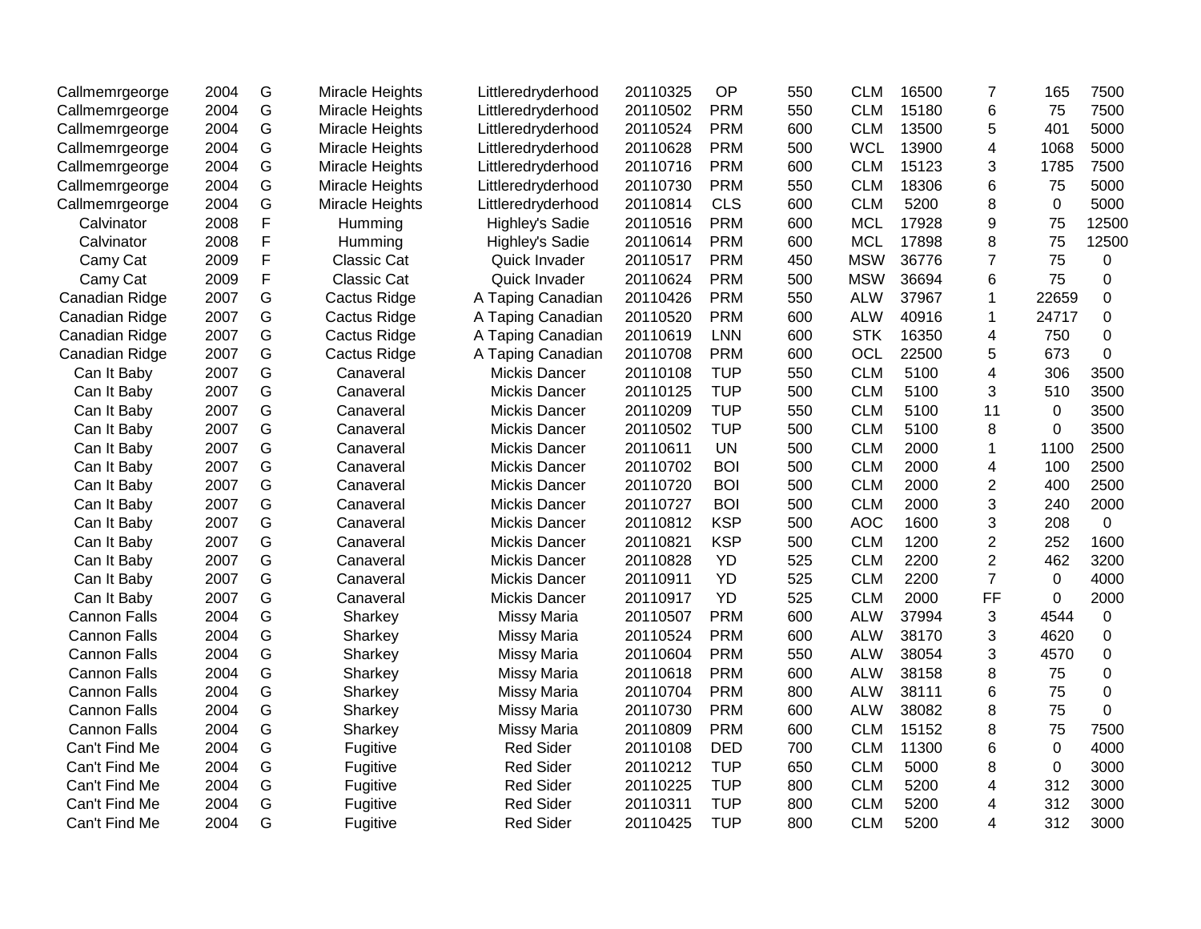| | | | | | | | | | | | | |
|---|---|---|---|---|---|---|---|---|---|---|---|---|
| Callmemrgeorge | 2004 | G | Miracle Heights | Littleredryderhood | 20110325 | OP | 550 | CLM | 16500 | 7 | 165 | 7500 |
| Callmemrgeorge | 2004 | G | Miracle Heights | Littleredryderhood | 20110502 | PRM | 550 | CLM | 15180 | 6 | 75 | 7500 |
| Callmemrgeorge | 2004 | G | Miracle Heights | Littleredryderhood | 20110524 | PRM | 600 | CLM | 13500 | 5 | 401 | 5000 |
| Callmemrgeorge | 2004 | G | Miracle Heights | Littleredryderhood | 20110628 | PRM | 500 | WCL | 13900 | 4 | 1068 | 5000 |
| Callmemrgeorge | 2004 | G | Miracle Heights | Littleredryderhood | 20110716 | PRM | 600 | CLM | 15123 | 3 | 1785 | 7500 |
| Callmemrgeorge | 2004 | G | Miracle Heights | Littleredryderhood | 20110730 | PRM | 550 | CLM | 18306 | 6 | 75 | 5000 |
| Callmemrgeorge | 2004 | G | Miracle Heights | Littleredryderhood | 20110814 | CLS | 600 | CLM | 5200 | 8 | 0 | 5000 |
| Calvinator | 2008 | F | Humming | Highley's Sadie | 20110516 | PRM | 600 | MCL | 17928 | 9 | 75 | 12500 |
| Calvinator | 2008 | F | Humming | Highley's Sadie | 20110614 | PRM | 600 | MCL | 17898 | 8 | 75 | 12500 |
| Camy Cat | 2009 | F | Classic Cat | Quick Invader | 20110517 | PRM | 450 | MSW | 36776 | 7 | 75 | 0 |
| Camy Cat | 2009 | F | Classic Cat | Quick Invader | 20110624 | PRM | 500 | MSW | 36694 | 6 | 75 | 0 |
| Canadian Ridge | 2007 | G | Cactus Ridge | A Taping Canadian | 20110426 | PRM | 550 | ALW | 37967 | 1 | 22659 | 0 |
| Canadian Ridge | 2007 | G | Cactus Ridge | A Taping Canadian | 20110520 | PRM | 600 | ALW | 40916 | 1 | 24717 | 0 |
| Canadian Ridge | 2007 | G | Cactus Ridge | A Taping Canadian | 20110619 | LNN | 600 | STK | 16350 | 4 | 750 | 0 |
| Canadian Ridge | 2007 | G | Cactus Ridge | A Taping Canadian | 20110708 | PRM | 600 | OCL | 22500 | 5 | 673 | 0 |
| Can It Baby | 2007 | G | Canaveral | Mickis Dancer | 20110108 | TUP | 550 | CLM | 5100 | 4 | 306 | 3500 |
| Can It Baby | 2007 | G | Canaveral | Mickis Dancer | 20110125 | TUP | 500 | CLM | 5100 | 3 | 510 | 3500 |
| Can It Baby | 2007 | G | Canaveral | Mickis Dancer | 20110209 | TUP | 550 | CLM | 5100 | 11 | 0 | 3500 |
| Can It Baby | 2007 | G | Canaveral | Mickis Dancer | 20110502 | TUP | 500 | CLM | 5100 | 8 | 0 | 3500 |
| Can It Baby | 2007 | G | Canaveral | Mickis Dancer | 20110611 | UN | 500 | CLM | 2000 | 1 | 1100 | 2500 |
| Can It Baby | 2007 | G | Canaveral | Mickis Dancer | 20110702 | BOI | 500 | CLM | 2000 | 4 | 100 | 2500 |
| Can It Baby | 2007 | G | Canaveral | Mickis Dancer | 20110720 | BOI | 500 | CLM | 2000 | 2 | 400 | 2500 |
| Can It Baby | 2007 | G | Canaveral | Mickis Dancer | 20110727 | BOI | 500 | CLM | 2000 | 3 | 240 | 2000 |
| Can It Baby | 2007 | G | Canaveral | Mickis Dancer | 20110812 | KSP | 500 | AOC | 1600 | 3 | 208 | 0 |
| Can It Baby | 2007 | G | Canaveral | Mickis Dancer | 20110821 | KSP | 500 | CLM | 1200 | 2 | 252 | 1600 |
| Can It Baby | 2007 | G | Canaveral | Mickis Dancer | 20110828 | YD | 525 | CLM | 2200 | 2 | 462 | 3200 |
| Can It Baby | 2007 | G | Canaveral | Mickis Dancer | 20110911 | YD | 525 | CLM | 2200 | 7 | 0 | 4000 |
| Can It Baby | 2007 | G | Canaveral | Mickis Dancer | 20110917 | YD | 525 | CLM | 2000 | FF | 0 | 2000 |
| Cannon Falls | 2004 | G | Sharkey | Missy Maria | 20110507 | PRM | 600 | ALW | 37994 | 3 | 4544 | 0 |
| Cannon Falls | 2004 | G | Sharkey | Missy Maria | 20110524 | PRM | 600 | ALW | 38170 | 3 | 4620 | 0 |
| Cannon Falls | 2004 | G | Sharkey | Missy Maria | 20110604 | PRM | 550 | ALW | 38054 | 3 | 4570 | 0 |
| Cannon Falls | 2004 | G | Sharkey | Missy Maria | 20110618 | PRM | 600 | ALW | 38158 | 8 | 75 | 0 |
| Cannon Falls | 2004 | G | Sharkey | Missy Maria | 20110704 | PRM | 800 | ALW | 38111 | 6 | 75 | 0 |
| Cannon Falls | 2004 | G | Sharkey | Missy Maria | 20110730 | PRM | 600 | ALW | 38082 | 8 | 75 | 0 |
| Cannon Falls | 2004 | G | Sharkey | Missy Maria | 20110809 | PRM | 600 | CLM | 15152 | 8 | 75 | 7500 |
| Can't Find Me | 2004 | G | Fugitive | Red Sider | 20110108 | DED | 700 | CLM | 11300 | 6 | 0 | 4000 |
| Can't Find Me | 2004 | G | Fugitive | Red Sider | 20110212 | TUP | 650 | CLM | 5000 | 8 | 0 | 3000 |
| Can't Find Me | 2004 | G | Fugitive | Red Sider | 20110225 | TUP | 800 | CLM | 5200 | 4 | 312 | 3000 |
| Can't Find Me | 2004 | G | Fugitive | Red Sider | 20110311 | TUP | 800 | CLM | 5200 | 4 | 312 | 3000 |
| Can't Find Me | 2004 | G | Fugitive | Red Sider | 20110425 | TUP | 800 | CLM | 5200 | 4 | 312 | 3000 |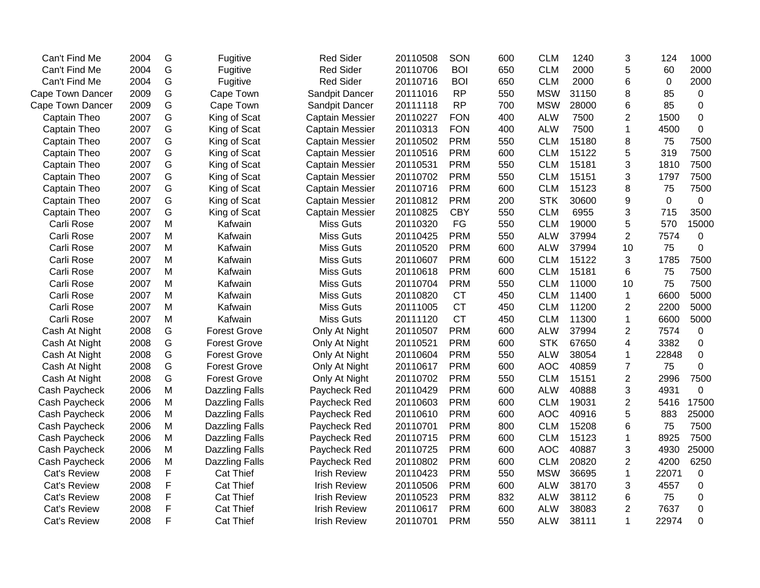| | | | | | | | | | | | | |
|---|---|---|---|---|---|---|---|---|---|---|---|---|
| Can't Find Me | 2004 | G | Fugitive | Red Sider | 20110508 | SON | 600 | CLM | 1240 | 3 | 124 | 1000 |
| Can't Find Me | 2004 | G | Fugitive | Red Sider | 20110706 | BOI | 650 | CLM | 2000 | 5 | 60 | 2000 |
| Can't Find Me | 2004 | G | Fugitive | Red Sider | 20110716 | BOI | 650 | CLM | 2000 | 6 | 0 | 2000 |
| Cape Town Dancer | 2009 | G | Cape Town | Sandpit Dancer | 20111016 | RP | 550 | MSW | 31150 | 8 | 85 | 0 |
| Cape Town Dancer | 2009 | G | Cape Town | Sandpit Dancer | 20111118 | RP | 700 | MSW | 28000 | 6 | 85 | 0 |
| Captain Theo | 2007 | G | King of Scat | Captain Messier | 20110227 | FON | 400 | ALW | 7500 | 2 | 1500 | 0 |
| Captain Theo | 2007 | G | King of Scat | Captain Messier | 20110313 | FON | 400 | ALW | 7500 | 1 | 4500 | 0 |
| Captain Theo | 2007 | G | King of Scat | Captain Messier | 20110502 | PRM | 550 | CLM | 15180 | 8 | 75 | 7500 |
| Captain Theo | 2007 | G | King of Scat | Captain Messier | 20110516 | PRM | 600 | CLM | 15122 | 5 | 319 | 7500 |
| Captain Theo | 2007 | G | King of Scat | Captain Messier | 20110531 | PRM | 550 | CLM | 15181 | 3 | 1810 | 7500 |
| Captain Theo | 2007 | G | King of Scat | Captain Messier | 20110702 | PRM | 550 | CLM | 15151 | 3 | 1797 | 7500 |
| Captain Theo | 2007 | G | King of Scat | Captain Messier | 20110716 | PRM | 600 | CLM | 15123 | 8 | 75 | 7500 |
| Captain Theo | 2007 | G | King of Scat | Captain Messier | 20110812 | PRM | 200 | STK | 30600 | 9 | 0 | 0 |
| Captain Theo | 2007 | G | King of Scat | Captain Messier | 20110825 | CBY | 550 | CLM | 6955 | 3 | 715 | 3500 |
| Carli Rose | 2007 | M | Kafwain | Miss Guts | 20110320 | FG | 550 | CLM | 19000 | 5 | 570 | 15000 |
| Carli Rose | 2007 | M | Kafwain | Miss Guts | 20110425 | PRM | 550 | ALW | 37994 | 2 | 7574 | 0 |
| Carli Rose | 2007 | M | Kafwain | Miss Guts | 20110520 | PRM | 600 | ALW | 37994 | 10 | 75 | 0 |
| Carli Rose | 2007 | M | Kafwain | Miss Guts | 20110607 | PRM | 600 | CLM | 15122 | 3 | 1785 | 7500 |
| Carli Rose | 2007 | M | Kafwain | Miss Guts | 20110618 | PRM | 600 | CLM | 15181 | 6 | 75 | 7500 |
| Carli Rose | 2007 | M | Kafwain | Miss Guts | 20110704 | PRM | 550 | CLM | 11000 | 10 | 75 | 7500 |
| Carli Rose | 2007 | M | Kafwain | Miss Guts | 20110820 | CT | 450 | CLM | 11400 | 1 | 6600 | 5000 |
| Carli Rose | 2007 | M | Kafwain | Miss Guts | 20111005 | CT | 450 | CLM | 11200 | 2 | 2200 | 5000 |
| Carli Rose | 2007 | M | Kafwain | Miss Guts | 20111120 | CT | 450 | CLM | 11300 | 1 | 6600 | 5000 |
| Cash At Night | 2008 | G | Forest Grove | Only At Night | 20110507 | PRM | 600 | ALW | 37994 | 2 | 7574 | 0 |
| Cash At Night | 2008 | G | Forest Grove | Only At Night | 20110521 | PRM | 600 | STK | 67650 | 4 | 3382 | 0 |
| Cash At Night | 2008 | G | Forest Grove | Only At Night | 20110604 | PRM | 550 | ALW | 38054 | 1 | 22848 | 0 |
| Cash At Night | 2008 | G | Forest Grove | Only At Night | 20110617 | PRM | 600 | AOC | 40859 | 7 | 75 | 0 |
| Cash At Night | 2008 | G | Forest Grove | Only At Night | 20110702 | PRM | 550 | CLM | 15151 | 2 | 2996 | 7500 |
| Cash Paycheck | 2006 | M | Dazzling Falls | Paycheck Red | 20110429 | PRM | 600 | ALW | 40888 | 3 | 4931 | 0 |
| Cash Paycheck | 2006 | M | Dazzling Falls | Paycheck Red | 20110603 | PRM | 600 | CLM | 19031 | 2 | 5416 | 17500 |
| Cash Paycheck | 2006 | M | Dazzling Falls | Paycheck Red | 20110610 | PRM | 600 | AOC | 40916 | 5 | 883 | 25000 |
| Cash Paycheck | 2006 | M | Dazzling Falls | Paycheck Red | 20110701 | PRM | 800 | CLM | 15208 | 6 | 75 | 7500 |
| Cash Paycheck | 2006 | M | Dazzling Falls | Paycheck Red | 20110715 | PRM | 600 | CLM | 15123 | 1 | 8925 | 7500 |
| Cash Paycheck | 2006 | M | Dazzling Falls | Paycheck Red | 20110725 | PRM | 600 | AOC | 40887 | 3 | 4930 | 25000 |
| Cash Paycheck | 2006 | M | Dazzling Falls | Paycheck Red | 20110802 | PRM | 600 | CLM | 20820 | 2 | 4200 | 6250 |
| Cat's Review | 2008 | F | Cat Thief | Irish Review | 20110423 | PRM | 550 | MSW | 36695 | 1 | 22071 | 0 |
| Cat's Review | 2008 | F | Cat Thief | Irish Review | 20110506 | PRM | 600 | ALW | 38170 | 3 | 4557 | 0 |
| Cat's Review | 2008 | F | Cat Thief | Irish Review | 20110523 | PRM | 832 | ALW | 38112 | 6 | 75 | 0 |
| Cat's Review | 2008 | F | Cat Thief | Irish Review | 20110617 | PRM | 600 | ALW | 38083 | 2 | 7637 | 0 |
| Cat's Review | 2008 | F | Cat Thief | Irish Review | 20110701 | PRM | 550 | ALW | 38111 | 1 | 22974 | 0 |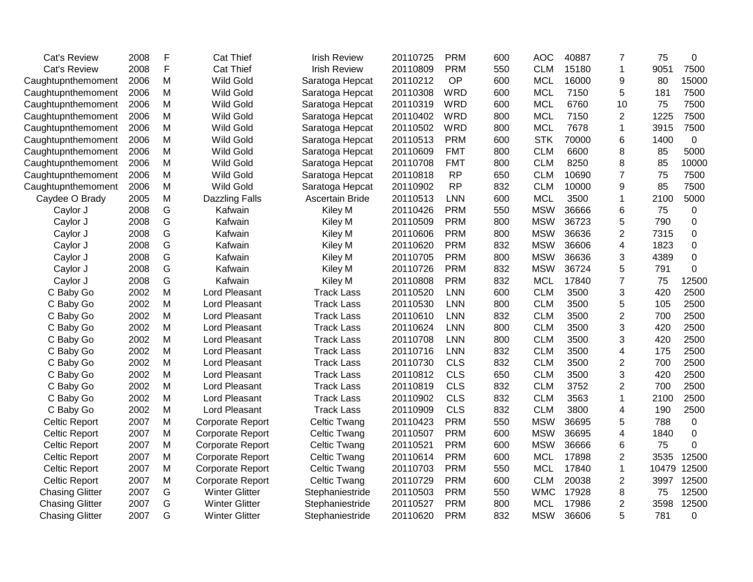| | | | | | | | | | | | | |
|---|---|---|---|---|---|---|---|---|---|---|---|---|
| Cat's Review | 2008 | F | Cat Thief | Irish Review | 20110725 | PRM | 600 | AOC | 40887 | 7 | 75 | 0 |
| Cat's Review | 2008 | F | Cat Thief | Irish Review | 20110809 | PRM | 550 | CLM | 15180 | 1 | 9051 | 7500 |
| Caughtupnthemoment | 2006 | M | Wild Gold | Saratoga Hepcat | 20110212 | OP | 600 | MCL | 16000 | 9 | 80 | 15000 |
| Caughtupnthemoment | 2006 | M | Wild Gold | Saratoga Hepcat | 20110308 | WRD | 600 | MCL | 7150 | 5 | 181 | 7500 |
| Caughtupnthemoment | 2006 | M | Wild Gold | Saratoga Hepcat | 20110319 | WRD | 600 | MCL | 6760 | 10 | 75 | 7500 |
| Caughtupnthemoment | 2006 | M | Wild Gold | Saratoga Hepcat | 20110402 | WRD | 800 | MCL | 7150 | 2 | 1225 | 7500 |
| Caughtupnthemoment | 2006 | M | Wild Gold | Saratoga Hepcat | 20110502 | WRD | 800 | MCL | 7678 | 1 | 3915 | 7500 |
| Caughtupnthemoment | 2006 | M | Wild Gold | Saratoga Hepcat | 20110513 | PRM | 600 | STK | 70000 | 6 | 1400 | 0 |
| Caughtupnthemoment | 2006 | M | Wild Gold | Saratoga Hepcat | 20110609 | FMT | 800 | CLM | 6600 | 8 | 85 | 5000 |
| Caughtupnthemoment | 2006 | M | Wild Gold | Saratoga Hepcat | 20110708 | FMT | 800 | CLM | 8250 | 8 | 85 | 10000 |
| Caughtupnthemoment | 2006 | M | Wild Gold | Saratoga Hepcat | 20110818 | RP | 650 | CLM | 10690 | 7 | 75 | 7500 |
| Caughtupnthemoment | 2006 | M | Wild Gold | Saratoga Hepcat | 20110902 | RP | 832 | CLM | 10000 | 9 | 85 | 7500 |
| Caydee O Brady | 2005 | M | Dazzling Falls | Ascertain Bride | 20110513 | LNN | 600 | MCL | 3500 | 1 | 2100 | 5000 |
| Caylor J | 2008 | G | Kafwain | Kiley M | 20110426 | PRM | 550 | MSW | 36666 | 6 | 75 | 0 |
| Caylor J | 2008 | G | Kafwain | Kiley M | 20110509 | PRM | 800 | MSW | 36723 | 5 | 790 | 0 |
| Caylor J | 2008 | G | Kafwain | Kiley M | 20110606 | PRM | 800 | MSW | 36636 | 2 | 7315 | 0 |
| Caylor J | 2008 | G | Kafwain | Kiley M | 20110620 | PRM | 832 | MSW | 36606 | 4 | 1823 | 0 |
| Caylor J | 2008 | G | Kafwain | Kiley M | 20110705 | PRM | 800 | MSW | 36636 | 3 | 4389 | 0 |
| Caylor J | 2008 | G | Kafwain | Kiley M | 20110726 | PRM | 832 | MSW | 36724 | 5 | 791 | 0 |
| Caylor J | 2008 | G | Kafwain | Kiley M | 20110808 | PRM | 832 | MCL | 17840 | 7 | 75 | 12500 |
| C Baby Go | 2002 | M | Lord Pleasant | Track Lass | 20110520 | LNN | 600 | CLM | 3500 | 3 | 420 | 2500 |
| C Baby Go | 2002 | M | Lord Pleasant | Track Lass | 20110530 | LNN | 800 | CLM | 3500 | 5 | 105 | 2500 |
| C Baby Go | 2002 | M | Lord Pleasant | Track Lass | 20110610 | LNN | 832 | CLM | 3500 | 2 | 700 | 2500 |
| C Baby Go | 2002 | M | Lord Pleasant | Track Lass | 20110624 | LNN | 800 | CLM | 3500 | 3 | 420 | 2500 |
| C Baby Go | 2002 | M | Lord Pleasant | Track Lass | 20110708 | LNN | 800 | CLM | 3500 | 3 | 420 | 2500 |
| C Baby Go | 2002 | M | Lord Pleasant | Track Lass | 20110716 | LNN | 832 | CLM | 3500 | 4 | 175 | 2500 |
| C Baby Go | 2002 | M | Lord Pleasant | Track Lass | 20110730 | CLS | 832 | CLM | 3500 | 2 | 700 | 2500 |
| C Baby Go | 2002 | M | Lord Pleasant | Track Lass | 20110812 | CLS | 650 | CLM | 3500 | 3 | 420 | 2500 |
| C Baby Go | 2002 | M | Lord Pleasant | Track Lass | 20110819 | CLS | 832 | CLM | 3752 | 2 | 700 | 2500 |
| C Baby Go | 2002 | M | Lord Pleasant | Track Lass | 20110902 | CLS | 832 | CLM | 3563 | 1 | 2100 | 2500 |
| C Baby Go | 2002 | M | Lord Pleasant | Track Lass | 20110909 | CLS | 832 | CLM | 3800 | 4 | 190 | 2500 |
| Celtic Report | 2007 | M | Corporate Report | Celtic Twang | 20110423 | PRM | 550 | MSW | 36695 | 5 | 788 | 0 |
| Celtic Report | 2007 | M | Corporate Report | Celtic Twang | 20110507 | PRM | 600 | MSW | 36695 | 4 | 1840 | 0 |
| Celtic Report | 2007 | M | Corporate Report | Celtic Twang | 20110521 | PRM | 600 | MSW | 36666 | 6 | 75 | 0 |
| Celtic Report | 2007 | M | Corporate Report | Celtic Twang | 20110614 | PRM | 600 | MCL | 17898 | 2 | 3535 | 12500 |
| Celtic Report | 2007 | M | Corporate Report | Celtic Twang | 20110703 | PRM | 550 | MCL | 17840 | 1 | 10479 | 12500 |
| Celtic Report | 2007 | M | Corporate Report | Celtic Twang | 20110729 | PRM | 600 | CLM | 20038 | 2 | 3997 | 12500 |
| Chasing Glitter | 2007 | G | Winter Glitter | Stephaniestride | 20110503 | PRM | 550 | WMC | 17928 | 8 | 75 | 12500 |
| Chasing Glitter | 2007 | G | Winter Glitter | Stephaniestride | 20110527 | PRM | 800 | MCL | 17986 | 2 | 3598 | 12500 |
| Chasing Glitter | 2007 | G | Winter Glitter | Stephaniestride | 20110620 | PRM | 832 | MSW | 36606 | 5 | 781 | 0 |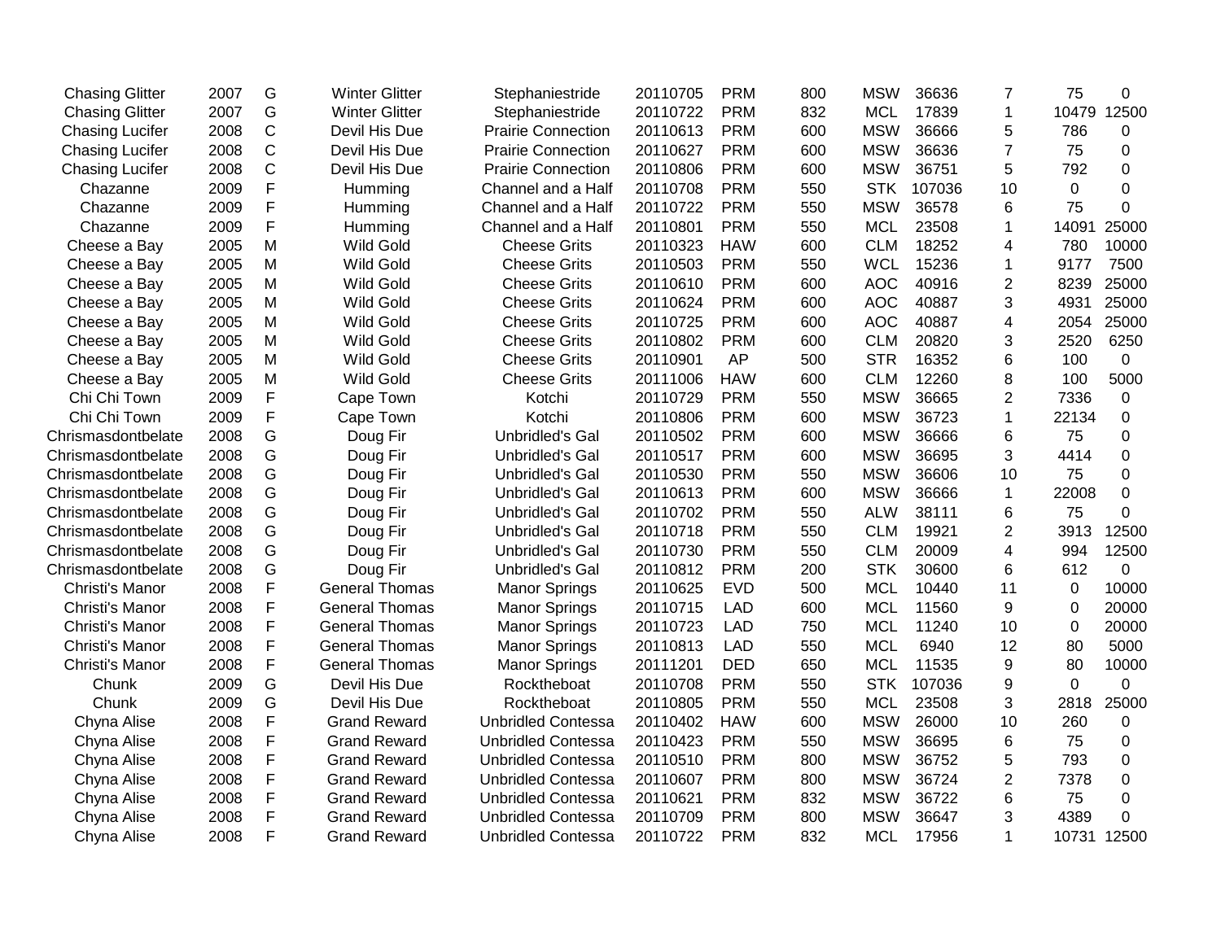| | | | | | | | | | | | | |
|---|---|---|---|---|---|---|---|---|---|---|---|---|
| Chasing Glitter | 2007 | G | Winter Glitter | Stephaniestride | 20110705 | PRM | 800 | MSW | 36636 | 7 | 75 | 0 |
| Chasing Glitter | 2007 | G | Winter Glitter | Stephaniestride | 20110722 | PRM | 832 | MCL | 17839 | 1 | 10479 | 12500 |
| Chasing Lucifer | 2008 | C | Devil His Due | Prairie Connection | 20110613 | PRM | 600 | MSW | 36666 | 5 | 786 | 0 |
| Chasing Lucifer | 2008 | C | Devil His Due | Prairie Connection | 20110627 | PRM | 600 | MSW | 36636 | 7 | 75 | 0 |
| Chasing Lucifer | 2008 | C | Devil His Due | Prairie Connection | 20110806 | PRM | 600 | MSW | 36751 | 5 | 792 | 0 |
| Chazanne | 2009 | F | Humming | Channel and a Half | 20110708 | PRM | 550 | STK | 107036 | 10 | 0 | 0 |
| Chazanne | 2009 | F | Humming | Channel and a Half | 20110722 | PRM | 550 | MSW | 36578 | 6 | 75 | 0 |
| Chazanne | 2009 | F | Humming | Channel and a Half | 20110801 | PRM | 550 | MCL | 23508 | 1 | 14091 | 25000 |
| Cheese a Bay | 2005 | M | Wild Gold | Cheese Grits | 20110323 | HAW | 600 | CLM | 18252 | 4 | 780 | 10000 |
| Cheese a Bay | 2005 | M | Wild Gold | Cheese Grits | 20110503 | PRM | 550 | WCL | 15236 | 1 | 9177 | 7500 |
| Cheese a Bay | 2005 | M | Wild Gold | Cheese Grits | 20110610 | PRM | 600 | AOC | 40916 | 2 | 8239 | 25000 |
| Cheese a Bay | 2005 | M | Wild Gold | Cheese Grits | 20110624 | PRM | 600 | AOC | 40887 | 3 | 4931 | 25000 |
| Cheese a Bay | 2005 | M | Wild Gold | Cheese Grits | 20110725 | PRM | 600 | AOC | 40887 | 4 | 2054 | 25000 |
| Cheese a Bay | 2005 | M | Wild Gold | Cheese Grits | 20110802 | PRM | 600 | CLM | 20820 | 3 | 2520 | 6250 |
| Cheese a Bay | 2005 | M | Wild Gold | Cheese Grits | 20110901 | AP | 500 | STR | 16352 | 6 | 100 | 0 |
| Cheese a Bay | 2005 | M | Wild Gold | Cheese Grits | 20111006 | HAW | 600 | CLM | 12260 | 8 | 100 | 5000 |
| Chi Chi Town | 2009 | F | Cape Town | Kotchi | 20110729 | PRM | 550 | MSW | 36665 | 2 | 7336 | 0 |
| Chi Chi Town | 2009 | F | Cape Town | Kotchi | 20110806 | PRM | 600 | MSW | 36723 | 1 | 22134 | 0 |
| Chrismasdontbelate | 2008 | G | Doug Fir | Unbridled's Gal | 20110502 | PRM | 600 | MSW | 36666 | 6 | 75 | 0 |
| Chrismasdontbelate | 2008 | G | Doug Fir | Unbridled's Gal | 20110517 | PRM | 600 | MSW | 36695 | 3 | 4414 | 0 |
| Chrismasdontbelate | 2008 | G | Doug Fir | Unbridled's Gal | 20110530 | PRM | 550 | MSW | 36606 | 10 | 75 | 0 |
| Chrismasdontbelate | 2008 | G | Doug Fir | Unbridled's Gal | 20110613 | PRM | 600 | MSW | 36666 | 1 | 22008 | 0 |
| Chrismasdontbelate | 2008 | G | Doug Fir | Unbridled's Gal | 20110702 | PRM | 550 | ALW | 38111 | 6 | 75 | 0 |
| Chrismasdontbelate | 2008 | G | Doug Fir | Unbridled's Gal | 20110718 | PRM | 550 | CLM | 19921 | 2 | 3913 | 12500 |
| Chrismasdontbelate | 2008 | G | Doug Fir | Unbridled's Gal | 20110730 | PRM | 550 | CLM | 20009 | 4 | 994 | 12500 |
| Chrismasdontbelate | 2008 | G | Doug Fir | Unbridled's Gal | 20110812 | PRM | 200 | STK | 30600 | 6 | 612 | 0 |
| Christi's Manor | 2008 | F | General Thomas | Manor Springs | 20110625 | EVD | 500 | MCL | 10440 | 11 | 0 | 10000 |
| Christi's Manor | 2008 | F | General Thomas | Manor Springs | 20110715 | LAD | 600 | MCL | 11560 | 9 | 0 | 20000 |
| Christi's Manor | 2008 | F | General Thomas | Manor Springs | 20110723 | LAD | 750 | MCL | 11240 | 10 | 0 | 20000 |
| Christi's Manor | 2008 | F | General Thomas | Manor Springs | 20110813 | LAD | 550 | MCL | 6940 | 12 | 80 | 5000 |
| Christi's Manor | 2008 | F | General Thomas | Manor Springs | 20111201 | DED | 650 | MCL | 11535 | 9 | 80 | 10000 |
| Chunk | 2009 | G | Devil His Due | Rocktheboat | 20110708 | PRM | 550 | STK | 107036 | 9 | 0 | 0 |
| Chunk | 2009 | G | Devil His Due | Rocktheboat | 20110805 | PRM | 550 | MCL | 23508 | 3 | 2818 | 25000 |
| Chyna Alise | 2008 | F | Grand Reward | Unbridled Contessa | 20110402 | HAW | 600 | MSW | 26000 | 10 | 260 | 0 |
| Chyna Alise | 2008 | F | Grand Reward | Unbridled Contessa | 20110423 | PRM | 550 | MSW | 36695 | 6 | 75 | 0 |
| Chyna Alise | 2008 | F | Grand Reward | Unbridled Contessa | 20110510 | PRM | 800 | MSW | 36752 | 5 | 793 | 0 |
| Chyna Alise | 2008 | F | Grand Reward | Unbridled Contessa | 20110607 | PRM | 800 | MSW | 36724 | 2 | 7378 | 0 |
| Chyna Alise | 2008 | F | Grand Reward | Unbridled Contessa | 20110621 | PRM | 832 | MSW | 36722 | 6 | 75 | 0 |
| Chyna Alise | 2008 | F | Grand Reward | Unbridled Contessa | 20110709 | PRM | 800 | MSW | 36647 | 3 | 4389 | 0 |
| Chyna Alise | 2008 | F | Grand Reward | Unbridled Contessa | 20110722 | PRM | 832 | MCL | 17956 | 1 | 10731 | 12500 |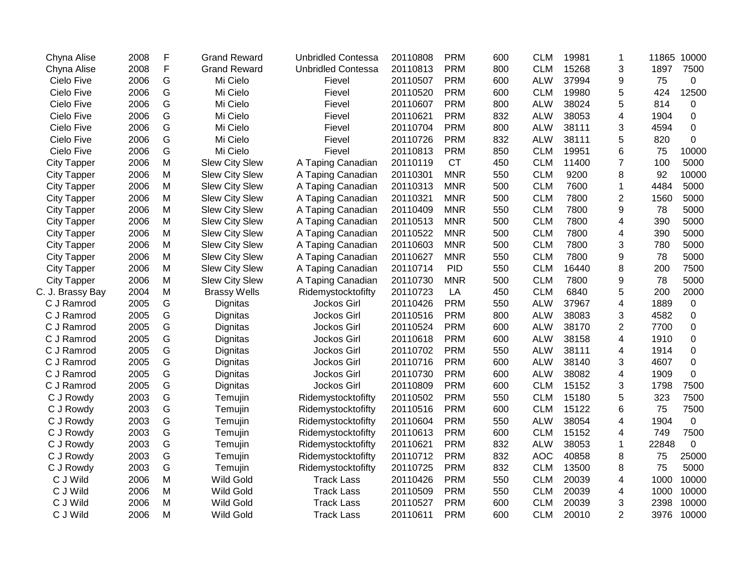| | | | | | | | | | | | | |
|---|---|---|---|---|---|---|---|---|---|---|---|---|
| Chyna Alise | 2008 | F | Grand Reward | Unbridled Contessa | 20110808 | PRM | 600 | CLM | 19981 | 1 | 11865 | 10000 |
| Chyna Alise | 2008 | F | Grand Reward | Unbridled Contessa | 20110813 | PRM | 800 | CLM | 15268 | 3 | 1897 | 7500 |
| Cielo Five | 2006 | G | Mi Cielo | Fievel | 20110507 | PRM | 600 | ALW | 37994 | 9 | 75 | 0 |
| Cielo Five | 2006 | G | Mi Cielo | Fievel | 20110520 | PRM | 600 | CLM | 19980 | 5 | 424 | 12500 |
| Cielo Five | 2006 | G | Mi Cielo | Fievel | 20110607 | PRM | 800 | ALW | 38024 | 5 | 814 | 0 |
| Cielo Five | 2006 | G | Mi Cielo | Fievel | 20110621 | PRM | 832 | ALW | 38053 | 4 | 1904 | 0 |
| Cielo Five | 2006 | G | Mi Cielo | Fievel | 20110704 | PRM | 800 | ALW | 38111 | 3 | 4594 | 0 |
| Cielo Five | 2006 | G | Mi Cielo | Fievel | 20110726 | PRM | 832 | ALW | 38111 | 5 | 820 | 0 |
| Cielo Five | 2006 | G | Mi Cielo | Fievel | 20110813 | PRM | 850 | CLM | 19951 | 6 | 75 | 10000 |
| City Tapper | 2006 | M | Slew City Slew | A Taping Canadian | 20110119 | CT | 450 | CLM | 11400 | 7 | 100 | 5000 |
| City Tapper | 2006 | M | Slew City Slew | A Taping Canadian | 20110301 | MNR | 550 | CLM | 9200 | 8 | 92 | 10000 |
| City Tapper | 2006 | M | Slew City Slew | A Taping Canadian | 20110313 | MNR | 500 | CLM | 7600 | 1 | 4484 | 5000 |
| City Tapper | 2006 | M | Slew City Slew | A Taping Canadian | 20110321 | MNR | 500 | CLM | 7800 | 2 | 1560 | 5000 |
| City Tapper | 2006 | M | Slew City Slew | A Taping Canadian | 20110409 | MNR | 550 | CLM | 7800 | 9 | 78 | 5000 |
| City Tapper | 2006 | M | Slew City Slew | A Taping Canadian | 20110513 | MNR | 500 | CLM | 7800 | 4 | 390 | 5000 |
| City Tapper | 2006 | M | Slew City Slew | A Taping Canadian | 20110522 | MNR | 500 | CLM | 7800 | 4 | 390 | 5000 |
| City Tapper | 2006 | M | Slew City Slew | A Taping Canadian | 20110603 | MNR | 500 | CLM | 7800 | 3 | 780 | 5000 |
| City Tapper | 2006 | M | Slew City Slew | A Taping Canadian | 20110627 | MNR | 550 | CLM | 7800 | 9 | 78 | 5000 |
| City Tapper | 2006 | M | Slew City Slew | A Taping Canadian | 20110714 | PID | 550 | CLM | 16440 | 8 | 200 | 7500 |
| City Tapper | 2006 | M | Slew City Slew | A Taping Canadian | 20110730 | MNR | 500 | CLM | 7800 | 9 | 78 | 5000 |
| C. J. Brassy Bay | 2004 | M | Brassy Wells | Ridemystocktofifty | 20110723 | LA | 450 | CLM | 6840 | 5 | 200 | 2000 |
| C J Ramrod | 2005 | G | Dignitas | Jockos Girl | 20110426 | PRM | 550 | ALW | 37967 | 4 | 1889 | 0 |
| C J Ramrod | 2005 | G | Dignitas | Jockos Girl | 20110516 | PRM | 800 | ALW | 38083 | 3 | 4582 | 0 |
| C J Ramrod | 2005 | G | Dignitas | Jockos Girl | 20110524 | PRM | 600 | ALW | 38170 | 2 | 7700 | 0 |
| C J Ramrod | 2005 | G | Dignitas | Jockos Girl | 20110618 | PRM | 600 | ALW | 38158 | 4 | 1910 | 0 |
| C J Ramrod | 2005 | G | Dignitas | Jockos Girl | 20110702 | PRM | 550 | ALW | 38111 | 4 | 1914 | 0 |
| C J Ramrod | 2005 | G | Dignitas | Jockos Girl | 20110716 | PRM | 600 | ALW | 38140 | 3 | 4607 | 0 |
| C J Ramrod | 2005 | G | Dignitas | Jockos Girl | 20110730 | PRM | 600 | ALW | 38082 | 4 | 1909 | 0 |
| C J Ramrod | 2005 | G | Dignitas | Jockos Girl | 20110809 | PRM | 600 | CLM | 15152 | 3 | 1798 | 7500 |
| C J Rowdy | 2003 | G | Temujin | Ridemystocktofifty | 20110502 | PRM | 550 | CLM | 15180 | 5 | 323 | 7500 |
| C J Rowdy | 2003 | G | Temujin | Ridemystocktofifty | 20110516 | PRM | 600 | CLM | 15122 | 6 | 75 | 7500 |
| C J Rowdy | 2003 | G | Temujin | Ridemystocktofifty | 20110604 | PRM | 550 | ALW | 38054 | 4 | 1904 | 0 |
| C J Rowdy | 2003 | G | Temujin | Ridemystocktofifty | 20110613 | PRM | 600 | CLM | 15152 | 4 | 749 | 7500 |
| C J Rowdy | 2003 | G | Temujin | Ridemystocktofifty | 20110621 | PRM | 832 | ALW | 38053 | 1 | 22848 | 0 |
| C J Rowdy | 2003 | G | Temujin | Ridemystocktofifty | 20110712 | PRM | 832 | AOC | 40858 | 8 | 75 | 25000 |
| C J Rowdy | 2003 | G | Temujin | Ridemystocktofifty | 20110725 | PRM | 832 | CLM | 13500 | 8 | 75 | 5000 |
| C J Wild | 2006 | M | Wild Gold | Track Lass | 20110426 | PRM | 550 | CLM | 20039 | 4 | 1000 | 10000 |
| C J Wild | 2006 | M | Wild Gold | Track Lass | 20110509 | PRM | 550 | CLM | 20039 | 4 | 1000 | 10000 |
| C J Wild | 2006 | M | Wild Gold | Track Lass | 20110527 | PRM | 600 | CLM | 20039 | 3 | 2398 | 10000 |
| C J Wild | 2006 | M | Wild Gold | Track Lass | 20110611 | PRM | 600 | CLM | 20010 | 2 | 3976 | 10000 |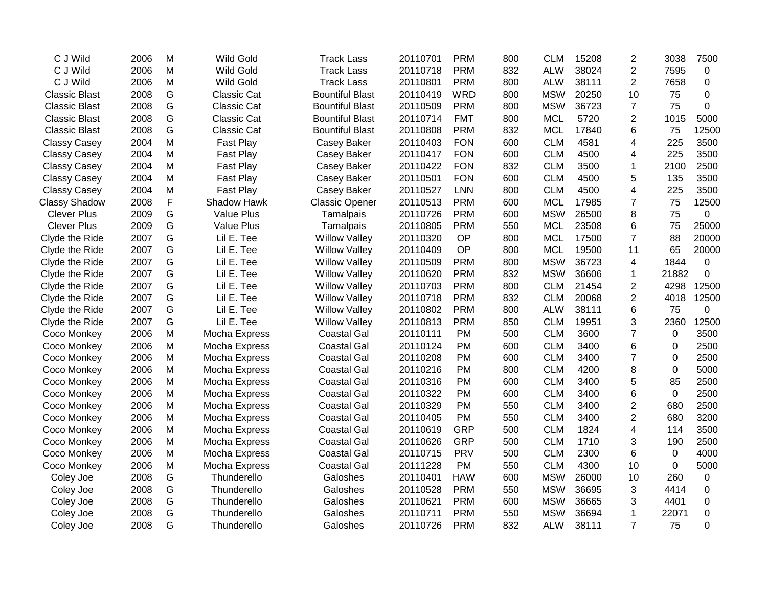| | | | | | | | | | | | | |
|---|---|---|---|---|---|---|---|---|---|---|---|---|
| C J Wild | 2006 | M | Wild Gold | Track Lass | 20110701 | PRM | 800 | CLM | 15208 | 2 | 3038 | 7500 |
| C J Wild | 2006 | M | Wild Gold | Track Lass | 20110718 | PRM | 832 | ALW | 38024 | 2 | 7595 | 0 |
| C J Wild | 2006 | M | Wild Gold | Track Lass | 20110801 | PRM | 800 | ALW | 38111 | 2 | 7658 | 0 |
| Classic Blast | 2008 | G | Classic Cat | Bountiful Blast | 20110419 | WRD | 800 | MSW | 20250 | 10 | 75 | 0 |
| Classic Blast | 2008 | G | Classic Cat | Bountiful Blast | 20110509 | PRM | 800 | MSW | 36723 | 7 | 75 | 0 |
| Classic Blast | 2008 | G | Classic Cat | Bountiful Blast | 20110714 | FMT | 800 | MCL | 5720 | 2 | 1015 | 5000 |
| Classic Blast | 2008 | G | Classic Cat | Bountiful Blast | 20110808 | PRM | 832 | MCL | 17840 | 6 | 75 | 12500 |
| Classy Casey | 2004 | M | Fast Play | Casey Baker | 20110403 | FON | 600 | CLM | 4581 | 4 | 225 | 3500 |
| Classy Casey | 2004 | M | Fast Play | Casey Baker | 20110417 | FON | 600 | CLM | 4500 | 4 | 225 | 3500 |
| Classy Casey | 2004 | M | Fast Play | Casey Baker | 20110422 | FON | 832 | CLM | 3500 | 1 | 2100 | 2500 |
| Classy Casey | 2004 | M | Fast Play | Casey Baker | 20110501 | FON | 600 | CLM | 4500 | 5 | 135 | 3500 |
| Classy Casey | 2004 | M | Fast Play | Casey Baker | 20110527 | LNN | 800 | CLM | 4500 | 4 | 225 | 3500 |
| Classy Shadow | 2008 | F | Shadow Hawk | Classic Opener | 20110513 | PRM | 600 | MCL | 17985 | 7 | 75 | 12500 |
| Clever Plus | 2009 | G | Value Plus | Tamalpais | 20110726 | PRM | 600 | MSW | 26500 | 8 | 75 | 0 |
| Clever Plus | 2009 | G | Value Plus | Tamalpais | 20110805 | PRM | 550 | MCL | 23508 | 6 | 75 | 25000 |
| Clyde the Ride | 2007 | G | Lil E. Tee | Willow Valley | 20110320 | OP | 800 | MCL | 17500 | 7 | 88 | 20000 |
| Clyde the Ride | 2007 | G | Lil E. Tee | Willow Valley | 20110409 | OP | 800 | MCL | 19500 | 11 | 65 | 20000 |
| Clyde the Ride | 2007 | G | Lil E. Tee | Willow Valley | 20110509 | PRM | 800 | MSW | 36723 | 4 | 1844 | 0 |
| Clyde the Ride | 2007 | G | Lil E. Tee | Willow Valley | 20110620 | PRM | 832 | MSW | 36606 | 1 | 21882 | 0 |
| Clyde the Ride | 2007 | G | Lil E. Tee | Willow Valley | 20110703 | PRM | 800 | CLM | 21454 | 2 | 4298 | 12500 |
| Clyde the Ride | 2007 | G | Lil E. Tee | Willow Valley | 20110718 | PRM | 832 | CLM | 20068 | 2 | 4018 | 12500 |
| Clyde the Ride | 2007 | G | Lil E. Tee | Willow Valley | 20110802 | PRM | 800 | ALW | 38111 | 6 | 75 | 0 |
| Clyde the Ride | 2007 | G | Lil E. Tee | Willow Valley | 20110813 | PRM | 850 | CLM | 19951 | 3 | 2360 | 12500 |
| Coco Monkey | 2006 | M | Mocha Express | Coastal Gal | 20110111 | PM | 500 | CLM | 3600 | 7 | 0 | 3500 |
| Coco Monkey | 2006 | M | Mocha Express | Coastal Gal | 20110124 | PM | 600 | CLM | 3400 | 6 | 0 | 2500 |
| Coco Monkey | 2006 | M | Mocha Express | Coastal Gal | 20110208 | PM | 600 | CLM | 3400 | 7 | 0 | 2500 |
| Coco Monkey | 2006 | M | Mocha Express | Coastal Gal | 20110216 | PM | 800 | CLM | 4200 | 8 | 0 | 5000 |
| Coco Monkey | 2006 | M | Mocha Express | Coastal Gal | 20110316 | PM | 600 | CLM | 3400 | 5 | 85 | 2500 |
| Coco Monkey | 2006 | M | Mocha Express | Coastal Gal | 20110322 | PM | 600 | CLM | 3400 | 6 | 0 | 2500 |
| Coco Monkey | 2006 | M | Mocha Express | Coastal Gal | 20110329 | PM | 550 | CLM | 3400 | 2 | 680 | 2500 |
| Coco Monkey | 2006 | M | Mocha Express | Coastal Gal | 20110405 | PM | 550 | CLM | 3400 | 2 | 680 | 3200 |
| Coco Monkey | 2006 | M | Mocha Express | Coastal Gal | 20110619 | GRP | 500 | CLM | 1824 | 4 | 114 | 3500 |
| Coco Monkey | 2006 | M | Mocha Express | Coastal Gal | 20110626 | GRP | 500 | CLM | 1710 | 3 | 190 | 2500 |
| Coco Monkey | 2006 | M | Mocha Express | Coastal Gal | 20110715 | PRV | 500 | CLM | 2300 | 6 | 0 | 4000 |
| Coco Monkey | 2006 | M | Mocha Express | Coastal Gal | 20111228 | PM | 550 | CLM | 4300 | 10 | 0 | 5000 |
| Coley Joe | 2008 | G | Thunderello | Galoshes | 20110401 | HAW | 600 | MSW | 26000 | 10 | 260 | 0 |
| Coley Joe | 2008 | G | Thunderello | Galoshes | 20110528 | PRM | 550 | MSW | 36695 | 3 | 4414 | 0 |
| Coley Joe | 2008 | G | Thunderello | Galoshes | 20110621 | PRM | 600 | MSW | 36665 | 3 | 4401 | 0 |
| Coley Joe | 2008 | G | Thunderello | Galoshes | 20110711 | PRM | 550 | MSW | 36694 | 1 | 22071 | 0 |
| Coley Joe | 2008 | G | Thunderello | Galoshes | 20110726 | PRM | 832 | ALW | 38111 | 7 | 75 | 0 |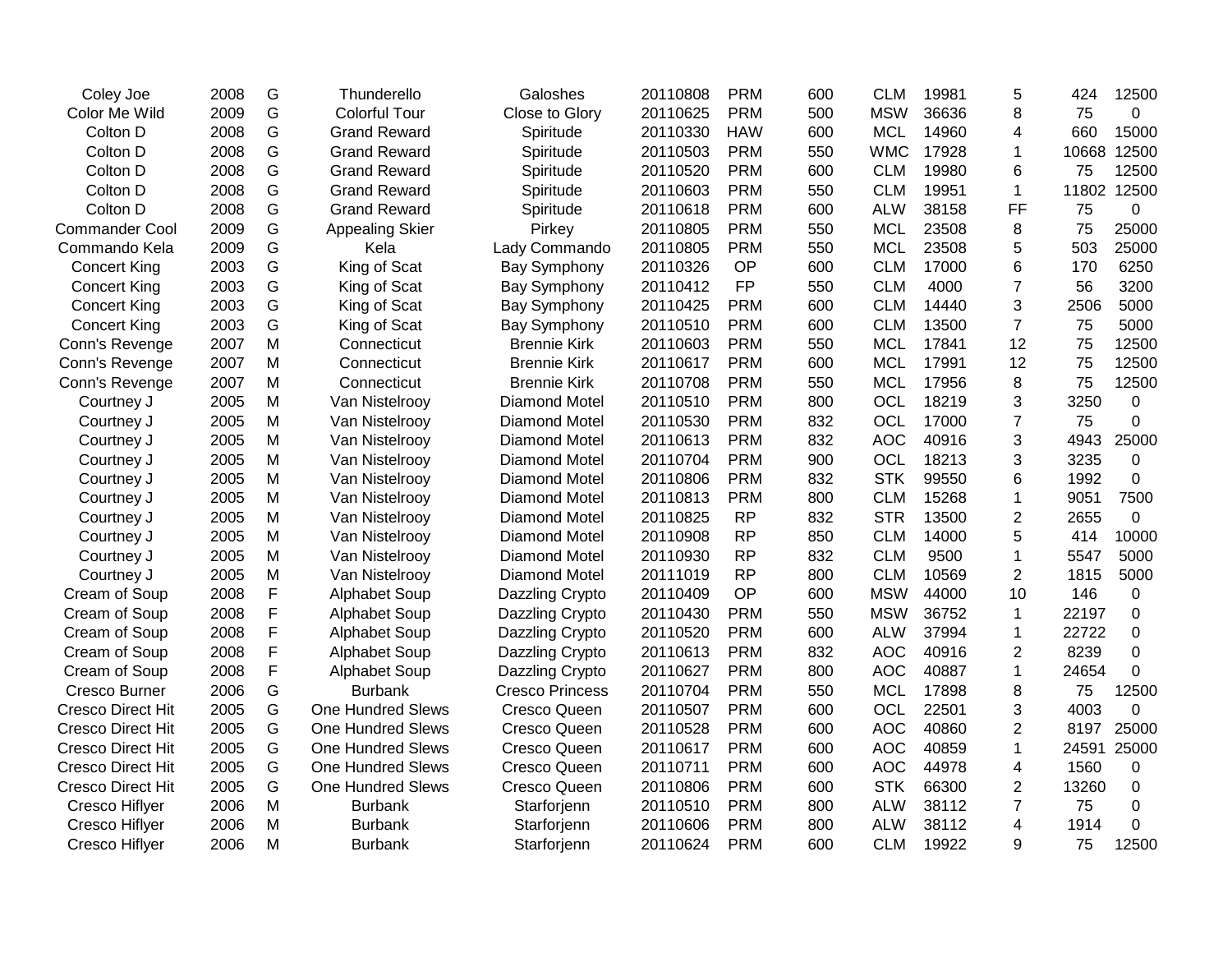| | | | | | | | | | | | | |
|---|---|---|---|---|---|---|---|---|---|---|---|---|
| Coley Joe | 2008 | G | Thunderello | Galoshes | 20110808 | PRM | 600 | CLM | 19981 | 5 | 424 | 12500 |
| Color Me Wild | 2009 | G | Colorful Tour | Close to Glory | 20110625 | PRM | 500 | MSW | 36636 | 8 | 75 | 0 |
| Colton D | 2008 | G | Grand Reward | Spiritude | 20110330 | HAW | 600 | MCL | 14960 | 4 | 660 | 15000 |
| Colton D | 2008 | G | Grand Reward | Spiritude | 20110503 | PRM | 550 | WMC | 17928 | 1 | 10668 | 12500 |
| Colton D | 2008 | G | Grand Reward | Spiritude | 20110520 | PRM | 600 | CLM | 19980 | 6 | 75 | 12500 |
| Colton D | 2008 | G | Grand Reward | Spiritude | 20110603 | PRM | 550 | CLM | 19951 | 1 | 11802 | 12500 |
| Colton D | 2008 | G | Grand Reward | Spiritude | 20110618 | PRM | 600 | ALW | 38158 | FF | 75 | 0 |
| Commander Cool | 2009 | G | Appealing Skier | Pirkey | 20110805 | PRM | 550 | MCL | 23508 | 8 | 75 | 25000 |
| Commando Kela | 2009 | G | Kela | Lady Commando | 20110805 | PRM | 550 | MCL | 23508 | 5 | 503 | 25000 |
| Concert King | 2003 | G | King of Scat | Bay Symphony | 20110326 | OP | 600 | CLM | 17000 | 6 | 170 | 6250 |
| Concert King | 2003 | G | King of Scat | Bay Symphony | 20110412 | FP | 550 | CLM | 4000 | 7 | 56 | 3200 |
| Concert King | 2003 | G | King of Scat | Bay Symphony | 20110425 | PRM | 600 | CLM | 14440 | 3 | 2506 | 5000 |
| Concert King | 2003 | G | King of Scat | Bay Symphony | 20110510 | PRM | 600 | CLM | 13500 | 7 | 75 | 5000 |
| Conn's Revenge | 2007 | M | Connecticut | Brennie Kirk | 20110603 | PRM | 550 | MCL | 17841 | 12 | 75 | 12500 |
| Conn's Revenge | 2007 | M | Connecticut | Brennie Kirk | 20110617 | PRM | 600 | MCL | 17991 | 12 | 75 | 12500 |
| Conn's Revenge | 2007 | M | Connecticut | Brennie Kirk | 20110708 | PRM | 550 | MCL | 17956 | 8 | 75 | 12500 |
| Courtney J | 2005 | M | Van Nistelrooy | Diamond Motel | 20110510 | PRM | 800 | OCL | 18219 | 3 | 3250 | 0 |
| Courtney J | 2005 | M | Van Nistelrooy | Diamond Motel | 20110530 | PRM | 832 | OCL | 17000 | 7 | 75 | 0 |
| Courtney J | 2005 | M | Van Nistelrooy | Diamond Motel | 20110613 | PRM | 832 | AOC | 40916 | 3 | 4943 | 25000 |
| Courtney J | 2005 | M | Van Nistelrooy | Diamond Motel | 20110704 | PRM | 900 | OCL | 18213 | 3 | 3235 | 0 |
| Courtney J | 2005 | M | Van Nistelrooy | Diamond Motel | 20110806 | PRM | 832 | STK | 99550 | 6 | 1992 | 0 |
| Courtney J | 2005 | M | Van Nistelrooy | Diamond Motel | 20110813 | PRM | 800 | CLM | 15268 | 1 | 9051 | 7500 |
| Courtney J | 2005 | M | Van Nistelrooy | Diamond Motel | 20110825 | RP | 832 | STR | 13500 | 2 | 2655 | 0 |
| Courtney J | 2005 | M | Van Nistelrooy | Diamond Motel | 20110908 | RP | 850 | CLM | 14000 | 5 | 414 | 10000 |
| Courtney J | 2005 | M | Van Nistelrooy | Diamond Motel | 20110930 | RP | 832 | CLM | 9500 | 1 | 5547 | 5000 |
| Courtney J | 2005 | M | Van Nistelrooy | Diamond Motel | 20111019 | RP | 800 | CLM | 10569 | 2 | 1815 | 5000 |
| Cream of Soup | 2008 | F | Alphabet Soup | Dazzling Crypto | 20110409 | OP | 600 | MSW | 44000 | 10 | 146 | 0 |
| Cream of Soup | 2008 | F | Alphabet Soup | Dazzling Crypto | 20110430 | PRM | 550 | MSW | 36752 | 1 | 22197 | 0 |
| Cream of Soup | 2008 | F | Alphabet Soup | Dazzling Crypto | 20110520 | PRM | 600 | ALW | 37994 | 1 | 22722 | 0 |
| Cream of Soup | 2008 | F | Alphabet Soup | Dazzling Crypto | 20110613 | PRM | 832 | AOC | 40916 | 2 | 8239 | 0 |
| Cream of Soup | 2008 | F | Alphabet Soup | Dazzling Crypto | 20110627 | PRM | 800 | AOC | 40887 | 1 | 24654 | 0 |
| Cresco Burner | 2006 | G | Burbank | Cresco Princess | 20110704 | PRM | 550 | MCL | 17898 | 8 | 75 | 12500 |
| Cresco Direct Hit | 2005 | G | One Hundred Slews | Cresco Queen | 20110507 | PRM | 600 | OCL | 22501 | 3 | 4003 | 0 |
| Cresco Direct Hit | 2005 | G | One Hundred Slews | Cresco Queen | 20110528 | PRM | 600 | AOC | 40860 | 2 | 8197 | 25000 |
| Cresco Direct Hit | 2005 | G | One Hundred Slews | Cresco Queen | 20110617 | PRM | 600 | AOC | 40859 | 1 | 24591 | 25000 |
| Cresco Direct Hit | 2005 | G | One Hundred Slews | Cresco Queen | 20110711 | PRM | 600 | AOC | 44978 | 4 | 1560 | 0 |
| Cresco Direct Hit | 2005 | G | One Hundred Slews | Cresco Queen | 20110806 | PRM | 600 | STK | 66300 | 2 | 13260 | 0 |
| Cresco Hiflyer | 2006 | M | Burbank | Starforjenn | 20110510 | PRM | 800 | ALW | 38112 | 7 | 75 | 0 |
| Cresco Hiflyer | 2006 | M | Burbank | Starforjenn | 20110606 | PRM | 800 | ALW | 38112 | 4 | 1914 | 0 |
| Cresco Hiflyer | 2006 | M | Burbank | Starforjenn | 20110624 | PRM | 600 | CLM | 19922 | 9 | 75 | 12500 |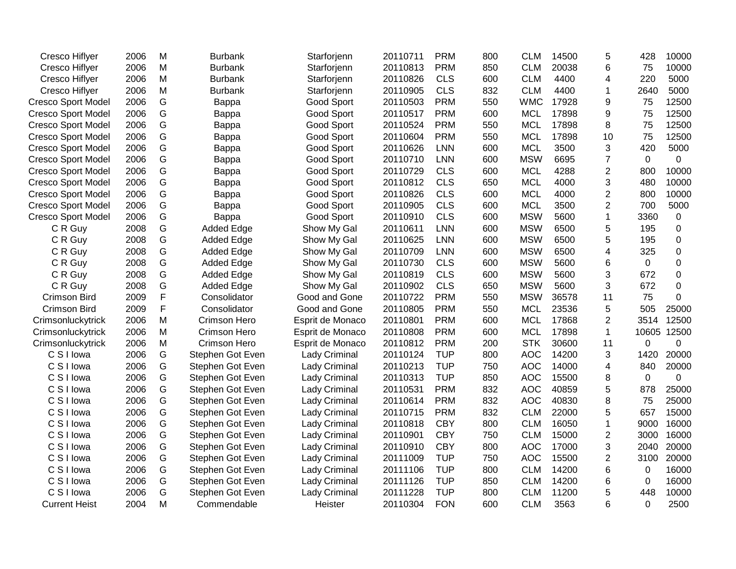| | | | | | | | | | | | | |
|---|---|---|---|---|---|---|---|---|---|---|---|---|
| Cresco Hiflyer | 2006 | M | Burbank | Starforjenn | 20110711 | PRM | 800 | CLM | 14500 | 5 | 428 | 10000 |
| Cresco Hiflyer | 2006 | M | Burbank | Starforjenn | 20110813 | PRM | 850 | CLM | 20038 | 6 | 75 | 10000 |
| Cresco Hiflyer | 2006 | M | Burbank | Starforjenn | 20110826 | CLS | 600 | CLM | 4400 | 4 | 220 | 5000 |
| Cresco Hiflyer | 2006 | M | Burbank | Starforjenn | 20110905 | CLS | 832 | CLM | 4400 | 1 | 2640 | 5000 |
| Cresco Sport Model | 2006 | G | Bappa | Good Sport | 20110503 | PRM | 550 | WMC | 17928 | 9 | 75 | 12500 |
| Cresco Sport Model | 2006 | G | Bappa | Good Sport | 20110517 | PRM | 600 | MCL | 17898 | 9 | 75 | 12500 |
| Cresco Sport Model | 2006 | G | Bappa | Good Sport | 20110524 | PRM | 550 | MCL | 17898 | 8 | 75 | 12500 |
| Cresco Sport Model | 2006 | G | Bappa | Good Sport | 20110604 | PRM | 550 | MCL | 17898 | 10 | 75 | 12500 |
| Cresco Sport Model | 2006 | G | Bappa | Good Sport | 20110626 | LNN | 600 | MCL | 3500 | 3 | 420 | 5000 |
| Cresco Sport Model | 2006 | G | Bappa | Good Sport | 20110710 | LNN | 600 | MSW | 6695 | 7 | 0 | 0 |
| Cresco Sport Model | 2006 | G | Bappa | Good Sport | 20110729 | CLS | 600 | MCL | 4288 | 2 | 800 | 10000 |
| Cresco Sport Model | 2006 | G | Bappa | Good Sport | 20110812 | CLS | 650 | MCL | 4000 | 3 | 480 | 10000 |
| Cresco Sport Model | 2006 | G | Bappa | Good Sport | 20110826 | CLS | 600 | MCL | 4000 | 2 | 800 | 10000 |
| Cresco Sport Model | 2006 | G | Bappa | Good Sport | 20110905 | CLS | 600 | MCL | 3500 | 2 | 700 | 5000 |
| Cresco Sport Model | 2006 | G | Bappa | Good Sport | 20110910 | CLS | 600 | MSW | 5600 | 1 | 3360 | 0 |
| C R Guy | 2008 | G | Added Edge | Show My Gal | 20110611 | LNN | 600 | MSW | 6500 | 5 | 195 | 0 |
| C R Guy | 2008 | G | Added Edge | Show My Gal | 20110625 | LNN | 600 | MSW | 6500 | 5 | 195 | 0 |
| C R Guy | 2008 | G | Added Edge | Show My Gal | 20110709 | LNN | 600 | MSW | 6500 | 4 | 325 | 0 |
| C R Guy | 2008 | G | Added Edge | Show My Gal | 20110730 | CLS | 600 | MSW | 5600 | 6 | 0 | 0 |
| C R Guy | 2008 | G | Added Edge | Show My Gal | 20110819 | CLS | 600 | MSW | 5600 | 3 | 672 | 0 |
| C R Guy | 2008 | G | Added Edge | Show My Gal | 20110902 | CLS | 650 | MSW | 5600 | 3 | 672 | 0 |
| Crimson Bird | 2009 | F | Consolidator | Good and Gone | 20110722 | PRM | 550 | MSW | 36578 | 11 | 75 | 0 |
| Crimson Bird | 2009 | F | Consolidator | Good and Gone | 20110805 | PRM | 550 | MCL | 23536 | 5 | 505 | 25000 |
| Crimsonluckytrick | 2006 | M | Crimson Hero | Esprit de Monaco | 20110801 | PRM | 600 | MCL | 17868 | 2 | 3514 | 12500 |
| Crimsonluckytrick | 2006 | M | Crimson Hero | Esprit de Monaco | 20110808 | PRM | 600 | MCL | 17898 | 1 | 10605 | 12500 |
| Crimsonluckytrick | 2006 | M | Crimson Hero | Esprit de Monaco | 20110812 | PRM | 200 | STK | 30600 | 11 | 0 | 0 |
| C S I Iowa | 2006 | G | Stephen Got Even | Lady Criminal | 20110124 | TUP | 800 | AOC | 14200 | 3 | 1420 | 20000 |
| C S I Iowa | 2006 | G | Stephen Got Even | Lady Criminal | 20110213 | TUP | 750 | AOC | 14000 | 4 | 840 | 20000 |
| C S I Iowa | 2006 | G | Stephen Got Even | Lady Criminal | 20110313 | TUP | 850 | AOC | 15500 | 8 | 0 | 0 |
| C S I Iowa | 2006 | G | Stephen Got Even | Lady Criminal | 20110531 | PRM | 832 | AOC | 40859 | 5 | 878 | 25000 |
| C S I Iowa | 2006 | G | Stephen Got Even | Lady Criminal | 20110614 | PRM | 832 | AOC | 40830 | 8 | 75 | 25000 |
| C S I Iowa | 2006 | G | Stephen Got Even | Lady Criminal | 20110715 | PRM | 832 | CLM | 22000 | 5 | 657 | 15000 |
| C S I Iowa | 2006 | G | Stephen Got Even | Lady Criminal | 20110818 | CBY | 800 | CLM | 16050 | 1 | 9000 | 16000 |
| C S I Iowa | 2006 | G | Stephen Got Even | Lady Criminal | 20110901 | CBY | 750 | CLM | 15000 | 2 | 3000 | 16000 |
| C S I Iowa | 2006 | G | Stephen Got Even | Lady Criminal | 20110910 | CBY | 800 | AOC | 17000 | 3 | 2040 | 20000 |
| C S I Iowa | 2006 | G | Stephen Got Even | Lady Criminal | 20111009 | TUP | 750 | AOC | 15500 | 2 | 3100 | 20000 |
| C S I Iowa | 2006 | G | Stephen Got Even | Lady Criminal | 20111106 | TUP | 800 | CLM | 14200 | 6 | 0 | 16000 |
| C S I Iowa | 2006 | G | Stephen Got Even | Lady Criminal | 20111126 | TUP | 850 | CLM | 14200 | 6 | 0 | 16000 |
| C S I Iowa | 2006 | G | Stephen Got Even | Lady Criminal | 20111228 | TUP | 800 | CLM | 11200 | 5 | 448 | 10000 |
| Current Heist | 2004 | M | Commendable | Heister | 20110304 | FON | 600 | CLM | 3563 | 6 | 0 | 2500 |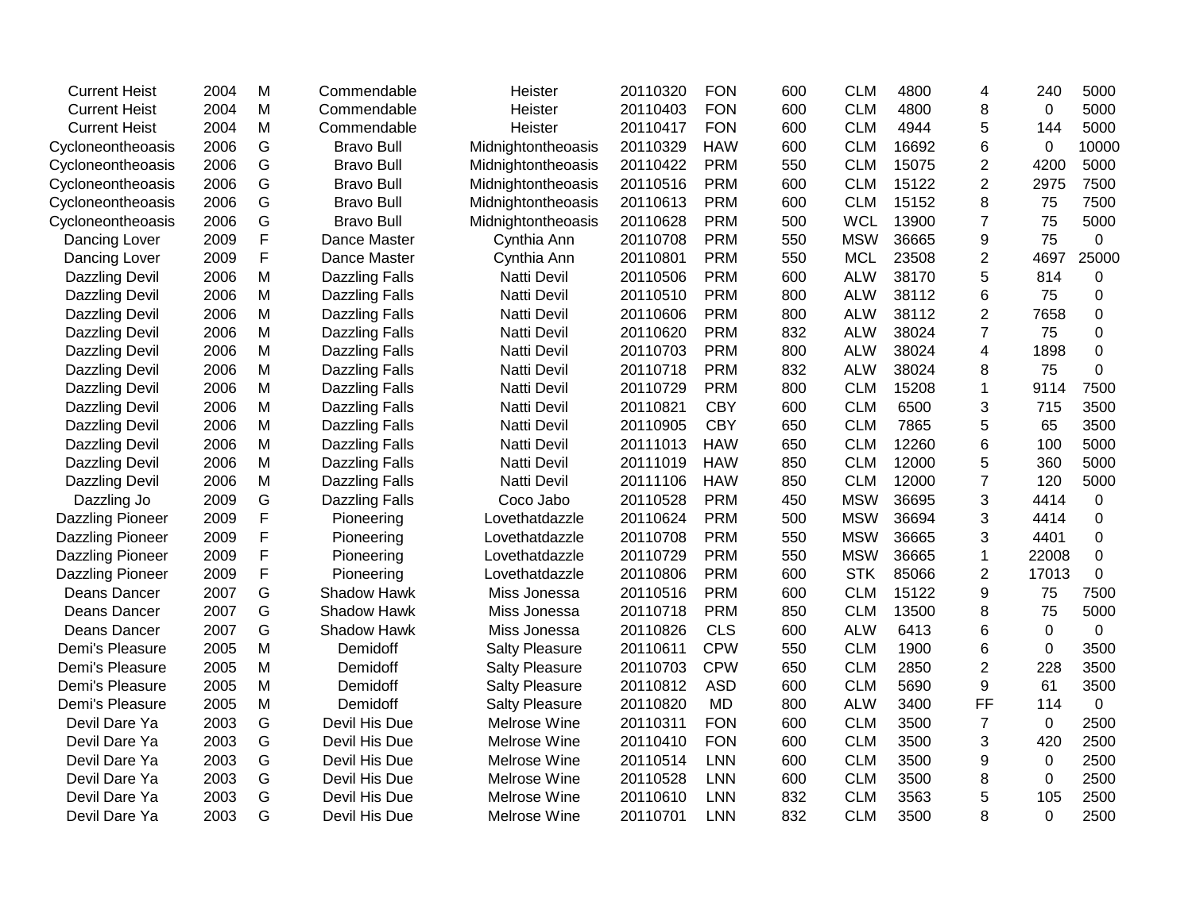| | | | | | | | | | | | | |
|---|---|---|---|---|---|---|---|---|---|---|---|---|
| Current Heist | 2004 | M | Commendable | Heister | 20110320 | FON | 600 | CLM | 4800 | 4 | 240 | 5000 |
| Current Heist | 2004 | M | Commendable | Heister | 20110403 | FON | 600 | CLM | 4800 | 8 | 0 | 5000 |
| Current Heist | 2004 | M | Commendable | Heister | 20110417 | FON | 600 | CLM | 4944 | 5 | 144 | 5000 |
| Cycloneontheoasis | 2006 | G | Bravo Bull | Midnightontheoasis | 20110329 | HAW | 600 | CLM | 16692 | 6 | 0 | 10000 |
| Cycloneontheoasis | 2006 | G | Bravo Bull | Midnightontheoasis | 20110422 | PRM | 550 | CLM | 15075 | 2 | 4200 | 5000 |
| Cycloneontheoasis | 2006 | G | Bravo Bull | Midnightontheoasis | 20110516 | PRM | 600 | CLM | 15122 | 2 | 2975 | 7500 |
| Cycloneontheoasis | 2006 | G | Bravo Bull | Midnightontheoasis | 20110613 | PRM | 600 | CLM | 15152 | 8 | 75 | 7500 |
| Cycloneontheoasis | 2006 | G | Bravo Bull | Midnightontheoasis | 20110628 | PRM | 500 | WCL | 13900 | 7 | 75 | 5000 |
| Dancing Lover | 2009 | F | Dance Master | Cynthia Ann | 20110708 | PRM | 550 | MSW | 36665 | 9 | 75 | 0 |
| Dancing Lover | 2009 | F | Dance Master | Cynthia Ann | 20110801 | PRM | 550 | MCL | 23508 | 2 | 4697 | 25000 |
| Dazzling Devil | 2006 | M | Dazzling Falls | Natti Devil | 20110506 | PRM | 600 | ALW | 38170 | 5 | 814 | 0 |
| Dazzling Devil | 2006 | M | Dazzling Falls | Natti Devil | 20110510 | PRM | 800 | ALW | 38112 | 6 | 75 | 0 |
| Dazzling Devil | 2006 | M | Dazzling Falls | Natti Devil | 20110606 | PRM | 800 | ALW | 38112 | 2 | 7658 | 0 |
| Dazzling Devil | 2006 | M | Dazzling Falls | Natti Devil | 20110620 | PRM | 832 | ALW | 38024 | 7 | 75 | 0 |
| Dazzling Devil | 2006 | M | Dazzling Falls | Natti Devil | 20110703 | PRM | 800 | ALW | 38024 | 4 | 1898 | 0 |
| Dazzling Devil | 2006 | M | Dazzling Falls | Natti Devil | 20110718 | PRM | 832 | ALW | 38024 | 8 | 75 | 0 |
| Dazzling Devil | 2006 | M | Dazzling Falls | Natti Devil | 20110729 | PRM | 800 | CLM | 15208 | 1 | 9114 | 7500 |
| Dazzling Devil | 2006 | M | Dazzling Falls | Natti Devil | 20110821 | CBY | 600 | CLM | 6500 | 3 | 715 | 3500 |
| Dazzling Devil | 2006 | M | Dazzling Falls | Natti Devil | 20110905 | CBY | 650 | CLM | 7865 | 5 | 65 | 3500 |
| Dazzling Devil | 2006 | M | Dazzling Falls | Natti Devil | 20111013 | HAW | 650 | CLM | 12260 | 6 | 100 | 5000 |
| Dazzling Devil | 2006 | M | Dazzling Falls | Natti Devil | 20111019 | HAW | 850 | CLM | 12000 | 5 | 360 | 5000 |
| Dazzling Devil | 2006 | M | Dazzling Falls | Natti Devil | 20111106 | HAW | 850 | CLM | 12000 | 7 | 120 | 5000 |
| Dazzling Jo | 2009 | G | Dazzling Falls | Coco Jabo | 20110528 | PRM | 450 | MSW | 36695 | 3 | 4414 | 0 |
| Dazzling Pioneer | 2009 | F | Pioneering | Lovethatdazzle | 20110624 | PRM | 500 | MSW | 36694 | 3 | 4414 | 0 |
| Dazzling Pioneer | 2009 | F | Pioneering | Lovethatdazzle | 20110708 | PRM | 550 | MSW | 36665 | 3 | 4401 | 0 |
| Dazzling Pioneer | 2009 | F | Pioneering | Lovethatdazzle | 20110729 | PRM | 550 | MSW | 36665 | 1 | 22008 | 0 |
| Dazzling Pioneer | 2009 | F | Pioneering | Lovethatdazzle | 20110806 | PRM | 600 | STK | 85066 | 2 | 17013 | 0 |
| Deans Dancer | 2007 | G | Shadow Hawk | Miss Jonessa | 20110516 | PRM | 600 | CLM | 15122 | 9 | 75 | 7500 |
| Deans Dancer | 2007 | G | Shadow Hawk | Miss Jonessa | 20110718 | PRM | 850 | CLM | 13500 | 8 | 75 | 5000 |
| Deans Dancer | 2007 | G | Shadow Hawk | Miss Jonessa | 20110826 | CLS | 600 | ALW | 6413 | 6 | 0 | 0 |
| Demi's Pleasure | 2005 | M | Demidoff | Salty Pleasure | 20110611 | CPW | 550 | CLM | 1900 | 6 | 0 | 3500 |
| Demi's Pleasure | 2005 | M | Demidoff | Salty Pleasure | 20110703 | CPW | 650 | CLM | 2850 | 2 | 228 | 3500 |
| Demi's Pleasure | 2005 | M | Demidoff | Salty Pleasure | 20110812 | ASD | 600 | CLM | 5690 | 9 | 61 | 3500 |
| Demi's Pleasure | 2005 | M | Demidoff | Salty Pleasure | 20110820 | MD | 800 | ALW | 3400 | FF | 114 | 0 |
| Devil Dare Ya | 2003 | G | Devil His Due | Melrose Wine | 20110311 | FON | 600 | CLM | 3500 | 7 | 0 | 2500 |
| Devil Dare Ya | 2003 | G | Devil His Due | Melrose Wine | 20110410 | FON | 600 | CLM | 3500 | 3 | 420 | 2500 |
| Devil Dare Ya | 2003 | G | Devil His Due | Melrose Wine | 20110514 | LNN | 600 | CLM | 3500 | 9 | 0 | 2500 |
| Devil Dare Ya | 2003 | G | Devil His Due | Melrose Wine | 20110528 | LNN | 600 | CLM | 3500 | 8 | 0 | 2500 |
| Devil Dare Ya | 2003 | G | Devil His Due | Melrose Wine | 20110610 | LNN | 832 | CLM | 3563 | 5 | 105 | 2500 |
| Devil Dare Ya | 2003 | G | Devil His Due | Melrose Wine | 20110701 | LNN | 832 | CLM | 3500 | 8 | 0 | 2500 |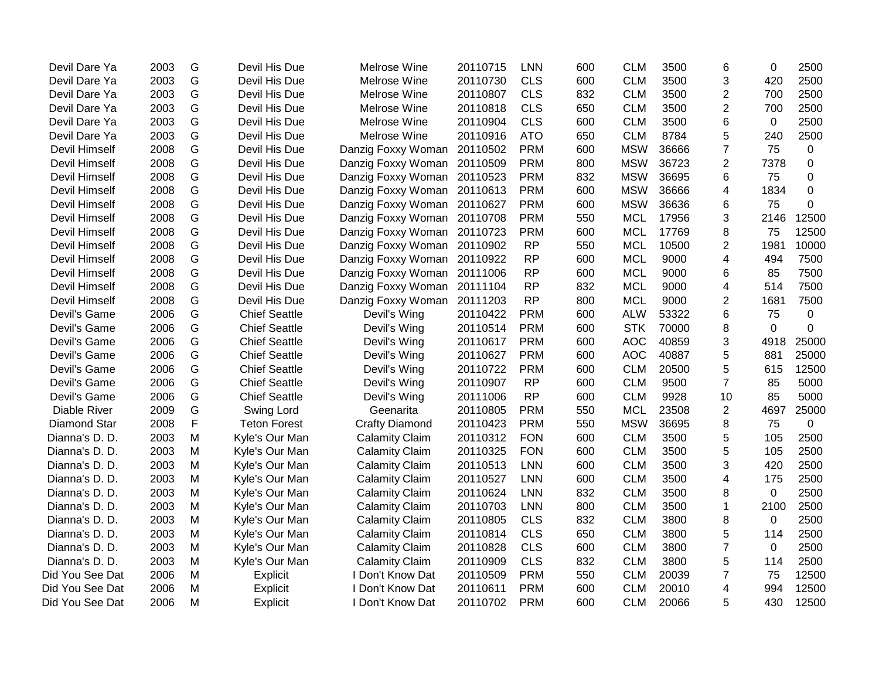| | | | | | | | | | | | | |
|---|---|---|---|---|---|---|---|---|---|---|---|---|
| Devil Dare Ya | 2003 | G | Devil His Due | Melrose Wine | 20110715 | LNN | 600 | CLM | 3500 | 6 | 0 | 2500 |
| Devil Dare Ya | 2003 | G | Devil His Due | Melrose Wine | 20110730 | CLS | 600 | CLM | 3500 | 3 | 420 | 2500 |
| Devil Dare Ya | 2003 | G | Devil His Due | Melrose Wine | 20110807 | CLS | 832 | CLM | 3500 | 2 | 700 | 2500 |
| Devil Dare Ya | 2003 | G | Devil His Due | Melrose Wine | 20110818 | CLS | 650 | CLM | 3500 | 2 | 700 | 2500 |
| Devil Dare Ya | 2003 | G | Devil His Due | Melrose Wine | 20110904 | CLS | 600 | CLM | 3500 | 6 | 0 | 2500 |
| Devil Dare Ya | 2003 | G | Devil His Due | Melrose Wine | 20110916 | ATO | 650 | CLM | 8784 | 5 | 240 | 2500 |
| Devil Himself | 2008 | G | Devil His Due | Danzig Foxxy Woman | 20110502 | PRM | 600 | MSW | 36666 | 7 | 75 | 0 |
| Devil Himself | 2008 | G | Devil His Due | Danzig Foxxy Woman | 20110509 | PRM | 800 | MSW | 36723 | 2 | 7378 | 0 |
| Devil Himself | 2008 | G | Devil His Due | Danzig Foxxy Woman | 20110523 | PRM | 832 | MSW | 36695 | 6 | 75 | 0 |
| Devil Himself | 2008 | G | Devil His Due | Danzig Foxxy Woman | 20110613 | PRM | 600 | MSW | 36666 | 4 | 1834 | 0 |
| Devil Himself | 2008 | G | Devil His Due | Danzig Foxxy Woman | 20110627 | PRM | 600 | MSW | 36636 | 6 | 75 | 0 |
| Devil Himself | 2008 | G | Devil His Due | Danzig Foxxy Woman | 20110708 | PRM | 550 | MCL | 17956 | 3 | 2146 | 12500 |
| Devil Himself | 2008 | G | Devil His Due | Danzig Foxxy Woman | 20110723 | PRM | 600 | MCL | 17769 | 8 | 75 | 12500 |
| Devil Himself | 2008 | G | Devil His Due | Danzig Foxxy Woman | 20110902 | RP | 550 | MCL | 10500 | 2 | 1981 | 10000 |
| Devil Himself | 2008 | G | Devil His Due | Danzig Foxxy Woman | 20110922 | RP | 600 | MCL | 9000 | 4 | 494 | 7500 |
| Devil Himself | 2008 | G | Devil His Due | Danzig Foxxy Woman | 20111006 | RP | 600 | MCL | 9000 | 6 | 85 | 7500 |
| Devil Himself | 2008 | G | Devil His Due | Danzig Foxxy Woman | 20111104 | RP | 832 | MCL | 9000 | 4 | 514 | 7500 |
| Devil Himself | 2008 | G | Devil His Due | Danzig Foxxy Woman | 20111203 | RP | 800 | MCL | 9000 | 2 | 1681 | 7500 |
| Devil's Game | 2006 | G | Chief Seattle | Devil's Wing | 20110422 | PRM | 600 | ALW | 53322 | 6 | 75 | 0 |
| Devil's Game | 2006 | G | Chief Seattle | Devil's Wing | 20110514 | PRM | 600 | STK | 70000 | 8 | 0 | 0 |
| Devil's Game | 2006 | G | Chief Seattle | Devil's Wing | 20110617 | PRM | 600 | AOC | 40859 | 3 | 4918 | 25000 |
| Devil's Game | 2006 | G | Chief Seattle | Devil's Wing | 20110627 | PRM | 600 | AOC | 40887 | 5 | 881 | 25000 |
| Devil's Game | 2006 | G | Chief Seattle | Devil's Wing | 20110722 | PRM | 600 | CLM | 20500 | 5 | 615 | 12500 |
| Devil's Game | 2006 | G | Chief Seattle | Devil's Wing | 20110907 | RP | 600 | CLM | 9500 | 7 | 85 | 5000 |
| Devil's Game | 2006 | G | Chief Seattle | Devil's Wing | 20111006 | RP | 600 | CLM | 9928 | 10 | 85 | 5000 |
| Diable River | 2009 | G | Swing Lord | Geenarita | 20110805 | PRM | 550 | MCL | 23508 | 2 | 4697 | 25000 |
| Diamond Star | 2008 | F | Teton Forest | Crafty Diamond | 20110423 | PRM | 550 | MSW | 36695 | 8 | 75 | 0 |
| Dianna's D. D. | 2003 | M | Kyle's Our Man | Calamity Claim | 20110312 | FON | 600 | CLM | 3500 | 5 | 105 | 2500 |
| Dianna's D. D. | 2003 | M | Kyle's Our Man | Calamity Claim | 20110325 | FON | 600 | CLM | 3500 | 5 | 105 | 2500 |
| Dianna's D. D. | 2003 | M | Kyle's Our Man | Calamity Claim | 20110513 | LNN | 600 | CLM | 3500 | 3 | 420 | 2500 |
| Dianna's D. D. | 2003 | M | Kyle's Our Man | Calamity Claim | 20110527 | LNN | 600 | CLM | 3500 | 4 | 175 | 2500 |
| Dianna's D. D. | 2003 | M | Kyle's Our Man | Calamity Claim | 20110624 | LNN | 832 | CLM | 3500 | 8 | 0 | 2500 |
| Dianna's D. D. | 2003 | M | Kyle's Our Man | Calamity Claim | 20110703 | LNN | 800 | CLM | 3500 | 1 | 2100 | 2500 |
| Dianna's D. D. | 2003 | M | Kyle's Our Man | Calamity Claim | 20110805 | CLS | 832 | CLM | 3800 | 8 | 0 | 2500 |
| Dianna's D. D. | 2003 | M | Kyle's Our Man | Calamity Claim | 20110814 | CLS | 650 | CLM | 3800 | 5 | 114 | 2500 |
| Dianna's D. D. | 2003 | M | Kyle's Our Man | Calamity Claim | 20110828 | CLS | 600 | CLM | 3800 | 7 | 0 | 2500 |
| Dianna's D. D. | 2003 | M | Kyle's Our Man | Calamity Claim | 20110909 | CLS | 832 | CLM | 3800 | 5 | 114 | 2500 |
| Did You See Dat | 2006 | M | Explicit | I Don't Know Dat | 20110509 | PRM | 550 | CLM | 20039 | 7 | 75 | 12500 |
| Did You See Dat | 2006 | M | Explicit | I Don't Know Dat | 20110611 | PRM | 600 | CLM | 20010 | 4 | 994 | 12500 |
| Did You See Dat | 2006 | M | Explicit | I Don't Know Dat | 20110702 | PRM | 600 | CLM | 20066 | 5 | 430 | 12500 |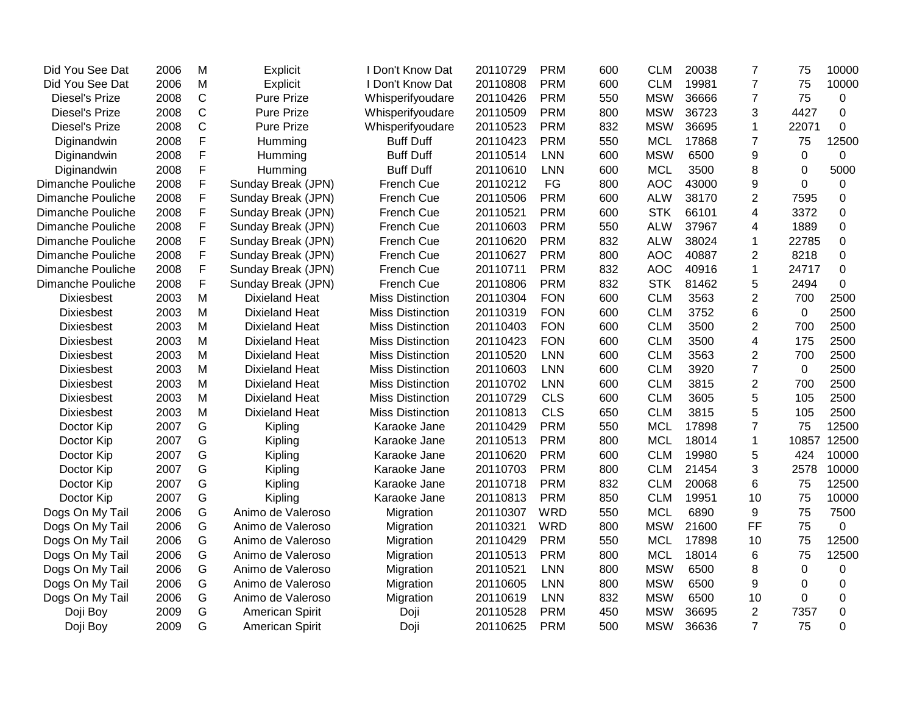| | | | | | | | | | | | | |
|---|---|---|---|---|---|---|---|---|---|---|---|---|
| Did You See Dat | 2006 | M | Explicit | I Don't Know Dat | 20110729 | PRM | 600 | CLM | 20038 | 7 | 75 | 10000 |
| Did You See Dat | 2006 | M | Explicit | I Don't Know Dat | 20110808 | PRM | 600 | CLM | 19981 | 7 | 75 | 10000 |
| Diesel's Prize | 2008 | C | Pure Prize | Whisperifyoudare | 20110426 | PRM | 550 | MSW | 36666 | 7 | 75 | 0 |
| Diesel's Prize | 2008 | C | Pure Prize | Whisperifyoudare | 20110509 | PRM | 800 | MSW | 36723 | 3 | 4427 | 0 |
| Diesel's Prize | 2008 | C | Pure Prize | Whisperifyoudare | 20110523 | PRM | 832 | MSW | 36695 | 1 | 22071 | 0 |
| Diginandwin | 2008 | F | Humming | Buff Duff | 20110423 | PRM | 550 | MCL | 17868 | 7 | 75 | 12500 |
| Diginandwin | 2008 | F | Humming | Buff Duff | 20110514 | LNN | 600 | MSW | 6500 | 9 | 0 | 0 |
| Diginandwin | 2008 | F | Humming | Buff Duff | 20110610 | LNN | 600 | MCL | 3500 | 8 | 0 | 5000 |
| Dimanche Pouliche | 2008 | F | Sunday Break (JPN) | French Cue | 20110212 | FG | 800 | AOC | 43000 | 9 | 0 | 0 |
| Dimanche Pouliche | 2008 | F | Sunday Break (JPN) | French Cue | 20110506 | PRM | 600 | ALW | 38170 | 2 | 7595 | 0 |
| Dimanche Pouliche | 2008 | F | Sunday Break (JPN) | French Cue | 20110521 | PRM | 600 | STK | 66101 | 4 | 3372 | 0 |
| Dimanche Pouliche | 2008 | F | Sunday Break (JPN) | French Cue | 20110603 | PRM | 550 | ALW | 37967 | 4 | 1889 | 0 |
| Dimanche Pouliche | 2008 | F | Sunday Break (JPN) | French Cue | 20110620 | PRM | 832 | ALW | 38024 | 1 | 22785 | 0 |
| Dimanche Pouliche | 2008 | F | Sunday Break (JPN) | French Cue | 20110627 | PRM | 800 | AOC | 40887 | 2 | 8218 | 0 |
| Dimanche Pouliche | 2008 | F | Sunday Break (JPN) | French Cue | 20110711 | PRM | 832 | AOC | 40916 | 1 | 24717 | 0 |
| Dimanche Pouliche | 2008 | F | Sunday Break (JPN) | French Cue | 20110806 | PRM | 832 | STK | 81462 | 5 | 2494 | 0 |
| Dixiesbest | 2003 | M | Dixieland Heat | Miss Distinction | 20110304 | FON | 600 | CLM | 3563 | 2 | 700 | 2500 |
| Dixiesbest | 2003 | M | Dixieland Heat | Miss Distinction | 20110319 | FON | 600 | CLM | 3752 | 6 | 0 | 2500 |
| Dixiesbest | 2003 | M | Dixieland Heat | Miss Distinction | 20110403 | FON | 600 | CLM | 3500 | 2 | 700 | 2500 |
| Dixiesbest | 2003 | M | Dixieland Heat | Miss Distinction | 20110423 | FON | 600 | CLM | 3500 | 4 | 175 | 2500 |
| Dixiesbest | 2003 | M | Dixieland Heat | Miss Distinction | 20110520 | LNN | 600 | CLM | 3563 | 2 | 700 | 2500 |
| Dixiesbest | 2003 | M | Dixieland Heat | Miss Distinction | 20110603 | LNN | 600 | CLM | 3920 | 7 | 0 | 2500 |
| Dixiesbest | 2003 | M | Dixieland Heat | Miss Distinction | 20110702 | LNN | 600 | CLM | 3815 | 2 | 700 | 2500 |
| Dixiesbest | 2003 | M | Dixieland Heat | Miss Distinction | 20110729 | CLS | 600 | CLM | 3605 | 5 | 105 | 2500 |
| Dixiesbest | 2003 | M | Dixieland Heat | Miss Distinction | 20110813 | CLS | 650 | CLM | 3815 | 5 | 105 | 2500 |
| Doctor Kip | 2007 | G | Kipling | Karaoke Jane | 20110429 | PRM | 550 | MCL | 17898 | 7 | 75 | 12500 |
| Doctor Kip | 2007 | G | Kipling | Karaoke Jane | 20110513 | PRM | 800 | MCL | 18014 | 1 | 10857 | 12500 |
| Doctor Kip | 2007 | G | Kipling | Karaoke Jane | 20110620 | PRM | 600 | CLM | 19980 | 5 | 424 | 10000 |
| Doctor Kip | 2007 | G | Kipling | Karaoke Jane | 20110703 | PRM | 800 | CLM | 21454 | 3 | 2578 | 10000 |
| Doctor Kip | 2007 | G | Kipling | Karaoke Jane | 20110718 | PRM | 832 | CLM | 20068 | 6 | 75 | 12500 |
| Doctor Kip | 2007 | G | Kipling | Karaoke Jane | 20110813 | PRM | 850 | CLM | 19951 | 10 | 75 | 10000 |
| Dogs On My Tail | 2006 | G | Animo de Valeroso | Migration | 20110307 | WRD | 550 | MCL | 6890 | 9 | 75 | 7500 |
| Dogs On My Tail | 2006 | G | Animo de Valeroso | Migration | 20110321 | WRD | 800 | MSW | 21600 | FF | 75 | 0 |
| Dogs On My Tail | 2006 | G | Animo de Valeroso | Migration | 20110429 | PRM | 550 | MCL | 17898 | 10 | 75 | 12500 |
| Dogs On My Tail | 2006 | G | Animo de Valeroso | Migration | 20110513 | PRM | 800 | MCL | 18014 | 6 | 75 | 12500 |
| Dogs On My Tail | 2006 | G | Animo de Valeroso | Migration | 20110521 | LNN | 800 | MSW | 6500 | 8 | 0 | 0 |
| Dogs On My Tail | 2006 | G | Animo de Valeroso | Migration | 20110605 | LNN | 800 | MSW | 6500 | 9 | 0 | 0 |
| Dogs On My Tail | 2006 | G | Animo de Valeroso | Migration | 20110619 | LNN | 832 | MSW | 6500 | 10 | 0 | 0 |
| Doji Boy | 2009 | G | American Spirit | Doji | 20110528 | PRM | 450 | MSW | 36695 | 2 | 7357 | 0 |
| Doji Boy | 2009 | G | American Spirit | Doji | 20110625 | PRM | 500 | MSW | 36636 | 7 | 75 | 0 |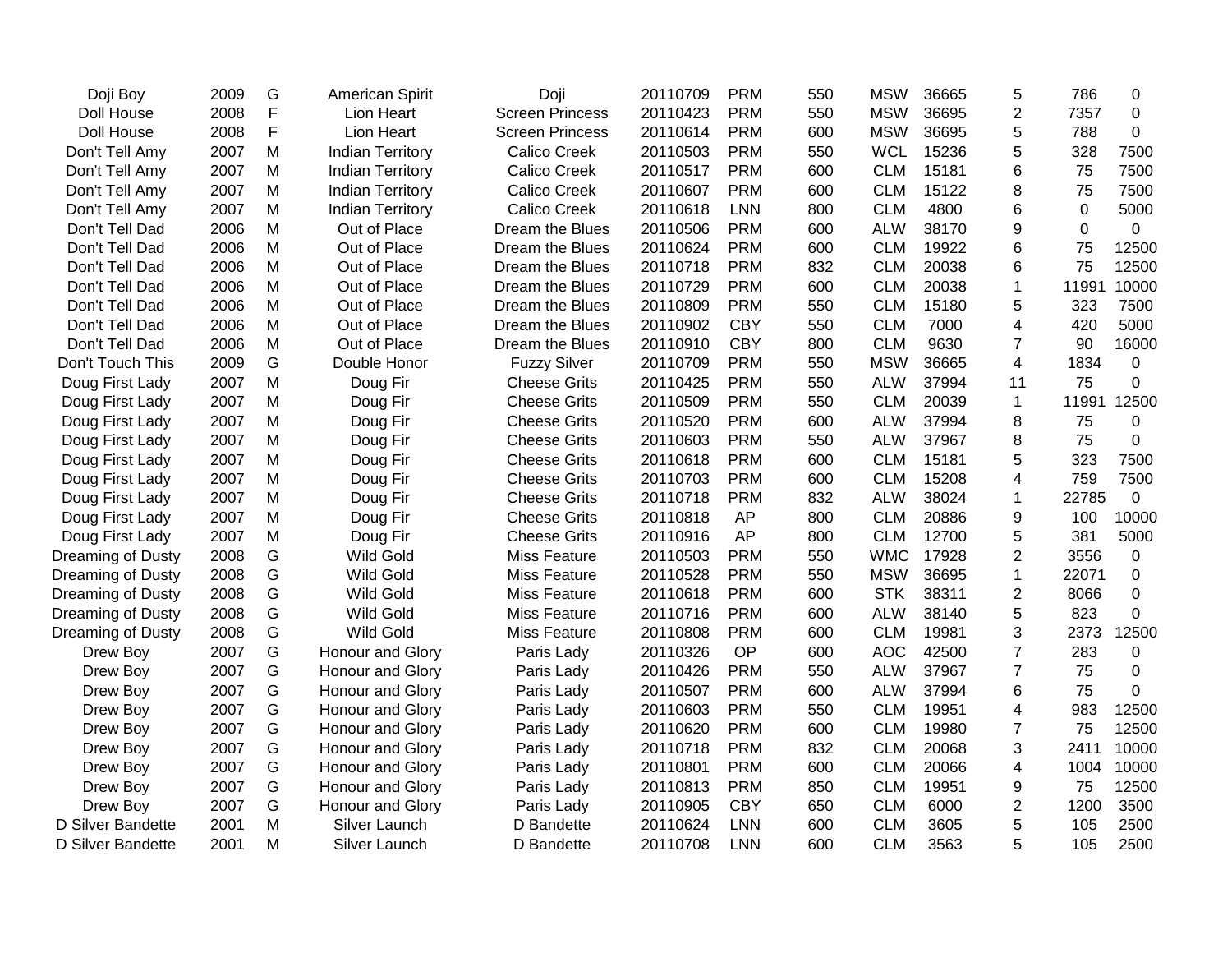| | | | | | | | | | | | | |
|---|---|---|---|---|---|---|---|---|---|---|---|---|
| Doji Boy | 2009 | G | American Spirit | Doji | 20110709 | PRM | 550 | MSW | 36665 | 5 | 786 | 0 |
| Doll House | 2008 | F | Lion Heart | Screen Princess | 20110423 | PRM | 550 | MSW | 36695 | 2 | 7357 | 0 |
| Doll House | 2008 | F | Lion Heart | Screen Princess | 20110614 | PRM | 600 | MSW | 36695 | 5 | 788 | 0 |
| Don't Tell Amy | 2007 | M | Indian Territory | Calico Creek | 20110503 | PRM | 550 | WCL | 15236 | 5 | 328 | 7500 |
| Don't Tell Amy | 2007 | M | Indian Territory | Calico Creek | 20110517 | PRM | 600 | CLM | 15181 | 6 | 75 | 7500 |
| Don't Tell Amy | 2007 | M | Indian Territory | Calico Creek | 20110607 | PRM | 600 | CLM | 15122 | 8 | 75 | 7500 |
| Don't Tell Amy | 2007 | M | Indian Territory | Calico Creek | 20110618 | LNN | 800 | CLM | 4800 | 6 | 0 | 5000 |
| Don't Tell Dad | 2006 | M | Out of Place | Dream the Blues | 20110506 | PRM | 600 | ALW | 38170 | 9 | 0 | 0 |
| Don't Tell Dad | 2006 | M | Out of Place | Dream the Blues | 20110624 | PRM | 600 | CLM | 19922 | 6 | 75 | 12500 |
| Don't Tell Dad | 2006 | M | Out of Place | Dream the Blues | 20110718 | PRM | 832 | CLM | 20038 | 6 | 75 | 12500 |
| Don't Tell Dad | 2006 | M | Out of Place | Dream the Blues | 20110729 | PRM | 600 | CLM | 20038 | 1 | 11991 | 10000 |
| Don't Tell Dad | 2006 | M | Out of Place | Dream the Blues | 20110809 | PRM | 550 | CLM | 15180 | 5 | 323 | 7500 |
| Don't Tell Dad | 2006 | M | Out of Place | Dream the Blues | 20110902 | CBY | 550 | CLM | 7000 | 4 | 420 | 5000 |
| Don't Tell Dad | 2006 | M | Out of Place | Dream the Blues | 20110910 | CBY | 800 | CLM | 9630 | 7 | 90 | 16000 |
| Don't Touch This | 2009 | G | Double Honor | Fuzzy Silver | 20110709 | PRM | 550 | MSW | 36665 | 4 | 1834 | 0 |
| Doug First Lady | 2007 | M | Doug Fir | Cheese Grits | 20110425 | PRM | 550 | ALW | 37994 | 11 | 75 | 0 |
| Doug First Lady | 2007 | M | Doug Fir | Cheese Grits | 20110509 | PRM | 550 | CLM | 20039 | 1 | 11991 | 12500 |
| Doug First Lady | 2007 | M | Doug Fir | Cheese Grits | 20110520 | PRM | 600 | ALW | 37994 | 8 | 75 | 0 |
| Doug First Lady | 2007 | M | Doug Fir | Cheese Grits | 20110603 | PRM | 550 | ALW | 37967 | 8 | 75 | 0 |
| Doug First Lady | 2007 | M | Doug Fir | Cheese Grits | 20110618 | PRM | 600 | CLM | 15181 | 5 | 323 | 7500 |
| Doug First Lady | 2007 | M | Doug Fir | Cheese Grits | 20110703 | PRM | 600 | CLM | 15208 | 4 | 759 | 7500 |
| Doug First Lady | 2007 | M | Doug Fir | Cheese Grits | 20110718 | PRM | 832 | ALW | 38024 | 1 | 22785 | 0 |
| Doug First Lady | 2007 | M | Doug Fir | Cheese Grits | 20110818 | AP | 800 | CLM | 20886 | 9 | 100 | 10000 |
| Doug First Lady | 2007 | M | Doug Fir | Cheese Grits | 20110916 | AP | 800 | CLM | 12700 | 5 | 381 | 5000 |
| Dreaming of Dusty | 2008 | G | Wild Gold | Miss Feature | 20110503 | PRM | 550 | WMC | 17928 | 2 | 3556 | 0 |
| Dreaming of Dusty | 2008 | G | Wild Gold | Miss Feature | 20110528 | PRM | 550 | MSW | 36695 | 1 | 22071 | 0 |
| Dreaming of Dusty | 2008 | G | Wild Gold | Miss Feature | 20110618 | PRM | 600 | STK | 38311 | 2 | 8066 | 0 |
| Dreaming of Dusty | 2008 | G | Wild Gold | Miss Feature | 20110716 | PRM | 600 | ALW | 38140 | 5 | 823 | 0 |
| Dreaming of Dusty | 2008 | G | Wild Gold | Miss Feature | 20110808 | PRM | 600 | CLM | 19981 | 3 | 2373 | 12500 |
| Drew Boy | 2007 | G | Honour and Glory | Paris Lady | 20110326 | OP | 600 | AOC | 42500 | 7 | 283 | 0 |
| Drew Boy | 2007 | G | Honour and Glory | Paris Lady | 20110426 | PRM | 550 | ALW | 37967 | 7 | 75 | 0 |
| Drew Boy | 2007 | G | Honour and Glory | Paris Lady | 20110507 | PRM | 600 | ALW | 37994 | 6 | 75 | 0 |
| Drew Boy | 2007 | G | Honour and Glory | Paris Lady | 20110603 | PRM | 550 | CLM | 19951 | 4 | 983 | 12500 |
| Drew Boy | 2007 | G | Honour and Glory | Paris Lady | 20110620 | PRM | 600 | CLM | 19980 | 7 | 75 | 12500 |
| Drew Boy | 2007 | G | Honour and Glory | Paris Lady | 20110718 | PRM | 832 | CLM | 20068 | 3 | 2411 | 10000 |
| Drew Boy | 2007 | G | Honour and Glory | Paris Lady | 20110801 | PRM | 600 | CLM | 20066 | 4 | 1004 | 10000 |
| Drew Boy | 2007 | G | Honour and Glory | Paris Lady | 20110813 | PRM | 850 | CLM | 19951 | 9 | 75 | 12500 |
| Drew Boy | 2007 | G | Honour and Glory | Paris Lady | 20110905 | CBY | 650 | CLM | 6000 | 2 | 1200 | 3500 |
| D Silver Bandette | 2001 | M | Silver Launch | D Bandette | 20110624 | LNN | 600 | CLM | 3605 | 5 | 105 | 2500 |
| D Silver Bandette | 2001 | M | Silver Launch | D Bandette | 20110708 | LNN | 600 | CLM | 3563 | 5 | 105 | 2500 |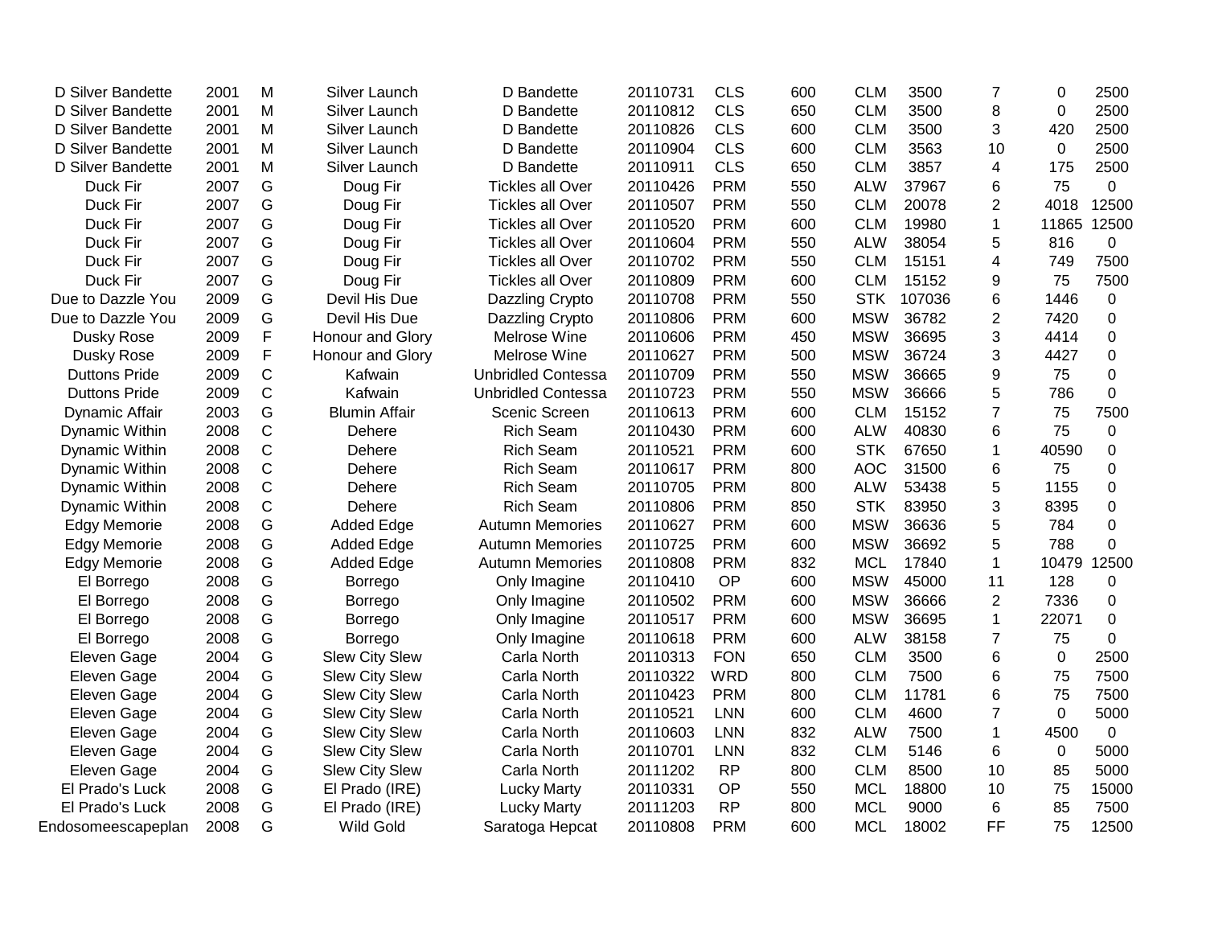| | | | | | | | | | | | | | |
|---|---|---|---|---|---|---|---|---|---|---|---|---|---|
| D Silver Bandette | 2001 | M | Silver Launch | D Bandette | 20110731 | CLS | 600 | CLM | 3500 | 7 | 0 | 2500 |
| D Silver Bandette | 2001 | M | Silver Launch | D Bandette | 20110812 | CLS | 650 | CLM | 3500 | 8 | 0 | 2500 |
| D Silver Bandette | 2001 | M | Silver Launch | D Bandette | 20110826 | CLS | 600 | CLM | 3500 | 3 | 420 | 2500 |
| D Silver Bandette | 2001 | M | Silver Launch | D Bandette | 20110904 | CLS | 600 | CLM | 3563 | 10 | 0 | 2500 |
| D Silver Bandette | 2001 | M | Silver Launch | D Bandette | 20110911 | CLS | 650 | CLM | 3857 | 4 | 175 | 2500 |
| Duck Fir | 2007 | G | Doug Fir | Tickles all Over | 20110426 | PRM | 550 | ALW | 37967 | 6 | 75 | 0 |
| Duck Fir | 2007 | G | Doug Fir | Tickles all Over | 20110507 | PRM | 550 | CLM | 20078 | 2 | 4018 | 12500 |
| Duck Fir | 2007 | G | Doug Fir | Tickles all Over | 20110520 | PRM | 600 | CLM | 19980 | 1 | 11865 | 12500 |
| Duck Fir | 2007 | G | Doug Fir | Tickles all Over | 20110604 | PRM | 550 | ALW | 38054 | 5 | 816 | 0 |
| Duck Fir | 2007 | G | Doug Fir | Tickles all Over | 20110702 | PRM | 550 | CLM | 15151 | 4 | 749 | 7500 |
| Duck Fir | 2007 | G | Doug Fir | Tickles all Over | 20110809 | PRM | 600 | CLM | 15152 | 9 | 75 | 7500 |
| Due to Dazzle You | 2009 | G | Devil His Due | Dazzling Crypto | 20110708 | PRM | 550 | STK | 107036 | 6 | 1446 | 0 |
| Due to Dazzle You | 2009 | G | Devil His Due | Dazzling Crypto | 20110806 | PRM | 600 | MSW | 36782 | 2 | 7420 | 0 |
| Dusky Rose | 2009 | F | Honour and Glory | Melrose Wine | 20110606 | PRM | 450 | MSW | 36695 | 3 | 4414 | 0 |
| Dusky Rose | 2009 | F | Honour and Glory | Melrose Wine | 20110627 | PRM | 500 | MSW | 36724 | 3 | 4427 | 0 |
| Duttons Pride | 2009 | C | Kafwain | Unbridled Contessa | 20110709 | PRM | 550 | MSW | 36665 | 9 | 75 | 0 |
| Duttons Pride | 2009 | C | Kafwain | Unbridled Contessa | 20110723 | PRM | 550 | MSW | 36666 | 5 | 786 | 0 |
| Dynamic Affair | 2003 | G | Blumin Affair | Scenic Screen | 20110613 | PRM | 600 | CLM | 15152 | 7 | 75 | 7500 |
| Dynamic Within | 2008 | C | Dehere | Rich Seam | 20110430 | PRM | 600 | ALW | 40830 | 6 | 75 | 0 |
| Dynamic Within | 2008 | C | Dehere | Rich Seam | 20110521 | PRM | 600 | STK | 67650 | 1 | 40590 | 0 |
| Dynamic Within | 2008 | C | Dehere | Rich Seam | 20110617 | PRM | 800 | AOC | 31500 | 6 | 75 | 0 |
| Dynamic Within | 2008 | C | Dehere | Rich Seam | 20110705 | PRM | 800 | ALW | 53438 | 5 | 1155 | 0 |
| Dynamic Within | 2008 | C | Dehere | Rich Seam | 20110806 | PRM | 850 | STK | 83950 | 3 | 8395 | 0 |
| Edgy Memorie | 2008 | G | Added Edge | Autumn Memories | 20110627 | PRM | 600 | MSW | 36636 | 5 | 784 | 0 |
| Edgy Memorie | 2008 | G | Added Edge | Autumn Memories | 20110725 | PRM | 600 | MSW | 36692 | 5 | 788 | 0 |
| Edgy Memorie | 2008 | G | Added Edge | Autumn Memories | 20110808 | PRM | 832 | MCL | 17840 | 1 | 10479 | 12500 |
| El Borrego | 2008 | G | Borrego | Only Imagine | 20110410 | OP | 600 | MSW | 45000 | 11 | 128 | 0 |
| El Borrego | 2008 | G | Borrego | Only Imagine | 20110502 | PRM | 600 | MSW | 36666 | 2 | 7336 | 0 |
| El Borrego | 2008 | G | Borrego | Only Imagine | 20110517 | PRM | 600 | MSW | 36695 | 1 | 22071 | 0 |
| El Borrego | 2008 | G | Borrego | Only Imagine | 20110618 | PRM | 600 | ALW | 38158 | 7 | 75 | 0 |
| Eleven Gage | 2004 | G | Slew City Slew | Carla North | 20110313 | FON | 650 | CLM | 3500 | 6 | 0 | 2500 |
| Eleven Gage | 2004 | G | Slew City Slew | Carla North | 20110322 | WRD | 800 | CLM | 7500 | 6 | 75 | 7500 |
| Eleven Gage | 2004 | G | Slew City Slew | Carla North | 20110423 | PRM | 800 | CLM | 11781 | 6 | 75 | 7500 |
| Eleven Gage | 2004 | G | Slew City Slew | Carla North | 20110521 | LNN | 600 | CLM | 4600 | 7 | 0 | 5000 |
| Eleven Gage | 2004 | G | Slew City Slew | Carla North | 20110603 | LNN | 832 | ALW | 7500 | 1 | 4500 | 0 |
| Eleven Gage | 2004 | G | Slew City Slew | Carla North | 20110701 | LNN | 832 | CLM | 5146 | 6 | 0 | 5000 |
| Eleven Gage | 2004 | G | Slew City Slew | Carla North | 20111202 | RP | 800 | CLM | 8500 | 10 | 85 | 5000 |
| El Prado's Luck | 2008 | G | El Prado (IRE) | Lucky Marty | 20110331 | OP | 550 | MCL | 18800 | 10 | 75 | 15000 |
| El Prado's Luck | 2008 | G | El Prado (IRE) | Lucky Marty | 20111203 | RP | 800 | MCL | 9000 | 6 | 85 | 7500 |
| Endosomeescapeplan | 2008 | G | Wild Gold | Saratoga Hepcat | 20110808 | PRM | 600 | MCL | 18002 | FF | 75 | 12500 |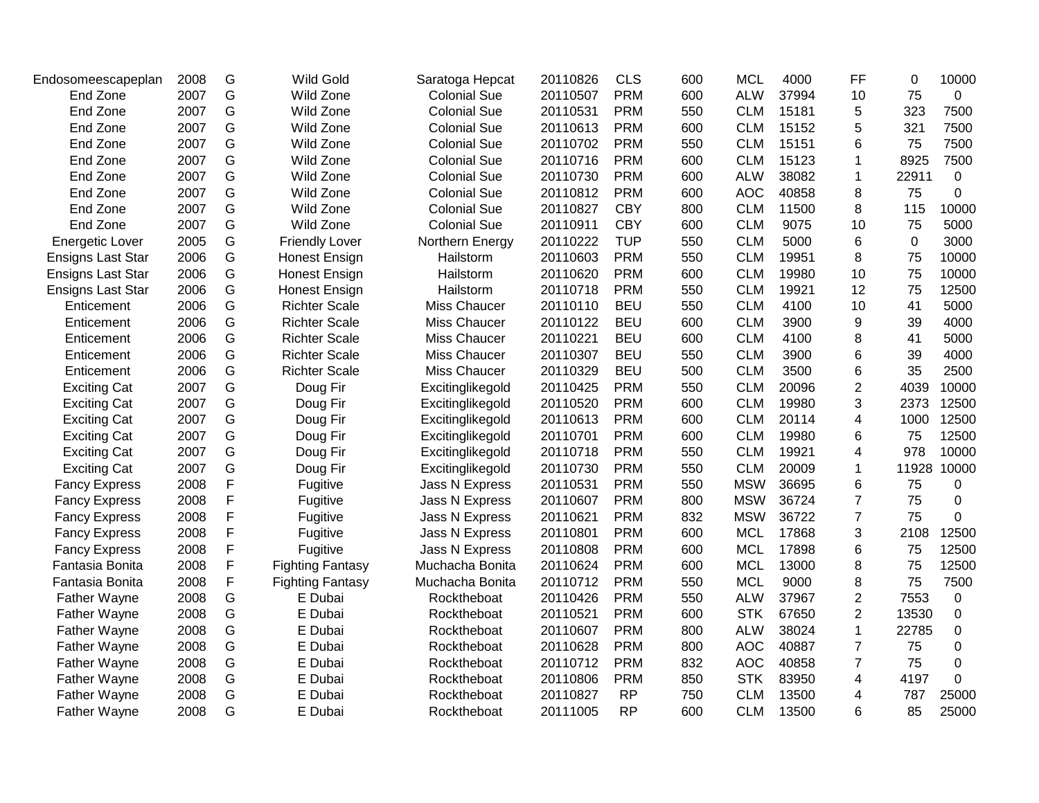| | | | | | | | | | | | | |
|---|---|---|---|---|---|---|---|---|---|---|---|---|
| Endosomeescapeplan | 2008 | G | Wild Gold | Saratoga Hepcat | 20110826 | CLS | 600 | MCL | 4000 | FF | 0 | 10000 |
| End Zone | 2007 | G | Wild Zone | Colonial Sue | 20110507 | PRM | 600 | ALW | 37994 | 10 | 75 | 0 |
| End Zone | 2007 | G | Wild Zone | Colonial Sue | 20110531 | PRM | 550 | CLM | 15181 | 5 | 323 | 7500 |
| End Zone | 2007 | G | Wild Zone | Colonial Sue | 20110613 | PRM | 600 | CLM | 15152 | 5 | 321 | 7500 |
| End Zone | 2007 | G | Wild Zone | Colonial Sue | 20110702 | PRM | 550 | CLM | 15151 | 6 | 75 | 7500 |
| End Zone | 2007 | G | Wild Zone | Colonial Sue | 20110716 | PRM | 600 | CLM | 15123 | 1 | 8925 | 7500 |
| End Zone | 2007 | G | Wild Zone | Colonial Sue | 20110730 | PRM | 600 | ALW | 38082 | 1 | 22911 | 0 |
| End Zone | 2007 | G | Wild Zone | Colonial Sue | 20110812 | PRM | 600 | AOC | 40858 | 8 | 75 | 0 |
| End Zone | 2007 | G | Wild Zone | Colonial Sue | 20110827 | CBY | 800 | CLM | 11500 | 8 | 115 | 10000 |
| End Zone | 2007 | G | Wild Zone | Colonial Sue | 20110911 | CBY | 600 | CLM | 9075 | 10 | 75 | 5000 |
| Energetic Lover | 2005 | G | Friendly Lover | Northern Energy | 20110222 | TUP | 550 | CLM | 5000 | 6 | 0 | 3000 |
| Ensigns Last Star | 2006 | G | Honest Ensign | Hailstorm | 20110603 | PRM | 550 | CLM | 19951 | 8 | 75 | 10000 |
| Ensigns Last Star | 2006 | G | Honest Ensign | Hailstorm | 20110620 | PRM | 600 | CLM | 19980 | 10 | 75 | 10000 |
| Ensigns Last Star | 2006 | G | Honest Ensign | Hailstorm | 20110718 | PRM | 550 | CLM | 19921 | 12 | 75 | 12500 |
| Enticement | 2006 | G | Richter Scale | Miss Chaucer | 20110110 | BEU | 550 | CLM | 4100 | 10 | 41 | 5000 |
| Enticement | 2006 | G | Richter Scale | Miss Chaucer | 20110122 | BEU | 600 | CLM | 3900 | 9 | 39 | 4000 |
| Enticement | 2006 | G | Richter Scale | Miss Chaucer | 20110221 | BEU | 600 | CLM | 4100 | 8 | 41 | 5000 |
| Enticement | 2006 | G | Richter Scale | Miss Chaucer | 20110307 | BEU | 550 | CLM | 3900 | 6 | 39 | 4000 |
| Enticement | 2006 | G | Richter Scale | Miss Chaucer | 20110329 | BEU | 500 | CLM | 3500 | 6 | 35 | 2500 |
| Exciting Cat | 2007 | G | Doug Fir | Excitinglikegold | 20110425 | PRM | 550 | CLM | 20096 | 2 | 4039 | 10000 |
| Exciting Cat | 2007 | G | Doug Fir | Excitinglikegold | 20110520 | PRM | 600 | CLM | 19980 | 3 | 2373 | 12500 |
| Exciting Cat | 2007 | G | Doug Fir | Excitinglikegold | 20110613 | PRM | 600 | CLM | 20114 | 4 | 1000 | 12500 |
| Exciting Cat | 2007 | G | Doug Fir | Excitinglikegold | 20110701 | PRM | 600 | CLM | 19980 | 6 | 75 | 12500 |
| Exciting Cat | 2007 | G | Doug Fir | Excitinglikegold | 20110718 | PRM | 550 | CLM | 19921 | 4 | 978 | 10000 |
| Exciting Cat | 2007 | G | Doug Fir | Excitinglikegold | 20110730 | PRM | 550 | CLM | 20009 | 1 | 11928 | 10000 |
| Fancy Express | 2008 | F | Fugitive | Jass N Express | 20110531 | PRM | 550 | MSW | 36695 | 6 | 75 | 0 |
| Fancy Express | 2008 | F | Fugitive | Jass N Express | 20110607 | PRM | 800 | MSW | 36724 | 7 | 75 | 0 |
| Fancy Express | 2008 | F | Fugitive | Jass N Express | 20110621 | PRM | 832 | MSW | 36722 | 7 | 75 | 0 |
| Fancy Express | 2008 | F | Fugitive | Jass N Express | 20110801 | PRM | 600 | MCL | 17868 | 3 | 2108 | 12500 |
| Fancy Express | 2008 | F | Fugitive | Jass N Express | 20110808 | PRM | 600 | MCL | 17898 | 6 | 75 | 12500 |
| Fantasia Bonita | 2008 | F | Fighting Fantasy | Muchacha Bonita | 20110624 | PRM | 600 | MCL | 13000 | 8 | 75 | 12500 |
| Fantasia Bonita | 2008 | F | Fighting Fantasy | Muchacha Bonita | 20110712 | PRM | 550 | MCL | 9000 | 8 | 75 | 7500 |
| Father Wayne | 2008 | G | E Dubai | Rocktheboat | 20110426 | PRM | 550 | ALW | 37967 | 2 | 7553 | 0 |
| Father Wayne | 2008 | G | E Dubai | Rocktheboat | 20110521 | PRM | 600 | STK | 67650 | 2 | 13530 | 0 |
| Father Wayne | 2008 | G | E Dubai | Rocktheboat | 20110607 | PRM | 800 | ALW | 38024 | 1 | 22785 | 0 |
| Father Wayne | 2008 | G | E Dubai | Rocktheboat | 20110628 | PRM | 800 | AOC | 40887 | 7 | 75 | 0 |
| Father Wayne | 2008 | G | E Dubai | Rocktheboat | 20110712 | PRM | 832 | AOC | 40858 | 7 | 75 | 0 |
| Father Wayne | 2008 | G | E Dubai | Rocktheboat | 20110806 | PRM | 850 | STK | 83950 | 4 | 4197 | 0 |
| Father Wayne | 2008 | G | E Dubai | Rocktheboat | 20110827 | RP | 750 | CLM | 13500 | 4 | 787 | 25000 |
| Father Wayne | 2008 | G | E Dubai | Rocktheboat | 20111005 | RP | 600 | CLM | 13500 | 6 | 85 | 25000 |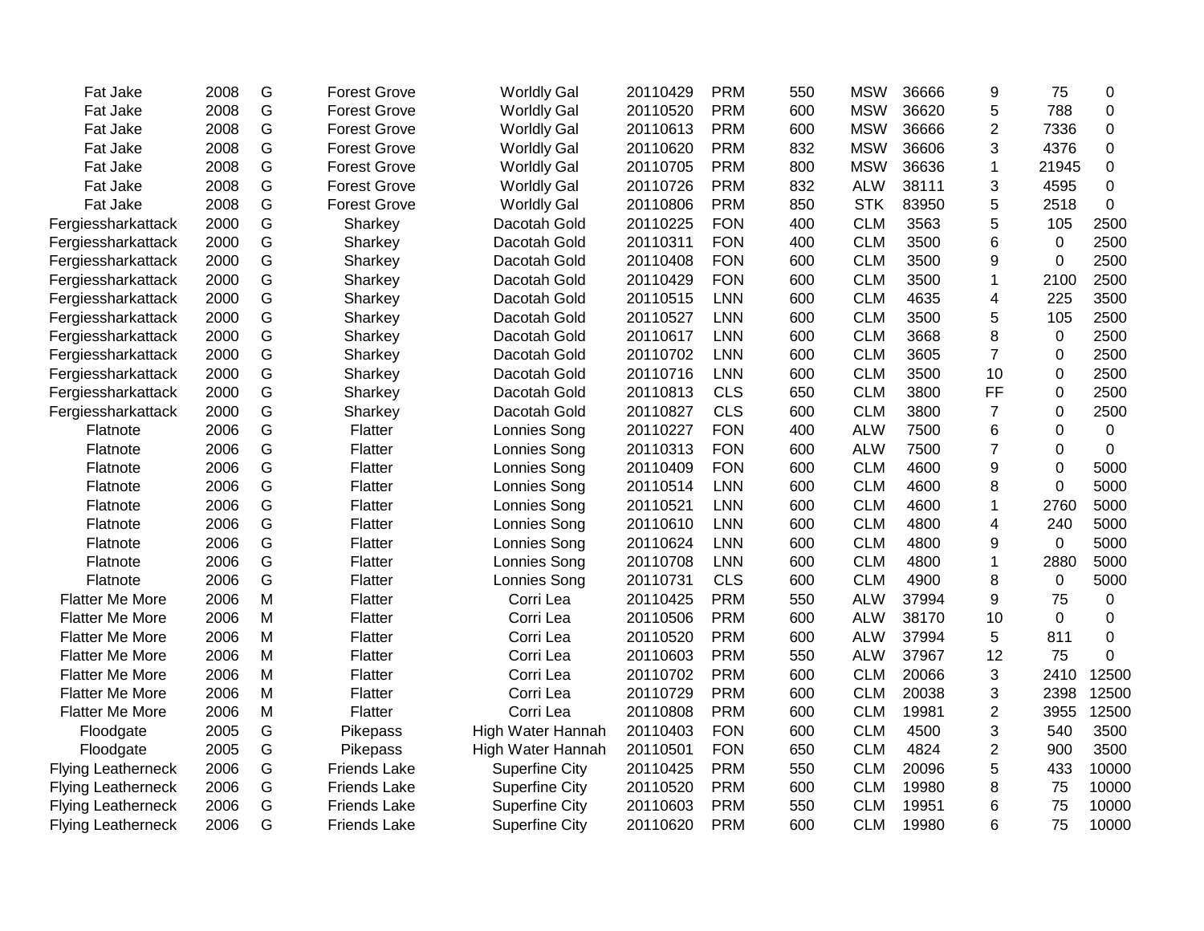| | | | | | | | | | | | | |
|---|---|---|---|---|---|---|---|---|---|---|---|---|
| Fat Jake | 2008 | G | Forest Grove | Worldly Gal | 20110429 | PRM | 550 | MSW | 36666 | 9 | 75 | 0 |
| Fat Jake | 2008 | G | Forest Grove | Worldly Gal | 20110520 | PRM | 600 | MSW | 36620 | 5 | 788 | 0 |
| Fat Jake | 2008 | G | Forest Grove | Worldly Gal | 20110613 | PRM | 600 | MSW | 36666 | 2 | 7336 | 0 |
| Fat Jake | 2008 | G | Forest Grove | Worldly Gal | 20110620 | PRM | 832 | MSW | 36606 | 3 | 4376 | 0 |
| Fat Jake | 2008 | G | Forest Grove | Worldly Gal | 20110705 | PRM | 800 | MSW | 36636 | 1 | 21945 | 0 |
| Fat Jake | 2008 | G | Forest Grove | Worldly Gal | 20110726 | PRM | 832 | ALW | 38111 | 3 | 4595 | 0 |
| Fat Jake | 2008 | G | Forest Grove | Worldly Gal | 20110806 | PRM | 850 | STK | 83950 | 5 | 2518 | 0 |
| Fergiessharkattack | 2000 | G | Sharkey | Dacotah Gold | 20110225 | FON | 400 | CLM | 3563 | 5 | 105 | 2500 |
| Fergiessharkattack | 2000 | G | Sharkey | Dacotah Gold | 20110311 | FON | 400 | CLM | 3500 | 6 | 0 | 2500 |
| Fergiessharkattack | 2000 | G | Sharkey | Dacotah Gold | 20110408 | FON | 600 | CLM | 3500 | 9 | 0 | 2500 |
| Fergiessharkattack | 2000 | G | Sharkey | Dacotah Gold | 20110429 | FON | 600 | CLM | 3500 | 1 | 2100 | 2500 |
| Fergiessharkattack | 2000 | G | Sharkey | Dacotah Gold | 20110515 | LNN | 600 | CLM | 4635 | 4 | 225 | 3500 |
| Fergiessharkattack | 2000 | G | Sharkey | Dacotah Gold | 20110527 | LNN | 600 | CLM | 3500 | 5 | 105 | 2500 |
| Fergiessharkattack | 2000 | G | Sharkey | Dacotah Gold | 20110617 | LNN | 600 | CLM | 3668 | 8 | 0 | 2500 |
| Fergiessharkattack | 2000 | G | Sharkey | Dacotah Gold | 20110702 | LNN | 600 | CLM | 3605 | 7 | 0 | 2500 |
| Fergiessharkattack | 2000 | G | Sharkey | Dacotah Gold | 20110716 | LNN | 600 | CLM | 3500 | 10 | 0 | 2500 |
| Fergiessharkattack | 2000 | G | Sharkey | Dacotah Gold | 20110813 | CLS | 650 | CLM | 3800 | FF | 0 | 2500 |
| Fergiessharkattack | 2000 | G | Sharkey | Dacotah Gold | 20110827 | CLS | 600 | CLM | 3800 | 7 | 0 | 2500 |
| Flatnote | 2006 | G | Flatter | Lonnies Song | 20110227 | FON | 400 | ALW | 7500 | 6 | 0 | 0 |
| Flatnote | 2006 | G | Flatter | Lonnies Song | 20110313 | FON | 600 | ALW | 7500 | 7 | 0 | 0 |
| Flatnote | 2006 | G | Flatter | Lonnies Song | 20110409 | FON | 600 | CLM | 4600 | 9 | 0 | 5000 |
| Flatnote | 2006 | G | Flatter | Lonnies Song | 20110514 | LNN | 600 | CLM | 4600 | 8 | 0 | 5000 |
| Flatnote | 2006 | G | Flatter | Lonnies Song | 20110521 | LNN | 600 | CLM | 4600 | 1 | 2760 | 5000 |
| Flatnote | 2006 | G | Flatter | Lonnies Song | 20110610 | LNN | 600 | CLM | 4800 | 4 | 240 | 5000 |
| Flatnote | 2006 | G | Flatter | Lonnies Song | 20110624 | LNN | 600 | CLM | 4800 | 9 | 0 | 5000 |
| Flatnote | 2006 | G | Flatter | Lonnies Song | 20110708 | LNN | 600 | CLM | 4800 | 1 | 2880 | 5000 |
| Flatnote | 2006 | G | Flatter | Lonnies Song | 20110731 | CLS | 600 | CLM | 4900 | 8 | 0 | 5000 |
| Flatter Me More | 2006 | M | Flatter | Corri Lea | 20110425 | PRM | 550 | ALW | 37994 | 9 | 75 | 0 |
| Flatter Me More | 2006 | M | Flatter | Corri Lea | 20110506 | PRM | 600 | ALW | 38170 | 10 | 0 | 0 |
| Flatter Me More | 2006 | M | Flatter | Corri Lea | 20110520 | PRM | 600 | ALW | 37994 | 5 | 811 | 0 |
| Flatter Me More | 2006 | M | Flatter | Corri Lea | 20110603 | PRM | 550 | ALW | 37967 | 12 | 75 | 0 |
| Flatter Me More | 2006 | M | Flatter | Corri Lea | 20110702 | PRM | 600 | CLM | 20066 | 3 | 2410 | 12500 |
| Flatter Me More | 2006 | M | Flatter | Corri Lea | 20110729 | PRM | 600 | CLM | 20038 | 3 | 2398 | 12500 |
| Flatter Me More | 2006 | M | Flatter | Corri Lea | 20110808 | PRM | 600 | CLM | 19981 | 2 | 3955 | 12500 |
| Floodgate | 2005 | G | Pikepass | High Water Hannah | 20110403 | FON | 600 | CLM | 4500 | 3 | 540 | 3500 |
| Floodgate | 2005 | G | Pikepass | High Water Hannah | 20110501 | FON | 650 | CLM | 4824 | 2 | 900 | 3500 |
| Flying Leatherneck | 2006 | G | Friends Lake | Superfine City | 20110425 | PRM | 550 | CLM | 20096 | 5 | 433 | 10000 |
| Flying Leatherneck | 2006 | G | Friends Lake | Superfine City | 20110520 | PRM | 600 | CLM | 19980 | 8 | 75 | 10000 |
| Flying Leatherneck | 2006 | G | Friends Lake | Superfine City | 20110603 | PRM | 550 | CLM | 19951 | 6 | 75 | 10000 |
| Flying Leatherneck | 2006 | G | Friends Lake | Superfine City | 20110620 | PRM | 600 | CLM | 19980 | 6 | 75 | 10000 |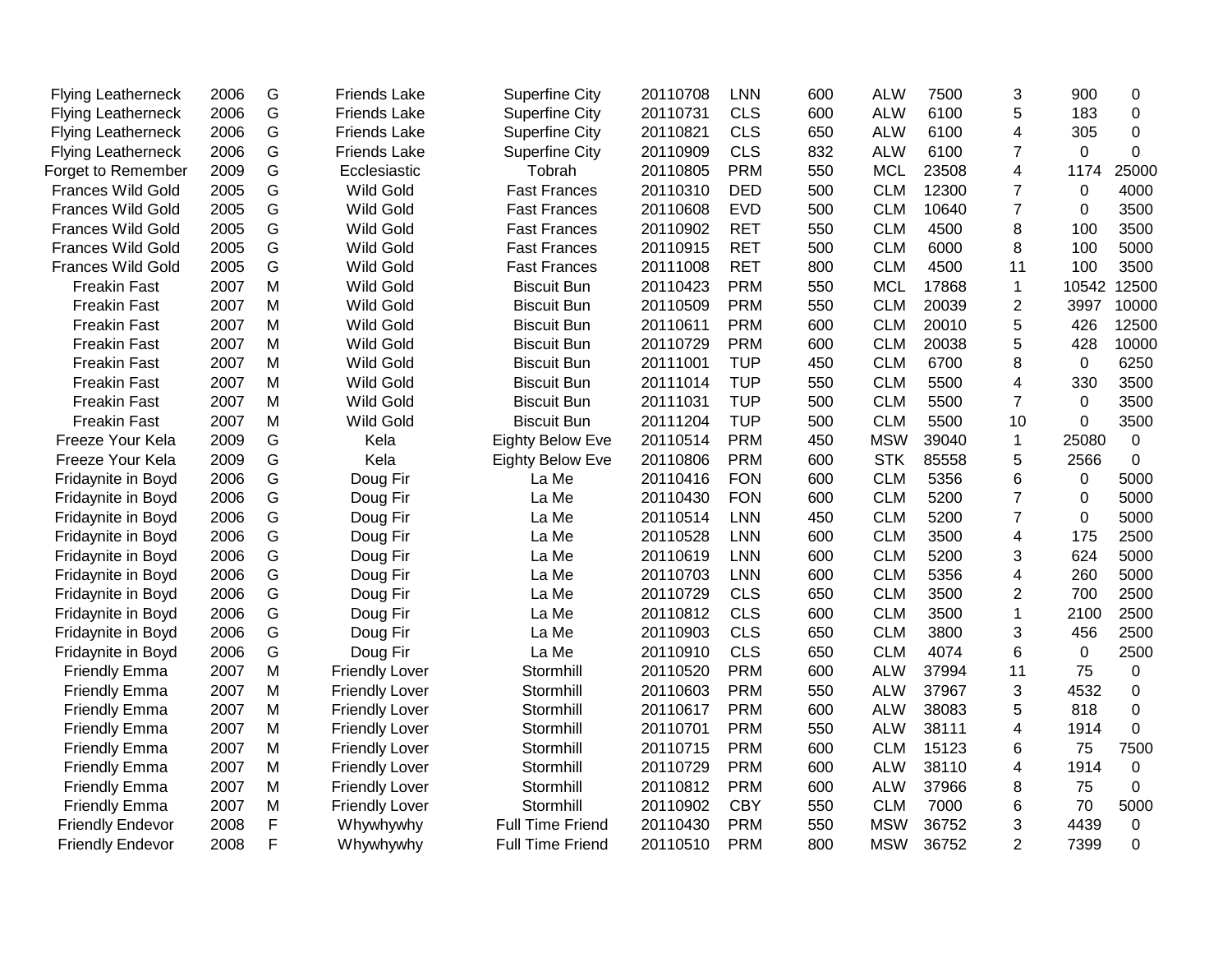| | | | | | | | | | | | | |
|---|---|---|---|---|---|---|---|---|---|---|---|---|
| Flying Leatherneck | 2006 | G | Friends Lake | Superfine City | 20110708 | LNN | 600 | ALW | 7500 | 3 | 900 | 0 |
| Flying Leatherneck | 2006 | G | Friends Lake | Superfine City | 20110731 | CLS | 600 | ALW | 6100 | 5 | 183 | 0 |
| Flying Leatherneck | 2006 | G | Friends Lake | Superfine City | 20110821 | CLS | 650 | ALW | 6100 | 4 | 305 | 0 |
| Flying Leatherneck | 2006 | G | Friends Lake | Superfine City | 20110909 | CLS | 832 | ALW | 6100 | 7 | 0 | 0 |
| Forget to Remember | 2009 | G | Ecclesiastic | Tobrah | 20110805 | PRM | 550 | MCL | 23508 | 4 | 1174 | 25000 |
| Frances Wild Gold | 2005 | G | Wild Gold | Fast Frances | 20110310 | DED | 500 | CLM | 12300 | 7 | 0 | 4000 |
| Frances Wild Gold | 2005 | G | Wild Gold | Fast Frances | 20110608 | EVD | 500 | CLM | 10640 | 7 | 0 | 3500 |
| Frances Wild Gold | 2005 | G | Wild Gold | Fast Frances | 20110902 | RET | 550 | CLM | 4500 | 8 | 100 | 3500 |
| Frances Wild Gold | 2005 | G | Wild Gold | Fast Frances | 20110915 | RET | 500 | CLM | 6000 | 8 | 100 | 5000 |
| Frances Wild Gold | 2005 | G | Wild Gold | Fast Frances | 20111008 | RET | 800 | CLM | 4500 | 11 | 100 | 3500 |
| Freakin Fast | 2007 | M | Wild Gold | Biscuit Bun | 20110423 | PRM | 550 | MCL | 17868 | 1 | 10542 | 12500 |
| Freakin Fast | 2007 | M | Wild Gold | Biscuit Bun | 20110509 | PRM | 550 | CLM | 20039 | 2 | 3997 | 10000 |
| Freakin Fast | 2007 | M | Wild Gold | Biscuit Bun | 20110611 | PRM | 600 | CLM | 20010 | 5 | 426 | 12500 |
| Freakin Fast | 2007 | M | Wild Gold | Biscuit Bun | 20110729 | PRM | 600 | CLM | 20038 | 5 | 428 | 10000 |
| Freakin Fast | 2007 | M | Wild Gold | Biscuit Bun | 20111001 | TUP | 450 | CLM | 6700 | 8 | 0 | 6250 |
| Freakin Fast | 2007 | M | Wild Gold | Biscuit Bun | 20111014 | TUP | 550 | CLM | 5500 | 4 | 330 | 3500 |
| Freakin Fast | 2007 | M | Wild Gold | Biscuit Bun | 20111031 | TUP | 500 | CLM | 5500 | 7 | 0 | 3500 |
| Freakin Fast | 2007 | M | Wild Gold | Biscuit Bun | 20111204 | TUP | 500 | CLM | 5500 | 10 | 0 | 3500 |
| Freeze Your Kela | 2009 | G | Kela | Eighty Below Eve | 20110514 | PRM | 450 | MSW | 39040 | 1 | 25080 | 0 |
| Freeze Your Kela | 2009 | G | Kela | Eighty Below Eve | 20110806 | PRM | 600 | STK | 85558 | 5 | 2566 | 0 |
| Fridaynite in Boyd | 2006 | G | Doug Fir | La Me | 20110416 | FON | 600 | CLM | 5356 | 6 | 0 | 5000 |
| Fridaynite in Boyd | 2006 | G | Doug Fir | La Me | 20110430 | FON | 600 | CLM | 5200 | 7 | 0 | 5000 |
| Fridaynite in Boyd | 2006 | G | Doug Fir | La Me | 20110514 | LNN | 450 | CLM | 5200 | 7 | 0 | 5000 |
| Fridaynite in Boyd | 2006 | G | Doug Fir | La Me | 20110528 | LNN | 600 | CLM | 3500 | 4 | 175 | 2500 |
| Fridaynite in Boyd | 2006 | G | Doug Fir | La Me | 20110619 | LNN | 600 | CLM | 5200 | 3 | 624 | 5000 |
| Fridaynite in Boyd | 2006 | G | Doug Fir | La Me | 20110703 | LNN | 600 | CLM | 5356 | 4 | 260 | 5000 |
| Fridaynite in Boyd | 2006 | G | Doug Fir | La Me | 20110729 | CLS | 650 | CLM | 3500 | 2 | 700 | 2500 |
| Fridaynite in Boyd | 2006 | G | Doug Fir | La Me | 20110812 | CLS | 600 | CLM | 3500 | 1 | 2100 | 2500 |
| Fridaynite in Boyd | 2006 | G | Doug Fir | La Me | 20110903 | CLS | 650 | CLM | 3800 | 3 | 456 | 2500 |
| Fridaynite in Boyd | 2006 | G | Doug Fir | La Me | 20110910 | CLS | 650 | CLM | 4074 | 6 | 0 | 2500 |
| Friendly Emma | 2007 | M | Friendly Lover | Stormhill | 20110520 | PRM | 600 | ALW | 37994 | 11 | 75 | 0 |
| Friendly Emma | 2007 | M | Friendly Lover | Stormhill | 20110603 | PRM | 550 | ALW | 37967 | 3 | 4532 | 0 |
| Friendly Emma | 2007 | M | Friendly Lover | Stormhill | 20110617 | PRM | 600 | ALW | 38083 | 5 | 818 | 0 |
| Friendly Emma | 2007 | M | Friendly Lover | Stormhill | 20110701 | PRM | 550 | ALW | 38111 | 4 | 1914 | 0 |
| Friendly Emma | 2007 | M | Friendly Lover | Stormhill | 20110715 | PRM | 600 | CLM | 15123 | 6 | 75 | 7500 |
| Friendly Emma | 2007 | M | Friendly Lover | Stormhill | 20110729 | PRM | 600 | ALW | 38110 | 4 | 1914 | 0 |
| Friendly Emma | 2007 | M | Friendly Lover | Stormhill | 20110812 | PRM | 600 | ALW | 37966 | 8 | 75 | 0 |
| Friendly Emma | 2007 | M | Friendly Lover | Stormhill | 20110902 | CBY | 550 | CLM | 7000 | 6 | 70 | 5000 |
| Friendly Endevor | 2008 | F | Whywhywhy | Full Time Friend | 20110430 | PRM | 550 | MSW | 36752 | 3 | 4439 | 0 |
| Friendly Endevor | 2008 | F | Whywhywhy | Full Time Friend | 20110510 | PRM | 800 | MSW | 36752 | 2 | 7399 | 0 |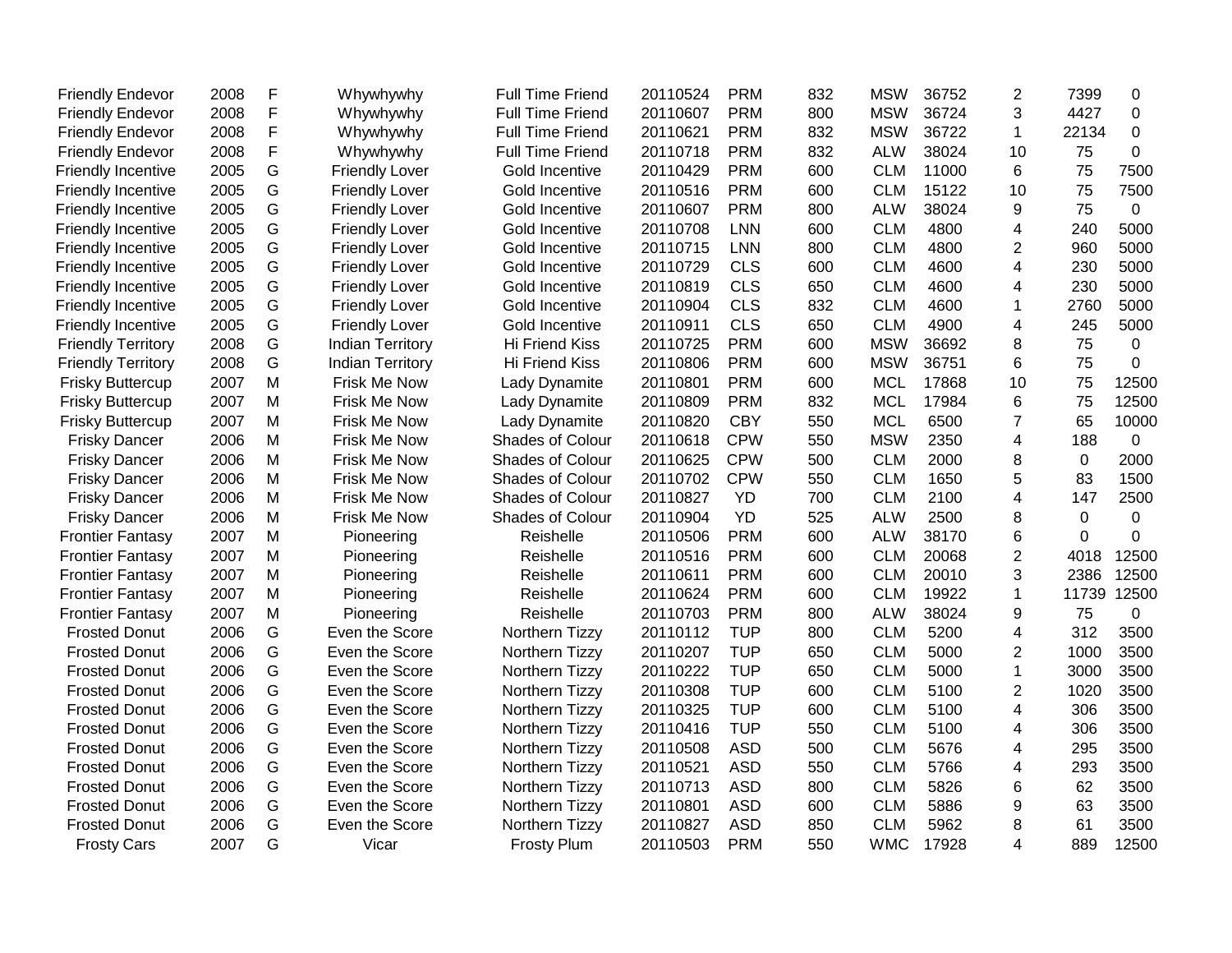| | | | | | | | | | | | | |
|---|---|---|---|---|---|---|---|---|---|---|---|---|
| Friendly Endevor | 2008 | F | Whywhywhy | Full Time Friend | 20110524 | PRM | 832 | MSW | 36752 | 2 | 7399 | 0 |
| Friendly Endevor | 2008 | F | Whywhywhy | Full Time Friend | 20110607 | PRM | 800 | MSW | 36724 | 3 | 4427 | 0 |
| Friendly Endevor | 2008 | F | Whywhywhy | Full Time Friend | 20110621 | PRM | 832 | MSW | 36722 | 1 | 22134 | 0 |
| Friendly Endevor | 2008 | F | Whywhywhy | Full Time Friend | 20110718 | PRM | 832 | ALW | 38024 | 10 | 75 | 0 |
| Friendly Incentive | 2005 | G | Friendly Lover | Gold Incentive | 20110429 | PRM | 600 | CLM | 11000 | 6 | 75 | 7500 |
| Friendly Incentive | 2005 | G | Friendly Lover | Gold Incentive | 20110516 | PRM | 600 | CLM | 15122 | 10 | 75 | 7500 |
| Friendly Incentive | 2005 | G | Friendly Lover | Gold Incentive | 20110607 | PRM | 800 | ALW | 38024 | 9 | 75 | 0 |
| Friendly Incentive | 2005 | G | Friendly Lover | Gold Incentive | 20110708 | LNN | 600 | CLM | 4800 | 4 | 240 | 5000 |
| Friendly Incentive | 2005 | G | Friendly Lover | Gold Incentive | 20110715 | LNN | 800 | CLM | 4800 | 2 | 960 | 5000 |
| Friendly Incentive | 2005 | G | Friendly Lover | Gold Incentive | 20110729 | CLS | 600 | CLM | 4600 | 4 | 230 | 5000 |
| Friendly Incentive | 2005 | G | Friendly Lover | Gold Incentive | 20110819 | CLS | 650 | CLM | 4600 | 4 | 230 | 5000 |
| Friendly Incentive | 2005 | G | Friendly Lover | Gold Incentive | 20110904 | CLS | 832 | CLM | 4600 | 1 | 2760 | 5000 |
| Friendly Incentive | 2005 | G | Friendly Lover | Gold Incentive | 20110911 | CLS | 650 | CLM | 4900 | 4 | 245 | 5000 |
| Friendly Territory | 2008 | G | Indian Territory | Hi Friend Kiss | 20110725 | PRM | 600 | MSW | 36692 | 8 | 75 | 0 |
| Friendly Territory | 2008 | G | Indian Territory | Hi Friend Kiss | 20110806 | PRM | 600 | MSW | 36751 | 6 | 75 | 0 |
| Frisky Buttercup | 2007 | M | Frisk Me Now | Lady Dynamite | 20110801 | PRM | 600 | MCL | 17868 | 10 | 75 | 12500 |
| Frisky Buttercup | 2007 | M | Frisk Me Now | Lady Dynamite | 20110809 | PRM | 832 | MCL | 17984 | 6 | 75 | 12500 |
| Frisky Buttercup | 2007 | M | Frisk Me Now | Lady Dynamite | 20110820 | CBY | 550 | MCL | 6500 | 7 | 65 | 10000 |
| Frisky Dancer | 2006 | M | Frisk Me Now | Shades of Colour | 20110618 | CPW | 550 | MSW | 2350 | 4 | 188 | 0 |
| Frisky Dancer | 2006 | M | Frisk Me Now | Shades of Colour | 20110625 | CPW | 500 | CLM | 2000 | 8 | 0 | 2000 |
| Frisky Dancer | 2006 | M | Frisk Me Now | Shades of Colour | 20110702 | CPW | 550 | CLM | 1650 | 5 | 83 | 1500 |
| Frisky Dancer | 2006 | M | Frisk Me Now | Shades of Colour | 20110827 | YD | 700 | CLM | 2100 | 4 | 147 | 2500 |
| Frisky Dancer | 2006 | M | Frisk Me Now | Shades of Colour | 20110904 | YD | 525 | ALW | 2500 | 8 | 0 | 0 |
| Frontier Fantasy | 2007 | M | Pioneering | Reishelle | 20110506 | PRM | 600 | ALW | 38170 | 6 | 0 | 0 |
| Frontier Fantasy | 2007 | M | Pioneering | Reishelle | 20110516 | PRM | 600 | CLM | 20068 | 2 | 4018 | 12500 |
| Frontier Fantasy | 2007 | M | Pioneering | Reishelle | 20110611 | PRM | 600 | CLM | 20010 | 3 | 2386 | 12500 |
| Frontier Fantasy | 2007 | M | Pioneering | Reishelle | 20110624 | PRM | 600 | CLM | 19922 | 1 | 11739 | 12500 |
| Frontier Fantasy | 2007 | M | Pioneering | Reishelle | 20110703 | PRM | 800 | ALW | 38024 | 9 | 75 | 0 |
| Frosted Donut | 2006 | G | Even the Score | Northern Tizzy | 20110112 | TUP | 800 | CLM | 5200 | 4 | 312 | 3500 |
| Frosted Donut | 2006 | G | Even the Score | Northern Tizzy | 20110207 | TUP | 650 | CLM | 5000 | 2 | 1000 | 3500 |
| Frosted Donut | 2006 | G | Even the Score | Northern Tizzy | 20110222 | TUP | 650 | CLM | 5000 | 1 | 3000 | 3500 |
| Frosted Donut | 2006 | G | Even the Score | Northern Tizzy | 20110308 | TUP | 600 | CLM | 5100 | 2 | 1020 | 3500 |
| Frosted Donut | 2006 | G | Even the Score | Northern Tizzy | 20110325 | TUP | 600 | CLM | 5100 | 4 | 306 | 3500 |
| Frosted Donut | 2006 | G | Even the Score | Northern Tizzy | 20110416 | TUP | 550 | CLM | 5100 | 4 | 306 | 3500 |
| Frosted Donut | 2006 | G | Even the Score | Northern Tizzy | 20110508 | ASD | 500 | CLM | 5676 | 4 | 295 | 3500 |
| Frosted Donut | 2006 | G | Even the Score | Northern Tizzy | 20110521 | ASD | 550 | CLM | 5766 | 4 | 293 | 3500 |
| Frosted Donut | 2006 | G | Even the Score | Northern Tizzy | 20110713 | ASD | 800 | CLM | 5826 | 6 | 62 | 3500 |
| Frosted Donut | 2006 | G | Even the Score | Northern Tizzy | 20110801 | ASD | 600 | CLM | 5886 | 9 | 63 | 3500 |
| Frosted Donut | 2006 | G | Even the Score | Northern Tizzy | 20110827 | ASD | 850 | CLM | 5962 | 8 | 61 | 3500 |
| Frosty Cars | 2007 | G | Vicar | Frosty Plum | 20110503 | PRM | 550 | WMC | 17928 | 4 | 889 | 12500 |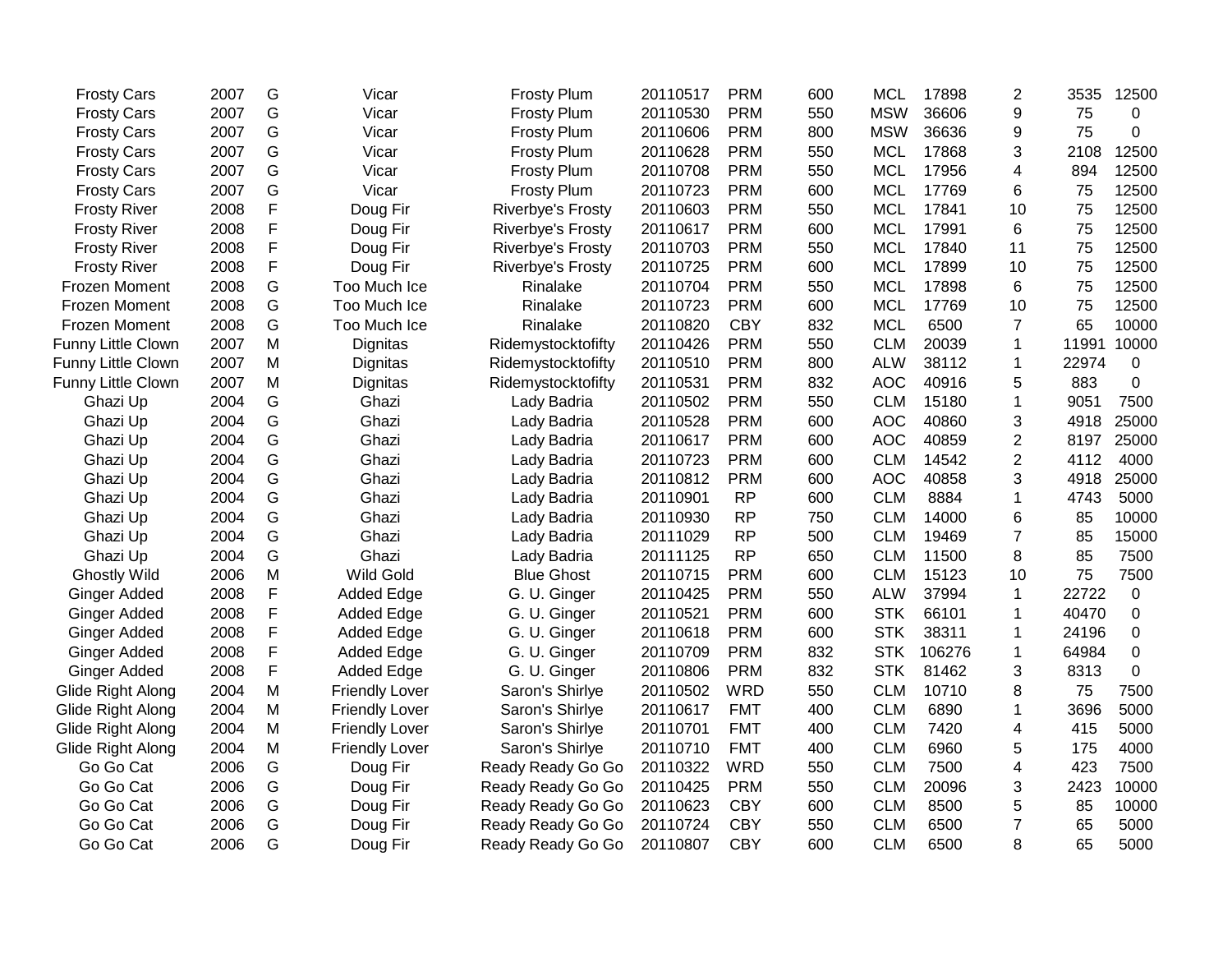| | | | | | | | | | | | | |
|---|---|---|---|---|---|---|---|---|---|---|---|---|
| Frosty Cars | 2007 | G | Vicar | Frosty Plum | 20110517 | PRM | 600 | MCL | 17898 | 2 | 3535 | 12500 |
| Frosty Cars | 2007 | G | Vicar | Frosty Plum | 20110530 | PRM | 550 | MSW | 36606 | 9 | 75 | 0 |
| Frosty Cars | 2007 | G | Vicar | Frosty Plum | 20110606 | PRM | 800 | MSW | 36636 | 9 | 75 | 0 |
| Frosty Cars | 2007 | G | Vicar | Frosty Plum | 20110628 | PRM | 550 | MCL | 17868 | 3 | 2108 | 12500 |
| Frosty Cars | 2007 | G | Vicar | Frosty Plum | 20110708 | PRM | 550 | MCL | 17956 | 4 | 894 | 12500 |
| Frosty Cars | 2007 | G | Vicar | Frosty Plum | 20110723 | PRM | 600 | MCL | 17769 | 6 | 75 | 12500 |
| Frosty River | 2008 | F | Doug Fir | Riverbye's Frosty | 20110603 | PRM | 550 | MCL | 17841 | 10 | 75 | 12500 |
| Frosty River | 2008 | F | Doug Fir | Riverbye's Frosty | 20110617 | PRM | 600 | MCL | 17991 | 6 | 75 | 12500 |
| Frosty River | 2008 | F | Doug Fir | Riverbye's Frosty | 20110703 | PRM | 550 | MCL | 17840 | 11 | 75 | 12500 |
| Frosty River | 2008 | F | Doug Fir | Riverbye's Frosty | 20110725 | PRM | 600 | MCL | 17899 | 10 | 75 | 12500 |
| Frozen Moment | 2008 | G | Too Much Ice | Rinalake | 20110704 | PRM | 550 | MCL | 17898 | 6 | 75 | 12500 |
| Frozen Moment | 2008 | G | Too Much Ice | Rinalake | 20110723 | PRM | 600 | MCL | 17769 | 10 | 75 | 12500 |
| Frozen Moment | 2008 | G | Too Much Ice | Rinalake | 20110820 | CBY | 832 | MCL | 6500 | 7 | 65 | 10000 |
| Funny Little Clown | 2007 | M | Dignitas | Ridemystocktofifty | 20110426 | PRM | 550 | CLM | 20039 | 1 | 11991 | 10000 |
| Funny Little Clown | 2007 | M | Dignitas | Ridemystocktofifty | 20110510 | PRM | 800 | ALW | 38112 | 1 | 22974 | 0 |
| Funny Little Clown | 2007 | M | Dignitas | Ridemystocktofifty | 20110531 | PRM | 832 | AOC | 40916 | 5 | 883 | 0 |
| Ghazi Up | 2004 | G | Ghazi | Lady Badria | 20110502 | PRM | 550 | CLM | 15180 | 1 | 9051 | 7500 |
| Ghazi Up | 2004 | G | Ghazi | Lady Badria | 20110528 | PRM | 600 | AOC | 40860 | 3 | 4918 | 25000 |
| Ghazi Up | 2004 | G | Ghazi | Lady Badria | 20110617 | PRM | 600 | AOC | 40859 | 2 | 8197 | 25000 |
| Ghazi Up | 2004 | G | Ghazi | Lady Badria | 20110723 | PRM | 600 | CLM | 14542 | 2 | 4112 | 4000 |
| Ghazi Up | 2004 | G | Ghazi | Lady Badria | 20110812 | PRM | 600 | AOC | 40858 | 3 | 4918 | 25000 |
| Ghazi Up | 2004 | G | Ghazi | Lady Badria | 20110901 | RP | 600 | CLM | 8884 | 1 | 4743 | 5000 |
| Ghazi Up | 2004 | G | Ghazi | Lady Badria | 20110930 | RP | 750 | CLM | 14000 | 6 | 85 | 10000 |
| Ghazi Up | 2004 | G | Ghazi | Lady Badria | 20111029 | RP | 500 | CLM | 19469 | 7 | 85 | 15000 |
| Ghazi Up | 2004 | G | Ghazi | Lady Badria | 20111125 | RP | 650 | CLM | 11500 | 8 | 85 | 7500 |
| Ghostly Wild | 2006 | M | Wild Gold | Blue Ghost | 20110715 | PRM | 600 | CLM | 15123 | 10 | 75 | 7500 |
| Ginger Added | 2008 | F | Added Edge | G. U. Ginger | 20110425 | PRM | 550 | ALW | 37994 | 1 | 22722 | 0 |
| Ginger Added | 2008 | F | Added Edge | G. U. Ginger | 20110521 | PRM | 600 | STK | 66101 | 1 | 40470 | 0 |
| Ginger Added | 2008 | F | Added Edge | G. U. Ginger | 20110618 | PRM | 600 | STK | 38311 | 1 | 24196 | 0 |
| Ginger Added | 2008 | F | Added Edge | G. U. Ginger | 20110709 | PRM | 832 | STK | 106276 | 1 | 64984 | 0 |
| Ginger Added | 2008 | F | Added Edge | G. U. Ginger | 20110806 | PRM | 832 | STK | 81462 | 3 | 8313 | 0 |
| Glide Right Along | 2004 | M | Friendly Lover | Saron's Shirlye | 20110502 | WRD | 550 | CLM | 10710 | 8 | 75 | 7500 |
| Glide Right Along | 2004 | M | Friendly Lover | Saron's Shirlye | 20110617 | FMT | 400 | CLM | 6890 | 1 | 3696 | 5000 |
| Glide Right Along | 2004 | M | Friendly Lover | Saron's Shirlye | 20110701 | FMT | 400 | CLM | 7420 | 4 | 415 | 5000 |
| Glide Right Along | 2004 | M | Friendly Lover | Saron's Shirlye | 20110710 | FMT | 400 | CLM | 6960 | 5 | 175 | 4000 |
| Go Go Cat | 2006 | G | Doug Fir | Ready Ready Go Go | 20110322 | WRD | 550 | CLM | 7500 | 4 | 423 | 7500 |
| Go Go Cat | 2006 | G | Doug Fir | Ready Ready Go Go | 20110425 | PRM | 550 | CLM | 20096 | 3 | 2423 | 10000 |
| Go Go Cat | 2006 | G | Doug Fir | Ready Ready Go Go | 20110623 | CBY | 600 | CLM | 8500 | 5 | 85 | 10000 |
| Go Go Cat | 2006 | G | Doug Fir | Ready Ready Go Go | 20110724 | CBY | 550 | CLM | 6500 | 7 | 65 | 5000 |
| Go Go Cat | 2006 | G | Doug Fir | Ready Ready Go Go | 20110807 | CBY | 600 | CLM | 6500 | 8 | 65 | 5000 |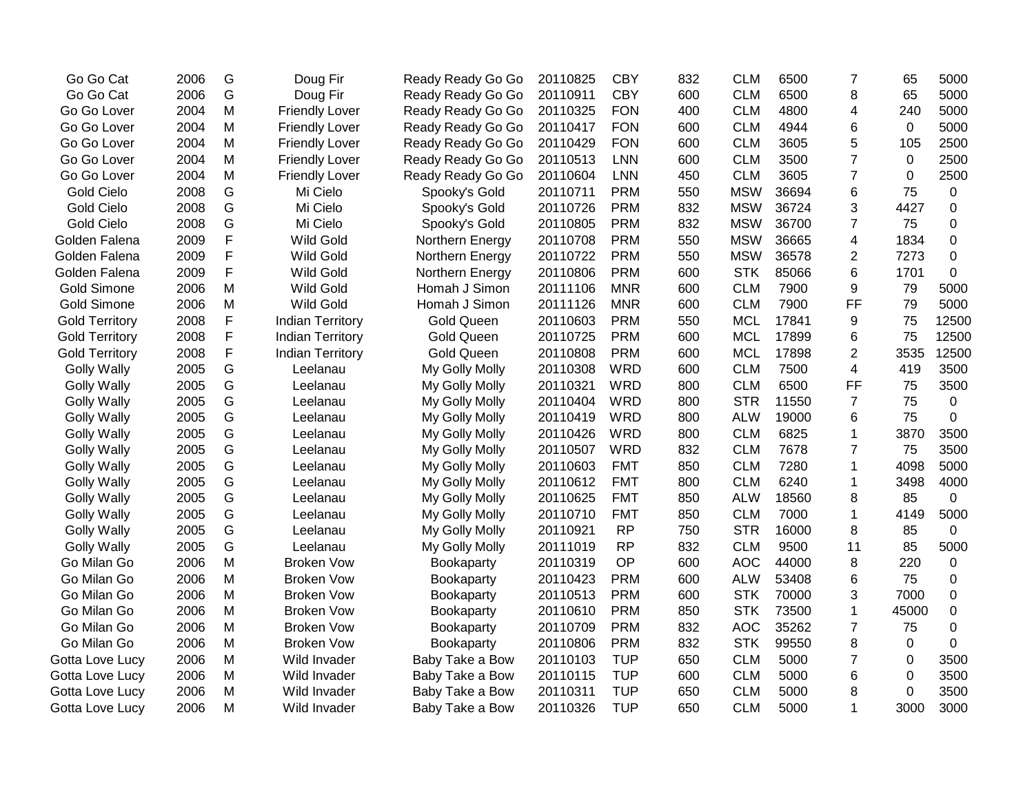| | | | | | | | | | | | | |
|---|---|---|---|---|---|---|---|---|---|---|---|---|
| Go Go Cat | 2006 | G | Doug Fir | Ready Ready Go Go | 20110825 | CBY | 832 | CLM | 6500 | 7 | 65 | 5000 |
| Go Go Cat | 2006 | G | Doug Fir | Ready Ready Go Go | 20110911 | CBY | 600 | CLM | 6500 | 8 | 65 | 5000 |
| Go Go Lover | 2004 | M | Friendly Lover | Ready Ready Go Go | 20110325 | FON | 400 | CLM | 4800 | 4 | 240 | 5000 |
| Go Go Lover | 2004 | M | Friendly Lover | Ready Ready Go Go | 20110417 | FON | 600 | CLM | 4944 | 6 | 0 | 5000 |
| Go Go Lover | 2004 | M | Friendly Lover | Ready Ready Go Go | 20110429 | FON | 600 | CLM | 3605 | 5 | 105 | 2500 |
| Go Go Lover | 2004 | M | Friendly Lover | Ready Ready Go Go | 20110513 | LNN | 600 | CLM | 3500 | 7 | 0 | 2500 |
| Go Go Lover | 2004 | M | Friendly Lover | Ready Ready Go Go | 20110604 | LNN | 450 | CLM | 3605 | 7 | 0 | 2500 |
| Gold Cielo | 2008 | G | Mi Cielo | Spooky's Gold | 20110711 | PRM | 550 | MSW | 36694 | 6 | 75 | 0 |
| Gold Cielo | 2008 | G | Mi Cielo | Spooky's Gold | 20110726 | PRM | 832 | MSW | 36724 | 3 | 4427 | 0 |
| Gold Cielo | 2008 | G | Mi Cielo | Spooky's Gold | 20110805 | PRM | 832 | MSW | 36700 | 7 | 75 | 0 |
| Golden Falena | 2009 | F | Wild Gold | Northern Energy | 20110708 | PRM | 550 | MSW | 36665 | 4 | 1834 | 0 |
| Golden Falena | 2009 | F | Wild Gold | Northern Energy | 20110722 | PRM | 550 | MSW | 36578 | 2 | 7273 | 0 |
| Golden Falena | 2009 | F | Wild Gold | Northern Energy | 20110806 | PRM | 600 | STK | 85066 | 6 | 1701 | 0 |
| Gold Simone | 2006 | M | Wild Gold | Homah J Simon | 20111106 | MNR | 600 | CLM | 7900 | 9 | 79 | 5000 |
| Gold Simone | 2006 | M | Wild Gold | Homah J Simon | 20111126 | MNR | 600 | CLM | 7900 | FF | 79 | 5000 |
| Gold Territory | 2008 | F | Indian Territory | Gold Queen | 20110603 | PRM | 550 | MCL | 17841 | 9 | 75 | 12500 |
| Gold Territory | 2008 | F | Indian Territory | Gold Queen | 20110725 | PRM | 600 | MCL | 17899 | 6 | 75 | 12500 |
| Gold Territory | 2008 | F | Indian Territory | Gold Queen | 20110808 | PRM | 600 | MCL | 17898 | 2 | 3535 | 12500 |
| Golly Wally | 2005 | G | Leelanau | My Golly Molly | 20110308 | WRD | 600 | CLM | 7500 | 4 | 419 | 3500 |
| Golly Wally | 2005 | G | Leelanau | My Golly Molly | 20110321 | WRD | 800 | CLM | 6500 | FF | 75 | 3500 |
| Golly Wally | 2005 | G | Leelanau | My Golly Molly | 20110404 | WRD | 800 | STR | 11550 | 7 | 75 | 0 |
| Golly Wally | 2005 | G | Leelanau | My Golly Molly | 20110419 | WRD | 800 | ALW | 19000 | 6 | 75 | 0 |
| Golly Wally | 2005 | G | Leelanau | My Golly Molly | 20110426 | WRD | 800 | CLM | 6825 | 1 | 3870 | 3500 |
| Golly Wally | 2005 | G | Leelanau | My Golly Molly | 20110507 | WRD | 832 | CLM | 7678 | 7 | 75 | 3500 |
| Golly Wally | 2005 | G | Leelanau | My Golly Molly | 20110603 | FMT | 850 | CLM | 7280 | 1 | 4098 | 5000 |
| Golly Wally | 2005 | G | Leelanau | My Golly Molly | 20110612 | FMT | 800 | CLM | 6240 | 1 | 3498 | 4000 |
| Golly Wally | 2005 | G | Leelanau | My Golly Molly | 20110625 | FMT | 850 | ALW | 18560 | 8 | 85 | 0 |
| Golly Wally | 2005 | G | Leelanau | My Golly Molly | 20110710 | FMT | 850 | CLM | 7000 | 1 | 4149 | 5000 |
| Golly Wally | 2005 | G | Leelanau | My Golly Molly | 20110921 | RP | 750 | STR | 16000 | 8 | 85 | 0 |
| Golly Wally | 2005 | G | Leelanau | My Golly Molly | 20111019 | RP | 832 | CLM | 9500 | 11 | 85 | 5000 |
| Go Milan Go | 2006 | M | Broken Vow | Bookaparty | 20110319 | OP | 600 | AOC | 44000 | 8 | 220 | 0 |
| Go Milan Go | 2006 | M | Broken Vow | Bookaparty | 20110423 | PRM | 600 | ALW | 53408 | 6 | 75 | 0 |
| Go Milan Go | 2006 | M | Broken Vow | Bookaparty | 20110513 | PRM | 600 | STK | 70000 | 3 | 7000 | 0 |
| Go Milan Go | 2006 | M | Broken Vow | Bookaparty | 20110610 | PRM | 850 | STK | 73500 | 1 | 45000 | 0 |
| Go Milan Go | 2006 | M | Broken Vow | Bookaparty | 20110709 | PRM | 832 | AOC | 35262 | 7 | 75 | 0 |
| Go Milan Go | 2006 | M | Broken Vow | Bookaparty | 20110806 | PRM | 832 | STK | 99550 | 8 | 0 | 0 |
| Gotta Love Lucy | 2006 | M | Wild Invader | Baby Take a Bow | 20110103 | TUP | 650 | CLM | 5000 | 7 | 0 | 3500 |
| Gotta Love Lucy | 2006 | M | Wild Invader | Baby Take a Bow | 20110115 | TUP | 600 | CLM | 5000 | 6 | 0 | 3500 |
| Gotta Love Lucy | 2006 | M | Wild Invader | Baby Take a Bow | 20110311 | TUP | 650 | CLM | 5000 | 8 | 0 | 3500 |
| Gotta Love Lucy | 2006 | M | Wild Invader | Baby Take a Bow | 20110326 | TUP | 650 | CLM | 5000 | 1 | 3000 | 3000 |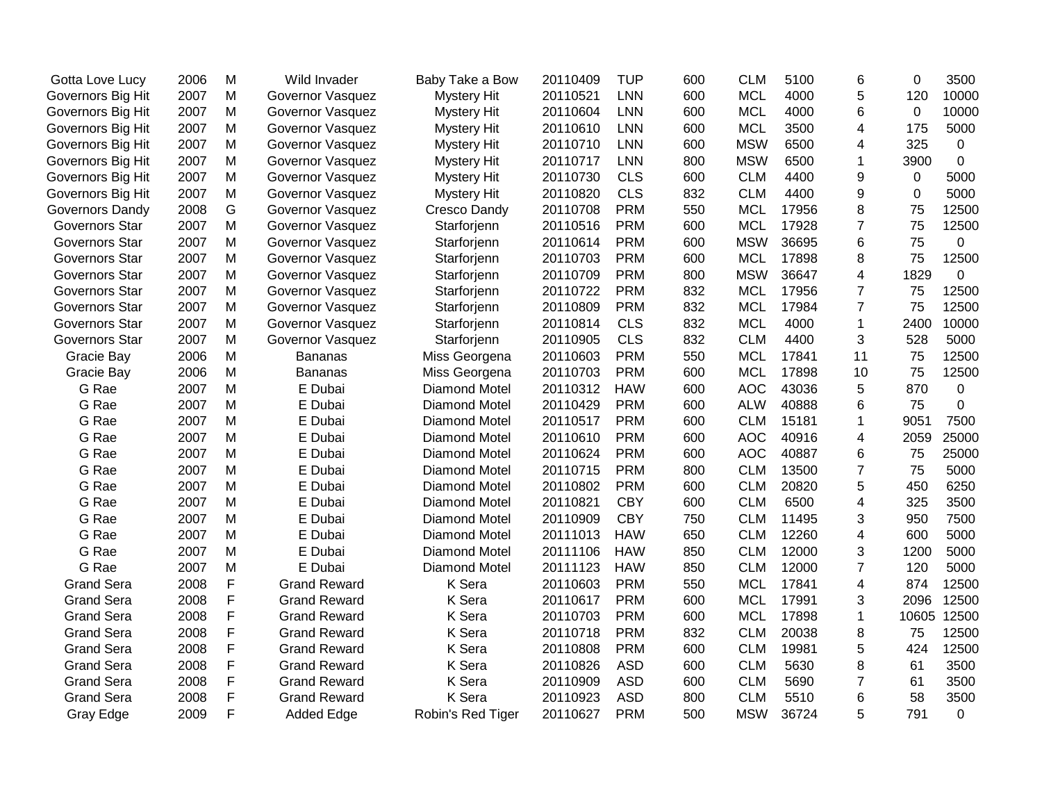| | | | | | | | | | | | | |
|---|---|---|---|---|---|---|---|---|---|---|---|---|
| Gotta Love Lucy | 2006 | M | Wild Invader | Baby Take a Bow | 20110409 | TUP | 600 | CLM | 5100 | 6 | 0 | 3500 |
| Governors Big Hit | 2007 | M | Governor Vasquez | Mystery Hit | 20110521 | LNN | 600 | MCL | 4000 | 5 | 120 | 10000 |
| Governors Big Hit | 2007 | M | Governor Vasquez | Mystery Hit | 20110604 | LNN | 600 | MCL | 4000 | 6 | 0 | 10000 |
| Governors Big Hit | 2007 | M | Governor Vasquez | Mystery Hit | 20110610 | LNN | 600 | MCL | 3500 | 4 | 175 | 5000 |
| Governors Big Hit | 2007 | M | Governor Vasquez | Mystery Hit | 20110710 | LNN | 600 | MSW | 6500 | 4 | 325 | 0 |
| Governors Big Hit | 2007 | M | Governor Vasquez | Mystery Hit | 20110717 | LNN | 800 | MSW | 6500 | 1 | 3900 | 0 |
| Governors Big Hit | 2007 | M | Governor Vasquez | Mystery Hit | 20110730 | CLS | 600 | CLM | 4400 | 9 | 0 | 5000 |
| Governors Big Hit | 2007 | M | Governor Vasquez | Mystery Hit | 20110820 | CLS | 832 | CLM | 4400 | 9 | 0 | 5000 |
| Governors Dandy | 2008 | G | Governor Vasquez | Cresco Dandy | 20110708 | PRM | 550 | MCL | 17956 | 8 | 75 | 12500 |
| Governors Star | 2007 | M | Governor Vasquez | Starforjenn | 20110516 | PRM | 600 | MCL | 17928 | 7 | 75 | 12500 |
| Governors Star | 2007 | M | Governor Vasquez | Starforjenn | 20110614 | PRM | 600 | MSW | 36695 | 6 | 75 | 0 |
| Governors Star | 2007 | M | Governor Vasquez | Starforjenn | 20110703 | PRM | 600 | MCL | 17898 | 8 | 75 | 12500 |
| Governors Star | 2007 | M | Governor Vasquez | Starforjenn | 20110709 | PRM | 800 | MSW | 36647 | 4 | 1829 | 0 |
| Governors Star | 2007 | M | Governor Vasquez | Starforjenn | 20110722 | PRM | 832 | MCL | 17956 | 7 | 75 | 12500 |
| Governors Star | 2007 | M | Governor Vasquez | Starforjenn | 20110809 | PRM | 832 | MCL | 17984 | 7 | 75 | 12500 |
| Governors Star | 2007 | M | Governor Vasquez | Starforjenn | 20110814 | CLS | 832 | MCL | 4000 | 1 | 2400 | 10000 |
| Governors Star | 2007 | M | Governor Vasquez | Starforjenn | 20110905 | CLS | 832 | CLM | 4400 | 3 | 528 | 5000 |
| Gracie Bay | 2006 | M | Bananas | Miss Georgena | 20110603 | PRM | 550 | MCL | 17841 | 11 | 75 | 12500 |
| Gracie Bay | 2006 | M | Bananas | Miss Georgena | 20110703 | PRM | 600 | MCL | 17898 | 10 | 75 | 12500 |
| G Rae | 2007 | M | E Dubai | Diamond Motel | 20110312 | HAW | 600 | AOC | 43036 | 5 | 870 | 0 |
| G Rae | 2007 | M | E Dubai | Diamond Motel | 20110429 | PRM | 600 | ALW | 40888 | 6 | 75 | 0 |
| G Rae | 2007 | M | E Dubai | Diamond Motel | 20110517 | PRM | 600 | CLM | 15181 | 1 | 9051 | 7500 |
| G Rae | 2007 | M | E Dubai | Diamond Motel | 20110610 | PRM | 600 | AOC | 40916 | 4 | 2059 | 25000 |
| G Rae | 2007 | M | E Dubai | Diamond Motel | 20110624 | PRM | 600 | AOC | 40887 | 6 | 75 | 25000 |
| G Rae | 2007 | M | E Dubai | Diamond Motel | 20110715 | PRM | 800 | CLM | 13500 | 7 | 75 | 5000 |
| G Rae | 2007 | M | E Dubai | Diamond Motel | 20110802 | PRM | 600 | CLM | 20820 | 5 | 450 | 6250 |
| G Rae | 2007 | M | E Dubai | Diamond Motel | 20110821 | CBY | 600 | CLM | 6500 | 4 | 325 | 3500 |
| G Rae | 2007 | M | E Dubai | Diamond Motel | 20110909 | CBY | 750 | CLM | 11495 | 3 | 950 | 7500 |
| G Rae | 2007 | M | E Dubai | Diamond Motel | 20111013 | HAW | 650 | CLM | 12260 | 4 | 600 | 5000 |
| G Rae | 2007 | M | E Dubai | Diamond Motel | 20111106 | HAW | 850 | CLM | 12000 | 3 | 1200 | 5000 |
| G Rae | 2007 | M | E Dubai | Diamond Motel | 20111123 | HAW | 850 | CLM | 12000 | 7 | 120 | 5000 |
| Grand Sera | 2008 | F | Grand Reward | K Sera | 20110603 | PRM | 550 | MCL | 17841 | 4 | 874 | 12500 |
| Grand Sera | 2008 | F | Grand Reward | K Sera | 20110617 | PRM | 600 | MCL | 17991 | 3 | 2096 | 12500 |
| Grand Sera | 2008 | F | Grand Reward | K Sera | 20110703 | PRM | 600 | MCL | 17898 | 1 | 10605 | 12500 |
| Grand Sera | 2008 | F | Grand Reward | K Sera | 20110718 | PRM | 832 | CLM | 20038 | 8 | 75 | 12500 |
| Grand Sera | 2008 | F | Grand Reward | K Sera | 20110808 | PRM | 600 | CLM | 19981 | 5 | 424 | 12500 |
| Grand Sera | 2008 | F | Grand Reward | K Sera | 20110826 | ASD | 600 | CLM | 5630 | 8 | 61 | 3500 |
| Grand Sera | 2008 | F | Grand Reward | K Sera | 20110909 | ASD | 600 | CLM | 5690 | 7 | 61 | 3500 |
| Grand Sera | 2008 | F | Grand Reward | K Sera | 20110923 | ASD | 800 | CLM | 5510 | 6 | 58 | 3500 |
| Gray Edge | 2009 | F | Added Edge | Robin's Red Tiger | 20110627 | PRM | 500 | MSW | 36724 | 5 | 791 | 0 |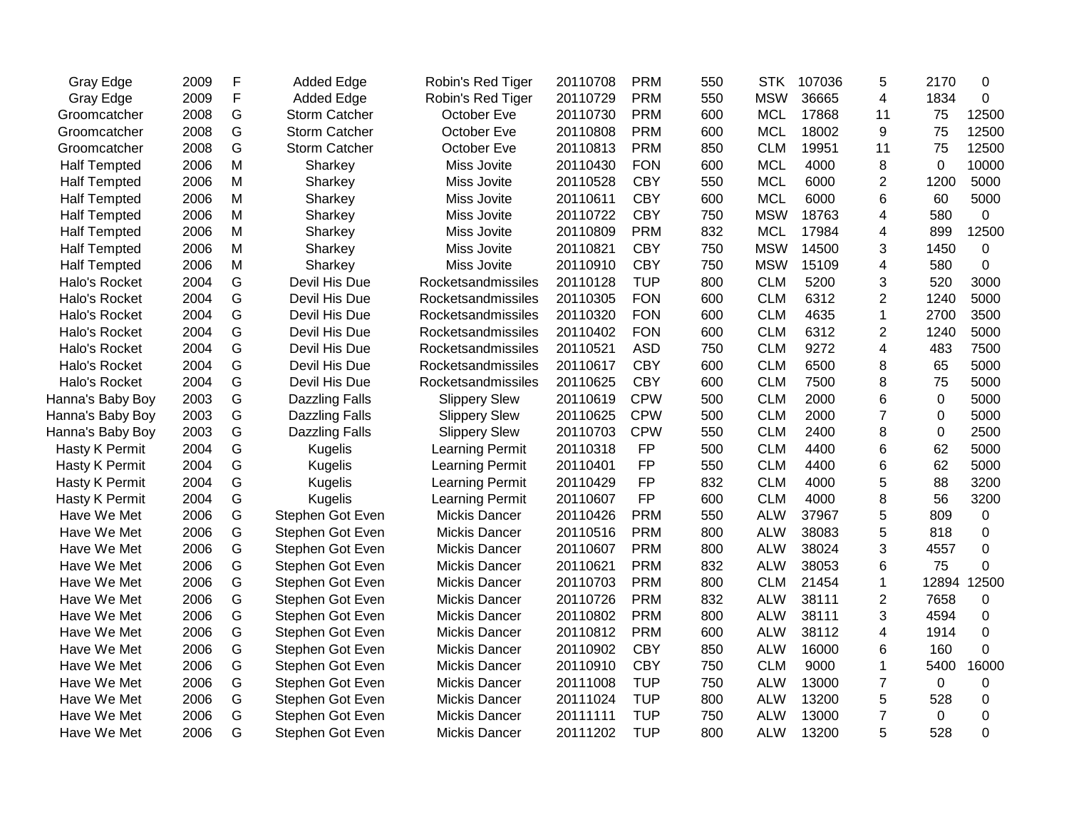| | | | | | | | | | | | | |
|---|---|---|---|---|---|---|---|---|---|---|---|---|
| Gray Edge | 2009 | F | Added Edge | Robin's Red Tiger | 20110708 | PRM | 550 | STK | 107036 | 5 | 2170 | 0 |
| Gray Edge | 2009 | F | Added Edge | Robin's Red Tiger | 20110729 | PRM | 550 | MSW | 36665 | 4 | 1834 | 0 |
| Groomcatcher | 2008 | G | Storm Catcher | October Eve | 20110730 | PRM | 600 | MCL | 17868 | 11 | 75 | 12500 |
| Groomcatcher | 2008 | G | Storm Catcher | October Eve | 20110808 | PRM | 600 | MCL | 18002 | 9 | 75 | 12500 |
| Groomcatcher | 2008 | G | Storm Catcher | October Eve | 20110813 | PRM | 850 | CLM | 19951 | 11 | 75 | 12500 |
| Half Tempted | 2006 | M | Sharkey | Miss Jovite | 20110430 | FON | 600 | MCL | 4000 | 8 | 0 | 10000 |
| Half Tempted | 2006 | M | Sharkey | Miss Jovite | 20110528 | CBY | 550 | MCL | 6000 | 2 | 1200 | 5000 |
| Half Tempted | 2006 | M | Sharkey | Miss Jovite | 20110611 | CBY | 600 | MCL | 6000 | 6 | 60 | 5000 |
| Half Tempted | 2006 | M | Sharkey | Miss Jovite | 20110722 | CBY | 750 | MSW | 18763 | 4 | 580 | 0 |
| Half Tempted | 2006 | M | Sharkey | Miss Jovite | 20110809 | PRM | 832 | MCL | 17984 | 4 | 899 | 12500 |
| Half Tempted | 2006 | M | Sharkey | Miss Jovite | 20110821 | CBY | 750 | MSW | 14500 | 3 | 1450 | 0 |
| Half Tempted | 2006 | M | Sharkey | Miss Jovite | 20110910 | CBY | 750 | MSW | 15109 | 4 | 580 | 0 |
| Halo's Rocket | 2004 | G | Devil His Due | Rocketsandmissiles | 20110128 | TUP | 800 | CLM | 5200 | 3 | 520 | 3000 |
| Halo's Rocket | 2004 | G | Devil His Due | Rocketsandmissiles | 20110305 | FON | 600 | CLM | 6312 | 2 | 1240 | 5000 |
| Halo's Rocket | 2004 | G | Devil His Due | Rocketsandmissiles | 20110320 | FON | 600 | CLM | 4635 | 1 | 2700 | 3500 |
| Halo's Rocket | 2004 | G | Devil His Due | Rocketsandmissiles | 20110402 | FON | 600 | CLM | 6312 | 2 | 1240 | 5000 |
| Halo's Rocket | 2004 | G | Devil His Due | Rocketsandmissiles | 20110521 | ASD | 750 | CLM | 9272 | 4 | 483 | 7500 |
| Halo's Rocket | 2004 | G | Devil His Due | Rocketsandmissiles | 20110617 | CBY | 600 | CLM | 6500 | 8 | 65 | 5000 |
| Halo's Rocket | 2004 | G | Devil His Due | Rocketsandmissiles | 20110625 | CBY | 600 | CLM | 7500 | 8 | 75 | 5000 |
| Hanna's Baby Boy | 2003 | G | Dazzling Falls | Slippery Slew | 20110619 | CPW | 500 | CLM | 2000 | 6 | 0 | 5000 |
| Hanna's Baby Boy | 2003 | G | Dazzling Falls | Slippery Slew | 20110625 | CPW | 500 | CLM | 2000 | 7 | 0 | 5000 |
| Hanna's Baby Boy | 2003 | G | Dazzling Falls | Slippery Slew | 20110703 | CPW | 550 | CLM | 2400 | 8 | 0 | 2500 |
| Hasty K Permit | 2004 | G | Kugelis | Learning Permit | 20110318 | FP | 500 | CLM | 4400 | 6 | 62 | 5000 |
| Hasty K Permit | 2004 | G | Kugelis | Learning Permit | 20110401 | FP | 550 | CLM | 4400 | 6 | 62 | 5000 |
| Hasty K Permit | 2004 | G | Kugelis | Learning Permit | 20110429 | FP | 832 | CLM | 4000 | 5 | 88 | 3200 |
| Hasty K Permit | 2004 | G | Kugelis | Learning Permit | 20110607 | FP | 600 | CLM | 4000 | 8 | 56 | 3200 |
| Have We Met | 2006 | G | Stephen Got Even | Mickis Dancer | 20110426 | PRM | 550 | ALW | 37967 | 5 | 809 | 0 |
| Have We Met | 2006 | G | Stephen Got Even | Mickis Dancer | 20110516 | PRM | 800 | ALW | 38083 | 5 | 818 | 0 |
| Have We Met | 2006 | G | Stephen Got Even | Mickis Dancer | 20110607 | PRM | 800 | ALW | 38024 | 3 | 4557 | 0 |
| Have We Met | 2006 | G | Stephen Got Even | Mickis Dancer | 20110621 | PRM | 832 | ALW | 38053 | 6 | 75 | 0 |
| Have We Met | 2006 | G | Stephen Got Even | Mickis Dancer | 20110703 | PRM | 800 | CLM | 21454 | 1 | 12894 | 12500 |
| Have We Met | 2006 | G | Stephen Got Even | Mickis Dancer | 20110726 | PRM | 832 | ALW | 38111 | 2 | 7658 | 0 |
| Have We Met | 2006 | G | Stephen Got Even | Mickis Dancer | 20110802 | PRM | 800 | ALW | 38111 | 3 | 4594 | 0 |
| Have We Met | 2006 | G | Stephen Got Even | Mickis Dancer | 20110812 | PRM | 600 | ALW | 38112 | 4 | 1914 | 0 |
| Have We Met | 2006 | G | Stephen Got Even | Mickis Dancer | 20110902 | CBY | 850 | ALW | 16000 | 6 | 160 | 0 |
| Have We Met | 2006 | G | Stephen Got Even | Mickis Dancer | 20110910 | CBY | 750 | CLM | 9000 | 1 | 5400 | 16000 |
| Have We Met | 2006 | G | Stephen Got Even | Mickis Dancer | 20111008 | TUP | 750 | ALW | 13000 | 7 | 0 | 0 |
| Have We Met | 2006 | G | Stephen Got Even | Mickis Dancer | 20111024 | TUP | 800 | ALW | 13200 | 5 | 528 | 0 |
| Have We Met | 2006 | G | Stephen Got Even | Mickis Dancer | 20111111 | TUP | 750 | ALW | 13000 | 7 | 0 | 0 |
| Have We Met | 2006 | G | Stephen Got Even | Mickis Dancer | 20111202 | TUP | 800 | ALW | 13200 | 5 | 528 | 0 |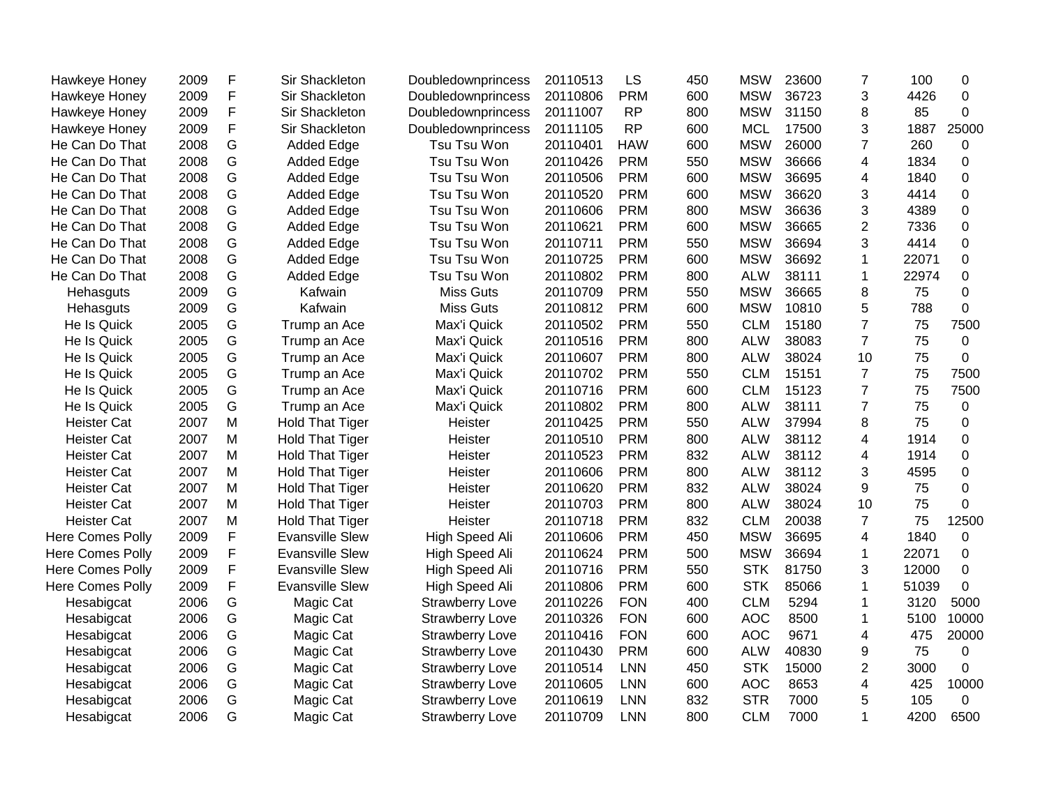| | | | | | | | | | | | | |
|---|---|---|---|---|---|---|---|---|---|---|---|---|
| Hawkeye Honey | 2009 | F | Sir Shackleton | Doubledownprincess | 20110513 | LS | 450 | MSW | 23600 | 7 | 100 | 0 |
| Hawkeye Honey | 2009 | F | Sir Shackleton | Doubledownprincess | 20110806 | PRM | 600 | MSW | 36723 | 3 | 4426 | 0 |
| Hawkeye Honey | 2009 | F | Sir Shackleton | Doubledownprincess | 20111007 | RP | 800 | MSW | 31150 | 8 | 85 | 0 |
| Hawkeye Honey | 2009 | F | Sir Shackleton | Doubledownprincess | 20111105 | RP | 600 | MCL | 17500 | 3 | 1887 | 25000 |
| He Can Do That | 2008 | G | Added Edge | Tsu Tsu Won | 20110401 | HAW | 600 | MSW | 26000 | 7 | 260 | 0 |
| He Can Do That | 2008 | G | Added Edge | Tsu Tsu Won | 20110426 | PRM | 550 | MSW | 36666 | 4 | 1834 | 0 |
| He Can Do That | 2008 | G | Added Edge | Tsu Tsu Won | 20110506 | PRM | 600 | MSW | 36695 | 4 | 1840 | 0 |
| He Can Do That | 2008 | G | Added Edge | Tsu Tsu Won | 20110520 | PRM | 600 | MSW | 36620 | 3 | 4414 | 0 |
| He Can Do That | 2008 | G | Added Edge | Tsu Tsu Won | 20110606 | PRM | 800 | MSW | 36636 | 3 | 4389 | 0 |
| He Can Do That | 2008 | G | Added Edge | Tsu Tsu Won | 20110621 | PRM | 600 | MSW | 36665 | 2 | 7336 | 0 |
| He Can Do That | 2008 | G | Added Edge | Tsu Tsu Won | 20110711 | PRM | 550 | MSW | 36694 | 3 | 4414 | 0 |
| He Can Do That | 2008 | G | Added Edge | Tsu Tsu Won | 20110725 | PRM | 600 | MSW | 36692 | 1 | 22071 | 0 |
| He Can Do That | 2008 | G | Added Edge | Tsu Tsu Won | 20110802 | PRM | 800 | ALW | 38111 | 1 | 22974 | 0 |
| Hehasguts | 2009 | G | Kafwain | Miss Guts | 20110709 | PRM | 550 | MSW | 36665 | 8 | 75 | 0 |
| Hehasguts | 2009 | G | Kafwain | Miss Guts | 20110812 | PRM | 600 | MSW | 10810 | 5 | 788 | 0 |
| He Is Quick | 2005 | G | Trump an Ace | Max'i Quick | 20110502 | PRM | 550 | CLM | 15180 | 7 | 75 | 7500 |
| He Is Quick | 2005 | G | Trump an Ace | Max'i Quick | 20110516 | PRM | 800 | ALW | 38083 | 7 | 75 | 0 |
| He Is Quick | 2005 | G | Trump an Ace | Max'i Quick | 20110607 | PRM | 800 | ALW | 38024 | 10 | 75 | 0 |
| He Is Quick | 2005 | G | Trump an Ace | Max'i Quick | 20110702 | PRM | 550 | CLM | 15151 | 7 | 75 | 7500 |
| He Is Quick | 2005 | G | Trump an Ace | Max'i Quick | 20110716 | PRM | 600 | CLM | 15123 | 7 | 75 | 7500 |
| He Is Quick | 2005 | G | Trump an Ace | Max'i Quick | 20110802 | PRM | 800 | ALW | 38111 | 7 | 75 | 0 |
| Heister Cat | 2007 | M | Hold That Tiger | Heister | 20110425 | PRM | 550 | ALW | 37994 | 8 | 75 | 0 |
| Heister Cat | 2007 | M | Hold That Tiger | Heister | 20110510 | PRM | 800 | ALW | 38112 | 4 | 1914 | 0 |
| Heister Cat | 2007 | M | Hold That Tiger | Heister | 20110523 | PRM | 832 | ALW | 38112 | 4 | 1914 | 0 |
| Heister Cat | 2007 | M | Hold That Tiger | Heister | 20110606 | PRM | 800 | ALW | 38112 | 3 | 4595 | 0 |
| Heister Cat | 2007 | M | Hold That Tiger | Heister | 20110620 | PRM | 832 | ALW | 38024 | 9 | 75 | 0 |
| Heister Cat | 2007 | M | Hold That Tiger | Heister | 20110703 | PRM | 800 | ALW | 38024 | 10 | 75 | 0 |
| Heister Cat | 2007 | M | Hold That Tiger | Heister | 20110718 | PRM | 832 | CLM | 20038 | 7 | 75 | 12500 |
| Here Comes Polly | 2009 | F | Evansville Slew | High Speed Ali | 20110606 | PRM | 450 | MSW | 36695 | 4 | 1840 | 0 |
| Here Comes Polly | 2009 | F | Evansville Slew | High Speed Ali | 20110624 | PRM | 500 | MSW | 36694 | 1 | 22071 | 0 |
| Here Comes Polly | 2009 | F | Evansville Slew | High Speed Ali | 20110716 | PRM | 550 | STK | 81750 | 3 | 12000 | 0 |
| Here Comes Polly | 2009 | F | Evansville Slew | High Speed Ali | 20110806 | PRM | 600 | STK | 85066 | 1 | 51039 | 0 |
| Hesabigcat | 2006 | G | Magic Cat | Strawberry Love | 20110226 | FON | 400 | CLM | 5294 | 1 | 3120 | 5000 |
| Hesabigcat | 2006 | G | Magic Cat | Strawberry Love | 20110326 | FON | 600 | AOC | 8500 | 1 | 5100 | 10000 |
| Hesabigcat | 2006 | G | Magic Cat | Strawberry Love | 20110416 | FON | 600 | AOC | 9671 | 4 | 475 | 20000 |
| Hesabigcat | 2006 | G | Magic Cat | Strawberry Love | 20110430 | PRM | 600 | ALW | 40830 | 9 | 75 | 0 |
| Hesabigcat | 2006 | G | Magic Cat | Strawberry Love | 20110514 | LNN | 450 | STK | 15000 | 2 | 3000 | 0 |
| Hesabigcat | 2006 | G | Magic Cat | Strawberry Love | 20110605 | LNN | 600 | AOC | 8653 | 4 | 425 | 10000 |
| Hesabigcat | 2006 | G | Magic Cat | Strawberry Love | 20110619 | LNN | 832 | STR | 7000 | 5 | 105 | 0 |
| Hesabigcat | 2006 | G | Magic Cat | Strawberry Love | 20110709 | LNN | 800 | CLM | 7000 | 1 | 4200 | 6500 |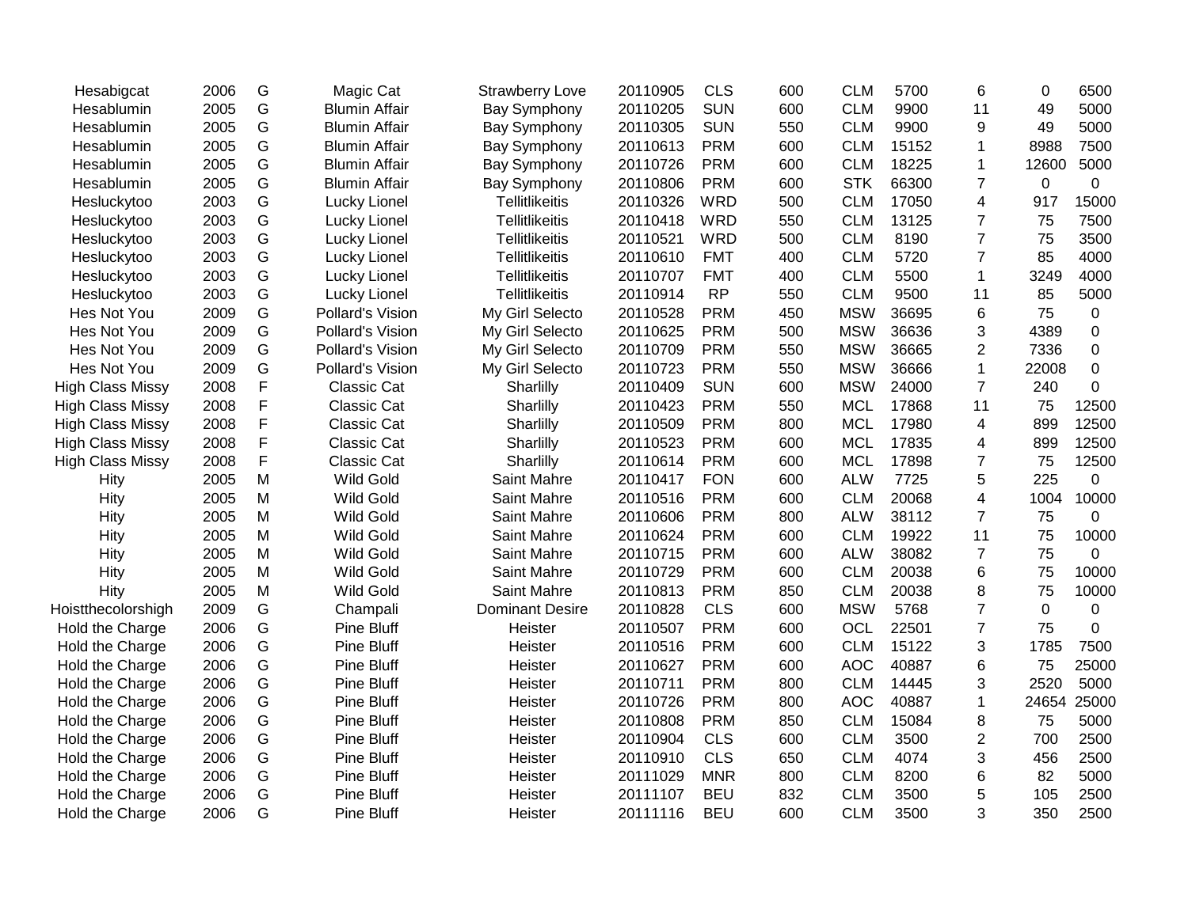| | | | | | | | | | | | | |
|---|---|---|---|---|---|---|---|---|---|---|---|---|
| Hesabigcat | 2006 | G | Magic Cat | Strawberry Love | 20110905 | CLS | 600 | CLM | 5700 | 6 | 0 | 6500 |
| Hesablumin | 2005 | G | Blumin Affair | Bay Symphony | 20110205 | SUN | 600 | CLM | 9900 | 11 | 49 | 5000 |
| Hesablumin | 2005 | G | Blumin Affair | Bay Symphony | 20110305 | SUN | 550 | CLM | 9900 | 9 | 49 | 5000 |
| Hesablumin | 2005 | G | Blumin Affair | Bay Symphony | 20110613 | PRM | 600 | CLM | 15152 | 1 | 8988 | 7500 |
| Hesablumin | 2005 | G | Blumin Affair | Bay Symphony | 20110726 | PRM | 600 | CLM | 18225 | 1 | 12600 | 5000 |
| Hesablumin | 2005 | G | Blumin Affair | Bay Symphony | 20110806 | PRM | 600 | STK | 66300 | 7 | 0 | 0 |
| Hesluckytoo | 2003 | G | Lucky Lionel | Tellitlikeitis | 20110326 | WRD | 500 | CLM | 17050 | 4 | 917 | 15000 |
| Hesluckytoo | 2003 | G | Lucky Lionel | Tellitlikeitis | 20110418 | WRD | 550 | CLM | 13125 | 7 | 75 | 7500 |
| Hesluckytoo | 2003 | G | Lucky Lionel | Tellitlikeitis | 20110521 | WRD | 500 | CLM | 8190 | 7 | 75 | 3500 |
| Hesluckytoo | 2003 | G | Lucky Lionel | Tellitlikeitis | 20110610 | FMT | 400 | CLM | 5720 | 7 | 85 | 4000 |
| Hesluckytoo | 2003 | G | Lucky Lionel | Tellitlikeitis | 20110707 | FMT | 400 | CLM | 5500 | 1 | 3249 | 4000 |
| Hesluckytoo | 2003 | G | Lucky Lionel | Tellitlikeitis | 20110914 | RP | 550 | CLM | 9500 | 11 | 85 | 5000 |
| Hes Not You | 2009 | G | Pollard's Vision | My Girl Selecto | 20110528 | PRM | 450 | MSW | 36695 | 6 | 75 | 0 |
| Hes Not You | 2009 | G | Pollard's Vision | My Girl Selecto | 20110625 | PRM | 500 | MSW | 36636 | 3 | 4389 | 0 |
| Hes Not You | 2009 | G | Pollard's Vision | My Girl Selecto | 20110709 | PRM | 550 | MSW | 36665 | 2 | 7336 | 0 |
| Hes Not You | 2009 | G | Pollard's Vision | My Girl Selecto | 20110723 | PRM | 550 | MSW | 36666 | 1 | 22008 | 0 |
| High Class Missy | 2008 | F | Classic Cat | Sharlilly | 20110409 | SUN | 600 | MSW | 24000 | 7 | 240 | 0 |
| High Class Missy | 2008 | F | Classic Cat | Sharlilly | 20110423 | PRM | 550 | MCL | 17868 | 11 | 75 | 12500 |
| High Class Missy | 2008 | F | Classic Cat | Sharlilly | 20110509 | PRM | 800 | MCL | 17980 | 4 | 899 | 12500 |
| High Class Missy | 2008 | F | Classic Cat | Sharlilly | 20110523 | PRM | 600 | MCL | 17835 | 4 | 899 | 12500 |
| High Class Missy | 2008 | F | Classic Cat | Sharlilly | 20110614 | PRM | 600 | MCL | 17898 | 7 | 75 | 12500 |
| Hity | 2005 | M | Wild Gold | Saint Mahre | 20110417 | FON | 600 | ALW | 7725 | 5 | 225 | 0 |
| Hity | 2005 | M | Wild Gold | Saint Mahre | 20110516 | PRM | 600 | CLM | 20068 | 4 | 1004 | 10000 |
| Hity | 2005 | M | Wild Gold | Saint Mahre | 20110606 | PRM | 800 | ALW | 38112 | 7 | 75 | 0 |
| Hity | 2005 | M | Wild Gold | Saint Mahre | 20110624 | PRM | 600 | CLM | 19922 | 11 | 75 | 10000 |
| Hity | 2005 | M | Wild Gold | Saint Mahre | 20110715 | PRM | 600 | ALW | 38082 | 7 | 75 | 0 |
| Hity | 2005 | M | Wild Gold | Saint Mahre | 20110729 | PRM | 600 | CLM | 20038 | 6 | 75 | 10000 |
| Hity | 2005 | M | Wild Gold | Saint Mahre | 20110813 | PRM | 850 | CLM | 20038 | 8 | 75 | 10000 |
| Hoistthecolorshigh | 2009 | G | Champali | Dominant Desire | 20110828 | CLS | 600 | MSW | 5768 | 7 | 0 | 0 |
| Hold the Charge | 2006 | G | Pine Bluff | Heister | 20110507 | PRM | 600 | OCL | 22501 | 7 | 75 | 0 |
| Hold the Charge | 2006 | G | Pine Bluff | Heister | 20110516 | PRM | 600 | CLM | 15122 | 3 | 1785 | 7500 |
| Hold the Charge | 2006 | G | Pine Bluff | Heister | 20110627 | PRM | 600 | AOC | 40887 | 6 | 75 | 25000 |
| Hold the Charge | 2006 | G | Pine Bluff | Heister | 20110711 | PRM | 800 | CLM | 14445 | 3 | 2520 | 5000 |
| Hold the Charge | 2006 | G | Pine Bluff | Heister | 20110726 | PRM | 800 | AOC | 40887 | 1 | 24654 | 25000 |
| Hold the Charge | 2006 | G | Pine Bluff | Heister | 20110808 | PRM | 850 | CLM | 15084 | 8 | 75 | 5000 |
| Hold the Charge | 2006 | G | Pine Bluff | Heister | 20110904 | CLS | 600 | CLM | 3500 | 2 | 700 | 2500 |
| Hold the Charge | 2006 | G | Pine Bluff | Heister | 20110910 | CLS | 650 | CLM | 4074 | 3 | 456 | 2500 |
| Hold the Charge | 2006 | G | Pine Bluff | Heister | 20111029 | MNR | 800 | CLM | 8200 | 6 | 82 | 5000 |
| Hold the Charge | 2006 | G | Pine Bluff | Heister | 20111107 | BEU | 832 | CLM | 3500 | 5 | 105 | 2500 |
| Hold the Charge | 2006 | G | Pine Bluff | Heister | 20111116 | BEU | 600 | CLM | 3500 | 3 | 350 | 2500 |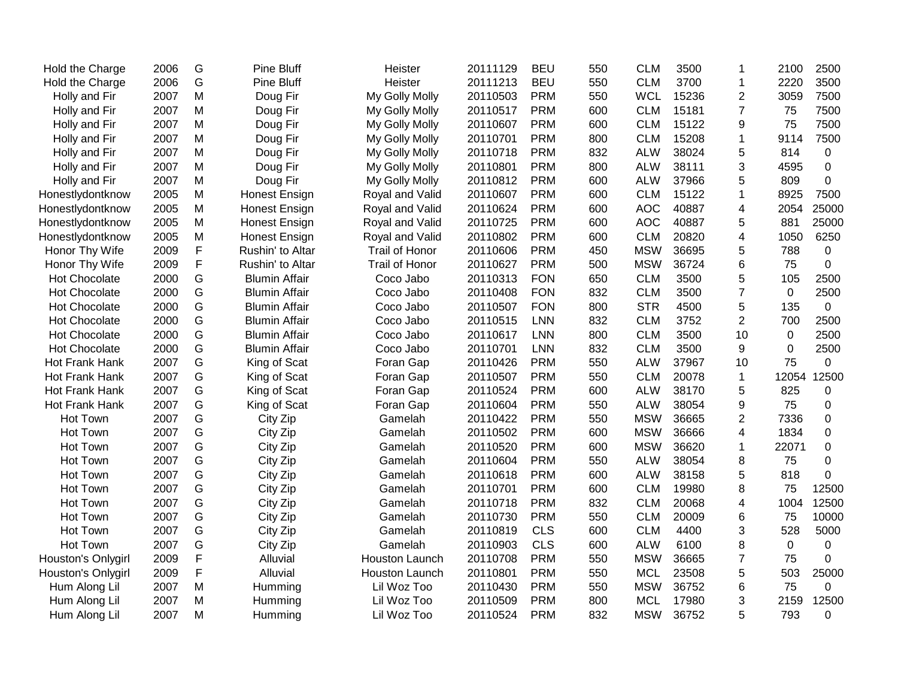| | | | | | | | | | | | | |
|---|---|---|---|---|---|---|---|---|---|---|---|---|
| Hold the Charge | 2006 | G | Pine Bluff | Heister | 20111129 | BEU | 550 | CLM | 3500 | 1 | 2100 | 2500 |
| Hold the Charge | 2006 | G | Pine Bluff | Heister | 20111213 | BEU | 550 | CLM | 3700 | 1 | 2220 | 3500 |
| Holly and Fir | 2007 | M | Doug Fir | My Golly Molly | 20110503 | PRM | 550 | WCL | 15236 | 2 | 3059 | 7500 |
| Holly and Fir | 2007 | M | Doug Fir | My Golly Molly | 20110517 | PRM | 600 | CLM | 15181 | 7 | 75 | 7500 |
| Holly and Fir | 2007 | M | Doug Fir | My Golly Molly | 20110607 | PRM | 600 | CLM | 15122 | 9 | 75 | 7500 |
| Holly and Fir | 2007 | M | Doug Fir | My Golly Molly | 20110701 | PRM | 800 | CLM | 15208 | 1 | 9114 | 7500 |
| Holly and Fir | 2007 | M | Doug Fir | My Golly Molly | 20110718 | PRM | 832 | ALW | 38024 | 5 | 814 | 0 |
| Holly and Fir | 2007 | M | Doug Fir | My Golly Molly | 20110801 | PRM | 800 | ALW | 38111 | 3 | 4595 | 0 |
| Holly and Fir | 2007 | M | Doug Fir | My Golly Molly | 20110812 | PRM | 600 | ALW | 37966 | 5 | 809 | 0 |
| Honestlydontknow | 2005 | M | Honest Ensign | Royal and Valid | 20110607 | PRM | 600 | CLM | 15122 | 1 | 8925 | 7500 |
| Honestlydontknow | 2005 | M | Honest Ensign | Royal and Valid | 20110624 | PRM | 600 | AOC | 40887 | 4 | 2054 | 25000 |
| Honestlydontknow | 2005 | M | Honest Ensign | Royal and Valid | 20110725 | PRM | 600 | AOC | 40887 | 5 | 881 | 25000 |
| Honestlydontknow | 2005 | M | Honest Ensign | Royal and Valid | 20110802 | PRM | 600 | CLM | 20820 | 4 | 1050 | 6250 |
| Honor Thy Wife | 2009 | F | Rushin' to Altar | Trail of Honor | 20110606 | PRM | 450 | MSW | 36695 | 5 | 788 | 0 |
| Honor Thy Wife | 2009 | F | Rushin' to Altar | Trail of Honor | 20110627 | PRM | 500 | MSW | 36724 | 6 | 75 | 0 |
| Hot Chocolate | 2000 | G | Blumin Affair | Coco Jabo | 20110313 | FON | 650 | CLM | 3500 | 5 | 105 | 2500 |
| Hot Chocolate | 2000 | G | Blumin Affair | Coco Jabo | 20110408 | FON | 832 | CLM | 3500 | 7 | 0 | 2500 |
| Hot Chocolate | 2000 | G | Blumin Affair | Coco Jabo | 20110507 | FON | 800 | STR | 4500 | 5 | 135 | 0 |
| Hot Chocolate | 2000 | G | Blumin Affair | Coco Jabo | 20110515 | LNN | 832 | CLM | 3752 | 2 | 700 | 2500 |
| Hot Chocolate | 2000 | G | Blumin Affair | Coco Jabo | 20110617 | LNN | 800 | CLM | 3500 | 10 | 0 | 2500 |
| Hot Chocolate | 2000 | G | Blumin Affair | Coco Jabo | 20110701 | LNN | 832 | CLM | 3500 | 9 | 0 | 2500 |
| Hot Frank Hank | 2007 | G | King of Scat | Foran Gap | 20110426 | PRM | 550 | ALW | 37967 | 10 | 75 | 0 |
| Hot Frank Hank | 2007 | G | King of Scat | Foran Gap | 20110507 | PRM | 550 | CLM | 20078 | 1 | 12054 | 12500 |
| Hot Frank Hank | 2007 | G | King of Scat | Foran Gap | 20110524 | PRM | 600 | ALW | 38170 | 5 | 825 | 0 |
| Hot Frank Hank | 2007 | G | King of Scat | Foran Gap | 20110604 | PRM | 550 | ALW | 38054 | 9 | 75 | 0 |
| Hot Town | 2007 | G | City Zip | Gamelah | 20110422 | PRM | 550 | MSW | 36665 | 2 | 7336 | 0 |
| Hot Town | 2007 | G | City Zip | Gamelah | 20110502 | PRM | 600 | MSW | 36666 | 4 | 1834 | 0 |
| Hot Town | 2007 | G | City Zip | Gamelah | 20110520 | PRM | 600 | MSW | 36620 | 1 | 22071 | 0 |
| Hot Town | 2007 | G | City Zip | Gamelah | 20110604 | PRM | 550 | ALW | 38054 | 8 | 75 | 0 |
| Hot Town | 2007 | G | City Zip | Gamelah | 20110618 | PRM | 600 | ALW | 38158 | 5 | 818 | 0 |
| Hot Town | 2007 | G | City Zip | Gamelah | 20110701 | PRM | 600 | CLM | 19980 | 8 | 75 | 12500 |
| Hot Town | 2007 | G | City Zip | Gamelah | 20110718 | PRM | 832 | CLM | 20068 | 4 | 1004 | 12500 |
| Hot Town | 2007 | G | City Zip | Gamelah | 20110730 | PRM | 550 | CLM | 20009 | 6 | 75 | 10000 |
| Hot Town | 2007 | G | City Zip | Gamelah | 20110819 | CLS | 600 | CLM | 4400 | 3 | 528 | 5000 |
| Hot Town | 2007 | G | City Zip | Gamelah | 20110903 | CLS | 600 | ALW | 6100 | 8 | 0 | 0 |
| Houston's Onlygirl | 2009 | F | Alluvial | Houston Launch | 20110708 | PRM | 550 | MSW | 36665 | 7 | 75 | 0 |
| Houston's Onlygirl | 2009 | F | Alluvial | Houston Launch | 20110801 | PRM | 550 | MCL | 23508 | 5 | 503 | 25000 |
| Hum Along Lil | 2007 | M | Humming | Lil Woz Too | 20110430 | PRM | 550 | MSW | 36752 | 6 | 75 | 0 |
| Hum Along Lil | 2007 | M | Humming | Lil Woz Too | 20110509 | PRM | 800 | MCL | 17980 | 3 | 2159 | 12500 |
| Hum Along Lil | 2007 | M | Humming | Lil Woz Too | 20110524 | PRM | 832 | MSW | 36752 | 5 | 793 | 0 |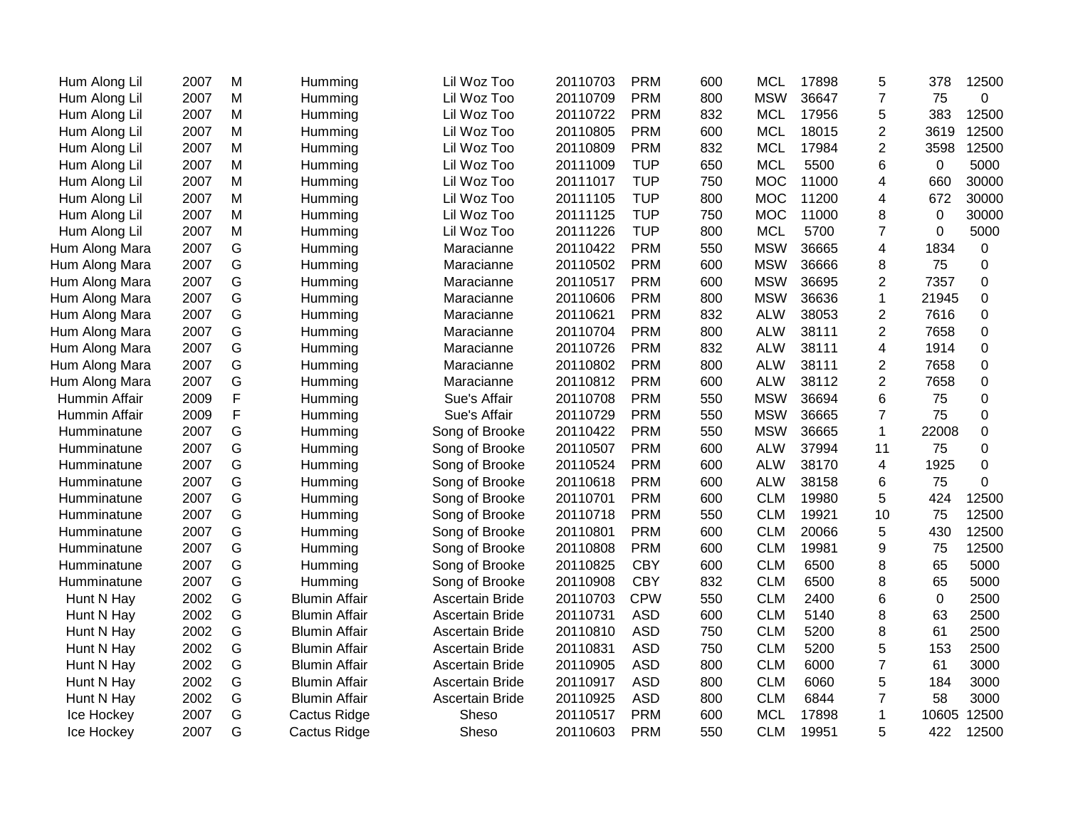| | | | | | | | | | | | | |
|---|---|---|---|---|---|---|---|---|---|---|---|---|
| Hum Along Lil | 2007 | M | Humming | Lil Woz Too | 20110703 | PRM | 600 | MCL | 17898 | 5 | 378 | 12500 |
| Hum Along Lil | 2007 | M | Humming | Lil Woz Too | 20110709 | PRM | 800 | MSW | 36647 | 7 | 75 | 0 |
| Hum Along Lil | 2007 | M | Humming | Lil Woz Too | 20110722 | PRM | 832 | MCL | 17956 | 5 | 383 | 12500 |
| Hum Along Lil | 2007 | M | Humming | Lil Woz Too | 20110805 | PRM | 600 | MCL | 18015 | 2 | 3619 | 12500 |
| Hum Along Lil | 2007 | M | Humming | Lil Woz Too | 20110809 | PRM | 832 | MCL | 17984 | 2 | 3598 | 12500 |
| Hum Along Lil | 2007 | M | Humming | Lil Woz Too | 20111009 | TUP | 650 | MCL | 5500 | 6 | 0 | 5000 |
| Hum Along Lil | 2007 | M | Humming | Lil Woz Too | 20111017 | TUP | 750 | MOC | 11000 | 4 | 660 | 30000 |
| Hum Along Lil | 2007 | M | Humming | Lil Woz Too | 20111105 | TUP | 800 | MOC | 11200 | 4 | 672 | 30000 |
| Hum Along Lil | 2007 | M | Humming | Lil Woz Too | 20111125 | TUP | 750 | MOC | 11000 | 8 | 0 | 30000 |
| Hum Along Lil | 2007 | M | Humming | Lil Woz Too | 20111226 | TUP | 800 | MCL | 5700 | 7 | 0 | 5000 |
| Hum Along Mara | 2007 | G | Humming | Maracianne | 20110422 | PRM | 550 | MSW | 36665 | 4 | 1834 | 0 |
| Hum Along Mara | 2007 | G | Humming | Maracianne | 20110502 | PRM | 600 | MSW | 36666 | 8 | 75 | 0 |
| Hum Along Mara | 2007 | G | Humming | Maracianne | 20110517 | PRM | 600 | MSW | 36695 | 2 | 7357 | 0 |
| Hum Along Mara | 2007 | G | Humming | Maracianne | 20110606 | PRM | 800 | MSW | 36636 | 1 | 21945 | 0 |
| Hum Along Mara | 2007 | G | Humming | Maracianne | 20110621 | PRM | 832 | ALW | 38053 | 2 | 7616 | 0 |
| Hum Along Mara | 2007 | G | Humming | Maracianne | 20110704 | PRM | 800 | ALW | 38111 | 2 | 7658 | 0 |
| Hum Along Mara | 2007 | G | Humming | Maracianne | 20110726 | PRM | 832 | ALW | 38111 | 4 | 1914 | 0 |
| Hum Along Mara | 2007 | G | Humming | Maracianne | 20110802 | PRM | 800 | ALW | 38111 | 2 | 7658 | 0 |
| Hum Along Mara | 2007 | G | Humming | Maracianne | 20110812 | PRM | 600 | ALW | 38112 | 2 | 7658 | 0 |
| Hummin Affair | 2009 | F | Humming | Sue's Affair | 20110708 | PRM | 550 | MSW | 36694 | 6 | 75 | 0 |
| Hummin Affair | 2009 | F | Humming | Sue's Affair | 20110729 | PRM | 550 | MSW | 36665 | 7 | 75 | 0 |
| Humminatune | 2007 | G | Humming | Song of Brooke | 20110422 | PRM | 550 | MSW | 36665 | 1 | 22008 | 0 |
| Humminatune | 2007 | G | Humming | Song of Brooke | 20110507 | PRM | 600 | ALW | 37994 | 11 | 75 | 0 |
| Humminatune | 2007 | G | Humming | Song of Brooke | 20110524 | PRM | 600 | ALW | 38170 | 4 | 1925 | 0 |
| Humminatune | 2007 | G | Humming | Song of Brooke | 20110618 | PRM | 600 | ALW | 38158 | 6 | 75 | 0 |
| Humminatune | 2007 | G | Humming | Song of Brooke | 20110701 | PRM | 600 | CLM | 19980 | 5 | 424 | 12500 |
| Humminatune | 2007 | G | Humming | Song of Brooke | 20110718 | PRM | 550 | CLM | 19921 | 10 | 75 | 12500 |
| Humminatune | 2007 | G | Humming | Song of Brooke | 20110801 | PRM | 600 | CLM | 20066 | 5 | 430 | 12500 |
| Humminatune | 2007 | G | Humming | Song of Brooke | 20110808 | PRM | 600 | CLM | 19981 | 9 | 75 | 12500 |
| Humminatune | 2007 | G | Humming | Song of Brooke | 20110825 | CBY | 600 | CLM | 6500 | 8 | 65 | 5000 |
| Humminatune | 2007 | G | Humming | Song of Brooke | 20110908 | CBY | 832 | CLM | 6500 | 8 | 65 | 5000 |
| Hunt N Hay | 2002 | G | Blumin Affair | Ascertain Bride | 20110703 | CPW | 550 | CLM | 2400 | 6 | 0 | 2500 |
| Hunt N Hay | 2002 | G | Blumin Affair | Ascertain Bride | 20110731 | ASD | 600 | CLM | 5140 | 8 | 63 | 2500 |
| Hunt N Hay | 2002 | G | Blumin Affair | Ascertain Bride | 20110810 | ASD | 750 | CLM | 5200 | 8 | 61 | 2500 |
| Hunt N Hay | 2002 | G | Blumin Affair | Ascertain Bride | 20110831 | ASD | 750 | CLM | 5200 | 5 | 153 | 2500 |
| Hunt N Hay | 2002 | G | Blumin Affair | Ascertain Bride | 20110905 | ASD | 800 | CLM | 6000 | 7 | 61 | 3000 |
| Hunt N Hay | 2002 | G | Blumin Affair | Ascertain Bride | 20110917 | ASD | 800 | CLM | 6060 | 5 | 184 | 3000 |
| Hunt N Hay | 2002 | G | Blumin Affair | Ascertain Bride | 20110925 | ASD | 800 | CLM | 6844 | 7 | 58 | 3000 |
| Ice Hockey | 2007 | G | Cactus Ridge | Sheso | 20110517 | PRM | 600 | MCL | 17898 | 1 | 10605 | 12500 |
| Ice Hockey | 2007 | G | Cactus Ridge | Sheso | 20110603 | PRM | 550 | CLM | 19951 | 5 | 422 | 12500 |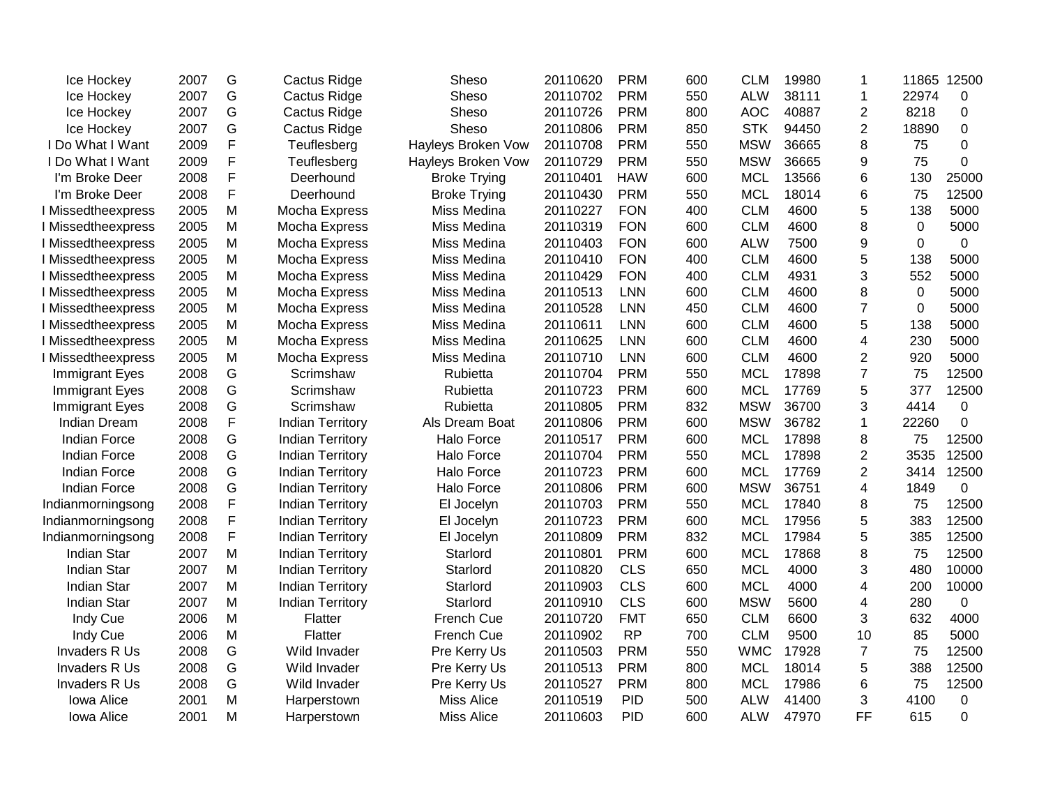| | | | | | | | | | | | | |
|---|---|---|---|---|---|---|---|---|---|---|---|---|
| Ice Hockey | 2007 | G | Cactus Ridge | Sheso | 20110620 | PRM | 600 | CLM | 19980 | 1 | 11865 | 12500 |
| Ice Hockey | 2007 | G | Cactus Ridge | Sheso | 20110702 | PRM | 550 | ALW | 38111 | 1 | 22974 | 0 |
| Ice Hockey | 2007 | G | Cactus Ridge | Sheso | 20110726 | PRM | 800 | AOC | 40887 | 2 | 8218 | 0 |
| Ice Hockey | 2007 | G | Cactus Ridge | Sheso | 20110806 | PRM | 850 | STK | 94450 | 2 | 18890 | 0 |
| I Do What I Want | 2009 | F | Teuflesberg | Hayleys Broken Vow | 20110708 | PRM | 550 | MSW | 36665 | 8 | 75 | 0 |
| I Do What I Want | 2009 | F | Teuflesberg | Hayleys Broken Vow | 20110729 | PRM | 550 | MSW | 36665 | 9 | 75 | 0 |
| I'm Broke Deer | 2008 | F | Deerhound | Broke Trying | 20110401 | HAW | 600 | MCL | 13566 | 6 | 130 | 25000 |
| I'm Broke Deer | 2008 | F | Deerhound | Broke Trying | 20110430 | PRM | 550 | MCL | 18014 | 6 | 75 | 12500 |
| I Missedtheexpress | 2005 | M | Mocha Express | Miss Medina | 20110227 | FON | 400 | CLM | 4600 | 5 | 138 | 5000 |
| I Missedtheexpress | 2005 | M | Mocha Express | Miss Medina | 20110319 | FON | 600 | CLM | 4600 | 8 | 0 | 5000 |
| I Missedtheexpress | 2005 | M | Mocha Express | Miss Medina | 20110403 | FON | 600 | ALW | 7500 | 9 | 0 | 0 |
| I Missedtheexpress | 2005 | M | Mocha Express | Miss Medina | 20110410 | FON | 400 | CLM | 4600 | 5 | 138 | 5000 |
| I Missedtheexpress | 2005 | M | Mocha Express | Miss Medina | 20110429 | FON | 400 | CLM | 4931 | 3 | 552 | 5000 |
| I Missedtheexpress | 2005 | M | Mocha Express | Miss Medina | 20110513 | LNN | 600 | CLM | 4600 | 8 | 0 | 5000 |
| I Missedtheexpress | 2005 | M | Mocha Express | Miss Medina | 20110528 | LNN | 450 | CLM | 4600 | 7 | 0 | 5000 |
| I Missedtheexpress | 2005 | M | Mocha Express | Miss Medina | 20110611 | LNN | 600 | CLM | 4600 | 5 | 138 | 5000 |
| I Missedtheexpress | 2005 | M | Mocha Express | Miss Medina | 20110625 | LNN | 600 | CLM | 4600 | 4 | 230 | 5000 |
| I Missedtheexpress | 2005 | M | Mocha Express | Miss Medina | 20110710 | LNN | 600 | CLM | 4600 | 2 | 920 | 5000 |
| Immigrant Eyes | 2008 | G | Scrimshaw | Rubietta | 20110704 | PRM | 550 | MCL | 17898 | 7 | 75 | 12500 |
| Immigrant Eyes | 2008 | G | Scrimshaw | Rubietta | 20110723 | PRM | 600 | MCL | 17769 | 5 | 377 | 12500 |
| Immigrant Eyes | 2008 | G | Scrimshaw | Rubietta | 20110805 | PRM | 832 | MSW | 36700 | 3 | 4414 | 0 |
| Indian Dream | 2008 | F | Indian Territory | Als Dream Boat | 20110806 | PRM | 600 | MSW | 36782 | 1 | 22260 | 0 |
| Indian Force | 2008 | G | Indian Territory | Halo Force | 20110517 | PRM | 600 | MCL | 17898 | 8 | 75 | 12500 |
| Indian Force | 2008 | G | Indian Territory | Halo Force | 20110704 | PRM | 550 | MCL | 17898 | 2 | 3535 | 12500 |
| Indian Force | 2008 | G | Indian Territory | Halo Force | 20110723 | PRM | 600 | MCL | 17769 | 2 | 3414 | 12500 |
| Indian Force | 2008 | G | Indian Territory | Halo Force | 20110806 | PRM | 600 | MSW | 36751 | 4 | 1849 | 0 |
| Indianmorningsong | 2008 | F | Indian Territory | El Jocelyn | 20110703 | PRM | 550 | MCL | 17840 | 8 | 75 | 12500 |
| Indianmorningsong | 2008 | F | Indian Territory | El Jocelyn | 20110723 | PRM | 600 | MCL | 17956 | 5 | 383 | 12500 |
| Indianmorningsong | 2008 | F | Indian Territory | El Jocelyn | 20110809 | PRM | 832 | MCL | 17984 | 5 | 385 | 12500 |
| Indian Star | 2007 | M | Indian Territory | Starlord | 20110801 | PRM | 600 | MCL | 17868 | 8 | 75 | 12500 |
| Indian Star | 2007 | M | Indian Territory | Starlord | 20110820 | CLS | 650 | MCL | 4000 | 3 | 480 | 10000 |
| Indian Star | 2007 | M | Indian Territory | Starlord | 20110903 | CLS | 600 | MCL | 4000 | 4 | 200 | 10000 |
| Indian Star | 2007 | M | Indian Territory | Starlord | 20110910 | CLS | 600 | MSW | 5600 | 4 | 280 | 0 |
| Indy Cue | 2006 | M | Flatter | French Cue | 20110720 | FMT | 650 | CLM | 6600 | 3 | 632 | 4000 |
| Indy Cue | 2006 | M | Flatter | French Cue | 20110902 | RP | 700 | CLM | 9500 | 10 | 85 | 5000 |
| Invaders R Us | 2008 | G | Wild Invader | Pre Kerry Us | 20110503 | PRM | 550 | WMC | 17928 | 7 | 75 | 12500 |
| Invaders R Us | 2008 | G | Wild Invader | Pre Kerry Us | 20110513 | PRM | 800 | MCL | 18014 | 5 | 388 | 12500 |
| Invaders R Us | 2008 | G | Wild Invader | Pre Kerry Us | 20110527 | PRM | 800 | MCL | 17986 | 6 | 75 | 12500 |
| Iowa Alice | 2001 | M | Harperstown | Miss Alice | 20110519 | PID | 500 | ALW | 41400 | 3 | 4100 | 0 |
| Iowa Alice | 2001 | M | Harperstown | Miss Alice | 20110603 | PID | 600 | ALW | 47970 | FF | 615 | 0 |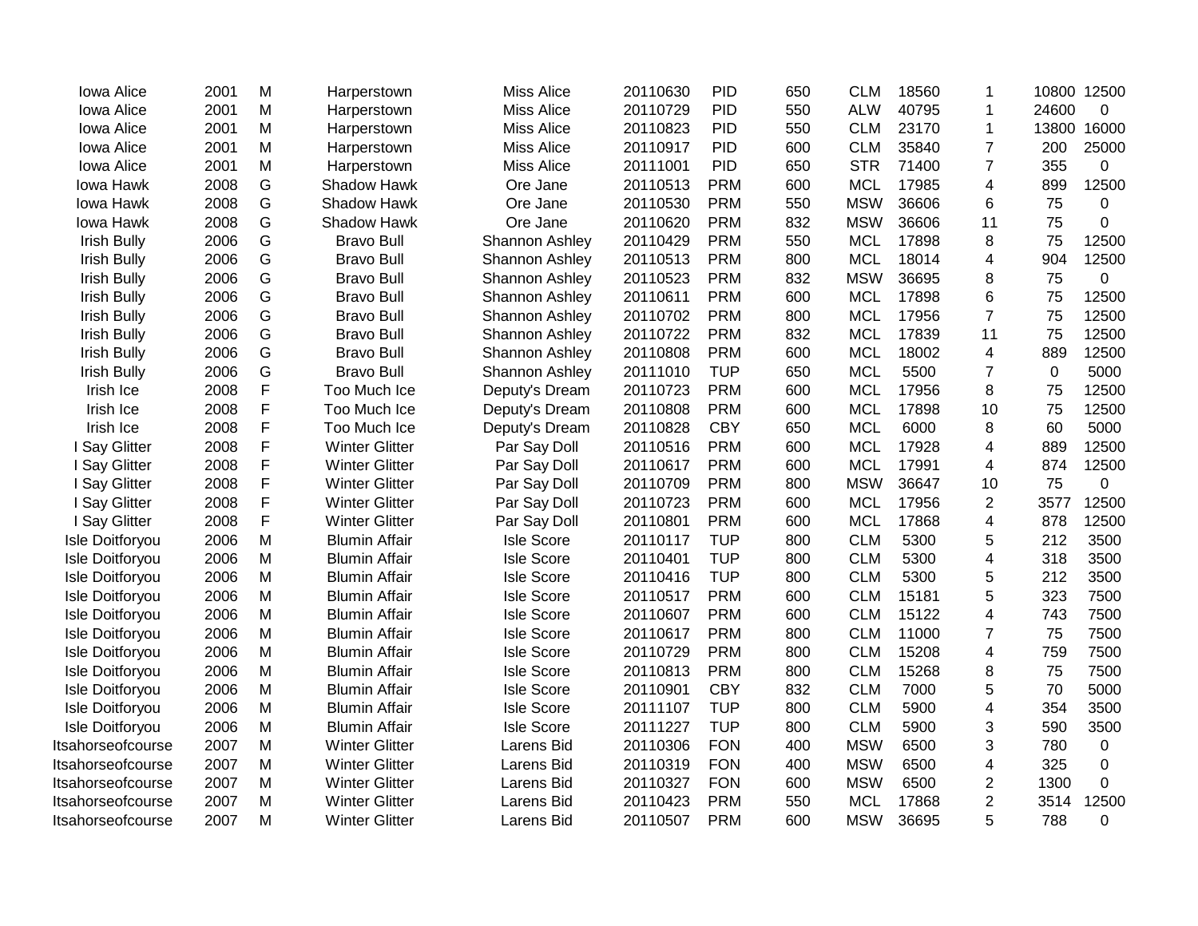| | | | | | | | | | | | | |
|---|---|---|---|---|---|---|---|---|---|---|---|---|
| Iowa Alice | 2001 | M | Harperstown | Miss Alice | 20110630 | PID | 650 | CLM | 18560 | 1 | 10800 | 12500 |
| Iowa Alice | 2001 | M | Harperstown | Miss Alice | 20110729 | PID | 550 | ALW | 40795 | 1 | 24600 | 0 |
| Iowa Alice | 2001 | M | Harperstown | Miss Alice | 20110823 | PID | 550 | CLM | 23170 | 1 | 13800 | 16000 |
| Iowa Alice | 2001 | M | Harperstown | Miss Alice | 20110917 | PID | 600 | CLM | 35840 | 7 | 200 | 25000 |
| Iowa Alice | 2001 | M | Harperstown | Miss Alice | 20111001 | PID | 650 | STR | 71400 | 7 | 355 | 0 |
| Iowa Hawk | 2008 | G | Shadow Hawk | Ore Jane | 20110513 | PRM | 600 | MCL | 17985 | 4 | 899 | 12500 |
| Iowa Hawk | 2008 | G | Shadow Hawk | Ore Jane | 20110530 | PRM | 550 | MSW | 36606 | 6 | 75 | 0 |
| Iowa Hawk | 2008 | G | Shadow Hawk | Ore Jane | 20110620 | PRM | 832 | MSW | 36606 | 11 | 75 | 0 |
| Irish Bully | 2006 | G | Bravo Bull | Shannon Ashley | 20110429 | PRM | 550 | MCL | 17898 | 8 | 75 | 12500 |
| Irish Bully | 2006 | G | Bravo Bull | Shannon Ashley | 20110513 | PRM | 800 | MCL | 18014 | 4 | 904 | 12500 |
| Irish Bully | 2006 | G | Bravo Bull | Shannon Ashley | 20110523 | PRM | 832 | MSW | 36695 | 8 | 75 | 0 |
| Irish Bully | 2006 | G | Bravo Bull | Shannon Ashley | 20110611 | PRM | 600 | MCL | 17898 | 6 | 75 | 12500 |
| Irish Bully | 2006 | G | Bravo Bull | Shannon Ashley | 20110702 | PRM | 800 | MCL | 17956 | 7 | 75 | 12500 |
| Irish Bully | 2006 | G | Bravo Bull | Shannon Ashley | 20110722 | PRM | 832 | MCL | 17839 | 11 | 75 | 12500 |
| Irish Bully | 2006 | G | Bravo Bull | Shannon Ashley | 20110808 | PRM | 600 | MCL | 18002 | 4 | 889 | 12500 |
| Irish Bully | 2006 | G | Bravo Bull | Shannon Ashley | 20111010 | TUP | 650 | MCL | 5500 | 7 | 0 | 5000 |
| Irish Ice | 2008 | F | Too Much Ice | Deputy's Dream | 20110723 | PRM | 600 | MCL | 17956 | 8 | 75 | 12500 |
| Irish Ice | 2008 | F | Too Much Ice | Deputy's Dream | 20110808 | PRM | 600 | MCL | 17898 | 10 | 75 | 12500 |
| Irish Ice | 2008 | F | Too Much Ice | Deputy's Dream | 20110828 | CBY | 650 | MCL | 6000 | 8 | 60 | 5000 |
| I Say Glitter | 2008 | F | Winter Glitter | Par Say Doll | 20110516 | PRM | 600 | MCL | 17928 | 4 | 889 | 12500 |
| I Say Glitter | 2008 | F | Winter Glitter | Par Say Doll | 20110617 | PRM | 600 | MCL | 17991 | 4 | 874 | 12500 |
| I Say Glitter | 2008 | F | Winter Glitter | Par Say Doll | 20110709 | PRM | 800 | MSW | 36647 | 10 | 75 | 0 |
| I Say Glitter | 2008 | F | Winter Glitter | Par Say Doll | 20110723 | PRM | 600 | MCL | 17956 | 2 | 3577 | 12500 |
| I Say Glitter | 2008 | F | Winter Glitter | Par Say Doll | 20110801 | PRM | 600 | MCL | 17868 | 4 | 878 | 12500 |
| Isle Doitforyou | 2006 | M | Blumin Affair | Isle Score | 20110117 | TUP | 800 | CLM | 5300 | 5 | 212 | 3500 |
| Isle Doitforyou | 2006 | M | Blumin Affair | Isle Score | 20110401 | TUP | 800 | CLM | 5300 | 4 | 318 | 3500 |
| Isle Doitforyou | 2006 | M | Blumin Affair | Isle Score | 20110416 | TUP | 800 | CLM | 5300 | 5 | 212 | 3500 |
| Isle Doitforyou | 2006 | M | Blumin Affair | Isle Score | 20110517 | PRM | 600 | CLM | 15181 | 5 | 323 | 7500 |
| Isle Doitforyou | 2006 | M | Blumin Affair | Isle Score | 20110607 | PRM | 600 | CLM | 15122 | 4 | 743 | 7500 |
| Isle Doitforyou | 2006 | M | Blumin Affair | Isle Score | 20110617 | PRM | 800 | CLM | 11000 | 7 | 75 | 7500 |
| Isle Doitforyou | 2006 | M | Blumin Affair | Isle Score | 20110729 | PRM | 800 | CLM | 15208 | 4 | 759 | 7500 |
| Isle Doitforyou | 2006 | M | Blumin Affair | Isle Score | 20110813 | PRM | 800 | CLM | 15268 | 8 | 75 | 7500 |
| Isle Doitforyou | 2006 | M | Blumin Affair | Isle Score | 20110901 | CBY | 832 | CLM | 7000 | 5 | 70 | 5000 |
| Isle Doitforyou | 2006 | M | Blumin Affair | Isle Score | 20111107 | TUP | 800 | CLM | 5900 | 4 | 354 | 3500 |
| Isle Doitforyou | 2006 | M | Blumin Affair | Isle Score | 20111227 | TUP | 800 | CLM | 5900 | 3 | 590 | 3500 |
| Itsahorseofcourse | 2007 | M | Winter Glitter | Larens Bid | 20110306 | FON | 400 | MSW | 6500 | 3 | 780 | 0 |
| Itsahorseofcourse | 2007 | M | Winter Glitter | Larens Bid | 20110319 | FON | 400 | MSW | 6500 | 4 | 325 | 0 |
| Itsahorseofcourse | 2007 | M | Winter Glitter | Larens Bid | 20110327 | FON | 600 | MSW | 6500 | 2 | 1300 | 0 |
| Itsahorseofcourse | 2007 | M | Winter Glitter | Larens Bid | 20110423 | PRM | 550 | MCL | 17868 | 2 | 3514 | 12500 |
| Itsahorseofcourse | 2007 | M | Winter Glitter | Larens Bid | 20110507 | PRM | 600 | MSW | 36695 | 5 | 788 | 0 |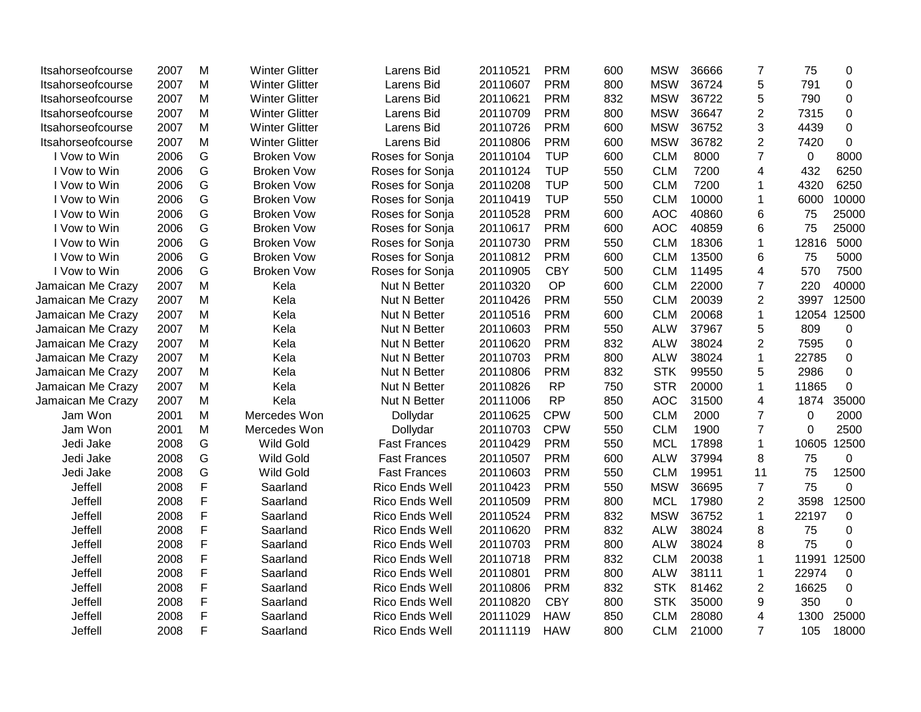| | | | | | | | | | | | | |
|---|---|---|---|---|---|---|---|---|---|---|---|---|
| Itsahorseofcourse | 2007 | M | Winter Glitter | Larens Bid | 20110521 | PRM | 600 | MSW | 36666 | 7 | 75 | 0 |
| Itsahorseofcourse | 2007 | M | Winter Glitter | Larens Bid | 20110607 | PRM | 800 | MSW | 36724 | 5 | 791 | 0 |
| Itsahorseofcourse | 2007 | M | Winter Glitter | Larens Bid | 20110621 | PRM | 832 | MSW | 36722 | 5 | 790 | 0 |
| Itsahorseofcourse | 2007 | M | Winter Glitter | Larens Bid | 20110709 | PRM | 800 | MSW | 36647 | 2 | 7315 | 0 |
| Itsahorseofcourse | 2007 | M | Winter Glitter | Larens Bid | 20110726 | PRM | 600 | MSW | 36752 | 3 | 4439 | 0 |
| Itsahorseofcourse | 2007 | M | Winter Glitter | Larens Bid | 20110806 | PRM | 600 | MSW | 36782 | 2 | 7420 | 0 |
| I Vow to Win | 2006 | G | Broken Vow | Roses for Sonja | 20110104 | TUP | 600 | CLM | 8000 | 7 | 0 | 8000 |
| I Vow to Win | 2006 | G | Broken Vow | Roses for Sonja | 20110124 | TUP | 550 | CLM | 7200 | 4 | 432 | 6250 |
| I Vow to Win | 2006 | G | Broken Vow | Roses for Sonja | 20110208 | TUP | 500 | CLM | 7200 | 1 | 4320 | 6250 |
| I Vow to Win | 2006 | G | Broken Vow | Roses for Sonja | 20110419 | TUP | 550 | CLM | 10000 | 1 | 6000 | 10000 |
| I Vow to Win | 2006 | G | Broken Vow | Roses for Sonja | 20110528 | PRM | 600 | AOC | 40860 | 6 | 75 | 25000 |
| I Vow to Win | 2006 | G | Broken Vow | Roses for Sonja | 20110617 | PRM | 600 | AOC | 40859 | 6 | 75 | 25000 |
| I Vow to Win | 2006 | G | Broken Vow | Roses for Sonja | 20110730 | PRM | 550 | CLM | 18306 | 1 | 12816 | 5000 |
| I Vow to Win | 2006 | G | Broken Vow | Roses for Sonja | 20110812 | PRM | 600 | CLM | 13500 | 6 | 75 | 5000 |
| I Vow to Win | 2006 | G | Broken Vow | Roses for Sonja | 20110905 | CBY | 500 | CLM | 11495 | 4 | 570 | 7500 |
| Jamaican Me Crazy | 2007 | M | Kela | Nut N Better | 20110320 | OP | 600 | CLM | 22000 | 7 | 220 | 40000 |
| Jamaican Me Crazy | 2007 | M | Kela | Nut N Better | 20110426 | PRM | 550 | CLM | 20039 | 2 | 3997 | 12500 |
| Jamaican Me Crazy | 2007 | M | Kela | Nut N Better | 20110516 | PRM | 600 | CLM | 20068 | 1 | 12054 | 12500 |
| Jamaican Me Crazy | 2007 | M | Kela | Nut N Better | 20110603 | PRM | 550 | ALW | 37967 | 5 | 809 | 0 |
| Jamaican Me Crazy | 2007 | M | Kela | Nut N Better | 20110620 | PRM | 832 | ALW | 38024 | 2 | 7595 | 0 |
| Jamaican Me Crazy | 2007 | M | Kela | Nut N Better | 20110703 | PRM | 800 | ALW | 38024 | 1 | 22785 | 0 |
| Jamaican Me Crazy | 2007 | M | Kela | Nut N Better | 20110806 | PRM | 832 | STK | 99550 | 5 | 2986 | 0 |
| Jamaican Me Crazy | 2007 | M | Kela | Nut N Better | 20110826 | RP | 750 | STR | 20000 | 1 | 11865 | 0 |
| Jamaican Me Crazy | 2007 | M | Kela | Nut N Better | 20111006 | RP | 850 | AOC | 31500 | 4 | 1874 | 35000 |
| Jam Won | 2001 | M | Mercedes Won | Dollydar | 20110625 | CPW | 500 | CLM | 2000 | 7 | 0 | 2000 |
| Jam Won | 2001 | M | Mercedes Won | Dollydar | 20110703 | CPW | 550 | CLM | 1900 | 7 | 0 | 2500 |
| Jedi Jake | 2008 | G | Wild Gold | Fast Frances | 20110429 | PRM | 550 | MCL | 17898 | 1 | 10605 | 12500 |
| Jedi Jake | 2008 | G | Wild Gold | Fast Frances | 20110507 | PRM | 600 | ALW | 37994 | 8 | 75 | 0 |
| Jedi Jake | 2008 | G | Wild Gold | Fast Frances | 20110603 | PRM | 550 | CLM | 19951 | 11 | 75 | 12500 |
| Jeffell | 2008 | F | Saarland | Rico Ends Well | 20110423 | PRM | 550 | MSW | 36695 | 7 | 75 | 0 |
| Jeffell | 2008 | F | Saarland | Rico Ends Well | 20110509 | PRM | 800 | MCL | 17980 | 2 | 3598 | 12500 |
| Jeffell | 2008 | F | Saarland | Rico Ends Well | 20110524 | PRM | 832 | MSW | 36752 | 1 | 22197 | 0 |
| Jeffell | 2008 | F | Saarland | Rico Ends Well | 20110620 | PRM | 832 | ALW | 38024 | 8 | 75 | 0 |
| Jeffell | 2008 | F | Saarland | Rico Ends Well | 20110703 | PRM | 800 | ALW | 38024 | 8 | 75 | 0 |
| Jeffell | 2008 | F | Saarland | Rico Ends Well | 20110718 | PRM | 832 | CLM | 20038 | 1 | 11991 | 12500 |
| Jeffell | 2008 | F | Saarland | Rico Ends Well | 20110801 | PRM | 800 | ALW | 38111 | 1 | 22974 | 0 |
| Jeffell | 2008 | F | Saarland | Rico Ends Well | 20110806 | PRM | 832 | STK | 81462 | 2 | 16625 | 0 |
| Jeffell | 2008 | F | Saarland | Rico Ends Well | 20110820 | CBY | 800 | STK | 35000 | 9 | 350 | 0 |
| Jeffell | 2008 | F | Saarland | Rico Ends Well | 20111029 | HAW | 850 | CLM | 28080 | 4 | 1300 | 25000 |
| Jeffell | 2008 | F | Saarland | Rico Ends Well | 20111119 | HAW | 800 | CLM | 21000 | 7 | 105 | 18000 |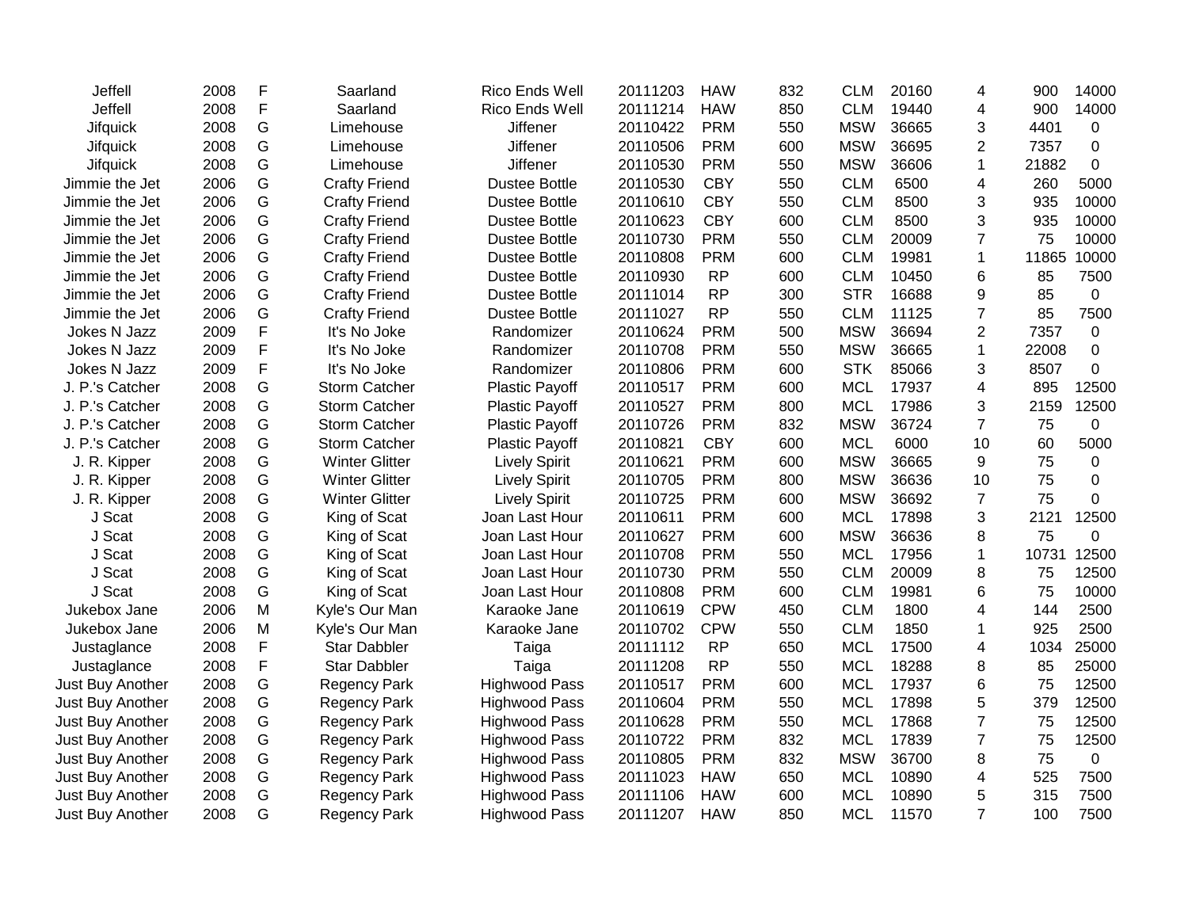| Jeffell | 2008 | F | Saarland | Rico Ends Well | 20111203 | HAW | 832 | CLM | 20160 | 4 | 900 | 14000 |
|---|---|---|---|---|---|---|---|---|---|---|---|---|
| Jeffell | 2008 | F | Saarland | Rico Ends Well | 20111214 | HAW | 850 | CLM | 19440 | 4 | 900 | 14000 |
| Jifquick | 2008 | G | Limehouse | Jiffener | 20110422 | PRM | 550 | MSW | 36665 | 3 | 4401 | 0 |
| Jifquick | 2008 | G | Limehouse | Jiffener | 20110506 | PRM | 600 | MSW | 36695 | 2 | 7357 | 0 |
| Jifquick | 2008 | G | Limehouse | Jiffener | 20110530 | PRM | 550 | MSW | 36606 | 1 | 21882 | 0 |
| Jimmie the Jet | 2006 | G | Crafty Friend | Dustee Bottle | 20110530 | CBY | 550 | CLM | 6500 | 4 | 260 | 5000 |
| Jimmie the Jet | 2006 | G | Crafty Friend | Dustee Bottle | 20110610 | CBY | 550 | CLM | 8500 | 3 | 935 | 10000 |
| Jimmie the Jet | 2006 | G | Crafty Friend | Dustee Bottle | 20110623 | CBY | 600 | CLM | 8500 | 3 | 935 | 10000 |
| Jimmie the Jet | 2006 | G | Crafty Friend | Dustee Bottle | 20110730 | PRM | 550 | CLM | 20009 | 7 | 75 | 10000 |
| Jimmie the Jet | 2006 | G | Crafty Friend | Dustee Bottle | 20110808 | PRM | 600 | CLM | 19981 | 1 | 11865 | 10000 |
| Jimmie the Jet | 2006 | G | Crafty Friend | Dustee Bottle | 20110930 | RP | 600 | CLM | 10450 | 6 | 85 | 7500 |
| Jimmie the Jet | 2006 | G | Crafty Friend | Dustee Bottle | 20111014 | RP | 300 | STR | 16688 | 9 | 85 | 0 |
| Jimmie the Jet | 2006 | G | Crafty Friend | Dustee Bottle | 20111027 | RP | 550 | CLM | 11125 | 7 | 85 | 7500 |
| Jokes N Jazz | 2009 | F | It's No Joke | Randomizer | 20110624 | PRM | 500 | MSW | 36694 | 2 | 7357 | 0 |
| Jokes N Jazz | 2009 | F | It's No Joke | Randomizer | 20110708 | PRM | 550 | MSW | 36665 | 1 | 22008 | 0 |
| Jokes N Jazz | 2009 | F | It's No Joke | Randomizer | 20110806 | PRM | 600 | STK | 85066 | 3 | 8507 | 0 |
| J. P.'s Catcher | 2008 | G | Storm Catcher | Plastic Payoff | 20110517 | PRM | 600 | MCL | 17937 | 4 | 895 | 12500 |
| J. P.'s Catcher | 2008 | G | Storm Catcher | Plastic Payoff | 20110527 | PRM | 800 | MCL | 17986 | 3 | 2159 | 12500 |
| J. P.'s Catcher | 2008 | G | Storm Catcher | Plastic Payoff | 20110726 | PRM | 832 | MSW | 36724 | 7 | 75 | 0 |
| J. P.'s Catcher | 2008 | G | Storm Catcher | Plastic Payoff | 20110821 | CBY | 600 | MCL | 6000 | 10 | 60 | 5000 |
| J. R. Kipper | 2008 | G | Winter Glitter | Lively Spirit | 20110621 | PRM | 600 | MSW | 36665 | 9 | 75 | 0 |
| J. R. Kipper | 2008 | G | Winter Glitter | Lively Spirit | 20110705 | PRM | 800 | MSW | 36636 | 10 | 75 | 0 |
| J. R. Kipper | 2008 | G | Winter Glitter | Lively Spirit | 20110725 | PRM | 600 | MSW | 36692 | 7 | 75 | 0 |
| J Scat | 2008 | G | King of Scat | Joan Last Hour | 20110611 | PRM | 600 | MCL | 17898 | 3 | 2121 | 12500 |
| J Scat | 2008 | G | King of Scat | Joan Last Hour | 20110627 | PRM | 600 | MSW | 36636 | 8 | 75 | 0 |
| J Scat | 2008 | G | King of Scat | Joan Last Hour | 20110708 | PRM | 550 | MCL | 17956 | 1 | 10731 | 12500 |
| J Scat | 2008 | G | King of Scat | Joan Last Hour | 20110730 | PRM | 550 | CLM | 20009 | 8 | 75 | 12500 |
| J Scat | 2008 | G | King of Scat | Joan Last Hour | 20110808 | PRM | 600 | CLM | 19981 | 6 | 75 | 10000 |
| Jukebox Jane | 2006 | M | Kyle's Our Man | Karaoke Jane | 20110619 | CPW | 450 | CLM | 1800 | 4 | 144 | 2500 |
| Jukebox Jane | 2006 | M | Kyle's Our Man | Karaoke Jane | 20110702 | CPW | 550 | CLM | 1850 | 1 | 925 | 2500 |
| Justaglance | 2008 | F | Star Dabbler | Taiga | 20111112 | RP | 650 | MCL | 17500 | 4 | 1034 | 25000 |
| Justaglance | 2008 | F | Star Dabbler | Taiga | 20111208 | RP | 550 | MCL | 18288 | 8 | 85 | 25000 |
| Just Buy Another | 2008 | G | Regency Park | Highwood Pass | 20110517 | PRM | 600 | MCL | 17937 | 6 | 75 | 12500 |
| Just Buy Another | 2008 | G | Regency Park | Highwood Pass | 20110604 | PRM | 550 | MCL | 17898 | 5 | 379 | 12500 |
| Just Buy Another | 2008 | G | Regency Park | Highwood Pass | 20110628 | PRM | 550 | MCL | 17868 | 7 | 75 | 12500 |
| Just Buy Another | 2008 | G | Regency Park | Highwood Pass | 20110722 | PRM | 832 | MCL | 17839 | 7 | 75 | 12500 |
| Just Buy Another | 2008 | G | Regency Park | Highwood Pass | 20110805 | PRM | 832 | MSW | 36700 | 8 | 75 | 0 |
| Just Buy Another | 2008 | G | Regency Park | Highwood Pass | 20111023 | HAW | 650 | MCL | 10890 | 4 | 525 | 7500 |
| Just Buy Another | 2008 | G | Regency Park | Highwood Pass | 20111106 | HAW | 600 | MCL | 10890 | 5 | 315 | 7500 |
| Just Buy Another | 2008 | G | Regency Park | Highwood Pass | 20111207 | HAW | 850 | MCL | 11570 | 7 | 100 | 7500 |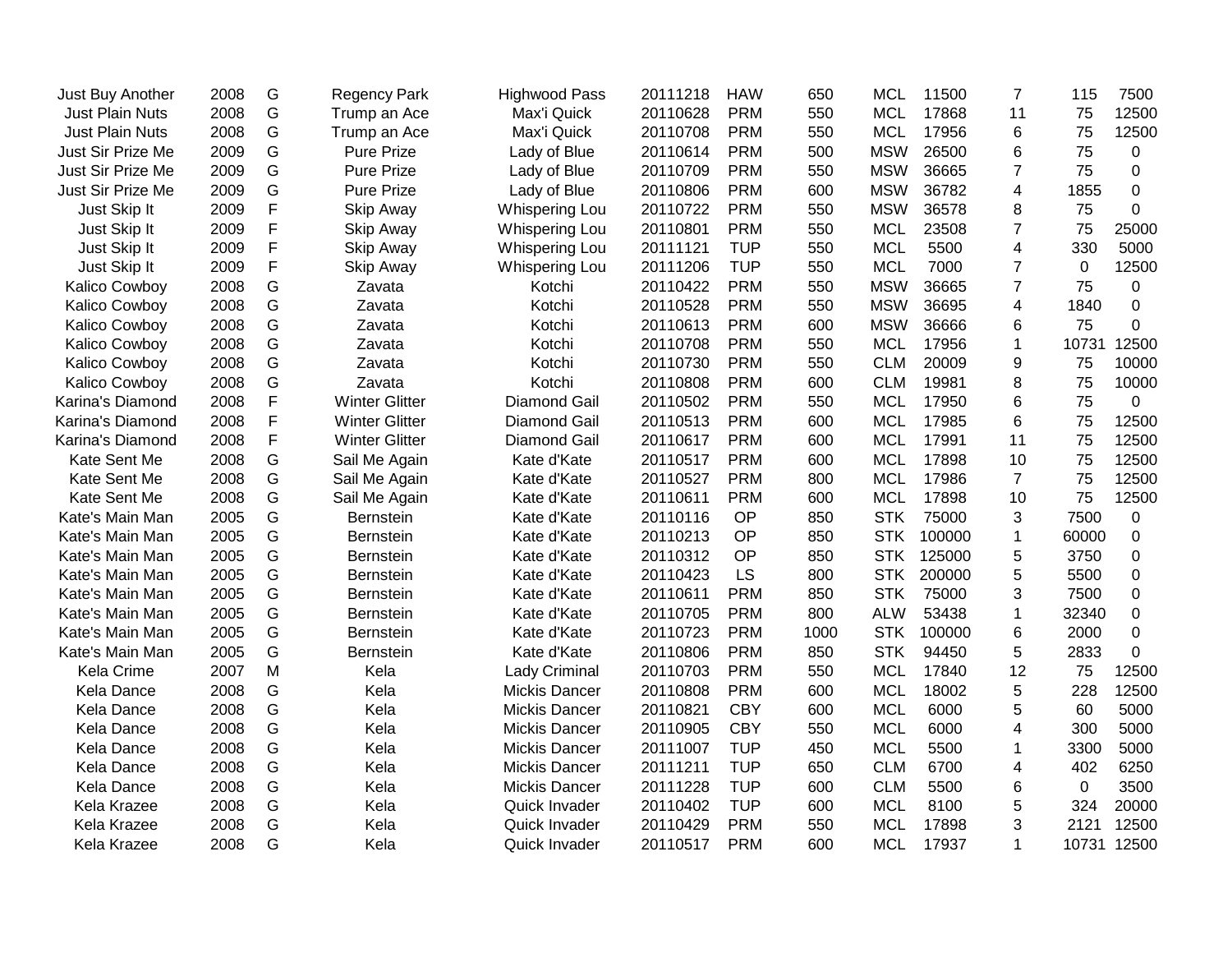| | | | | | | | | | | | | |
|---|---|---|---|---|---|---|---|---|---|---|---|---|
| Just Buy Another | 2008 | G | Regency Park | Highwood Pass | 20111218 | HAW | 650 | MCL | 11500 | 7 | 115 | 7500 |
| Just Plain Nuts | 2008 | G | Trump an Ace | Max'i Quick | 20110628 | PRM | 550 | MCL | 17868 | 11 | 75 | 12500 |
| Just Plain Nuts | 2008 | G | Trump an Ace | Max'i Quick | 20110708 | PRM | 550 | MCL | 17956 | 6 | 75 | 12500 |
| Just Sir Prize Me | 2009 | G | Pure Prize | Lady of Blue | 20110614 | PRM | 500 | MSW | 26500 | 6 | 75 | 0 |
| Just Sir Prize Me | 2009 | G | Pure Prize | Lady of Blue | 20110709 | PRM | 550 | MSW | 36665 | 7 | 75 | 0 |
| Just Sir Prize Me | 2009 | G | Pure Prize | Lady of Blue | 20110806 | PRM | 600 | MSW | 36782 | 4 | 1855 | 0 |
| Just Skip It | 2009 | F | Skip Away | Whispering Lou | 20110722 | PRM | 550 | MSW | 36578 | 8 | 75 | 0 |
| Just Skip It | 2009 | F | Skip Away | Whispering Lou | 20110801 | PRM | 550 | MCL | 23508 | 7 | 75 | 25000 |
| Just Skip It | 2009 | F | Skip Away | Whispering Lou | 20111121 | TUP | 550 | MCL | 5500 | 4 | 330 | 5000 |
| Just Skip It | 2009 | F | Skip Away | Whispering Lou | 20111206 | TUP | 550 | MCL | 7000 | 7 | 0 | 12500 |
| Kalico Cowboy | 2008 | G | Zavata | Kotchi | 20110422 | PRM | 550 | MSW | 36665 | 7 | 75 | 0 |
| Kalico Cowboy | 2008 | G | Zavata | Kotchi | 20110528 | PRM | 550 | MSW | 36695 | 4 | 1840 | 0 |
| Kalico Cowboy | 2008 | G | Zavata | Kotchi | 20110613 | PRM | 600 | MSW | 36666 | 6 | 75 | 0 |
| Kalico Cowboy | 2008 | G | Zavata | Kotchi | 20110708 | PRM | 550 | MCL | 17956 | 1 | 10731 | 12500 |
| Kalico Cowboy | 2008 | G | Zavata | Kotchi | 20110730 | PRM | 550 | CLM | 20009 | 9 | 75 | 10000 |
| Kalico Cowboy | 2008 | G | Zavata | Kotchi | 20110808 | PRM | 600 | CLM | 19981 | 8 | 75 | 10000 |
| Karina's Diamond | 2008 | F | Winter Glitter | Diamond Gail | 20110502 | PRM | 550 | MCL | 17950 | 6 | 75 | 0 |
| Karina's Diamond | 2008 | F | Winter Glitter | Diamond Gail | 20110513 | PRM | 600 | MCL | 17985 | 6 | 75 | 12500 |
| Karina's Diamond | 2008 | F | Winter Glitter | Diamond Gail | 20110617 | PRM | 600 | MCL | 17991 | 11 | 75 | 12500 |
| Kate Sent Me | 2008 | G | Sail Me Again | Kate d'Kate | 20110517 | PRM | 600 | MCL | 17898 | 10 | 75 | 12500 |
| Kate Sent Me | 2008 | G | Sail Me Again | Kate d'Kate | 20110527 | PRM | 800 | MCL | 17986 | 7 | 75 | 12500 |
| Kate Sent Me | 2008 | G | Sail Me Again | Kate d'Kate | 20110611 | PRM | 600 | MCL | 17898 | 10 | 75 | 12500 |
| Kate's Main Man | 2005 | G | Bernstein | Kate d'Kate | 20110116 | OP | 850 | STK | 75000 | 3 | 7500 | 0 |
| Kate's Main Man | 2005 | G | Bernstein | Kate d'Kate | 20110213 | OP | 850 | STK | 100000 | 1 | 60000 | 0 |
| Kate's Main Man | 2005 | G | Bernstein | Kate d'Kate | 20110312 | OP | 850 | STK | 125000 | 5 | 3750 | 0 |
| Kate's Main Man | 2005 | G | Bernstein | Kate d'Kate | 20110423 | LS | 800 | STK | 200000 | 5 | 5500 | 0 |
| Kate's Main Man | 2005 | G | Bernstein | Kate d'Kate | 20110611 | PRM | 850 | STK | 75000 | 3 | 7500 | 0 |
| Kate's Main Man | 2005 | G | Bernstein | Kate d'Kate | 20110705 | PRM | 800 | ALW | 53438 | 1 | 32340 | 0 |
| Kate's Main Man | 2005 | G | Bernstein | Kate d'Kate | 20110723 | PRM | 1000 | STK | 100000 | 6 | 2000 | 0 |
| Kate's Main Man | 2005 | G | Bernstein | Kate d'Kate | 20110806 | PRM | 850 | STK | 94450 | 5 | 2833 | 0 |
| Kela Crime | 2007 | M | Kela | Lady Criminal | 20110703 | PRM | 550 | MCL | 17840 | 12 | 75 | 12500 |
| Kela Dance | 2008 | G | Kela | Mickis Dancer | 20110808 | PRM | 600 | MCL | 18002 | 5 | 228 | 12500 |
| Kela Dance | 2008 | G | Kela | Mickis Dancer | 20110821 | CBY | 600 | MCL | 6000 | 5 | 60 | 5000 |
| Kela Dance | 2008 | G | Kela | Mickis Dancer | 20110905 | CBY | 550 | MCL | 6000 | 4 | 300 | 5000 |
| Kela Dance | 2008 | G | Kela | Mickis Dancer | 20111007 | TUP | 450 | MCL | 5500 | 1 | 3300 | 5000 |
| Kela Dance | 2008 | G | Kela | Mickis Dancer | 20111211 | TUP | 650 | CLM | 6700 | 4 | 402 | 6250 |
| Kela Dance | 2008 | G | Kela | Mickis Dancer | 20111228 | TUP | 600 | CLM | 5500 | 6 | 0 | 3500 |
| Kela Krazee | 2008 | G | Kela | Quick Invader | 20110402 | TUP | 600 | MCL | 8100 | 5 | 324 | 20000 |
| Kela Krazee | 2008 | G | Kela | Quick Invader | 20110429 | PRM | 550 | MCL | 17898 | 3 | 2121 | 12500 |
| Kela Krazee | 2008 | G | Kela | Quick Invader | 20110517 | PRM | 600 | MCL | 17937 | 1 | 10731 | 12500 |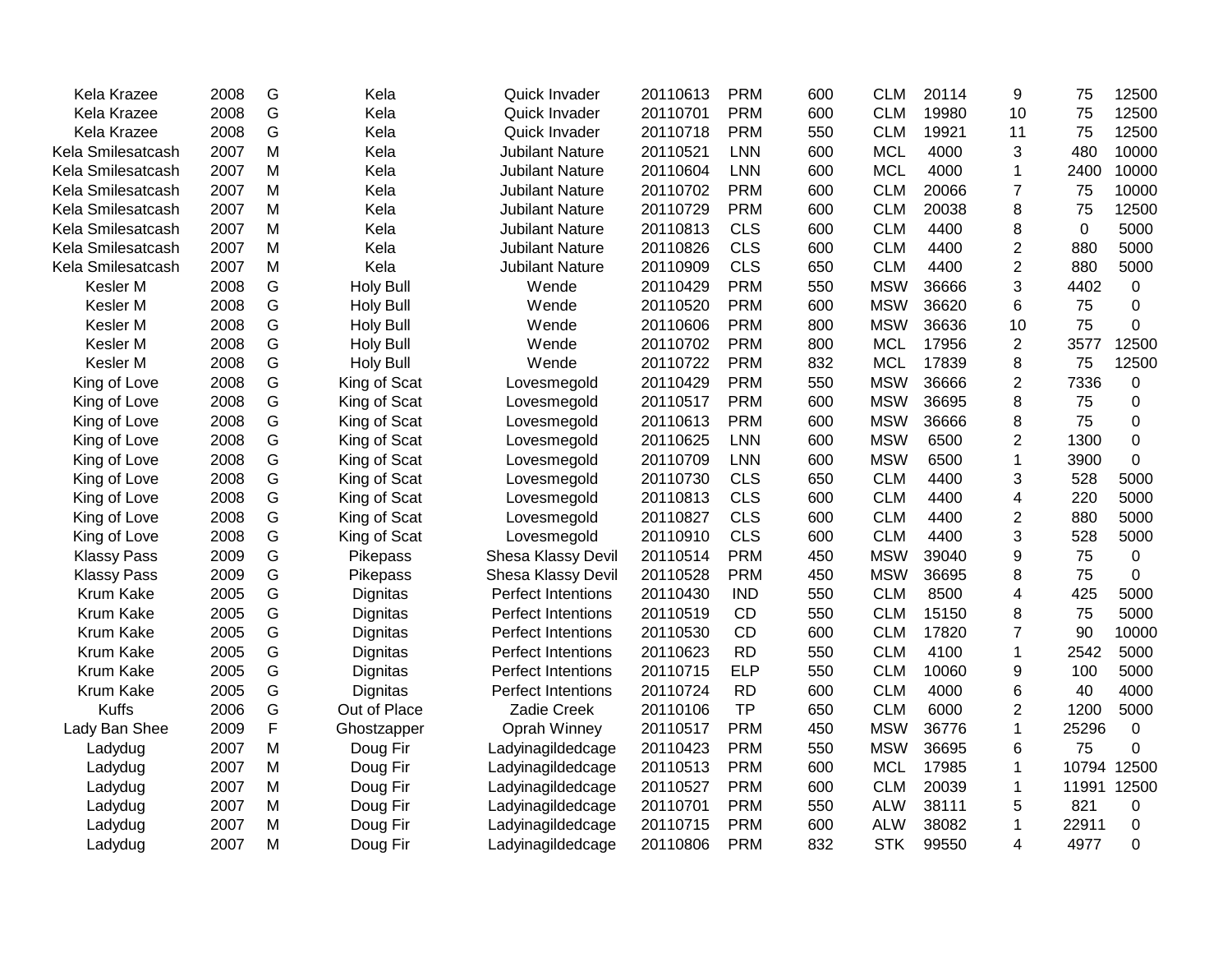| | | | | | | | | | | | | |
|---|---|---|---|---|---|---|---|---|---|---|---|---|
| Kela Krazee | 2008 | G | Kela | Quick Invader | 20110613 | PRM | 600 | CLM | 20114 | 9 | 75 | 12500 |
| Kela Krazee | 2008 | G | Kela | Quick Invader | 20110701 | PRM | 600 | CLM | 19980 | 10 | 75 | 12500 |
| Kela Krazee | 2008 | G | Kela | Quick Invader | 20110718 | PRM | 550 | CLM | 19921 | 11 | 75 | 12500 |
| Kela Smilesatcash | 2007 | M | Kela | Jubilant Nature | 20110521 | LNN | 600 | MCL | 4000 | 3 | 480 | 10000 |
| Kela Smilesatcash | 2007 | M | Kela | Jubilant Nature | 20110604 | LNN | 600 | MCL | 4000 | 1 | 2400 | 10000 |
| Kela Smilesatcash | 2007 | M | Kela | Jubilant Nature | 20110702 | PRM | 600 | CLM | 20066 | 7 | 75 | 10000 |
| Kela Smilesatcash | 2007 | M | Kela | Jubilant Nature | 20110729 | PRM | 600 | CLM | 20038 | 8 | 75 | 12500 |
| Kela Smilesatcash | 2007 | M | Kela | Jubilant Nature | 20110813 | CLS | 600 | CLM | 4400 | 8 | 0 | 5000 |
| Kela Smilesatcash | 2007 | M | Kela | Jubilant Nature | 20110826 | CLS | 600 | CLM | 4400 | 2 | 880 | 5000 |
| Kela Smilesatcash | 2007 | M | Kela | Jubilant Nature | 20110909 | CLS | 650 | CLM | 4400 | 2 | 880 | 5000 |
| Kesler M | 2008 | G | Holy Bull | Wende | 20110429 | PRM | 550 | MSW | 36666 | 3 | 4402 | 0 |
| Kesler M | 2008 | G | Holy Bull | Wende | 20110520 | PRM | 600 | MSW | 36620 | 6 | 75 | 0 |
| Kesler M | 2008 | G | Holy Bull | Wende | 20110606 | PRM | 800 | MSW | 36636 | 10 | 75 | 0 |
| Kesler M | 2008 | G | Holy Bull | Wende | 20110702 | PRM | 800 | MCL | 17956 | 2 | 3577 | 12500 |
| Kesler M | 2008 | G | Holy Bull | Wende | 20110722 | PRM | 832 | MCL | 17839 | 8 | 75 | 12500 |
| King of Love | 2008 | G | King of Scat | Lovesmegold | 20110429 | PRM | 550 | MSW | 36666 | 2 | 7336 | 0 |
| King of Love | 2008 | G | King of Scat | Lovesmegold | 20110517 | PRM | 600 | MSW | 36695 | 8 | 75 | 0 |
| King of Love | 2008 | G | King of Scat | Lovesmegold | 20110613 | PRM | 600 | MSW | 36666 | 8 | 75 | 0 |
| King of Love | 2008 | G | King of Scat | Lovesmegold | 20110625 | LNN | 600 | MSW | 6500 | 2 | 1300 | 0 |
| King of Love | 2008 | G | King of Scat | Lovesmegold | 20110709 | LNN | 600 | MSW | 6500 | 1 | 3900 | 0 |
| King of Love | 2008 | G | King of Scat | Lovesmegold | 20110730 | CLS | 650 | CLM | 4400 | 3 | 528 | 5000 |
| King of Love | 2008 | G | King of Scat | Lovesmegold | 20110813 | CLS | 600 | CLM | 4400 | 4 | 220 | 5000 |
| King of Love | 2008 | G | King of Scat | Lovesmegold | 20110827 | CLS | 600 | CLM | 4400 | 2 | 880 | 5000 |
| King of Love | 2008 | G | King of Scat | Lovesmegold | 20110910 | CLS | 600 | CLM | 4400 | 3 | 528 | 5000 |
| Klassy Pass | 2009 | G | Pikepass | Shesa Klassy Devil | 20110514 | PRM | 450 | MSW | 39040 | 9 | 75 | 0 |
| Klassy Pass | 2009 | G | Pikepass | Shesa Klassy Devil | 20110528 | PRM | 450 | MSW | 36695 | 8 | 75 | 0 |
| Krum Kake | 2005 | G | Dignitas | Perfect Intentions | 20110430 | IND | 550 | CLM | 8500 | 4 | 425 | 5000 |
| Krum Kake | 2005 | G | Dignitas | Perfect Intentions | 20110519 | CD | 550 | CLM | 15150 | 8 | 75 | 5000 |
| Krum Kake | 2005 | G | Dignitas | Perfect Intentions | 20110530 | CD | 600 | CLM | 17820 | 7 | 90 | 10000 |
| Krum Kake | 2005 | G | Dignitas | Perfect Intentions | 20110623 | RD | 550 | CLM | 4100 | 1 | 2542 | 5000 |
| Krum Kake | 2005 | G | Dignitas | Perfect Intentions | 20110715 | ELP | 550 | CLM | 10060 | 9 | 100 | 5000 |
| Krum Kake | 2005 | G | Dignitas | Perfect Intentions | 20110724 | RD | 600 | CLM | 4000 | 6 | 40 | 4000 |
| Kuffs | 2006 | G | Out of Place | Zadie Creek | 20110106 | TP | 650 | CLM | 6000 | 2 | 1200 | 5000 |
| Lady Ban Shee | 2009 | F | Ghostzapper | Oprah Winney | 20110517 | PRM | 450 | MSW | 36776 | 1 | 25296 | 0 |
| Ladydug | 2007 | M | Doug Fir | Ladyinagildedcage | 20110423 | PRM | 550 | MSW | 36695 | 6 | 75 | 0 |
| Ladydug | 2007 | M | Doug Fir | Ladyinagildedcage | 20110513 | PRM | 600 | MCL | 17985 | 1 | 10794 | 12500 |
| Ladydug | 2007 | M | Doug Fir | Ladyinagildedcage | 20110527 | PRM | 600 | CLM | 20039 | 1 | 11991 | 12500 |
| Ladydug | 2007 | M | Doug Fir | Ladyinagildedcage | 20110701 | PRM | 550 | ALW | 38111 | 5 | 821 | 0 |
| Ladydug | 2007 | M | Doug Fir | Ladyinagildedcage | 20110715 | PRM | 600 | ALW | 38082 | 1 | 22911 | 0 |
| Ladydug | 2007 | M | Doug Fir | Ladyinagildedcage | 20110806 | PRM | 832 | STK | 99550 | 4 | 4977 | 0 |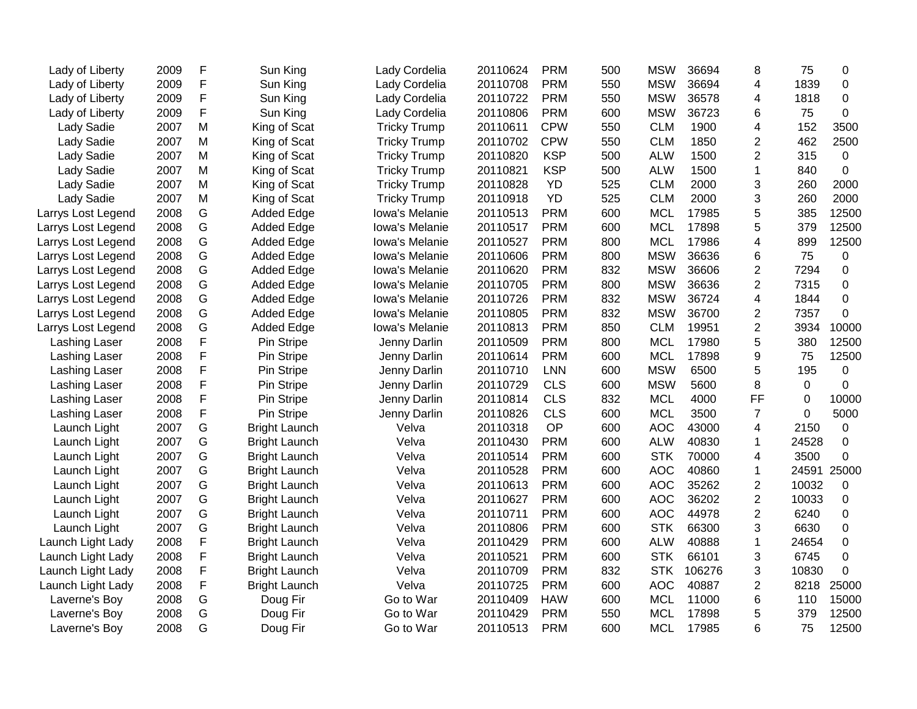| | | | | | | | | | | | | |
|---|---|---|---|---|---|---|---|---|---|---|---|---|
| Lady of Liberty | 2009 | F | Sun King | Lady Cordelia | 20110624 | PRM | 500 | MSW | 36694 | 8 | 75 | 0 |
| Lady of Liberty | 2009 | F | Sun King | Lady Cordelia | 20110708 | PRM | 550 | MSW | 36694 | 4 | 1839 | 0 |
| Lady of Liberty | 2009 | F | Sun King | Lady Cordelia | 20110722 | PRM | 550 | MSW | 36578 | 4 | 1818 | 0 |
| Lady of Liberty | 2009 | F | Sun King | Lady Cordelia | 20110806 | PRM | 600 | MSW | 36723 | 6 | 75 | 0 |
| Lady Sadie | 2007 | M | King of Scat | Tricky Trump | 20110611 | CPW | 550 | CLM | 1900 | 4 | 152 | 3500 |
| Lady Sadie | 2007 | M | King of Scat | Tricky Trump | 20110702 | CPW | 550 | CLM | 1850 | 2 | 462 | 2500 |
| Lady Sadie | 2007 | M | King of Scat | Tricky Trump | 20110820 | KSP | 500 | ALW | 1500 | 2 | 315 | 0 |
| Lady Sadie | 2007 | M | King of Scat | Tricky Trump | 20110821 | KSP | 500 | ALW | 1500 | 1 | 840 | 0 |
| Lady Sadie | 2007 | M | King of Scat | Tricky Trump | 20110828 | YD | 525 | CLM | 2000 | 3 | 260 | 2000 |
| Lady Sadie | 2007 | M | King of Scat | Tricky Trump | 20110918 | YD | 525 | CLM | 2000 | 3 | 260 | 2000 |
| Larrys Lost Legend | 2008 | G | Added Edge | Iowa's Melanie | 20110513 | PRM | 600 | MCL | 17985 | 5 | 385 | 12500 |
| Larrys Lost Legend | 2008 | G | Added Edge | Iowa's Melanie | 20110517 | PRM | 600 | MCL | 17898 | 5 | 379 | 12500 |
| Larrys Lost Legend | 2008 | G | Added Edge | Iowa's Melanie | 20110527 | PRM | 800 | MCL | 17986 | 4 | 899 | 12500 |
| Larrys Lost Legend | 2008 | G | Added Edge | Iowa's Melanie | 20110606 | PRM | 800 | MSW | 36636 | 6 | 75 | 0 |
| Larrys Lost Legend | 2008 | G | Added Edge | Iowa's Melanie | 20110620 | PRM | 832 | MSW | 36606 | 2 | 7294 | 0 |
| Larrys Lost Legend | 2008 | G | Added Edge | Iowa's Melanie | 20110705 | PRM | 800 | MSW | 36636 | 2 | 7315 | 0 |
| Larrys Lost Legend | 2008 | G | Added Edge | Iowa's Melanie | 20110726 | PRM | 832 | MSW | 36724 | 4 | 1844 | 0 |
| Larrys Lost Legend | 2008 | G | Added Edge | Iowa's Melanie | 20110805 | PRM | 832 | MSW | 36700 | 2 | 7357 | 0 |
| Larrys Lost Legend | 2008 | G | Added Edge | Iowa's Melanie | 20110813 | PRM | 850 | CLM | 19951 | 2 | 3934 | 10000 |
| Lashing Laser | 2008 | F | Pin Stripe | Jenny Darlin | 20110509 | PRM | 800 | MCL | 17980 | 5 | 380 | 12500 |
| Lashing Laser | 2008 | F | Pin Stripe | Jenny Darlin | 20110614 | PRM | 600 | MCL | 17898 | 9 | 75 | 12500 |
| Lashing Laser | 2008 | F | Pin Stripe | Jenny Darlin | 20110710 | LNN | 600 | MSW | 6500 | 5 | 195 | 0 |
| Lashing Laser | 2008 | F | Pin Stripe | Jenny Darlin | 20110729 | CLS | 600 | MSW | 5600 | 8 | 0 | 0 |
| Lashing Laser | 2008 | F | Pin Stripe | Jenny Darlin | 20110814 | CLS | 832 | MCL | 4000 | FF | 0 | 10000 |
| Lashing Laser | 2008 | F | Pin Stripe | Jenny Darlin | 20110826 | CLS | 600 | MCL | 3500 | 7 | 0 | 5000 |
| Launch Light | 2007 | G | Bright Launch | Velva | 20110318 | OP | 600 | AOC | 43000 | 4 | 2150 | 0 |
| Launch Light | 2007 | G | Bright Launch | Velva | 20110430 | PRM | 600 | ALW | 40830 | 1 | 24528 | 0 |
| Launch Light | 2007 | G | Bright Launch | Velva | 20110514 | PRM | 600 | STK | 70000 | 4 | 3500 | 0 |
| Launch Light | 2007 | G | Bright Launch | Velva | 20110528 | PRM | 600 | AOC | 40860 | 1 | 24591 | 25000 |
| Launch Light | 2007 | G | Bright Launch | Velva | 20110613 | PRM | 600 | AOC | 35262 | 2 | 10032 | 0 |
| Launch Light | 2007 | G | Bright Launch | Velva | 20110627 | PRM | 600 | AOC | 36202 | 2 | 10033 | 0 |
| Launch Light | 2007 | G | Bright Launch | Velva | 20110711 | PRM | 600 | AOC | 44978 | 2 | 6240 | 0 |
| Launch Light | 2007 | G | Bright Launch | Velva | 20110806 | PRM | 600 | STK | 66300 | 3 | 6630 | 0 |
| Launch Light Lady | 2008 | F | Bright Launch | Velva | 20110429 | PRM | 600 | ALW | 40888 | 1 | 24654 | 0 |
| Launch Light Lady | 2008 | F | Bright Launch | Velva | 20110521 | PRM | 600 | STK | 66101 | 3 | 6745 | 0 |
| Launch Light Lady | 2008 | F | Bright Launch | Velva | 20110709 | PRM | 832 | STK | 106276 | 3 | 10830 | 0 |
| Launch Light Lady | 2008 | F | Bright Launch | Velva | 20110725 | PRM | 600 | AOC | 40887 | 2 | 8218 | 25000 |
| Laverne's Boy | 2008 | G | Doug Fir | Go to War | 20110409 | HAW | 600 | MCL | 11000 | 6 | 110 | 15000 |
| Laverne's Boy | 2008 | G | Doug Fir | Go to War | 20110429 | PRM | 550 | MCL | 17898 | 5 | 379 | 12500 |
| Laverne's Boy | 2008 | G | Doug Fir | Go to War | 20110513 | PRM | 600 | MCL | 17985 | 6 | 75 | 12500 |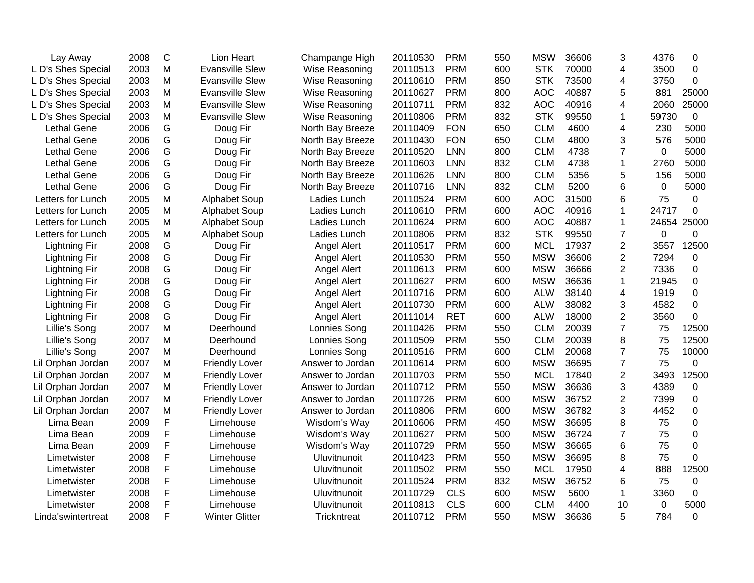| | | | | | | | | | | | | |
|---|---|---|---|---|---|---|---|---|---|---|---|---|
| Lay Away | 2008 | C | Lion Heart | Champange High | 20110530 | PRM | 550 | MSW | 36606 | 3 | 4376 | 0 |
| L D's Shes Special | 2003 | M | Evansville Slew | Wise Reasoning | 20110513 | PRM | 600 | STK | 70000 | 4 | 3500 | 0 |
| L D's Shes Special | 2003 | M | Evansville Slew | Wise Reasoning | 20110610 | PRM | 850 | STK | 73500 | 4 | 3750 | 0 |
| L D's Shes Special | 2003 | M | Evansville Slew | Wise Reasoning | 20110627 | PRM | 800 | AOC | 40887 | 5 | 881 | 25000 |
| L D's Shes Special | 2003 | M | Evansville Slew | Wise Reasoning | 20110711 | PRM | 832 | AOC | 40916 | 4 | 2060 | 25000 |
| L D's Shes Special | 2003 | M | Evansville Slew | Wise Reasoning | 20110806 | PRM | 832 | STK | 99550 | 1 | 59730 | 0 |
| Lethal Gene | 2006 | G | Doug Fir | North Bay Breeze | 20110409 | FON | 650 | CLM | 4600 | 4 | 230 | 5000 |
| Lethal Gene | 2006 | G | Doug Fir | North Bay Breeze | 20110430 | FON | 650 | CLM | 4800 | 3 | 576 | 5000 |
| Lethal Gene | 2006 | G | Doug Fir | North Bay Breeze | 20110520 | LNN | 800 | CLM | 4738 | 7 | 0 | 5000 |
| Lethal Gene | 2006 | G | Doug Fir | North Bay Breeze | 20110603 | LNN | 832 | CLM | 4738 | 1 | 2760 | 5000 |
| Lethal Gene | 2006 | G | Doug Fir | North Bay Breeze | 20110626 | LNN | 800 | CLM | 5356 | 5 | 156 | 5000 |
| Lethal Gene | 2006 | G | Doug Fir | North Bay Breeze | 20110716 | LNN | 832 | CLM | 5200 | 6 | 0 | 5000 |
| Letters for Lunch | 2005 | M | Alphabet Soup | Ladies Lunch | 20110524 | PRM | 600 | AOC | 31500 | 6 | 75 | 0 |
| Letters for Lunch | 2005 | M | Alphabet Soup | Ladies Lunch | 20110610 | PRM | 600 | AOC | 40916 | 1 | 24717 | 0 |
| Letters for Lunch | 2005 | M | Alphabet Soup | Ladies Lunch | 20110624 | PRM | 600 | AOC | 40887 | 1 | 24654 | 25000 |
| Letters for Lunch | 2005 | M | Alphabet Soup | Ladies Lunch | 20110806 | PRM | 832 | STK | 99550 | 7 | 0 | 0 |
| Lightning Fir | 2008 | G | Doug Fir | Angel Alert | 20110517 | PRM | 600 | MCL | 17937 | 2 | 3557 | 12500 |
| Lightning Fir | 2008 | G | Doug Fir | Angel Alert | 20110530 | PRM | 550 | MSW | 36606 | 2 | 7294 | 0 |
| Lightning Fir | 2008 | G | Doug Fir | Angel Alert | 20110613 | PRM | 600 | MSW | 36666 | 2 | 7336 | 0 |
| Lightning Fir | 2008 | G | Doug Fir | Angel Alert | 20110627 | PRM | 600 | MSW | 36636 | 1 | 21945 | 0 |
| Lightning Fir | 2008 | G | Doug Fir | Angel Alert | 20110716 | PRM | 600 | ALW | 38140 | 4 | 1919 | 0 |
| Lightning Fir | 2008 | G | Doug Fir | Angel Alert | 20110730 | PRM | 600 | ALW | 38082 | 3 | 4582 | 0 |
| Lightning Fir | 2008 | G | Doug Fir | Angel Alert | 20111014 | RET | 600 | ALW | 18000 | 2 | 3560 | 0 |
| Lillie's Song | 2007 | M | Deerhound | Lonnies Song | 20110426 | PRM | 550 | CLM | 20039 | 7 | 75 | 12500 |
| Lillie's Song | 2007 | M | Deerhound | Lonnies Song | 20110509 | PRM | 550 | CLM | 20039 | 8 | 75 | 12500 |
| Lillie's Song | 2007 | M | Deerhound | Lonnies Song | 20110516 | PRM | 600 | CLM | 20068 | 7 | 75 | 10000 |
| Lil Orphan Jordan | 2007 | M | Friendly Lover | Answer to Jordan | 20110614 | PRM | 600 | MSW | 36695 | 7 | 75 | 0 |
| Lil Orphan Jordan | 2007 | M | Friendly Lover | Answer to Jordan | 20110703 | PRM | 550 | MCL | 17840 | 2 | 3493 | 12500 |
| Lil Orphan Jordan | 2007 | M | Friendly Lover | Answer to Jordan | 20110712 | PRM | 550 | MSW | 36636 | 3 | 4389 | 0 |
| Lil Orphan Jordan | 2007 | M | Friendly Lover | Answer to Jordan | 20110726 | PRM | 600 | MSW | 36752 | 2 | 7399 | 0 |
| Lil Orphan Jordan | 2007 | M | Friendly Lover | Answer to Jordan | 20110806 | PRM | 600 | MSW | 36782 | 3 | 4452 | 0 |
| Lima Bean | 2009 | F | Limehouse | Wisdom's Way | 20110606 | PRM | 450 | MSW | 36695 | 8 | 75 | 0 |
| Lima Bean | 2009 | F | Limehouse | Wisdom's Way | 20110627 | PRM | 500 | MSW | 36724 | 7 | 75 | 0 |
| Lima Bean | 2009 | F | Limehouse | Wisdom's Way | 20110729 | PRM | 550 | MSW | 36665 | 6 | 75 | 0 |
| Limetwister | 2008 | F | Limehouse | Uluvitnunoit | 20110423 | PRM | 550 | MSW | 36695 | 8 | 75 | 0 |
| Limetwister | 2008 | F | Limehouse | Uluvitnunoit | 20110502 | PRM | 550 | MCL | 17950 | 4 | 888 | 12500 |
| Limetwister | 2008 | F | Limehouse | Uluvitnunoit | 20110524 | PRM | 832 | MSW | 36752 | 6 | 75 | 0 |
| Limetwister | 2008 | F | Limehouse | Uluvitnunoit | 20110729 | CLS | 600 | MSW | 5600 | 1 | 3360 | 0 |
| Limetwister | 2008 | F | Limehouse | Uluvitnunoit | 20110813 | CLS | 600 | CLM | 4400 | 10 | 0 | 5000 |
| Linda'swintertreat | 2008 | F | Winter Glitter | Trickntreat | 20110712 | PRM | 550 | MSW | 36636 | 5 | 784 | 0 |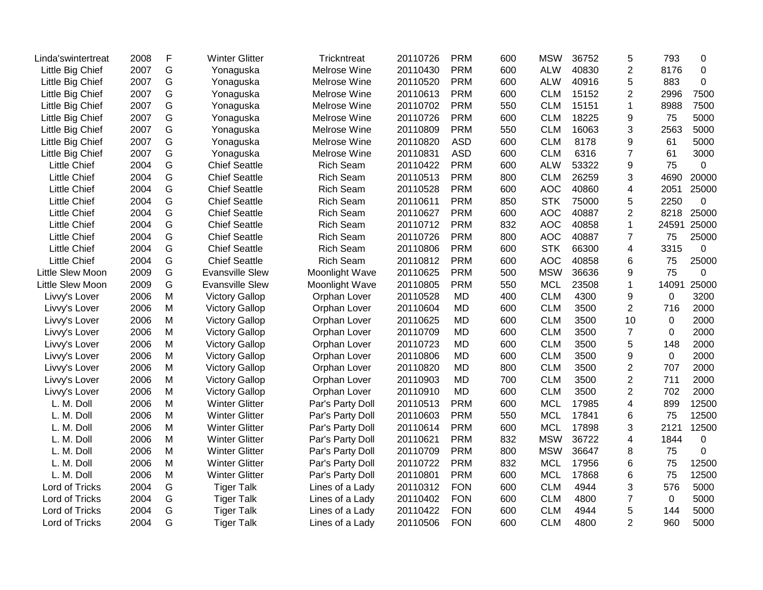| | | | | | | | | | | | | |
|---|---|---|---|---|---|---|---|---|---|---|---|---|
| Linda'swintertreat | 2008 | F | Winter Glitter | Trickntreat | 20110726 | PRM | 600 | MSW | 36752 | 5 | 793 | 0 |
| Little Big Chief | 2007 | G | Yonaguska | Melrose Wine | 20110430 | PRM | 600 | ALW | 40830 | 2 | 8176 | 0 |
| Little Big Chief | 2007 | G | Yonaguska | Melrose Wine | 20110520 | PRM | 600 | ALW | 40916 | 5 | 883 | 0 |
| Little Big Chief | 2007 | G | Yonaguska | Melrose Wine | 20110613 | PRM | 600 | CLM | 15152 | 2 | 2996 | 7500 |
| Little Big Chief | 2007 | G | Yonaguska | Melrose Wine | 20110702 | PRM | 550 | CLM | 15151 | 1 | 8988 | 7500 |
| Little Big Chief | 2007 | G | Yonaguska | Melrose Wine | 20110726 | PRM | 600 | CLM | 18225 | 9 | 75 | 5000 |
| Little Big Chief | 2007 | G | Yonaguska | Melrose Wine | 20110809 | PRM | 550 | CLM | 16063 | 3 | 2563 | 5000 |
| Little Big Chief | 2007 | G | Yonaguska | Melrose Wine | 20110820 | ASD | 600 | CLM | 8178 | 9 | 61 | 5000 |
| Little Big Chief | 2007 | G | Yonaguska | Melrose Wine | 20110831 | ASD | 600 | CLM | 6316 | 7 | 61 | 3000 |
| Little Chief | 2004 | G | Chief Seattle | Rich Seam | 20110422 | PRM | 600 | ALW | 53322 | 9 | 75 | 0 |
| Little Chief | 2004 | G | Chief Seattle | Rich Seam | 20110513 | PRM | 800 | CLM | 26259 | 3 | 4690 | 20000 |
| Little Chief | 2004 | G | Chief Seattle | Rich Seam | 20110528 | PRM | 600 | AOC | 40860 | 4 | 2051 | 25000 |
| Little Chief | 2004 | G | Chief Seattle | Rich Seam | 20110611 | PRM | 850 | STK | 75000 | 5 | 2250 | 0 |
| Little Chief | 2004 | G | Chief Seattle | Rich Seam | 20110627 | PRM | 600 | AOC | 40887 | 2 | 8218 | 25000 |
| Little Chief | 2004 | G | Chief Seattle | Rich Seam | 20110712 | PRM | 832 | AOC | 40858 | 1 | 24591 | 25000 |
| Little Chief | 2004 | G | Chief Seattle | Rich Seam | 20110726 | PRM | 800 | AOC | 40887 | 7 | 75 | 25000 |
| Little Chief | 2004 | G | Chief Seattle | Rich Seam | 20110806 | PRM | 600 | STK | 66300 | 4 | 3315 | 0 |
| Little Chief | 2004 | G | Chief Seattle | Rich Seam | 20110812 | PRM | 600 | AOC | 40858 | 6 | 75 | 25000 |
| Little Slew Moon | 2009 | G | Evansville Slew | Moonlight Wave | 20110625 | PRM | 500 | MSW | 36636 | 9 | 75 | 0 |
| Little Slew Moon | 2009 | G | Evansville Slew | Moonlight Wave | 20110805 | PRM | 550 | MCL | 23508 | 1 | 14091 | 25000 |
| Livvy's Lover | 2006 | M | Victory Gallop | Orphan Lover | 20110528 | MD | 400 | CLM | 4300 | 9 | 0 | 3200 |
| Livvy's Lover | 2006 | M | Victory Gallop | Orphan Lover | 20110604 | MD | 600 | CLM | 3500 | 2 | 716 | 2000 |
| Livvy's Lover | 2006 | M | Victory Gallop | Orphan Lover | 20110625 | MD | 600 | CLM | 3500 | 10 | 0 | 2000 |
| Livvy's Lover | 2006 | M | Victory Gallop | Orphan Lover | 20110709 | MD | 600 | CLM | 3500 | 7 | 0 | 2000 |
| Livvy's Lover | 2006 | M | Victory Gallop | Orphan Lover | 20110723 | MD | 600 | CLM | 3500 | 5 | 148 | 2000 |
| Livvy's Lover | 2006 | M | Victory Gallop | Orphan Lover | 20110806 | MD | 600 | CLM | 3500 | 9 | 0 | 2000 |
| Livvy's Lover | 2006 | M | Victory Gallop | Orphan Lover | 20110820 | MD | 800 | CLM | 3500 | 2 | 707 | 2000 |
| Livvy's Lover | 2006 | M | Victory Gallop | Orphan Lover | 20110903 | MD | 700 | CLM | 3500 | 2 | 711 | 2000 |
| Livvy's Lover | 2006 | M | Victory Gallop | Orphan Lover | 20110910 | MD | 600 | CLM | 3500 | 2 | 702 | 2000 |
| L. M. Doll | 2006 | M | Winter Glitter | Par's Party Doll | 20110513 | PRM | 600 | MCL | 17985 | 4 | 899 | 12500 |
| L. M. Doll | 2006 | M | Winter Glitter | Par's Party Doll | 20110603 | PRM | 550 | MCL | 17841 | 6 | 75 | 12500 |
| L. M. Doll | 2006 | M | Winter Glitter | Par's Party Doll | 20110614 | PRM | 600 | MCL | 17898 | 3 | 2121 | 12500 |
| L. M. Doll | 2006 | M | Winter Glitter | Par's Party Doll | 20110621 | PRM | 832 | MSW | 36722 | 4 | 1844 | 0 |
| L. M. Doll | 2006 | M | Winter Glitter | Par's Party Doll | 20110709 | PRM | 800 | MSW | 36647 | 8 | 75 | 0 |
| L. M. Doll | 2006 | M | Winter Glitter | Par's Party Doll | 20110722 | PRM | 832 | MCL | 17956 | 6 | 75 | 12500 |
| L. M. Doll | 2006 | M | Winter Glitter | Par's Party Doll | 20110801 | PRM | 600 | MCL | 17868 | 6 | 75 | 12500 |
| Lord of Tricks | 2004 | G | Tiger Talk | Lines of a Lady | 20110312 | FON | 600 | CLM | 4944 | 3 | 576 | 5000 |
| Lord of Tricks | 2004 | G | Tiger Talk | Lines of a Lady | 20110402 | FON | 600 | CLM | 4800 | 7 | 0 | 5000 |
| Lord of Tricks | 2004 | G | Tiger Talk | Lines of a Lady | 20110422 | FON | 600 | CLM | 4944 | 5 | 144 | 5000 |
| Lord of Tricks | 2004 | G | Tiger Talk | Lines of a Lady | 20110506 | FON | 600 | CLM | 4800 | 2 | 960 | 5000 |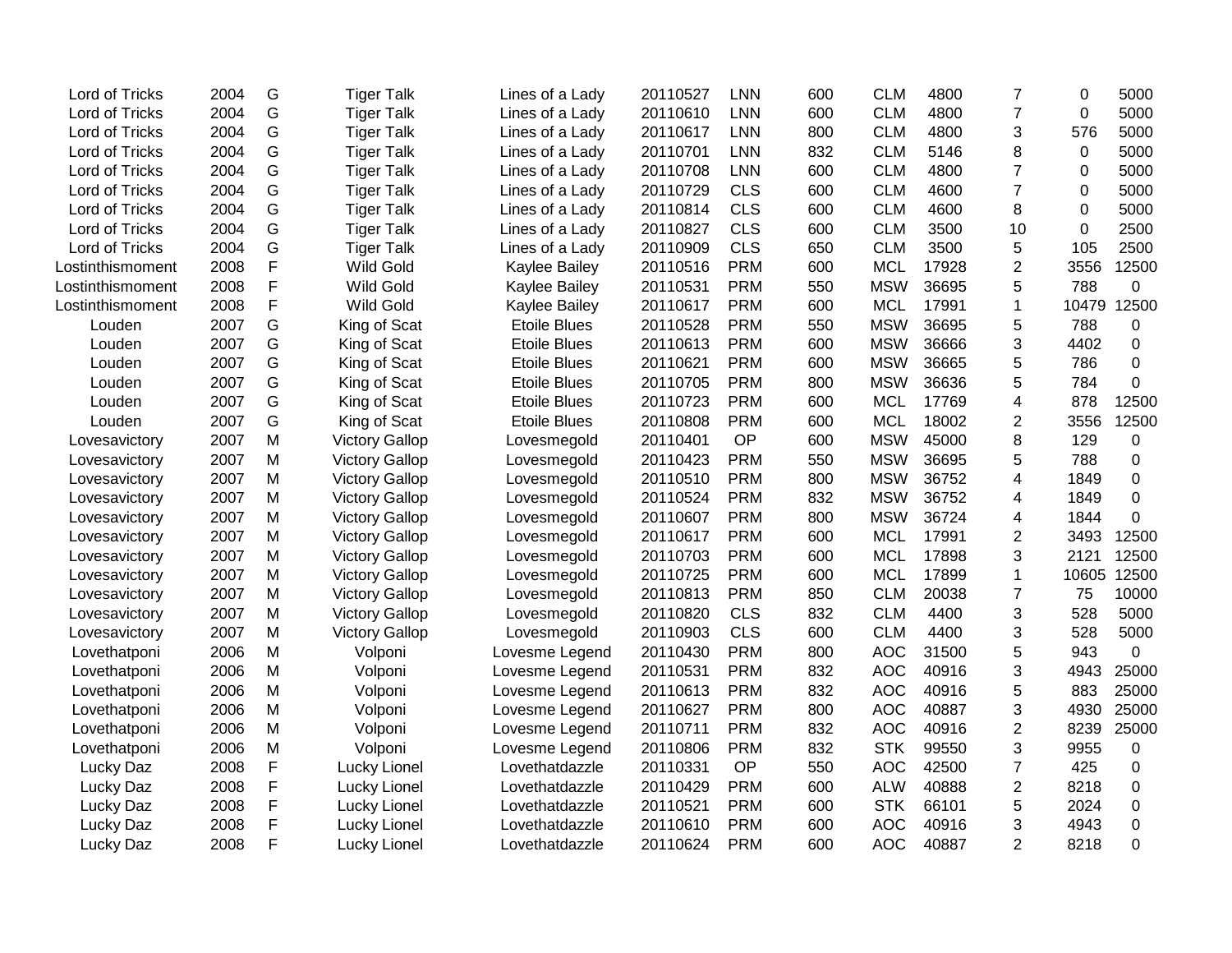| | | | | | | | | | | | | |
|---|---|---|---|---|---|---|---|---|---|---|---|---|
| Lord of Tricks | 2004 | G | Tiger Talk | Lines of a Lady | 20110527 | LNN | 600 | CLM | 4800 | 7 | 0 | 5000 |
| Lord of Tricks | 2004 | G | Tiger Talk | Lines of a Lady | 20110610 | LNN | 600 | CLM | 4800 | 7 | 0 | 5000 |
| Lord of Tricks | 2004 | G | Tiger Talk | Lines of a Lady | 20110617 | LNN | 800 | CLM | 4800 | 3 | 576 | 5000 |
| Lord of Tricks | 2004 | G | Tiger Talk | Lines of a Lady | 20110701 | LNN | 832 | CLM | 5146 | 8 | 0 | 5000 |
| Lord of Tricks | 2004 | G | Tiger Talk | Lines of a Lady | 20110708 | LNN | 600 | CLM | 4800 | 7 | 0 | 5000 |
| Lord of Tricks | 2004 | G | Tiger Talk | Lines of a Lady | 20110729 | CLS | 600 | CLM | 4600 | 7 | 0 | 5000 |
| Lord of Tricks | 2004 | G | Tiger Talk | Lines of a Lady | 20110814 | CLS | 600 | CLM | 4600 | 8 | 0 | 5000 |
| Lord of Tricks | 2004 | G | Tiger Talk | Lines of a Lady | 20110827 | CLS | 600 | CLM | 3500 | 10 | 0 | 2500 |
| Lord of Tricks | 2004 | G | Tiger Talk | Lines of a Lady | 20110909 | CLS | 650 | CLM | 3500 | 5 | 105 | 2500 |
| Lostinthismoment | 2008 | F | Wild Gold | Kaylee Bailey | 20110516 | PRM | 600 | MCL | 17928 | 2 | 3556 | 12500 |
| Lostinthismoment | 2008 | F | Wild Gold | Kaylee Bailey | 20110531 | PRM | 550 | MSW | 36695 | 5 | 788 | 0 |
| Lostinthismoment | 2008 | F | Wild Gold | Kaylee Bailey | 20110617 | PRM | 600 | MCL | 17991 | 1 | 10479 | 12500 |
| Louden | 2007 | G | King of Scat | Etoile Blues | 20110528 | PRM | 550 | MSW | 36695 | 5 | 788 | 0 |
| Louden | 2007 | G | King of Scat | Etoile Blues | 20110613 | PRM | 600 | MSW | 36666 | 3 | 4402 | 0 |
| Louden | 2007 | G | King of Scat | Etoile Blues | 20110621 | PRM | 600 | MSW | 36665 | 5 | 786 | 0 |
| Louden | 2007 | G | King of Scat | Etoile Blues | 20110705 | PRM | 800 | MSW | 36636 | 5 | 784 | 0 |
| Louden | 2007 | G | King of Scat | Etoile Blues | 20110723 | PRM | 600 | MCL | 17769 | 4 | 878 | 12500 |
| Louden | 2007 | G | King of Scat | Etoile Blues | 20110808 | PRM | 600 | MCL | 18002 | 2 | 3556 | 12500 |
| Lovesavictory | 2007 | M | Victory Gallop | Lovesmegold | 20110401 | OP | 600 | MSW | 45000 | 8 | 129 | 0 |
| Lovesavictory | 2007 | M | Victory Gallop | Lovesmegold | 20110423 | PRM | 550 | MSW | 36695 | 5 | 788 | 0 |
| Lovesavictory | 2007 | M | Victory Gallop | Lovesmegold | 20110510 | PRM | 800 | MSW | 36752 | 4 | 1849 | 0 |
| Lovesavictory | 2007 | M | Victory Gallop | Lovesmegold | 20110524 | PRM | 832 | MSW | 36752 | 4 | 1849 | 0 |
| Lovesavictory | 2007 | M | Victory Gallop | Lovesmegold | 20110607 | PRM | 800 | MSW | 36724 | 4 | 1844 | 0 |
| Lovesavictory | 2007 | M | Victory Gallop | Lovesmegold | 20110617 | PRM | 600 | MCL | 17991 | 2 | 3493 | 12500 |
| Lovesavictory | 2007 | M | Victory Gallop | Lovesmegold | 20110703 | PRM | 600 | MCL | 17898 | 3 | 2121 | 12500 |
| Lovesavictory | 2007 | M | Victory Gallop | Lovesmegold | 20110725 | PRM | 600 | MCL | 17899 | 1 | 10605 | 12500 |
| Lovesavictory | 2007 | M | Victory Gallop | Lovesmegold | 20110813 | PRM | 850 | CLM | 20038 | 7 | 75 | 10000 |
| Lovesavictory | 2007 | M | Victory Gallop | Lovesmegold | 20110820 | CLS | 832 | CLM | 4400 | 3 | 528 | 5000 |
| Lovesavictory | 2007 | M | Victory Gallop | Lovesmegold | 20110903 | CLS | 600 | CLM | 4400 | 3 | 528 | 5000 |
| Lovethatponi | 2006 | M | Volponi | Lovesme Legend | 20110430 | PRM | 800 | AOC | 31500 | 5 | 943 | 0 |
| Lovethatponi | 2006 | M | Volponi | Lovesme Legend | 20110531 | PRM | 832 | AOC | 40916 | 3 | 4943 | 25000 |
| Lovethatponi | 2006 | M | Volponi | Lovesme Legend | 20110613 | PRM | 832 | AOC | 40916 | 5 | 883 | 25000 |
| Lovethatponi | 2006 | M | Volponi | Lovesme Legend | 20110627 | PRM | 800 | AOC | 40887 | 3 | 4930 | 25000 |
| Lovethatponi | 2006 | M | Volponi | Lovesme Legend | 20110711 | PRM | 832 | AOC | 40916 | 2 | 8239 | 25000 |
| Lovethatponi | 2006 | M | Volponi | Lovesme Legend | 20110806 | PRM | 832 | STK | 99550 | 3 | 9955 | 0 |
| Lucky Daz | 2008 | F | Lucky Lionel | Lovethatdazzle | 20110331 | OP | 550 | AOC | 42500 | 7 | 425 | 0 |
| Lucky Daz | 2008 | F | Lucky Lionel | Lovethatdazzle | 20110429 | PRM | 600 | ALW | 40888 | 2 | 8218 | 0 |
| Lucky Daz | 2008 | F | Lucky Lionel | Lovethatdazzle | 20110521 | PRM | 600 | STK | 66101 | 5 | 2024 | 0 |
| Lucky Daz | 2008 | F | Lucky Lionel | Lovethatdazzle | 20110610 | PRM | 600 | AOC | 40916 | 3 | 4943 | 0 |
| Lucky Daz | 2008 | F | Lucky Lionel | Lovethatdazzle | 20110624 | PRM | 600 | AOC | 40887 | 2 | 8218 | 0 |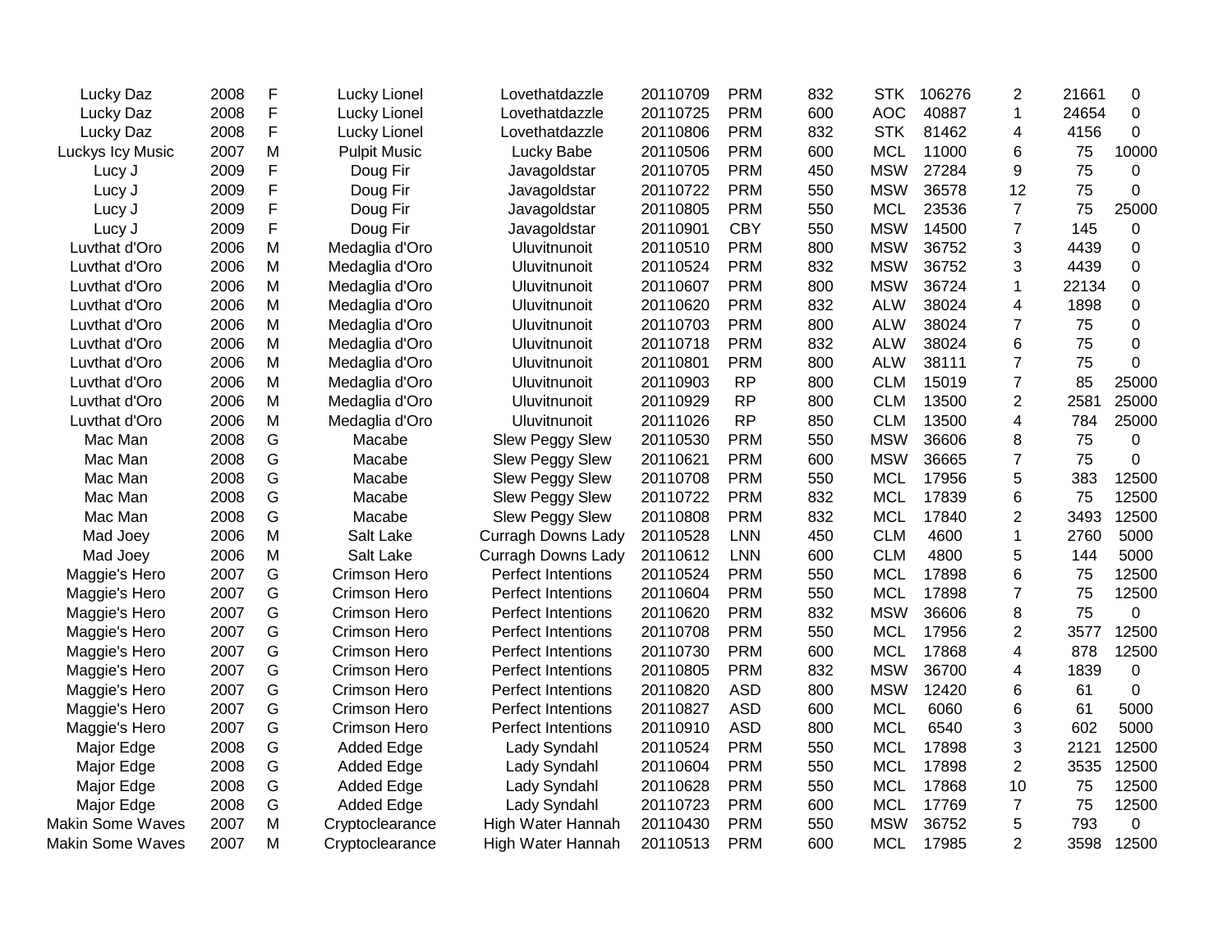| | | | | | | | | | | | | |
|---|---|---|---|---|---|---|---|---|---|---|---|---|
| Lucky Daz | 2008 | F | Lucky Lionel | Lovethatdazzle | 20110709 | PRM | 832 | STK | 106276 | 2 | 21661 | 0 |
| Lucky Daz | 2008 | F | Lucky Lionel | Lovethatdazzle | 20110725 | PRM | 600 | AOC | 40887 | 1 | 24654 | 0 |
| Lucky Daz | 2008 | F | Lucky Lionel | Lovethatdazzle | 20110806 | PRM | 832 | STK | 81462 | 4 | 4156 | 0 |
| Luckys Icy Music | 2007 | M | Pulpit Music | Lucky Babe | 20110506 | PRM | 600 | MCL | 11000 | 6 | 75 | 10000 |
| Lucy J | 2009 | F | Doug Fir | Javagoldstar | 20110705 | PRM | 450 | MSW | 27284 | 9 | 75 | 0 |
| Lucy J | 2009 | F | Doug Fir | Javagoldstar | 20110722 | PRM | 550 | MSW | 36578 | 12 | 75 | 0 |
| Lucy J | 2009 | F | Doug Fir | Javagoldstar | 20110805 | PRM | 550 | MCL | 23536 | 7 | 75 | 25000 |
| Lucy J | 2009 | F | Doug Fir | Javagoldstar | 20110901 | CBY | 550 | MSW | 14500 | 7 | 145 | 0 |
| Luvthat d'Oro | 2006 | M | Medaglia d'Oro | Uluvitnunoit | 20110510 | PRM | 800 | MSW | 36752 | 3 | 4439 | 0 |
| Luvthat d'Oro | 2006 | M | Medaglia d'Oro | Uluvitnunoit | 20110524 | PRM | 832 | MSW | 36752 | 3 | 4439 | 0 |
| Luvthat d'Oro | 2006 | M | Medaglia d'Oro | Uluvitnunoit | 20110607 | PRM | 800 | MSW | 36724 | 1 | 22134 | 0 |
| Luvthat d'Oro | 2006 | M | Medaglia d'Oro | Uluvitnunoit | 20110620 | PRM | 832 | ALW | 38024 | 4 | 1898 | 0 |
| Luvthat d'Oro | 2006 | M | Medaglia d'Oro | Uluvitnunoit | 20110703 | PRM | 800 | ALW | 38024 | 7 | 75 | 0 |
| Luvthat d'Oro | 2006 | M | Medaglia d'Oro | Uluvitnunoit | 20110718 | PRM | 832 | ALW | 38024 | 6 | 75 | 0 |
| Luvthat d'Oro | 2006 | M | Medaglia d'Oro | Uluvitnunoit | 20110801 | PRM | 800 | ALW | 38111 | 7 | 75 | 0 |
| Luvthat d'Oro | 2006 | M | Medaglia d'Oro | Uluvitnunoit | 20110903 | RP | 800 | CLM | 15019 | 7 | 85 | 25000 |
| Luvthat d'Oro | 2006 | M | Medaglia d'Oro | Uluvitnunoit | 20110929 | RP | 800 | CLM | 13500 | 2 | 2581 | 25000 |
| Luvthat d'Oro | 2006 | M | Medaglia d'Oro | Uluvitnunoit | 20111026 | RP | 850 | CLM | 13500 | 4 | 784 | 25000 |
| Mac Man | 2008 | G | Macabe | Slew Peggy Slew | 20110530 | PRM | 550 | MSW | 36606 | 8 | 75 | 0 |
| Mac Man | 2008 | G | Macabe | Slew Peggy Slew | 20110621 | PRM | 600 | MSW | 36665 | 7 | 75 | 0 |
| Mac Man | 2008 | G | Macabe | Slew Peggy Slew | 20110708 | PRM | 550 | MCL | 17956 | 5 | 383 | 12500 |
| Mac Man | 2008 | G | Macabe | Slew Peggy Slew | 20110722 | PRM | 832 | MCL | 17839 | 6 | 75 | 12500 |
| Mac Man | 2008 | G | Macabe | Slew Peggy Slew | 20110808 | PRM | 832 | MCL | 17840 | 2 | 3493 | 12500 |
| Mad Joey | 2006 | M | Salt Lake | Curragh Downs Lady | 20110528 | LNN | 450 | CLM | 4600 | 1 | 2760 | 5000 |
| Mad Joey | 2006 | M | Salt Lake | Curragh Downs Lady | 20110612 | LNN | 600 | CLM | 4800 | 5 | 144 | 5000 |
| Maggie's Hero | 2007 | G | Crimson Hero | Perfect Intentions | 20110524 | PRM | 550 | MCL | 17898 | 6 | 75 | 12500 |
| Maggie's Hero | 2007 | G | Crimson Hero | Perfect Intentions | 20110604 | PRM | 550 | MCL | 17898 | 7 | 75 | 12500 |
| Maggie's Hero | 2007 | G | Crimson Hero | Perfect Intentions | 20110620 | PRM | 832 | MSW | 36606 | 8 | 75 | 0 |
| Maggie's Hero | 2007 | G | Crimson Hero | Perfect Intentions | 20110708 | PRM | 550 | MCL | 17956 | 2 | 3577 | 12500 |
| Maggie's Hero | 2007 | G | Crimson Hero | Perfect Intentions | 20110730 | PRM | 600 | MCL | 17868 | 4 | 878 | 12500 |
| Maggie's Hero | 2007 | G | Crimson Hero | Perfect Intentions | 20110805 | PRM | 832 | MSW | 36700 | 4 | 1839 | 0 |
| Maggie's Hero | 2007 | G | Crimson Hero | Perfect Intentions | 20110820 | ASD | 800 | MSW | 12420 | 6 | 61 | 0 |
| Maggie's Hero | 2007 | G | Crimson Hero | Perfect Intentions | 20110827 | ASD | 600 | MCL | 6060 | 6 | 61 | 5000 |
| Maggie's Hero | 2007 | G | Crimson Hero | Perfect Intentions | 20110910 | ASD | 800 | MCL | 6540 | 3 | 602 | 5000 |
| Major Edge | 2008 | G | Added Edge | Lady Syndahl | 20110524 | PRM | 550 | MCL | 17898 | 3 | 2121 | 12500 |
| Major Edge | 2008 | G | Added Edge | Lady Syndahl | 20110604 | PRM | 550 | MCL | 17898 | 2 | 3535 | 12500 |
| Major Edge | 2008 | G | Added Edge | Lady Syndahl | 20110628 | PRM | 550 | MCL | 17868 | 10 | 75 | 12500 |
| Major Edge | 2008 | G | Added Edge | Lady Syndahl | 20110723 | PRM | 600 | MCL | 17769 | 7 | 75 | 12500 |
| Makin Some Waves | 2007 | M | Cryptoclearance | High Water Hannah | 20110430 | PRM | 550 | MSW | 36752 | 5 | 793 | 0 |
| Makin Some Waves | 2007 | M | Cryptoclearance | High Water Hannah | 20110513 | PRM | 600 | MCL | 17985 | 2 | 3598 | 12500 |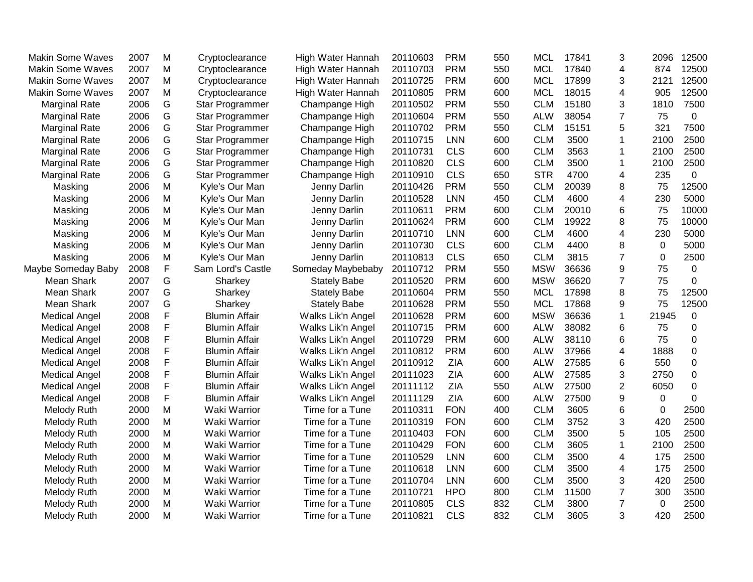| | | | | | | | | | | | | |
|---|---|---|---|---|---|---|---|---|---|---|---|---|
| Makin Some Waves | 2007 | M | Cryptoclearance | High Water Hannah | 20110603 | PRM | 550 | MCL | 17841 | 3 | 2096 | 12500 |
| Makin Some Waves | 2007 | M | Cryptoclearance | High Water Hannah | 20110703 | PRM | 550 | MCL | 17840 | 4 | 874 | 12500 |
| Makin Some Waves | 2007 | M | Cryptoclearance | High Water Hannah | 20110725 | PRM | 600 | MCL | 17899 | 3 | 2121 | 12500 |
| Makin Some Waves | 2007 | M | Cryptoclearance | High Water Hannah | 20110805 | PRM | 600 | MCL | 18015 | 4 | 905 | 12500 |
| Marginal Rate | 2006 | G | Star Programmer | Champange High | 20110502 | PRM | 550 | CLM | 15180 | 3 | 1810 | 7500 |
| Marginal Rate | 2006 | G | Star Programmer | Champange High | 20110604 | PRM | 550 | ALW | 38054 | 7 | 75 | 0 |
| Marginal Rate | 2006 | G | Star Programmer | Champange High | 20110702 | PRM | 550 | CLM | 15151 | 5 | 321 | 7500 |
| Marginal Rate | 2006 | G | Star Programmer | Champange High | 20110715 | LNN | 600 | CLM | 3500 | 1 | 2100 | 2500 |
| Marginal Rate | 2006 | G | Star Programmer | Champange High | 20110731 | CLS | 600 | CLM | 3563 | 1 | 2100 | 2500 |
| Marginal Rate | 2006 | G | Star Programmer | Champange High | 20110820 | CLS | 600 | CLM | 3500 | 1 | 2100 | 2500 |
| Marginal Rate | 2006 | G | Star Programmer | Champange High | 20110910 | CLS | 650 | STR | 4700 | 4 | 235 | 0 |
| Masking | 2006 | M | Kyle's Our Man | Jenny Darlin | 20110426 | PRM | 550 | CLM | 20039 | 8 | 75 | 12500 |
| Masking | 2006 | M | Kyle's Our Man | Jenny Darlin | 20110528 | LNN | 450 | CLM | 4600 | 4 | 230 | 5000 |
| Masking | 2006 | M | Kyle's Our Man | Jenny Darlin | 20110611 | PRM | 600 | CLM | 20010 | 6 | 75 | 10000 |
| Masking | 2006 | M | Kyle's Our Man | Jenny Darlin | 20110624 | PRM | 600 | CLM | 19922 | 8 | 75 | 10000 |
| Masking | 2006 | M | Kyle's Our Man | Jenny Darlin | 20110710 | LNN | 600 | CLM | 4600 | 4 | 230 | 5000 |
| Masking | 2006 | M | Kyle's Our Man | Jenny Darlin | 20110730 | CLS | 600 | CLM | 4400 | 8 | 0 | 5000 |
| Masking | 2006 | M | Kyle's Our Man | Jenny Darlin | 20110813 | CLS | 650 | CLM | 3815 | 7 | 0 | 2500 |
| Maybe Someday Baby | 2008 | F | Sam Lord's Castle | Someday Maybebaby | 20110712 | PRM | 550 | MSW | 36636 | 9 | 75 | 0 |
| Mean Shark | 2007 | G | Sharkey | Stately Babe | 20110520 | PRM | 600 | MSW | 36620 | 7 | 75 | 0 |
| Mean Shark | 2007 | G | Sharkey | Stately Babe | 20110604 | PRM | 550 | MCL | 17898 | 8 | 75 | 12500 |
| Mean Shark | 2007 | G | Sharkey | Stately Babe | 20110628 | PRM | 550 | MCL | 17868 | 9 | 75 | 12500 |
| Medical Angel | 2008 | F | Blumin Affair | Walks Lik'n Angel | 20110628 | PRM | 600 | MSW | 36636 | 1 | 21945 | 0 |
| Medical Angel | 2008 | F | Blumin Affair | Walks Lik'n Angel | 20110715 | PRM | 600 | ALW | 38082 | 6 | 75 | 0 |
| Medical Angel | 2008 | F | Blumin Affair | Walks Lik'n Angel | 20110729 | PRM | 600 | ALW | 38110 | 6 | 75 | 0 |
| Medical Angel | 2008 | F | Blumin Affair | Walks Lik'n Angel | 20110812 | PRM | 600 | ALW | 37966 | 4 | 1888 | 0 |
| Medical Angel | 2008 | F | Blumin Affair | Walks Lik'n Angel | 20110912 | ZIA | 600 | ALW | 27585 | 6 | 550 | 0 |
| Medical Angel | 2008 | F | Blumin Affair | Walks Lik'n Angel | 20111023 | ZIA | 600 | ALW | 27585 | 3 | 2750 | 0 |
| Medical Angel | 2008 | F | Blumin Affair | Walks Lik'n Angel | 20111112 | ZIA | 550 | ALW | 27500 | 2 | 6050 | 0 |
| Medical Angel | 2008 | F | Blumin Affair | Walks Lik'n Angel | 20111129 | ZIA | 600 | ALW | 27500 | 9 | 0 | 0 |
| Melody Ruth | 2000 | M | Waki Warrior | Time for a Tune | 20110311 | FON | 400 | CLM | 3605 | 6 | 0 | 2500 |
| Melody Ruth | 2000 | M | Waki Warrior | Time for a Tune | 20110319 | FON | 600 | CLM | 3752 | 3 | 420 | 2500 |
| Melody Ruth | 2000 | M | Waki Warrior | Time for a Tune | 20110403 | FON | 600 | CLM | 3500 | 5 | 105 | 2500 |
| Melody Ruth | 2000 | M | Waki Warrior | Time for a Tune | 20110429 | FON | 600 | CLM | 3605 | 1 | 2100 | 2500 |
| Melody Ruth | 2000 | M | Waki Warrior | Time for a Tune | 20110529 | LNN | 600 | CLM | 3500 | 4 | 175 | 2500 |
| Melody Ruth | 2000 | M | Waki Warrior | Time for a Tune | 20110618 | LNN | 600 | CLM | 3500 | 4 | 175 | 2500 |
| Melody Ruth | 2000 | M | Waki Warrior | Time for a Tune | 20110704 | LNN | 600 | CLM | 3500 | 3 | 420 | 2500 |
| Melody Ruth | 2000 | M | Waki Warrior | Time for a Tune | 20110721 | HPO | 800 | CLM | 11500 | 7 | 300 | 3500 |
| Melody Ruth | 2000 | M | Waki Warrior | Time for a Tune | 20110805 | CLS | 832 | CLM | 3800 | 7 | 0 | 2500 |
| Melody Ruth | 2000 | M | Waki Warrior | Time for a Tune | 20110821 | CLS | 832 | CLM | 3605 | 3 | 420 | 2500 |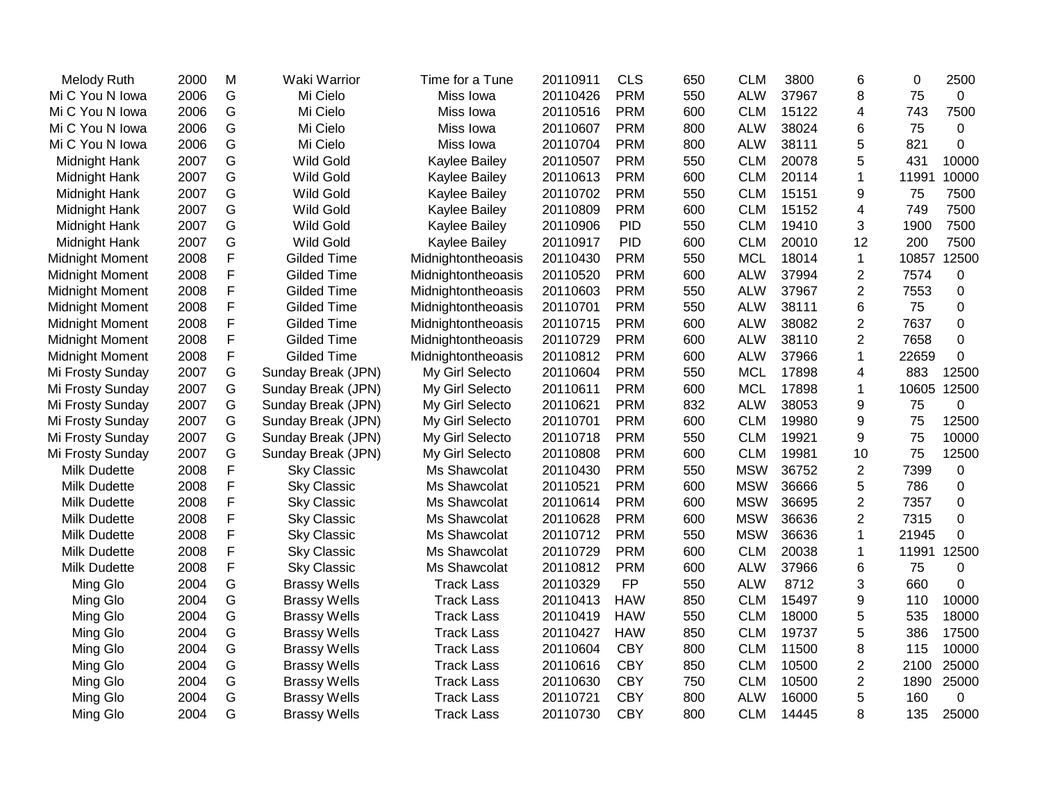| | | | | | | | | | | | | | |
|---|---|---|---|---|---|---|---|---|---|---|---|---|---|
| Melody Ruth | 2000 | M | Waki Warrior | Time for a Tune | 20110911 | CLS | 650 | CLM | 3800 | 6 | 0 | 2500 |
| Mi C You N Iowa | 2006 | G | Mi Cielo | Miss Iowa | 20110426 | PRM | 550 | ALW | 37967 | 8 | 75 | 0 |
| Mi C You N Iowa | 2006 | G | Mi Cielo | Miss Iowa | 20110516 | PRM | 600 | CLM | 15122 | 4 | 743 | 7500 |
| Mi C You N Iowa | 2006 | G | Mi Cielo | Miss Iowa | 20110607 | PRM | 800 | ALW | 38024 | 6 | 75 | 0 |
| Mi C You N Iowa | 2006 | G | Mi Cielo | Miss Iowa | 20110704 | PRM | 800 | ALW | 38111 | 5 | 821 | 0 |
| Midnight Hank | 2007 | G | Wild Gold | Kaylee Bailey | 20110507 | PRM | 550 | CLM | 20078 | 5 | 431 | 10000 |
| Midnight Hank | 2007 | G | Wild Gold | Kaylee Bailey | 20110613 | PRM | 600 | CLM | 20114 | 1 | 11991 | 10000 |
| Midnight Hank | 2007 | G | Wild Gold | Kaylee Bailey | 20110702 | PRM | 550 | CLM | 15151 | 9 | 75 | 7500 |
| Midnight Hank | 2007 | G | Wild Gold | Kaylee Bailey | 20110809 | PRM | 600 | CLM | 15152 | 4 | 749 | 7500 |
| Midnight Hank | 2007 | G | Wild Gold | Kaylee Bailey | 20110906 | PID | 550 | CLM | 19410 | 3 | 1900 | 7500 |
| Midnight Hank | 2007 | G | Wild Gold | Kaylee Bailey | 20110917 | PID | 600 | CLM | 20010 | 12 | 200 | 7500 |
| Midnight Moment | 2008 | F | Gilded Time | Midnightontheoasis | 20110430 | PRM | 550 | MCL | 18014 | 1 | 10857 | 12500 |
| Midnight Moment | 2008 | F | Gilded Time | Midnightontheoasis | 20110520 | PRM | 600 | ALW | 37994 | 2 | 7574 | 0 |
| Midnight Moment | 2008 | F | Gilded Time | Midnightontheoasis | 20110603 | PRM | 550 | ALW | 37967 | 2 | 7553 | 0 |
| Midnight Moment | 2008 | F | Gilded Time | Midnightontheoasis | 20110701 | PRM | 550 | ALW | 38111 | 6 | 75 | 0 |
| Midnight Moment | 2008 | F | Gilded Time | Midnightontheoasis | 20110715 | PRM | 600 | ALW | 38082 | 2 | 7637 | 0 |
| Midnight Moment | 2008 | F | Gilded Time | Midnightontheoasis | 20110729 | PRM | 600 | ALW | 38110 | 2 | 7658 | 0 |
| Midnight Moment | 2008 | F | Gilded Time | Midnightontheoasis | 20110812 | PRM | 600 | ALW | 37966 | 1 | 22659 | 0 |
| Mi Frosty Sunday | 2007 | G | Sunday Break (JPN) | My Girl Selecto | 20110604 | PRM | 550 | MCL | 17898 | 4 | 883 | 12500 |
| Mi Frosty Sunday | 2007 | G | Sunday Break (JPN) | My Girl Selecto | 20110611 | PRM | 600 | MCL | 17898 | 1 | 10605 | 12500 |
| Mi Frosty Sunday | 2007 | G | Sunday Break (JPN) | My Girl Selecto | 20110621 | PRM | 832 | ALW | 38053 | 9 | 75 | 0 |
| Mi Frosty Sunday | 2007 | G | Sunday Break (JPN) | My Girl Selecto | 20110701 | PRM | 600 | CLM | 19980 | 9 | 75 | 12500 |
| Mi Frosty Sunday | 2007 | G | Sunday Break (JPN) | My Girl Selecto | 20110718 | PRM | 550 | CLM | 19921 | 9 | 75 | 10000 |
| Mi Frosty Sunday | 2007 | G | Sunday Break (JPN) | My Girl Selecto | 20110808 | PRM | 600 | CLM | 19981 | 10 | 75 | 12500 |
| Milk Dudette | 2008 | F | Sky Classic | Ms Shawcolat | 20110430 | PRM | 550 | MSW | 36752 | 2 | 7399 | 0 |
| Milk Dudette | 2008 | F | Sky Classic | Ms Shawcolat | 20110521 | PRM | 600 | MSW | 36666 | 5 | 786 | 0 |
| Milk Dudette | 2008 | F | Sky Classic | Ms Shawcolat | 20110614 | PRM | 600 | MSW | 36695 | 2 | 7357 | 0 |
| Milk Dudette | 2008 | F | Sky Classic | Ms Shawcolat | 20110628 | PRM | 600 | MSW | 36636 | 2 | 7315 | 0 |
| Milk Dudette | 2008 | F | Sky Classic | Ms Shawcolat | 20110712 | PRM | 550 | MSW | 36636 | 1 | 21945 | 0 |
| Milk Dudette | 2008 | F | Sky Classic | Ms Shawcolat | 20110729 | PRM | 600 | CLM | 20038 | 1 | 11991 | 12500 |
| Milk Dudette | 2008 | F | Sky Classic | Ms Shawcolat | 20110812 | PRM | 600 | ALW | 37966 | 6 | 75 | 0 |
| Ming Glo | 2004 | G | Brassy Wells | Track Lass | 20110329 | FP | 550 | ALW | 8712 | 3 | 660 | 0 |
| Ming Glo | 2004 | G | Brassy Wells | Track Lass | 20110413 | HAW | 850 | CLM | 15497 | 9 | 110 | 10000 |
| Ming Glo | 2004 | G | Brassy Wells | Track Lass | 20110419 | HAW | 550 | CLM | 18000 | 5 | 535 | 18000 |
| Ming Glo | 2004 | G | Brassy Wells | Track Lass | 20110427 | HAW | 850 | CLM | 19737 | 5 | 386 | 17500 |
| Ming Glo | 2004 | G | Brassy Wells | Track Lass | 20110604 | CBY | 800 | CLM | 11500 | 8 | 115 | 10000 |
| Ming Glo | 2004 | G | Brassy Wells | Track Lass | 20110616 | CBY | 850 | CLM | 10500 | 2 | 2100 | 25000 |
| Ming Glo | 2004 | G | Brassy Wells | Track Lass | 20110630 | CBY | 750 | CLM | 10500 | 2 | 1890 | 25000 |
| Ming Glo | 2004 | G | Brassy Wells | Track Lass | 20110721 | CBY | 800 | ALW | 16000 | 5 | 160 | 0 |
| Ming Glo | 2004 | G | Brassy Wells | Track Lass | 20110730 | CBY | 800 | CLM | 14445 | 8 | 135 | 25000 |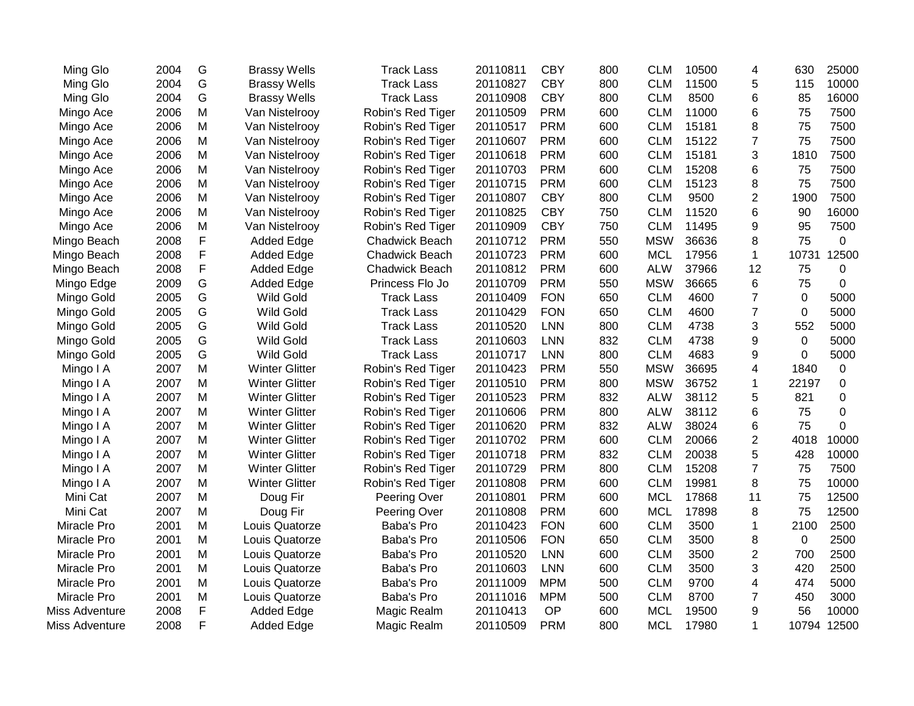| | | | | | | | | | | | | |
|---|---|---|---|---|---|---|---|---|---|---|---|---|
| Ming Glo | 2004 | G | Brassy Wells | Track Lass | 20110811 | CBY | 800 | CLM | 10500 | 4 | 630 | 25000 |
| Ming Glo | 2004 | G | Brassy Wells | Track Lass | 20110827 | CBY | 800 | CLM | 11500 | 5 | 115 | 10000 |
| Ming Glo | 2004 | G | Brassy Wells | Track Lass | 20110908 | CBY | 800 | CLM | 8500 | 6 | 85 | 16000 |
| Mingo Ace | 2006 | M | Van Nistelrooy | Robin's Red Tiger | 20110509 | PRM | 600 | CLM | 11000 | 6 | 75 | 7500 |
| Mingo Ace | 2006 | M | Van Nistelrooy | Robin's Red Tiger | 20110517 | PRM | 600 | CLM | 15181 | 8 | 75 | 7500 |
| Mingo Ace | 2006 | M | Van Nistelrooy | Robin's Red Tiger | 20110607 | PRM | 600 | CLM | 15122 | 7 | 75 | 7500 |
| Mingo Ace | 2006 | M | Van Nistelrooy | Robin's Red Tiger | 20110618 | PRM | 600 | CLM | 15181 | 3 | 1810 | 7500 |
| Mingo Ace | 2006 | M | Van Nistelrooy | Robin's Red Tiger | 20110703 | PRM | 600 | CLM | 15208 | 6 | 75 | 7500 |
| Mingo Ace | 2006 | M | Van Nistelrooy | Robin's Red Tiger | 20110715 | PRM | 600 | CLM | 15123 | 8 | 75 | 7500 |
| Mingo Ace | 2006 | M | Van Nistelrooy | Robin's Red Tiger | 20110807 | CBY | 800 | CLM | 9500 | 2 | 1900 | 7500 |
| Mingo Ace | 2006 | M | Van Nistelrooy | Robin's Red Tiger | 20110825 | CBY | 750 | CLM | 11520 | 6 | 90 | 16000 |
| Mingo Ace | 2006 | M | Van Nistelrooy | Robin's Red Tiger | 20110909 | CBY | 750 | CLM | 11495 | 9 | 95 | 7500 |
| Mingo Beach | 2008 | F | Added Edge | Chadwick Beach | 20110712 | PRM | 550 | MSW | 36636 | 8 | 75 | 0 |
| Mingo Beach | 2008 | F | Added Edge | Chadwick Beach | 20110723 | PRM | 600 | MCL | 17956 | 1 | 10731 | 12500 |
| Mingo Beach | 2008 | F | Added Edge | Chadwick Beach | 20110812 | PRM | 600 | ALW | 37966 | 12 | 75 | 0 |
| Mingo Edge | 2009 | G | Added Edge | Princess Flo Jo | 20110709 | PRM | 550 | MSW | 36665 | 6 | 75 | 0 |
| Mingo Gold | 2005 | G | Wild Gold | Track Lass | 20110409 | FON | 650 | CLM | 4600 | 7 | 0 | 5000 |
| Mingo Gold | 2005 | G | Wild Gold | Track Lass | 20110429 | FON | 650 | CLM | 4600 | 7 | 0 | 5000 |
| Mingo Gold | 2005 | G | Wild Gold | Track Lass | 20110520 | LNN | 800 | CLM | 4738 | 3 | 552 | 5000 |
| Mingo Gold | 2005 | G | Wild Gold | Track Lass | 20110603 | LNN | 832 | CLM | 4738 | 9 | 0 | 5000 |
| Mingo Gold | 2005 | G | Wild Gold | Track Lass | 20110717 | LNN | 800 | CLM | 4683 | 9 | 0 | 5000 |
| Mingo I A | 2007 | M | Winter Glitter | Robin's Red Tiger | 20110423 | PRM | 550 | MSW | 36695 | 4 | 1840 | 0 |
| Mingo I A | 2007 | M | Winter Glitter | Robin's Red Tiger | 20110510 | PRM | 800 | MSW | 36752 | 1 | 22197 | 0 |
| Mingo I A | 2007 | M | Winter Glitter | Robin's Red Tiger | 20110523 | PRM | 832 | ALW | 38112 | 5 | 821 | 0 |
| Mingo I A | 2007 | M | Winter Glitter | Robin's Red Tiger | 20110606 | PRM | 800 | ALW | 38112 | 6 | 75 | 0 |
| Mingo I A | 2007 | M | Winter Glitter | Robin's Red Tiger | 20110620 | PRM | 832 | ALW | 38024 | 6 | 75 | 0 |
| Mingo I A | 2007 | M | Winter Glitter | Robin's Red Tiger | 20110702 | PRM | 600 | CLM | 20066 | 2 | 4018 | 10000 |
| Mingo I A | 2007 | M | Winter Glitter | Robin's Red Tiger | 20110718 | PRM | 832 | CLM | 20038 | 5 | 428 | 10000 |
| Mingo I A | 2007 | M | Winter Glitter | Robin's Red Tiger | 20110729 | PRM | 800 | CLM | 15208 | 7 | 75 | 7500 |
| Mingo I A | 2007 | M | Winter Glitter | Robin's Red Tiger | 20110808 | PRM | 600 | CLM | 19981 | 8 | 75 | 10000 |
| Mini Cat | 2007 | M | Doug Fir | Peering Over | 20110801 | PRM | 600 | MCL | 17868 | 11 | 75 | 12500 |
| Mini Cat | 2007 | M | Doug Fir | Peering Over | 20110808 | PRM | 600 | MCL | 17898 | 8 | 75 | 12500 |
| Miracle Pro | 2001 | M | Louis Quatorze | Baba's Pro | 20110423 | FON | 600 | CLM | 3500 | 1 | 2100 | 2500 |
| Miracle Pro | 2001 | M | Louis Quatorze | Baba's Pro | 20110506 | FON | 650 | CLM | 3500 | 8 | 0 | 2500 |
| Miracle Pro | 2001 | M | Louis Quatorze | Baba's Pro | 20110520 | LNN | 600 | CLM | 3500 | 2 | 700 | 2500 |
| Miracle Pro | 2001 | M | Louis Quatorze | Baba's Pro | 20110603 | LNN | 600 | CLM | 3500 | 3 | 420 | 2500 |
| Miracle Pro | 2001 | M | Louis Quatorze | Baba's Pro | 20111009 | MPM | 500 | CLM | 9700 | 4 | 474 | 5000 |
| Miracle Pro | 2001 | M | Louis Quatorze | Baba's Pro | 20111016 | MPM | 500 | CLM | 8700 | 7 | 450 | 3000 |
| Miss Adventure | 2008 | F | Added Edge | Magic Realm | 20110413 | OP | 600 | MCL | 19500 | 9 | 56 | 10000 |
| Miss Adventure | 2008 | F | Added Edge | Magic Realm | 20110509 | PRM | 800 | MCL | 17980 | 1 | 10794 | 12500 |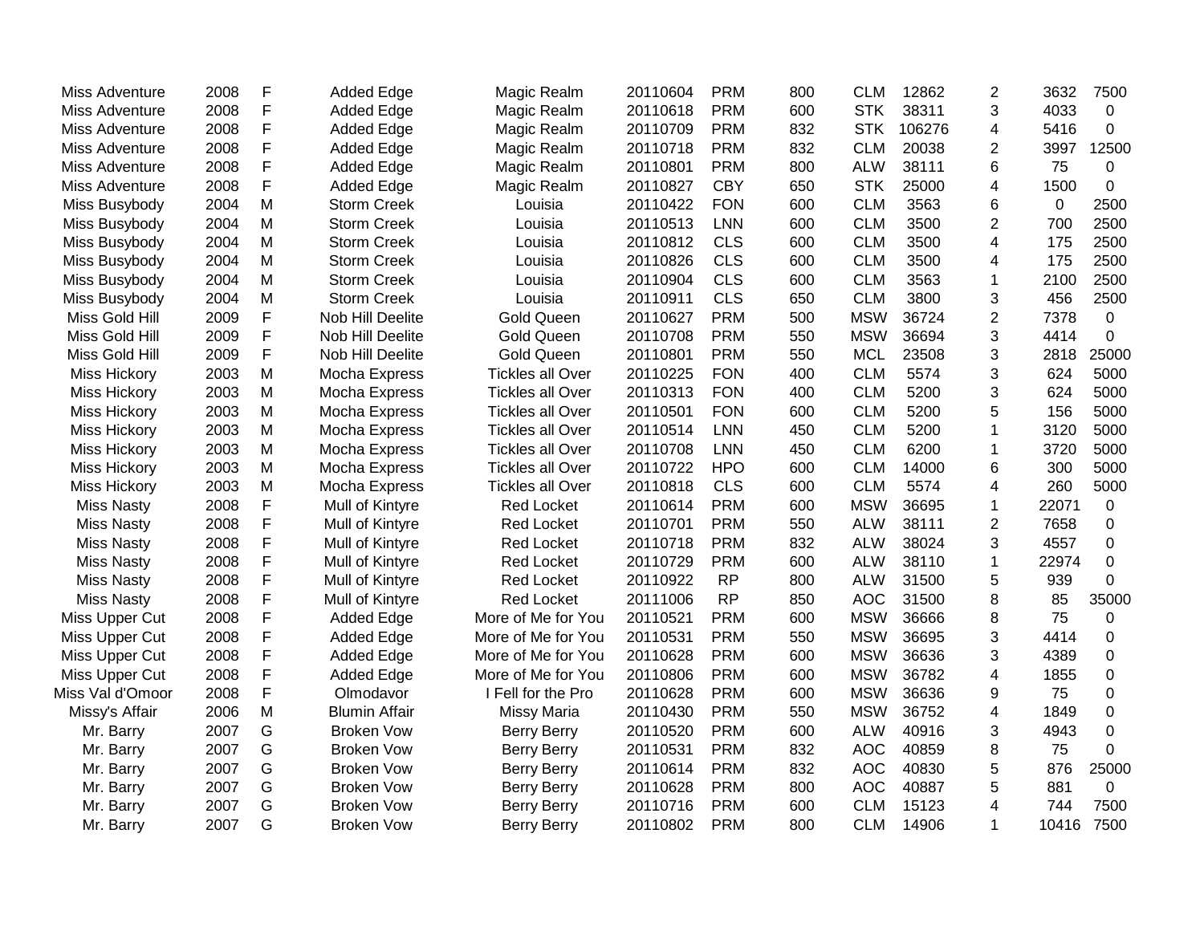| | | | | | | | | | | | | |
|---|---|---|---|---|---|---|---|---|---|---|---|---|
| Miss Adventure | 2008 | F | Added Edge | Magic Realm | 20110604 | PRM | 800 | CLM | 12862 | 2 | 3632 | 7500 |
| Miss Adventure | 2008 | F | Added Edge | Magic Realm | 20110618 | PRM | 600 | STK | 38311 | 3 | 4033 | 0 |
| Miss Adventure | 2008 | F | Added Edge | Magic Realm | 20110709 | PRM | 832 | STK | 106276 | 4 | 5416 | 0 |
| Miss Adventure | 2008 | F | Added Edge | Magic Realm | 20110718 | PRM | 832 | CLM | 20038 | 2 | 3997 | 12500 |
| Miss Adventure | 2008 | F | Added Edge | Magic Realm | 20110801 | PRM | 800 | ALW | 38111 | 6 | 75 | 0 |
| Miss Adventure | 2008 | F | Added Edge | Magic Realm | 20110827 | CBY | 650 | STK | 25000 | 4 | 1500 | 0 |
| Miss Busybody | 2004 | M | Storm Creek | Louisia | 20110422 | FON | 600 | CLM | 3563 | 6 | 0 | 2500 |
| Miss Busybody | 2004 | M | Storm Creek | Louisia | 20110513 | LNN | 600 | CLM | 3500 | 2 | 700 | 2500 |
| Miss Busybody | 2004 | M | Storm Creek | Louisia | 20110812 | CLS | 600 | CLM | 3500 | 4 | 175 | 2500 |
| Miss Busybody | 2004 | M | Storm Creek | Louisia | 20110826 | CLS | 600 | CLM | 3500 | 4 | 175 | 2500 |
| Miss Busybody | 2004 | M | Storm Creek | Louisia | 20110904 | CLS | 600 | CLM | 3563 | 1 | 2100 | 2500 |
| Miss Busybody | 2004 | M | Storm Creek | Louisia | 20110911 | CLS | 650 | CLM | 3800 | 3 | 456 | 2500 |
| Miss Gold Hill | 2009 | F | Nob Hill Deelite | Gold Queen | 20110627 | PRM | 500 | MSW | 36724 | 2 | 7378 | 0 |
| Miss Gold Hill | 2009 | F | Nob Hill Deelite | Gold Queen | 20110708 | PRM | 550 | MSW | 36694 | 3 | 4414 | 0 |
| Miss Gold Hill | 2009 | F | Nob Hill Deelite | Gold Queen | 20110801 | PRM | 550 | MCL | 23508 | 3 | 2818 | 25000 |
| Miss Hickory | 2003 | M | Mocha Express | Tickles all Over | 20110225 | FON | 400 | CLM | 5574 | 3 | 624 | 5000 |
| Miss Hickory | 2003 | M | Mocha Express | Tickles all Over | 20110313 | FON | 400 | CLM | 5200 | 3 | 624 | 5000 |
| Miss Hickory | 2003 | M | Mocha Express | Tickles all Over | 20110501 | FON | 600 | CLM | 5200 | 5 | 156 | 5000 |
| Miss Hickory | 2003 | M | Mocha Express | Tickles all Over | 20110514 | LNN | 450 | CLM | 5200 | 1 | 3120 | 5000 |
| Miss Hickory | 2003 | M | Mocha Express | Tickles all Over | 20110708 | LNN | 450 | CLM | 6200 | 1 | 3720 | 5000 |
| Miss Hickory | 2003 | M | Mocha Express | Tickles all Over | 20110722 | HPO | 600 | CLM | 14000 | 6 | 300 | 5000 |
| Miss Hickory | 2003 | M | Mocha Express | Tickles all Over | 20110818 | CLS | 600 | CLM | 5574 | 4 | 260 | 5000 |
| Miss Nasty | 2008 | F | Mull of Kintyre | Red Locket | 20110614 | PRM | 600 | MSW | 36695 | 1 | 22071 | 0 |
| Miss Nasty | 2008 | F | Mull of Kintyre | Red Locket | 20110701 | PRM | 550 | ALW | 38111 | 2 | 7658 | 0 |
| Miss Nasty | 2008 | F | Mull of Kintyre | Red Locket | 20110718 | PRM | 832 | ALW | 38024 | 3 | 4557 | 0 |
| Miss Nasty | 2008 | F | Mull of Kintyre | Red Locket | 20110729 | PRM | 600 | ALW | 38110 | 1 | 22974 | 0 |
| Miss Nasty | 2008 | F | Mull of Kintyre | Red Locket | 20110922 | RP | 800 | ALW | 31500 | 5 | 939 | 0 |
| Miss Nasty | 2008 | F | Mull of Kintyre | Red Locket | 20111006 | RP | 850 | AOC | 31500 | 8 | 85 | 35000 |
| Miss Upper Cut | 2008 | F | Added Edge | More of Me for You | 20110521 | PRM | 600 | MSW | 36666 | 8 | 75 | 0 |
| Miss Upper Cut | 2008 | F | Added Edge | More of Me for You | 20110531 | PRM | 550 | MSW | 36695 | 3 | 4414 | 0 |
| Miss Upper Cut | 2008 | F | Added Edge | More of Me for You | 20110628 | PRM | 600 | MSW | 36636 | 3 | 4389 | 0 |
| Miss Upper Cut | 2008 | F | Added Edge | More of Me for You | 20110806 | PRM | 600 | MSW | 36782 | 4 | 1855 | 0 |
| Miss Val d'Omoor | 2008 | F | Olmodavor | I Fell for the Pro | 20110628 | PRM | 600 | MSW | 36636 | 9 | 75 | 0 |
| Missy's Affair | 2006 | M | Blumin Affair | Missy Maria | 20110430 | PRM | 550 | MSW | 36752 | 4 | 1849 | 0 |
| Mr. Barry | 2007 | G | Broken Vow | Berry Berry | 20110520 | PRM | 600 | ALW | 40916 | 3 | 4943 | 0 |
| Mr. Barry | 2007 | G | Broken Vow | Berry Berry | 20110531 | PRM | 832 | AOC | 40859 | 8 | 75 | 0 |
| Mr. Barry | 2007 | G | Broken Vow | Berry Berry | 20110614 | PRM | 832 | AOC | 40830 | 5 | 876 | 25000 |
| Mr. Barry | 2007 | G | Broken Vow | Berry Berry | 20110628 | PRM | 800 | AOC | 40887 | 5 | 881 | 0 |
| Mr. Barry | 2007 | G | Broken Vow | Berry Berry | 20110716 | PRM | 600 | CLM | 15123 | 4 | 744 | 7500 |
| Mr. Barry | 2007 | G | Broken Vow | Berry Berry | 20110802 | PRM | 800 | CLM | 14906 | 1 | 10416 | 7500 |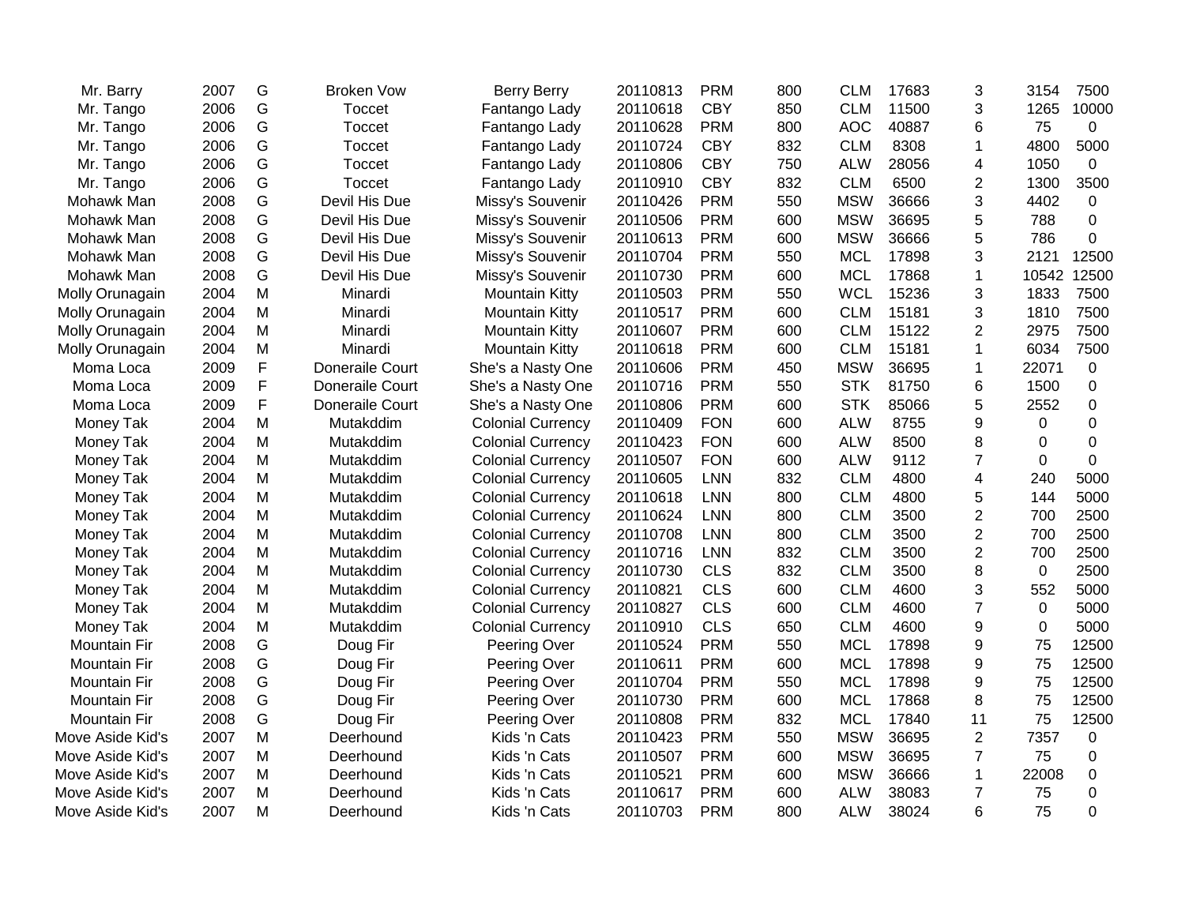| | | | | | | | | | | | | |
|---|---|---|---|---|---|---|---|---|---|---|---|---|
| Mr. Barry | 2007 | G | Broken Vow | Berry Berry | 20110813 | PRM | 800 | CLM | 17683 | 3 | 3154 | 7500 |
| Mr. Tango | 2006 | G | Toccet | Fantango Lady | 20110618 | CBY | 850 | CLM | 11500 | 3 | 1265 | 10000 |
| Mr. Tango | 2006 | G | Toccet | Fantango Lady | 20110628 | PRM | 800 | AOC | 40887 | 6 | 75 | 0 |
| Mr. Tango | 2006 | G | Toccet | Fantango Lady | 20110724 | CBY | 832 | CLM | 8308 | 1 | 4800 | 5000 |
| Mr. Tango | 2006 | G | Toccet | Fantango Lady | 20110806 | CBY | 750 | ALW | 28056 | 4 | 1050 | 0 |
| Mr. Tango | 2006 | G | Toccet | Fantango Lady | 20110910 | CBY | 832 | CLM | 6500 | 2 | 1300 | 3500 |
| Mohawk Man | 2008 | G | Devil His Due | Missy's Souvenir | 20110426 | PRM | 550 | MSW | 36666 | 3 | 4402 | 0 |
| Mohawk Man | 2008 | G | Devil His Due | Missy's Souvenir | 20110506 | PRM | 600 | MSW | 36695 | 5 | 788 | 0 |
| Mohawk Man | 2008 | G | Devil His Due | Missy's Souvenir | 20110613 | PRM | 600 | MSW | 36666 | 5 | 786 | 0 |
| Mohawk Man | 2008 | G | Devil His Due | Missy's Souvenir | 20110704 | PRM | 550 | MCL | 17898 | 3 | 2121 | 12500 |
| Mohawk Man | 2008 | G | Devil His Due | Missy's Souvenir | 20110730 | PRM | 600 | MCL | 17868 | 1 | 10542 | 12500 |
| Molly Orunagain | 2004 | M | Minardi | Mountain Kitty | 20110503 | PRM | 550 | WCL | 15236 | 3 | 1833 | 7500 |
| Molly Orunagain | 2004 | M | Minardi | Mountain Kitty | 20110517 | PRM | 600 | CLM | 15181 | 3 | 1810 | 7500 |
| Molly Orunagain | 2004 | M | Minardi | Mountain Kitty | 20110607 | PRM | 600 | CLM | 15122 | 2 | 2975 | 7500 |
| Molly Orunagain | 2004 | M | Minardi | Mountain Kitty | 20110618 | PRM | 600 | CLM | 15181 | 1 | 6034 | 7500 |
| Moma Loca | 2009 | F | Doneraile Court | She's a Nasty One | 20110606 | PRM | 450 | MSW | 36695 | 1 | 22071 | 0 |
| Moma Loca | 2009 | F | Doneraile Court | She's a Nasty One | 20110716 | PRM | 550 | STK | 81750 | 6 | 1500 | 0 |
| Moma Loca | 2009 | F | Doneraile Court | She's a Nasty One | 20110806 | PRM | 600 | STK | 85066 | 5 | 2552 | 0 |
| Money Tak | 2004 | M | Mutakddim | Colonial Currency | 20110409 | FON | 600 | ALW | 8755 | 9 | 0 | 0 |
| Money Tak | 2004 | M | Mutakddim | Colonial Currency | 20110423 | FON | 600 | ALW | 8500 | 8 | 0 | 0 |
| Money Tak | 2004 | M | Mutakddim | Colonial Currency | 20110507 | FON | 600 | ALW | 9112 | 7 | 0 | 0 |
| Money Tak | 2004 | M | Mutakddim | Colonial Currency | 20110605 | LNN | 832 | CLM | 4800 | 4 | 240 | 5000 |
| Money Tak | 2004 | M | Mutakddim | Colonial Currency | 20110618 | LNN | 800 | CLM | 4800 | 5 | 144 | 5000 |
| Money Tak | 2004 | M | Mutakddim | Colonial Currency | 20110624 | LNN | 800 | CLM | 3500 | 2 | 700 | 2500 |
| Money Tak | 2004 | M | Mutakddim | Colonial Currency | 20110708 | LNN | 800 | CLM | 3500 | 2 | 700 | 2500 |
| Money Tak | 2004 | M | Mutakddim | Colonial Currency | 20110716 | LNN | 832 | CLM | 3500 | 2 | 700 | 2500 |
| Money Tak | 2004 | M | Mutakddim | Colonial Currency | 20110730 | CLS | 832 | CLM | 3500 | 8 | 0 | 2500 |
| Money Tak | 2004 | M | Mutakddim | Colonial Currency | 20110821 | CLS | 600 | CLM | 4600 | 3 | 552 | 5000 |
| Money Tak | 2004 | M | Mutakddim | Colonial Currency | 20110827 | CLS | 600 | CLM | 4600 | 7 | 0 | 5000 |
| Money Tak | 2004 | M | Mutakddim | Colonial Currency | 20110910 | CLS | 650 | CLM | 4600 | 9 | 0 | 5000 |
| Mountain Fir | 2008 | G | Doug Fir | Peering Over | 20110524 | PRM | 550 | MCL | 17898 | 9 | 75 | 12500 |
| Mountain Fir | 2008 | G | Doug Fir | Peering Over | 20110611 | PRM | 600 | MCL | 17898 | 9 | 75 | 12500 |
| Mountain Fir | 2008 | G | Doug Fir | Peering Over | 20110704 | PRM | 550 | MCL | 17898 | 9 | 75 | 12500 |
| Mountain Fir | 2008 | G | Doug Fir | Peering Over | 20110730 | PRM | 600 | MCL | 17868 | 8 | 75 | 12500 |
| Mountain Fir | 2008 | G | Doug Fir | Peering Over | 20110808 | PRM | 832 | MCL | 17840 | 11 | 75 | 12500 |
| Move Aside Kid's | 2007 | M | Deerhound | Kids 'n Cats | 20110423 | PRM | 550 | MSW | 36695 | 2 | 7357 | 0 |
| Move Aside Kid's | 2007 | M | Deerhound | Kids 'n Cats | 20110507 | PRM | 600 | MSW | 36695 | 7 | 75 | 0 |
| Move Aside Kid's | 2007 | M | Deerhound | Kids 'n Cats | 20110521 | PRM | 600 | MSW | 36666 | 1 | 22008 | 0 |
| Move Aside Kid's | 2007 | M | Deerhound | Kids 'n Cats | 20110617 | PRM | 600 | ALW | 38083 | 7 | 75 | 0 |
| Move Aside Kid's | 2007 | M | Deerhound | Kids 'n Cats | 20110703 | PRM | 800 | ALW | 38024 | 6 | 75 | 0 |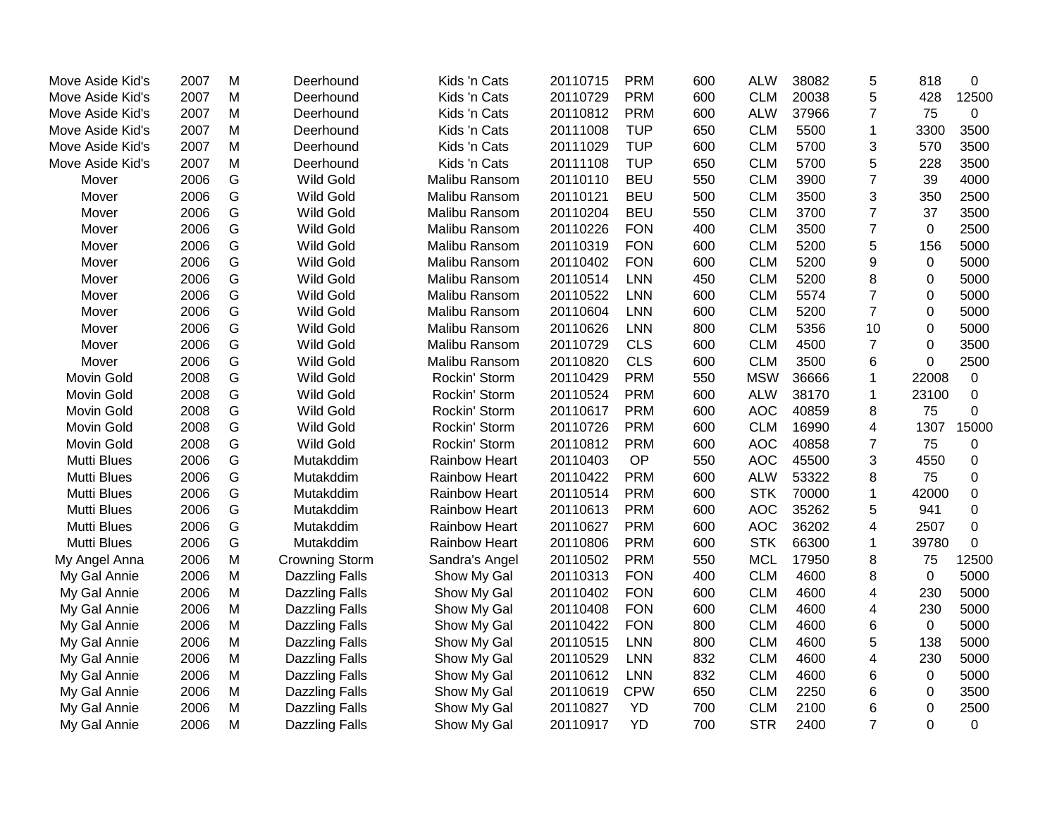| | | | | | | | | | | | | |
|---|---|---|---|---|---|---|---|---|---|---|---|---|
| Move Aside Kid's | 2007 | M | Deerhound | Kids 'n Cats | 20110715 | PRM | 600 | ALW | 38082 | 5 | 818 | 0 |
| Move Aside Kid's | 2007 | M | Deerhound | Kids 'n Cats | 20110729 | PRM | 600 | CLM | 20038 | 5 | 428 | 12500 |
| Move Aside Kid's | 2007 | M | Deerhound | Kids 'n Cats | 20110812 | PRM | 600 | ALW | 37966 | 7 | 75 | 0 |
| Move Aside Kid's | 2007 | M | Deerhound | Kids 'n Cats | 20111008 | TUP | 650 | CLM | 5500 | 1 | 3300 | 3500 |
| Move Aside Kid's | 2007 | M | Deerhound | Kids 'n Cats | 20111029 | TUP | 600 | CLM | 5700 | 3 | 570 | 3500 |
| Move Aside Kid's | 2007 | M | Deerhound | Kids 'n Cats | 20111108 | TUP | 650 | CLM | 5700 | 5 | 228 | 3500 |
| Mover | 2006 | G | Wild Gold | Malibu Ransom | 20110110 | BEU | 550 | CLM | 3900 | 7 | 39 | 4000 |
| Mover | 2006 | G | Wild Gold | Malibu Ransom | 20110121 | BEU | 500 | CLM | 3500 | 3 | 350 | 2500 |
| Mover | 2006 | G | Wild Gold | Malibu Ransom | 20110204 | BEU | 550 | CLM | 3700 | 7 | 37 | 3500 |
| Mover | 2006 | G | Wild Gold | Malibu Ransom | 20110226 | FON | 400 | CLM | 3500 | 7 | 0 | 2500 |
| Mover | 2006 | G | Wild Gold | Malibu Ransom | 20110319 | FON | 600 | CLM | 5200 | 5 | 156 | 5000 |
| Mover | 2006 | G | Wild Gold | Malibu Ransom | 20110402 | FON | 600 | CLM | 5200 | 9 | 0 | 5000 |
| Mover | 2006 | G | Wild Gold | Malibu Ransom | 20110514 | LNN | 450 | CLM | 5200 | 8 | 0 | 5000 |
| Mover | 2006 | G | Wild Gold | Malibu Ransom | 20110522 | LNN | 600 | CLM | 5574 | 7 | 0 | 5000 |
| Mover | 2006 | G | Wild Gold | Malibu Ransom | 20110604 | LNN | 600 | CLM | 5200 | 7 | 0 | 5000 |
| Mover | 2006 | G | Wild Gold | Malibu Ransom | 20110626 | LNN | 800 | CLM | 5356 | 10 | 0 | 5000 |
| Mover | 2006 | G | Wild Gold | Malibu Ransom | 20110729 | CLS | 600 | CLM | 4500 | 7 | 0 | 3500 |
| Mover | 2006 | G | Wild Gold | Malibu Ransom | 20110820 | CLS | 600 | CLM | 3500 | 6 | 0 | 2500 |
| Movin Gold | 2008 | G | Wild Gold | Rockin' Storm | 20110429 | PRM | 550 | MSW | 36666 | 1 | 22008 | 0 |
| Movin Gold | 2008 | G | Wild Gold | Rockin' Storm | 20110524 | PRM | 600 | ALW | 38170 | 1 | 23100 | 0 |
| Movin Gold | 2008 | G | Wild Gold | Rockin' Storm | 20110617 | PRM | 600 | AOC | 40859 | 8 | 75 | 0 |
| Movin Gold | 2008 | G | Wild Gold | Rockin' Storm | 20110726 | PRM | 600 | CLM | 16990 | 4 | 1307 | 15000 |
| Movin Gold | 2008 | G | Wild Gold | Rockin' Storm | 20110812 | PRM | 600 | AOC | 40858 | 7 | 75 | 0 |
| Mutti Blues | 2006 | G | Mutakddim | Rainbow Heart | 20110403 | OP | 550 | AOC | 45500 | 3 | 4550 | 0 |
| Mutti Blues | 2006 | G | Mutakddim | Rainbow Heart | 20110422 | PRM | 600 | ALW | 53322 | 8 | 75 | 0 |
| Mutti Blues | 2006 | G | Mutakddim | Rainbow Heart | 20110514 | PRM | 600 | STK | 70000 | 1 | 42000 | 0 |
| Mutti Blues | 2006 | G | Mutakddim | Rainbow Heart | 20110613 | PRM | 600 | AOC | 35262 | 5 | 941 | 0 |
| Mutti Blues | 2006 | G | Mutakddim | Rainbow Heart | 20110627 | PRM | 600 | AOC | 36202 | 4 | 2507 | 0 |
| Mutti Blues | 2006 | G | Mutakddim | Rainbow Heart | 20110806 | PRM | 600 | STK | 66300 | 1 | 39780 | 0 |
| My Angel Anna | 2006 | M | Crowning Storm | Sandra's Angel | 20110502 | PRM | 550 | MCL | 17950 | 8 | 75 | 12500 |
| My Gal Annie | 2006 | M | Dazzling Falls | Show My Gal | 20110313 | FON | 400 | CLM | 4600 | 8 | 0 | 5000 |
| My Gal Annie | 2006 | M | Dazzling Falls | Show My Gal | 20110402 | FON | 600 | CLM | 4600 | 4 | 230 | 5000 |
| My Gal Annie | 2006 | M | Dazzling Falls | Show My Gal | 20110408 | FON | 600 | CLM | 4600 | 4 | 230 | 5000 |
| My Gal Annie | 2006 | M | Dazzling Falls | Show My Gal | 20110422 | FON | 800 | CLM | 4600 | 6 | 0 | 5000 |
| My Gal Annie | 2006 | M | Dazzling Falls | Show My Gal | 20110515 | LNN | 800 | CLM | 4600 | 5 | 138 | 5000 |
| My Gal Annie | 2006 | M | Dazzling Falls | Show My Gal | 20110529 | LNN | 832 | CLM | 4600 | 4 | 230 | 5000 |
| My Gal Annie | 2006 | M | Dazzling Falls | Show My Gal | 20110612 | LNN | 832 | CLM | 4600 | 6 | 0 | 5000 |
| My Gal Annie | 2006 | M | Dazzling Falls | Show My Gal | 20110619 | CPW | 650 | CLM | 2250 | 6 | 0 | 3500 |
| My Gal Annie | 2006 | M | Dazzling Falls | Show My Gal | 20110827 | YD | 700 | CLM | 2100 | 6 | 0 | 2500 |
| My Gal Annie | 2006 | M | Dazzling Falls | Show My Gal | 20110917 | YD | 700 | STR | 2400 | 7 | 0 | 0 |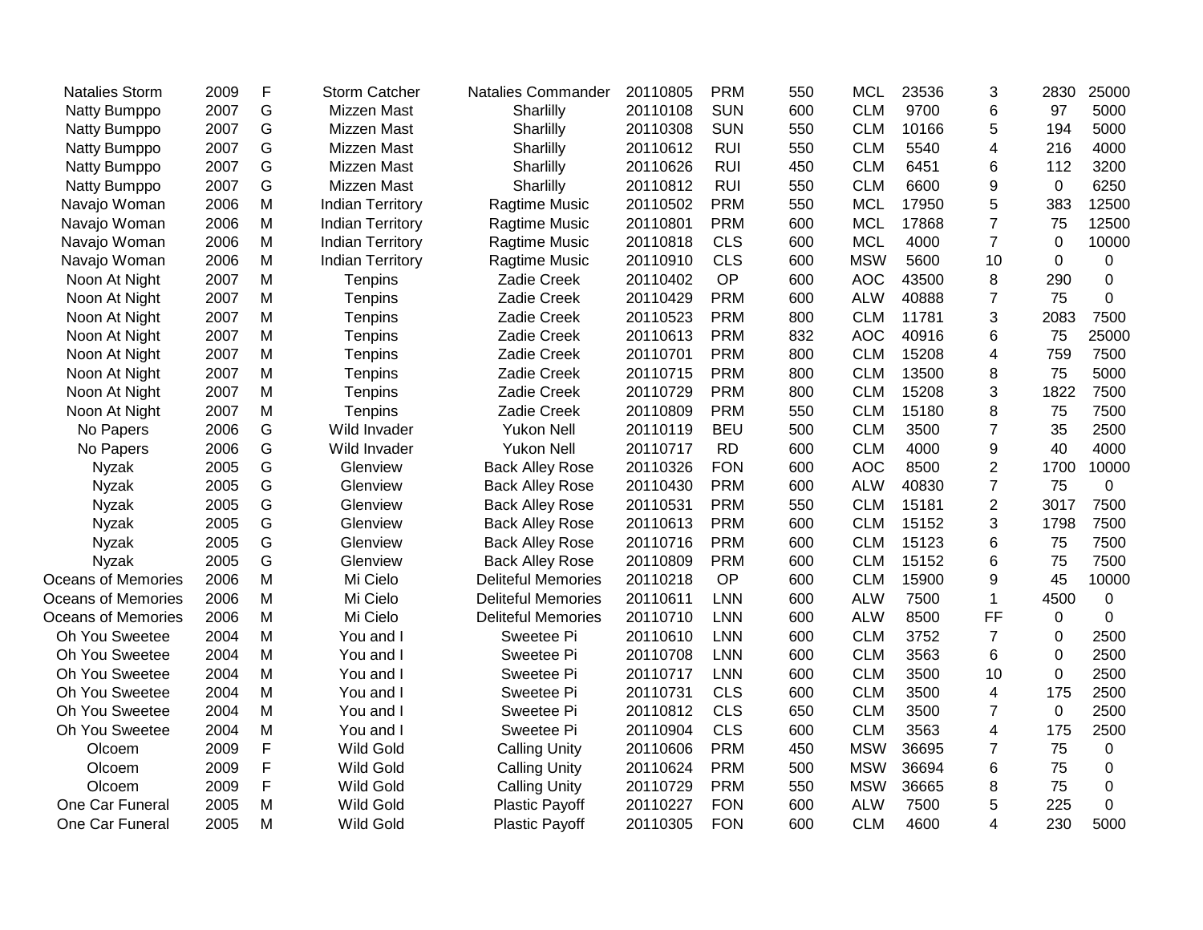| | | | | | | | | | | | | |
|---|---|---|---|---|---|---|---|---|---|---|---|---|
| Natalies Storm | 2009 | F | Storm Catcher | Natalies Commander | 20110805 | PRM | 550 | MCL | 23536 | 3 | 2830 | 25000 |
| Natty Bumppo | 2007 | G | Mizzen Mast | Sharlilly | 20110108 | SUN | 600 | CLM | 9700 | 6 | 97 | 5000 |
| Natty Bumppo | 2007 | G | Mizzen Mast | Sharlilly | 20110308 | SUN | 550 | CLM | 10166 | 5 | 194 | 5000 |
| Natty Bumppo | 2007 | G | Mizzen Mast | Sharlilly | 20110612 | RUI | 550 | CLM | 5540 | 4 | 216 | 4000 |
| Natty Bumppo | 2007 | G | Mizzen Mast | Sharlilly | 20110626 | RUI | 450 | CLM | 6451 | 6 | 112 | 3200 |
| Natty Bumppo | 2007 | G | Mizzen Mast | Sharlilly | 20110812 | RUI | 550 | CLM | 6600 | 9 | 0 | 6250 |
| Navajo Woman | 2006 | M | Indian Territory | Ragtime Music | 20110502 | PRM | 550 | MCL | 17950 | 5 | 383 | 12500 |
| Navajo Woman | 2006 | M | Indian Territory | Ragtime Music | 20110801 | PRM | 600 | MCL | 17868 | 7 | 75 | 12500 |
| Navajo Woman | 2006 | M | Indian Territory | Ragtime Music | 20110818 | CLS | 600 | MCL | 4000 | 7 | 0 | 10000 |
| Navajo Woman | 2006 | M | Indian Territory | Ragtime Music | 20110910 | CLS | 600 | MSW | 5600 | 10 | 0 | 0 |
| Noon At Night | 2007 | M | Tenpins | Zadie Creek | 20110402 | OP | 600 | AOC | 43500 | 8 | 290 | 0 |
| Noon At Night | 2007 | M | Tenpins | Zadie Creek | 20110429 | PRM | 600 | ALW | 40888 | 7 | 75 | 0 |
| Noon At Night | 2007 | M | Tenpins | Zadie Creek | 20110523 | PRM | 800 | CLM | 11781 | 3 | 2083 | 7500 |
| Noon At Night | 2007 | M | Tenpins | Zadie Creek | 20110613 | PRM | 832 | AOC | 40916 | 6 | 75 | 25000 |
| Noon At Night | 2007 | M | Tenpins | Zadie Creek | 20110701 | PRM | 800 | CLM | 15208 | 4 | 759 | 7500 |
| Noon At Night | 2007 | M | Tenpins | Zadie Creek | 20110715 | PRM | 800 | CLM | 13500 | 8 | 75 | 5000 |
| Noon At Night | 2007 | M | Tenpins | Zadie Creek | 20110729 | PRM | 800 | CLM | 15208 | 3 | 1822 | 7500 |
| Noon At Night | 2007 | M | Tenpins | Zadie Creek | 20110809 | PRM | 550 | CLM | 15180 | 8 | 75 | 7500 |
| No Papers | 2006 | G | Wild Invader | Yukon Nell | 20110119 | BEU | 500 | CLM | 3500 | 7 | 35 | 2500 |
| No Papers | 2006 | G | Wild Invader | Yukon Nell | 20110717 | RD | 600 | CLM | 4000 | 9 | 40 | 4000 |
| Nyzak | 2005 | G | Glenview | Back Alley Rose | 20110326 | FON | 600 | AOC | 8500 | 2 | 1700 | 10000 |
| Nyzak | 2005 | G | Glenview | Back Alley Rose | 20110430 | PRM | 600 | ALW | 40830 | 7 | 75 | 0 |
| Nyzak | 2005 | G | Glenview | Back Alley Rose | 20110531 | PRM | 550 | CLM | 15181 | 2 | 3017 | 7500 |
| Nyzak | 2005 | G | Glenview | Back Alley Rose | 20110613 | PRM | 600 | CLM | 15152 | 3 | 1798 | 7500 |
| Nyzak | 2005 | G | Glenview | Back Alley Rose | 20110716 | PRM | 600 | CLM | 15123 | 6 | 75 | 7500 |
| Nyzak | 2005 | G | Glenview | Back Alley Rose | 20110809 | PRM | 600 | CLM | 15152 | 6 | 75 | 7500 |
| Oceans of Memories | 2006 | M | Mi Cielo | Deliteful Memories | 20110218 | OP | 600 | CLM | 15900 | 9 | 45 | 10000 |
| Oceans of Memories | 2006 | M | Mi Cielo | Deliteful Memories | 20110611 | LNN | 600 | ALW | 7500 | 1 | 4500 | 0 |
| Oceans of Memories | 2006 | M | Mi Cielo | Deliteful Memories | 20110710 | LNN | 600 | ALW | 8500 | FF | 0 | 0 |
| Oh You Sweetee | 2004 | M | You and I | Sweetee Pi | 20110610 | LNN | 600 | CLM | 3752 | 7 | 0 | 2500 |
| Oh You Sweetee | 2004 | M | You and I | Sweetee Pi | 20110708 | LNN | 600 | CLM | 3563 | 6 | 0 | 2500 |
| Oh You Sweetee | 2004 | M | You and I | Sweetee Pi | 20110717 | LNN | 600 | CLM | 3500 | 10 | 0 | 2500 |
| Oh You Sweetee | 2004 | M | You and I | Sweetee Pi | 20110731 | CLS | 600 | CLM | 3500 | 4 | 175 | 2500 |
| Oh You Sweetee | 2004 | M | You and I | Sweetee Pi | 20110812 | CLS | 650 | CLM | 3500 | 7 | 0 | 2500 |
| Oh You Sweetee | 2004 | M | You and I | Sweetee Pi | 20110904 | CLS | 600 | CLM | 3563 | 4 | 175 | 2500 |
| Olcoem | 2009 | F | Wild Gold | Calling Unity | 20110606 | PRM | 450 | MSW | 36695 | 7 | 75 | 0 |
| Olcoem | 2009 | F | Wild Gold | Calling Unity | 20110624 | PRM | 500 | MSW | 36694 | 6 | 75 | 0 |
| Olcoem | 2009 | F | Wild Gold | Calling Unity | 20110729 | PRM | 550 | MSW | 36665 | 8 | 75 | 0 |
| One Car Funeral | 2005 | M | Wild Gold | Plastic Payoff | 20110227 | FON | 600 | ALW | 7500 | 5 | 225 | 0 |
| One Car Funeral | 2005 | M | Wild Gold | Plastic Payoff | 20110305 | FON | 600 | CLM | 4600 | 4 | 230 | 5000 |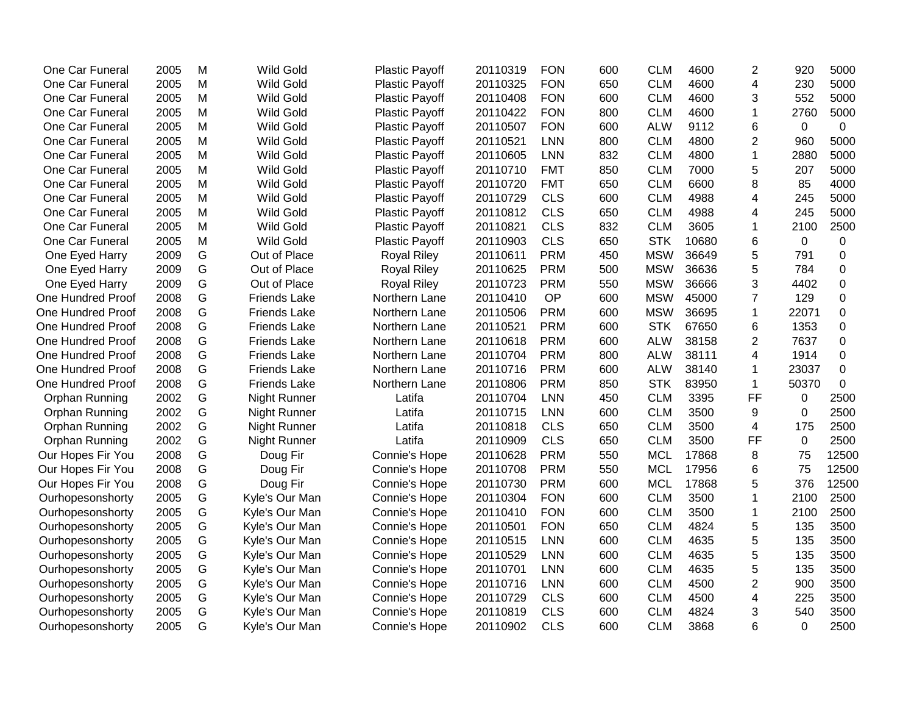| | | | | | | | | | | | | |
|---|---|---|---|---|---|---|---|---|---|---|---|---|
| One Car Funeral | 2005 | M | Wild Gold | Plastic Payoff | 20110319 | FON | 600 | CLM | 4600 | 2 | 920 | 5000 |
| One Car Funeral | 2005 | M | Wild Gold | Plastic Payoff | 20110325 | FON | 650 | CLM | 4600 | 4 | 230 | 5000 |
| One Car Funeral | 2005 | M | Wild Gold | Plastic Payoff | 20110408 | FON | 600 | CLM | 4600 | 3 | 552 | 5000 |
| One Car Funeral | 2005 | M | Wild Gold | Plastic Payoff | 20110422 | FON | 800 | CLM | 4600 | 1 | 2760 | 5000 |
| One Car Funeral | 2005 | M | Wild Gold | Plastic Payoff | 20110507 | FON | 600 | ALW | 9112 | 6 | 0 | 0 |
| One Car Funeral | 2005 | M | Wild Gold | Plastic Payoff | 20110521 | LNN | 800 | CLM | 4800 | 2 | 960 | 5000 |
| One Car Funeral | 2005 | M | Wild Gold | Plastic Payoff | 20110605 | LNN | 832 | CLM | 4800 | 1 | 2880 | 5000 |
| One Car Funeral | 2005 | M | Wild Gold | Plastic Payoff | 20110710 | FMT | 850 | CLM | 7000 | 5 | 207 | 5000 |
| One Car Funeral | 2005 | M | Wild Gold | Plastic Payoff | 20110720 | FMT | 650 | CLM | 6600 | 8 | 85 | 4000 |
| One Car Funeral | 2005 | M | Wild Gold | Plastic Payoff | 20110729 | CLS | 600 | CLM | 4988 | 4 | 245 | 5000 |
| One Car Funeral | 2005 | M | Wild Gold | Plastic Payoff | 20110812 | CLS | 650 | CLM | 4988 | 4 | 245 | 5000 |
| One Car Funeral | 2005 | M | Wild Gold | Plastic Payoff | 20110821 | CLS | 832 | CLM | 3605 | 1 | 2100 | 2500 |
| One Car Funeral | 2005 | M | Wild Gold | Plastic Payoff | 20110903 | CLS | 650 | STK | 10680 | 6 | 0 | 0 |
| One Eyed Harry | 2009 | G | Out of Place | Royal Riley | 20110611 | PRM | 450 | MSW | 36649 | 5 | 791 | 0 |
| One Eyed Harry | 2009 | G | Out of Place | Royal Riley | 20110625 | PRM | 500 | MSW | 36636 | 5 | 784 | 0 |
| One Eyed Harry | 2009 | G | Out of Place | Royal Riley | 20110723 | PRM | 550 | MSW | 36666 | 3 | 4402 | 0 |
| One Hundred Proof | 2008 | G | Friends Lake | Northern Lane | 20110410 | OP | 600 | MSW | 45000 | 7 | 129 | 0 |
| One Hundred Proof | 2008 | G | Friends Lake | Northern Lane | 20110506 | PRM | 600 | MSW | 36695 | 1 | 22071 | 0 |
| One Hundred Proof | 2008 | G | Friends Lake | Northern Lane | 20110521 | PRM | 600 | STK | 67650 | 6 | 1353 | 0 |
| One Hundred Proof | 2008 | G | Friends Lake | Northern Lane | 20110618 | PRM | 600 | ALW | 38158 | 2 | 7637 | 0 |
| One Hundred Proof | 2008 | G | Friends Lake | Northern Lane | 20110704 | PRM | 800 | ALW | 38111 | 4 | 1914 | 0 |
| One Hundred Proof | 2008 | G | Friends Lake | Northern Lane | 20110716 | PRM | 600 | ALW | 38140 | 1 | 23037 | 0 |
| One Hundred Proof | 2008 | G | Friends Lake | Northern Lane | 20110806 | PRM | 850 | STK | 83950 | 1 | 50370 | 0 |
| Orphan Running | 2002 | G | Night Runner | Latifa | 20110704 | LNN | 450 | CLM | 3395 | FF | 0 | 2500 |
| Orphan Running | 2002 | G | Night Runner | Latifa | 20110715 | LNN | 600 | CLM | 3500 | 9 | 0 | 2500 |
| Orphan Running | 2002 | G | Night Runner | Latifa | 20110818 | CLS | 650 | CLM | 3500 | 4 | 175 | 2500 |
| Orphan Running | 2002 | G | Night Runner | Latifa | 20110909 | CLS | 650 | CLM | 3500 | FF | 0 | 2500 |
| Our Hopes Fir You | 2008 | G | Doug Fir | Connie's Hope | 20110628 | PRM | 550 | MCL | 17868 | 8 | 75 | 12500 |
| Our Hopes Fir You | 2008 | G | Doug Fir | Connie's Hope | 20110708 | PRM | 550 | MCL | 17956 | 6 | 75 | 12500 |
| Our Hopes Fir You | 2008 | G | Doug Fir | Connie's Hope | 20110730 | PRM | 600 | MCL | 17868 | 5 | 376 | 12500 |
| Ourhopesonshorty | 2005 | G | Kyle's Our Man | Connie's Hope | 20110304 | FON | 600 | CLM | 3500 | 1 | 2100 | 2500 |
| Ourhopesonshorty | 2005 | G | Kyle's Our Man | Connie's Hope | 20110410 | FON | 600 | CLM | 3500 | 1 | 2100 | 2500 |
| Ourhopesonshorty | 2005 | G | Kyle's Our Man | Connie's Hope | 20110501 | FON | 650 | CLM | 4824 | 5 | 135 | 3500 |
| Ourhopesonshorty | 2005 | G | Kyle's Our Man | Connie's Hope | 20110515 | LNN | 600 | CLM | 4635 | 5 | 135 | 3500 |
| Ourhopesonshorty | 2005 | G | Kyle's Our Man | Connie's Hope | 20110529 | LNN | 600 | CLM | 4635 | 5 | 135 | 3500 |
| Ourhopesonshorty | 2005 | G | Kyle's Our Man | Connie's Hope | 20110701 | LNN | 600 | CLM | 4635 | 5 | 135 | 3500 |
| Ourhopesonshorty | 2005 | G | Kyle's Our Man | Connie's Hope | 20110716 | LNN | 600 | CLM | 4500 | 2 | 900 | 3500 |
| Ourhopesonshorty | 2005 | G | Kyle's Our Man | Connie's Hope | 20110729 | CLS | 600 | CLM | 4500 | 4 | 225 | 3500 |
| Ourhopesonshorty | 2005 | G | Kyle's Our Man | Connie's Hope | 20110819 | CLS | 600 | CLM | 4824 | 3 | 540 | 3500 |
| Ourhopesonshorty | 2005 | G | Kyle's Our Man | Connie's Hope | 20110902 | CLS | 600 | CLM | 3868 | 6 | 0 | 2500 |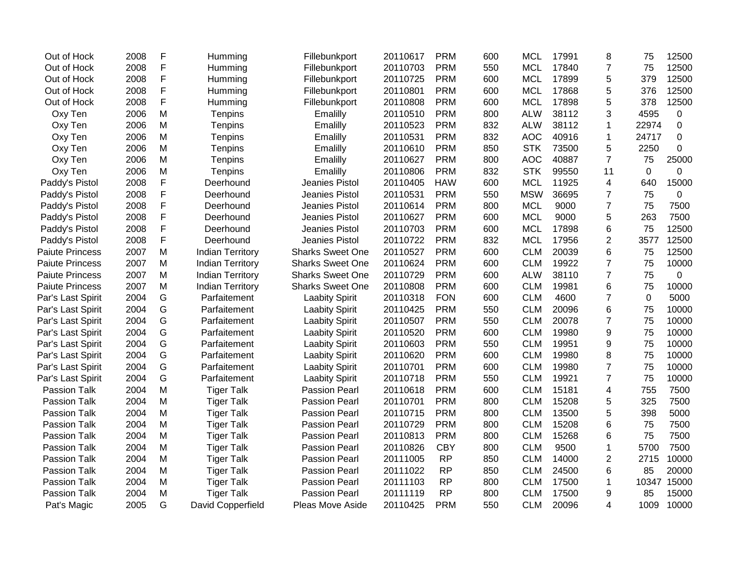| | | | | | | | | | | | | |
|---|---|---|---|---|---|---|---|---|---|---|---|---|
| Out of Hock | 2008 | F | Humming | Fillebunkport | 20110617 | PRM | 600 | MCL | 17991 | 8 | 75 | 12500 |
| Out of Hock | 2008 | F | Humming | Fillebunkport | 20110703 | PRM | 550 | MCL | 17840 | 7 | 75 | 12500 |
| Out of Hock | 2008 | F | Humming | Fillebunkport | 20110725 | PRM | 600 | MCL | 17899 | 5 | 379 | 12500 |
| Out of Hock | 2008 | F | Humming | Fillebunkport | 20110801 | PRM | 600 | MCL | 17868 | 5 | 376 | 12500 |
| Out of Hock | 2008 | F | Humming | Fillebunkport | 20110808 | PRM | 600 | MCL | 17898 | 5 | 378 | 12500 |
| Oxy Ten | 2006 | M | Tenpins | Emalilly | 20110510 | PRM | 800 | ALW | 38112 | 3 | 4595 | 0 |
| Oxy Ten | 2006 | M | Tenpins | Emalilly | 20110523 | PRM | 832 | ALW | 38112 | 1 | 22974 | 0 |
| Oxy Ten | 2006 | M | Tenpins | Emalilly | 20110531 | PRM | 832 | AOC | 40916 | 1 | 24717 | 0 |
| Oxy Ten | 2006 | M | Tenpins | Emalilly | 20110610 | PRM | 850 | STK | 73500 | 5 | 2250 | 0 |
| Oxy Ten | 2006 | M | Tenpins | Emalilly | 20110627 | PRM | 800 | AOC | 40887 | 7 | 75 | 25000 |
| Oxy Ten | 2006 | M | Tenpins | Emalilly | 20110806 | PRM | 832 | STK | 99550 | 11 | 0 | 0 |
| Paddy's Pistol | 2008 | F | Deerhound | Jeanies Pistol | 20110405 | HAW | 600 | MCL | 11925 | 4 | 640 | 15000 |
| Paddy's Pistol | 2008 | F | Deerhound | Jeanies Pistol | 20110531 | PRM | 550 | MSW | 36695 | 7 | 75 | 0 |
| Paddy's Pistol | 2008 | F | Deerhound | Jeanies Pistol | 20110614 | PRM | 800 | MCL | 9000 | 7 | 75 | 7500 |
| Paddy's Pistol | 2008 | F | Deerhound | Jeanies Pistol | 20110627 | PRM | 600 | MCL | 9000 | 5 | 263 | 7500 |
| Paddy's Pistol | 2008 | F | Deerhound | Jeanies Pistol | 20110703 | PRM | 600 | MCL | 17898 | 6 | 75 | 12500 |
| Paddy's Pistol | 2008 | F | Deerhound | Jeanies Pistol | 20110722 | PRM | 832 | MCL | 17956 | 2 | 3577 | 12500 |
| Paiute Princess | 2007 | M | Indian Territory | Sharks Sweet One | 20110527 | PRM | 600 | CLM | 20039 | 6 | 75 | 12500 |
| Paiute Princess | 2007 | M | Indian Territory | Sharks Sweet One | 20110624 | PRM | 600 | CLM | 19922 | 7 | 75 | 10000 |
| Paiute Princess | 2007 | M | Indian Territory | Sharks Sweet One | 20110729 | PRM | 600 | ALW | 38110 | 7 | 75 | 0 |
| Paiute Princess | 2007 | M | Indian Territory | Sharks Sweet One | 20110808 | PRM | 600 | CLM | 19981 | 6 | 75 | 10000 |
| Par's Last Spirit | 2004 | G | Parfaitement | Laabity Spirit | 20110318 | FON | 600 | CLM | 4600 | 7 | 0 | 5000 |
| Par's Last Spirit | 2004 | G | Parfaitement | Laabity Spirit | 20110425 | PRM | 550 | CLM | 20096 | 6 | 75 | 10000 |
| Par's Last Spirit | 2004 | G | Parfaitement | Laabity Spirit | 20110507 | PRM | 550 | CLM | 20078 | 7 | 75 | 10000 |
| Par's Last Spirit | 2004 | G | Parfaitement | Laabity Spirit | 20110520 | PRM | 600 | CLM | 19980 | 9 | 75 | 10000 |
| Par's Last Spirit | 2004 | G | Parfaitement | Laabity Spirit | 20110603 | PRM | 550 | CLM | 19951 | 9 | 75 | 10000 |
| Par's Last Spirit | 2004 | G | Parfaitement | Laabity Spirit | 20110620 | PRM | 600 | CLM | 19980 | 8 | 75 | 10000 |
| Par's Last Spirit | 2004 | G | Parfaitement | Laabity Spirit | 20110701 | PRM | 600 | CLM | 19980 | 7 | 75 | 10000 |
| Par's Last Spirit | 2004 | G | Parfaitement | Laabity Spirit | 20110718 | PRM | 550 | CLM | 19921 | 7 | 75 | 10000 |
| Passion Talk | 2004 | M | Tiger Talk | Passion Pearl | 20110618 | PRM | 600 | CLM | 15181 | 4 | 755 | 7500 |
| Passion Talk | 2004 | M | Tiger Talk | Passion Pearl | 20110701 | PRM | 800 | CLM | 15208 | 5 | 325 | 7500 |
| Passion Talk | 2004 | M | Tiger Talk | Passion Pearl | 20110715 | PRM | 800 | CLM | 13500 | 5 | 398 | 5000 |
| Passion Talk | 2004 | M | Tiger Talk | Passion Pearl | 20110729 | PRM | 800 | CLM | 15208 | 6 | 75 | 7500 |
| Passion Talk | 2004 | M | Tiger Talk | Passion Pearl | 20110813 | PRM | 800 | CLM | 15268 | 6 | 75 | 7500 |
| Passion Talk | 2004 | M | Tiger Talk | Passion Pearl | 20110826 | CBY | 800 | CLM | 9500 | 1 | 5700 | 7500 |
| Passion Talk | 2004 | M | Tiger Talk | Passion Pearl | 20111005 | RP | 850 | CLM | 14000 | 2 | 2715 | 10000 |
| Passion Talk | 2004 | M | Tiger Talk | Passion Pearl | 20111022 | RP | 850 | CLM | 24500 | 6 | 85 | 20000 |
| Passion Talk | 2004 | M | Tiger Talk | Passion Pearl | 20111103 | RP | 800 | CLM | 17500 | 1 | 10347 | 15000 |
| Passion Talk | 2004 | M | Tiger Talk | Passion Pearl | 20111119 | RP | 800 | CLM | 17500 | 9 | 85 | 15000 |
| Pat's Magic | 2005 | G | David Copperfield | Pleas Move Aside | 20110425 | PRM | 550 | CLM | 20096 | 4 | 1009 | 10000 |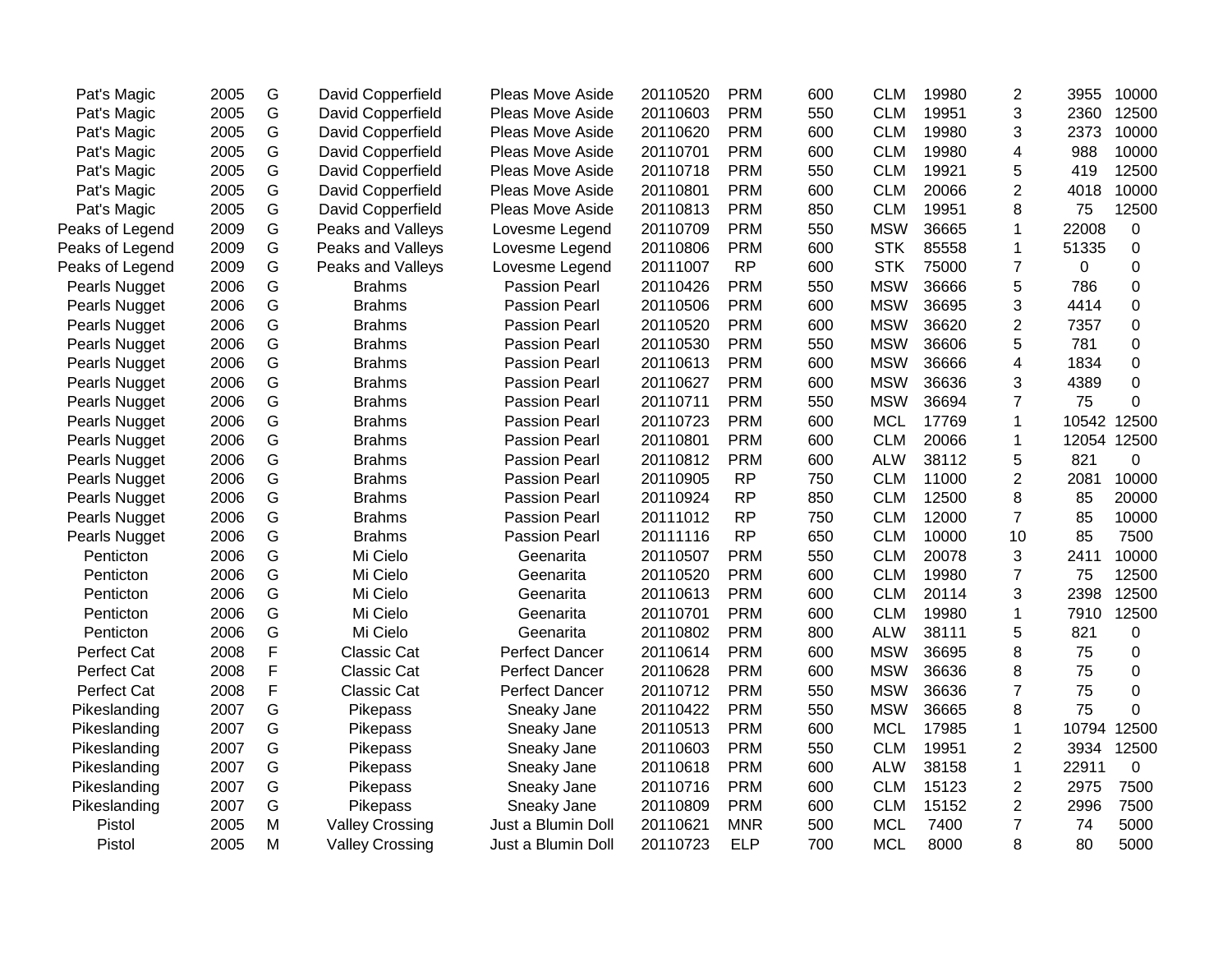| | | | | | | | | | | | | |
|---|---|---|---|---|---|---|---|---|---|---|---|---|
| Pat's Magic | 2005 | G | David Copperfield | Pleas Move Aside | 20110520 | PRM | 600 | CLM | 19980 | 2 | 3955 | 10000 |
| Pat's Magic | 2005 | G | David Copperfield | Pleas Move Aside | 20110603 | PRM | 550 | CLM | 19951 | 3 | 2360 | 12500 |
| Pat's Magic | 2005 | G | David Copperfield | Pleas Move Aside | 20110620 | PRM | 600 | CLM | 19980 | 3 | 2373 | 10000 |
| Pat's Magic | 2005 | G | David Copperfield | Pleas Move Aside | 20110701 | PRM | 600 | CLM | 19980 | 4 | 988 | 10000 |
| Pat's Magic | 2005 | G | David Copperfield | Pleas Move Aside | 20110718 | PRM | 550 | CLM | 19921 | 5 | 419 | 12500 |
| Pat's Magic | 2005 | G | David Copperfield | Pleas Move Aside | 20110801 | PRM | 600 | CLM | 20066 | 2 | 4018 | 10000 |
| Pat's Magic | 2005 | G | David Copperfield | Pleas Move Aside | 20110813 | PRM | 850 | CLM | 19951 | 8 | 75 | 12500 |
| Peaks of Legend | 2009 | G | Peaks and Valleys | Lovesme Legend | 20110709 | PRM | 550 | MSW | 36665 | 1 | 22008 | 0 |
| Peaks of Legend | 2009 | G | Peaks and Valleys | Lovesme Legend | 20110806 | PRM | 600 | STK | 85558 | 1 | 51335 | 0 |
| Peaks of Legend | 2009 | G | Peaks and Valleys | Lovesme Legend | 20111007 | RP | 600 | STK | 75000 | 7 | 0 | 0 |
| Pearls Nugget | 2006 | G | Brahms | Passion Pearl | 20110426 | PRM | 550 | MSW | 36666 | 5 | 786 | 0 |
| Pearls Nugget | 2006 | G | Brahms | Passion Pearl | 20110506 | PRM | 600 | MSW | 36695 | 3 | 4414 | 0 |
| Pearls Nugget | 2006 | G | Brahms | Passion Pearl | 20110520 | PRM | 600 | MSW | 36620 | 2 | 7357 | 0 |
| Pearls Nugget | 2006 | G | Brahms | Passion Pearl | 20110530 | PRM | 550 | MSW | 36606 | 5 | 781 | 0 |
| Pearls Nugget | 2006 | G | Brahms | Passion Pearl | 20110613 | PRM | 600 | MSW | 36666 | 4 | 1834 | 0 |
| Pearls Nugget | 2006 | G | Brahms | Passion Pearl | 20110627 | PRM | 600 | MSW | 36636 | 3 | 4389 | 0 |
| Pearls Nugget | 2006 | G | Brahms | Passion Pearl | 20110711 | PRM | 550 | MSW | 36694 | 7 | 75 | 0 |
| Pearls Nugget | 2006 | G | Brahms | Passion Pearl | 20110723 | PRM | 600 | MCL | 17769 | 1 | 10542 | 12500 |
| Pearls Nugget | 2006 | G | Brahms | Passion Pearl | 20110801 | PRM | 600 | CLM | 20066 | 1 | 12054 | 12500 |
| Pearls Nugget | 2006 | G | Brahms | Passion Pearl | 20110812 | PRM | 600 | ALW | 38112 | 5 | 821 | 0 |
| Pearls Nugget | 2006 | G | Brahms | Passion Pearl | 20110905 | RP | 750 | CLM | 11000 | 2 | 2081 | 10000 |
| Pearls Nugget | 2006 | G | Brahms | Passion Pearl | 20110924 | RP | 850 | CLM | 12500 | 8 | 85 | 20000 |
| Pearls Nugget | 2006 | G | Brahms | Passion Pearl | 20111012 | RP | 750 | CLM | 12000 | 7 | 85 | 10000 |
| Pearls Nugget | 2006 | G | Brahms | Passion Pearl | 20111116 | RP | 650 | CLM | 10000 | 10 | 85 | 7500 |
| Penticton | 2006 | G | Mi Cielo | Geenarita | 20110507 | PRM | 550 | CLM | 20078 | 3 | 2411 | 10000 |
| Penticton | 2006 | G | Mi Cielo | Geenarita | 20110520 | PRM | 600 | CLM | 19980 | 7 | 75 | 12500 |
| Penticton | 2006 | G | Mi Cielo | Geenarita | 20110613 | PRM | 600 | CLM | 20114 | 3 | 2398 | 12500 |
| Penticton | 2006 | G | Mi Cielo | Geenarita | 20110701 | PRM | 600 | CLM | 19980 | 1 | 7910 | 12500 |
| Penticton | 2006 | G | Mi Cielo | Geenarita | 20110802 | PRM | 800 | ALW | 38111 | 5 | 821 | 0 |
| Perfect Cat | 2008 | F | Classic Cat | Perfect Dancer | 20110614 | PRM | 600 | MSW | 36695 | 8 | 75 | 0 |
| Perfect Cat | 2008 | F | Classic Cat | Perfect Dancer | 20110628 | PRM | 600 | MSW | 36636 | 8 | 75 | 0 |
| Perfect Cat | 2008 | F | Classic Cat | Perfect Dancer | 20110712 | PRM | 550 | MSW | 36636 | 7 | 75 | 0 |
| Pikeslanding | 2007 | G | Pikepass | Sneaky Jane | 20110422 | PRM | 550 | MSW | 36665 | 8 | 75 | 0 |
| Pikeslanding | 2007 | G | Pikepass | Sneaky Jane | 20110513 | PRM | 600 | MCL | 17985 | 1 | 10794 | 12500 |
| Pikeslanding | 2007 | G | Pikepass | Sneaky Jane | 20110603 | PRM | 550 | CLM | 19951 | 2 | 3934 | 12500 |
| Pikeslanding | 2007 | G | Pikepass | Sneaky Jane | 20110618 | PRM | 600 | ALW | 38158 | 1 | 22911 | 0 |
| Pikeslanding | 2007 | G | Pikepass | Sneaky Jane | 20110716 | PRM | 600 | CLM | 15123 | 2 | 2975 | 7500 |
| Pikeslanding | 2007 | G | Pikepass | Sneaky Jane | 20110809 | PRM | 600 | CLM | 15152 | 2 | 2996 | 7500 |
| Pistol | 2005 | M | Valley Crossing | Just a Blumin Doll | 20110621 | MNR | 500 | MCL | 7400 | 7 | 74 | 5000 |
| Pistol | 2005 | M | Valley Crossing | Just a Blumin Doll | 20110723 | ELP | 700 | MCL | 8000 | 8 | 80 | 5000 |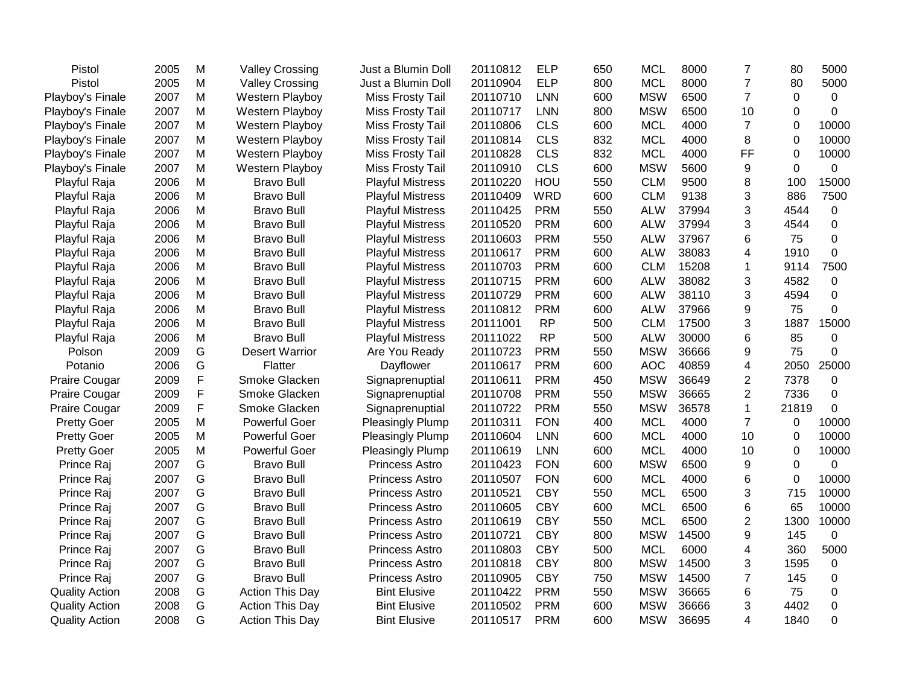| | | | | | | | | | | | | |
|---|---|---|---|---|---|---|---|---|---|---|---|---|
| Pistol | 2005 | M | Valley Crossing | Just a Blumin Doll | 20110812 | ELP | 650 | MCL | 8000 | 7 | 80 | 5000 |
| Pistol | 2005 | M | Valley Crossing | Just a Blumin Doll | 20110904 | ELP | 800 | MCL | 8000 | 7 | 80 | 5000 |
| Playboy's Finale | 2007 | M | Western Playboy | Miss Frosty Tail | 20110710 | LNN | 600 | MSW | 6500 | 7 | 0 | 0 |
| Playboy's Finale | 2007 | M | Western Playboy | Miss Frosty Tail | 20110717 | LNN | 800 | MSW | 6500 | 10 | 0 | 0 |
| Playboy's Finale | 2007 | M | Western Playboy | Miss Frosty Tail | 20110806 | CLS | 600 | MCL | 4000 | 7 | 0 | 10000 |
| Playboy's Finale | 2007 | M | Western Playboy | Miss Frosty Tail | 20110814 | CLS | 832 | MCL | 4000 | 8 | 0 | 10000 |
| Playboy's Finale | 2007 | M | Western Playboy | Miss Frosty Tail | 20110828 | CLS | 832 | MCL | 4000 | FF | 0 | 10000 |
| Playboy's Finale | 2007 | M | Western Playboy | Miss Frosty Tail | 20110910 | CLS | 600 | MSW | 5600 | 9 | 0 | 0 |
| Playful Raja | 2006 | M | Bravo Bull | Playful Mistress | 20110220 | HOU | 550 | CLM | 9500 | 8 | 100 | 15000 |
| Playful Raja | 2006 | M | Bravo Bull | Playful Mistress | 20110409 | WRD | 600 | CLM | 9138 | 3 | 886 | 7500 |
| Playful Raja | 2006 | M | Bravo Bull | Playful Mistress | 20110425 | PRM | 550 | ALW | 37994 | 3 | 4544 | 0 |
| Playful Raja | 2006 | M | Bravo Bull | Playful Mistress | 20110520 | PRM | 600 | ALW | 37994 | 3 | 4544 | 0 |
| Playful Raja | 2006 | M | Bravo Bull | Playful Mistress | 20110603 | PRM | 550 | ALW | 37967 | 6 | 75 | 0 |
| Playful Raja | 2006 | M | Bravo Bull | Playful Mistress | 20110617 | PRM | 600 | ALW | 38083 | 4 | 1910 | 0 |
| Playful Raja | 2006 | M | Bravo Bull | Playful Mistress | 20110703 | PRM | 600 | CLM | 15208 | 1 | 9114 | 7500 |
| Playful Raja | 2006 | M | Bravo Bull | Playful Mistress | 20110715 | PRM | 600 | ALW | 38082 | 3 | 4582 | 0 |
| Playful Raja | 2006 | M | Bravo Bull | Playful Mistress | 20110729 | PRM | 600 | ALW | 38110 | 3 | 4594 | 0 |
| Playful Raja | 2006 | M | Bravo Bull | Playful Mistress | 20110812 | PRM | 600 | ALW | 37966 | 9 | 75 | 0 |
| Playful Raja | 2006 | M | Bravo Bull | Playful Mistress | 20111001 | RP | 500 | CLM | 17500 | 3 | 1887 | 15000 |
| Playful Raja | 2006 | M | Bravo Bull | Playful Mistress | 20111022 | RP | 500 | ALW | 30000 | 6 | 85 | 0 |
| Polson | 2009 | G | Desert Warrior | Are You Ready | 20110723 | PRM | 550 | MSW | 36666 | 9 | 75 | 0 |
| Potanio | 2006 | G | Flatter | Dayflower | 20110617 | PRM | 600 | AOC | 40859 | 4 | 2050 | 25000 |
| Praire Cougar | 2009 | F | Smoke Glacken | Signaprenuptial | 20110611 | PRM | 450 | MSW | 36649 | 2 | 7378 | 0 |
| Praire Cougar | 2009 | F | Smoke Glacken | Signaprenuptial | 20110708 | PRM | 550 | MSW | 36665 | 2 | 7336 | 0 |
| Praire Cougar | 2009 | F | Smoke Glacken | Signaprenuptial | 20110722 | PRM | 550 | MSW | 36578 | 1 | 21819 | 0 |
| Pretty Goer | 2005 | M | Powerful Goer | Pleasingly Plump | 20110311 | FON | 400 | MCL | 4000 | 7 | 0 | 10000 |
| Pretty Goer | 2005 | M | Powerful Goer | Pleasingly Plump | 20110604 | LNN | 600 | MCL | 4000 | 10 | 0 | 10000 |
| Pretty Goer | 2005 | M | Powerful Goer | Pleasingly Plump | 20110619 | LNN | 600 | MCL | 4000 | 10 | 0 | 10000 |
| Prince Raj | 2007 | G | Bravo Bull | Princess Astro | 20110423 | FON | 600 | MSW | 6500 | 9 | 0 | 0 |
| Prince Raj | 2007 | G | Bravo Bull | Princess Astro | 20110507 | FON | 600 | MCL | 4000 | 6 | 0 | 10000 |
| Prince Raj | 2007 | G | Bravo Bull | Princess Astro | 20110521 | CBY | 550 | MCL | 6500 | 3 | 715 | 10000 |
| Prince Raj | 2007 | G | Bravo Bull | Princess Astro | 20110605 | CBY | 600 | MCL | 6500 | 6 | 65 | 10000 |
| Prince Raj | 2007 | G | Bravo Bull | Princess Astro | 20110619 | CBY | 550 | MCL | 6500 | 2 | 1300 | 10000 |
| Prince Raj | 2007 | G | Bravo Bull | Princess Astro | 20110721 | CBY | 800 | MSW | 14500 | 9 | 145 | 0 |
| Prince Raj | 2007 | G | Bravo Bull | Princess Astro | 20110803 | CBY | 500 | MCL | 6000 | 4 | 360 | 5000 |
| Prince Raj | 2007 | G | Bravo Bull | Princess Astro | 20110818 | CBY | 800 | MSW | 14500 | 3 | 1595 | 0 |
| Prince Raj | 2007 | G | Bravo Bull | Princess Astro | 20110905 | CBY | 750 | MSW | 14500 | 7 | 145 | 0 |
| Quality Action | 2008 | G | Action This Day | Bint Elusive | 20110422 | PRM | 550 | MSW | 36665 | 6 | 75 | 0 |
| Quality Action | 2008 | G | Action This Day | Bint Elusive | 20110502 | PRM | 600 | MSW | 36666 | 3 | 4402 | 0 |
| Quality Action | 2008 | G | Action This Day | Bint Elusive | 20110517 | PRM | 600 | MSW | 36695 | 4 | 1840 | 0 |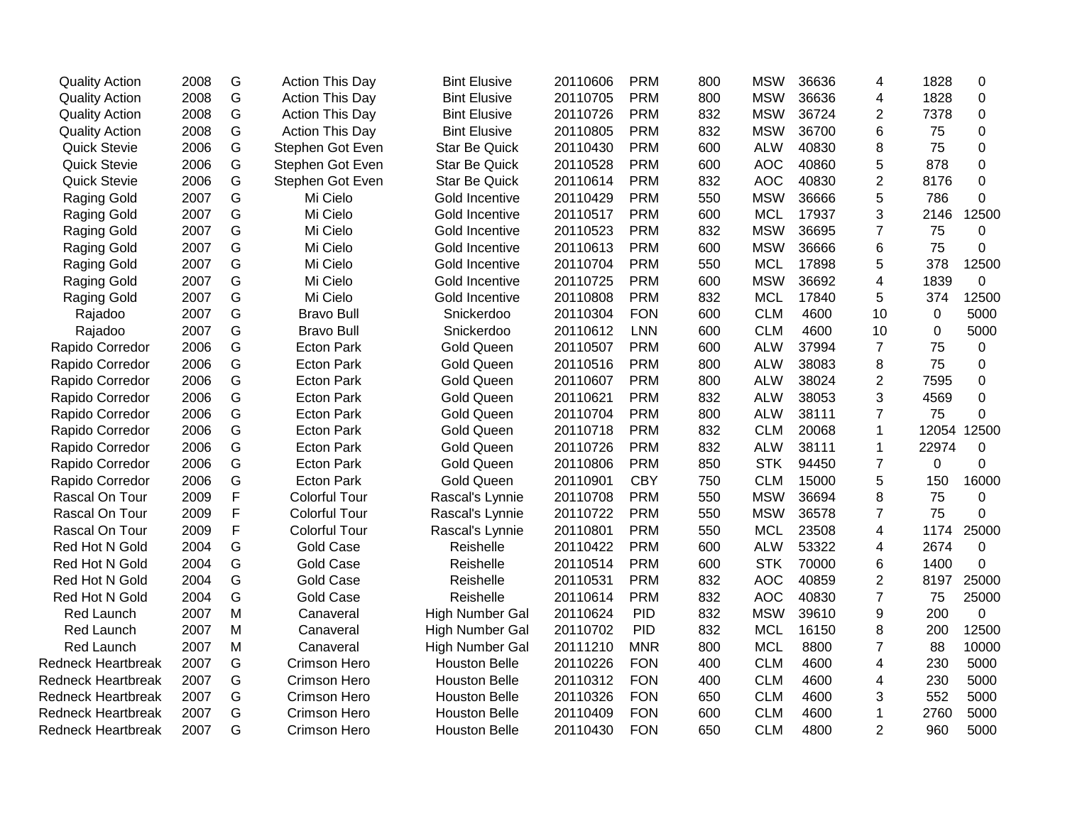| | | | | | | | | | | | | |
|---|---|---|---|---|---|---|---|---|---|---|---|---|
| Quality Action | 2008 | G | Action This Day | Bint Elusive | 20110606 | PRM | 800 | MSW | 36636 | 4 | 1828 | 0 |
| Quality Action | 2008 | G | Action This Day | Bint Elusive | 20110705 | PRM | 800 | MSW | 36636 | 4 | 1828 | 0 |
| Quality Action | 2008 | G | Action This Day | Bint Elusive | 20110726 | PRM | 832 | MSW | 36724 | 2 | 7378 | 0 |
| Quality Action | 2008 | G | Action This Day | Bint Elusive | 20110805 | PRM | 832 | MSW | 36700 | 6 | 75 | 0 |
| Quick Stevie | 2006 | G | Stephen Got Even | Star Be Quick | 20110430 | PRM | 600 | ALW | 40830 | 8 | 75 | 0 |
| Quick Stevie | 2006 | G | Stephen Got Even | Star Be Quick | 20110528 | PRM | 600 | AOC | 40860 | 5 | 878 | 0 |
| Quick Stevie | 2006 | G | Stephen Got Even | Star Be Quick | 20110614 | PRM | 832 | AOC | 40830 | 2 | 8176 | 0 |
| Raging Gold | 2007 | G | Mi Cielo | Gold Incentive | 20110429 | PRM | 550 | MSW | 36666 | 5 | 786 | 0 |
| Raging Gold | 2007 | G | Mi Cielo | Gold Incentive | 20110517 | PRM | 600 | MCL | 17937 | 3 | 2146 | 12500 |
| Raging Gold | 2007 | G | Mi Cielo | Gold Incentive | 20110523 | PRM | 832 | MSW | 36695 | 7 | 75 | 0 |
| Raging Gold | 2007 | G | Mi Cielo | Gold Incentive | 20110613 | PRM | 600 | MSW | 36666 | 6 | 75 | 0 |
| Raging Gold | 2007 | G | Mi Cielo | Gold Incentive | 20110704 | PRM | 550 | MCL | 17898 | 5 | 378 | 12500 |
| Raging Gold | 2007 | G | Mi Cielo | Gold Incentive | 20110725 | PRM | 600 | MSW | 36692 | 4 | 1839 | 0 |
| Raging Gold | 2007 | G | Mi Cielo | Gold Incentive | 20110808 | PRM | 832 | MCL | 17840 | 5 | 374 | 12500 |
| Rajadoo | 2007 | G | Bravo Bull | Snickerdoo | 20110304 | FON | 600 | CLM | 4600 | 10 | 0 | 5000 |
| Rajadoo | 2007 | G | Bravo Bull | Snickerdoo | 20110612 | LNN | 600 | CLM | 4600 | 10 | 0 | 5000 |
| Rapido Corredor | 2006 | G | Ecton Park | Gold Queen | 20110507 | PRM | 600 | ALW | 37994 | 7 | 75 | 0 |
| Rapido Corredor | 2006 | G | Ecton Park | Gold Queen | 20110516 | PRM | 800 | ALW | 38083 | 8 | 75 | 0 |
| Rapido Corredor | 2006 | G | Ecton Park | Gold Queen | 20110607 | PRM | 800 | ALW | 38024 | 2 | 7595 | 0 |
| Rapido Corredor | 2006 | G | Ecton Park | Gold Queen | 20110621 | PRM | 832 | ALW | 38053 | 3 | 4569 | 0 |
| Rapido Corredor | 2006 | G | Ecton Park | Gold Queen | 20110704 | PRM | 800 | ALW | 38111 | 7 | 75 | 0 |
| Rapido Corredor | 2006 | G | Ecton Park | Gold Queen | 20110718 | PRM | 832 | CLM | 20068 | 1 | 12054 | 12500 |
| Rapido Corredor | 2006 | G | Ecton Park | Gold Queen | 20110726 | PRM | 832 | ALW | 38111 | 1 | 22974 | 0 |
| Rapido Corredor | 2006 | G | Ecton Park | Gold Queen | 20110806 | PRM | 850 | STK | 94450 | 7 | 0 | 0 |
| Rapido Corredor | 2006 | G | Ecton Park | Gold Queen | 20110901 | CBY | 750 | CLM | 15000 | 5 | 150 | 16000 |
| Rascal On Tour | 2009 | F | Colorful Tour | Rascal's Lynnie | 20110708 | PRM | 550 | MSW | 36694 | 8 | 75 | 0 |
| Rascal On Tour | 2009 | F | Colorful Tour | Rascal's Lynnie | 20110722 | PRM | 550 | MSW | 36578 | 7 | 75 | 0 |
| Rascal On Tour | 2009 | F | Colorful Tour | Rascal's Lynnie | 20110801 | PRM | 550 | MCL | 23508 | 4 | 1174 | 25000 |
| Red Hot N Gold | 2004 | G | Gold Case | Reishelle | 20110422 | PRM | 600 | ALW | 53322 | 4 | 2674 | 0 |
| Red Hot N Gold | 2004 | G | Gold Case | Reishelle | 20110514 | PRM | 600 | STK | 70000 | 6 | 1400 | 0 |
| Red Hot N Gold | 2004 | G | Gold Case | Reishelle | 20110531 | PRM | 832 | AOC | 40859 | 2 | 8197 | 25000 |
| Red Hot N Gold | 2004 | G | Gold Case | Reishelle | 20110614 | PRM | 832 | AOC | 40830 | 7 | 75 | 25000 |
| Red Launch | 2007 | M | Canaveral | High Number Gal | 20110624 | PID | 832 | MSW | 39610 | 9 | 200 | 0 |
| Red Launch | 2007 | M | Canaveral | High Number Gal | 20110702 | PID | 832 | MCL | 16150 | 8 | 200 | 12500 |
| Red Launch | 2007 | M | Canaveral | High Number Gal | 20111210 | MNR | 800 | MCL | 8800 | 7 | 88 | 10000 |
| Redneck Heartbreak | 2007 | G | Crimson Hero | Houston Belle | 20110226 | FON | 400 | CLM | 4600 | 4 | 230 | 5000 |
| Redneck Heartbreak | 2007 | G | Crimson Hero | Houston Belle | 20110312 | FON | 400 | CLM | 4600 | 4 | 230 | 5000 |
| Redneck Heartbreak | 2007 | G | Crimson Hero | Houston Belle | 20110326 | FON | 650 | CLM | 4600 | 3 | 552 | 5000 |
| Redneck Heartbreak | 2007 | G | Crimson Hero | Houston Belle | 20110409 | FON | 600 | CLM | 4600 | 1 | 2760 | 5000 |
| Redneck Heartbreak | 2007 | G | Crimson Hero | Houston Belle | 20110430 | FON | 650 | CLM | 4800 | 2 | 960 | 5000 |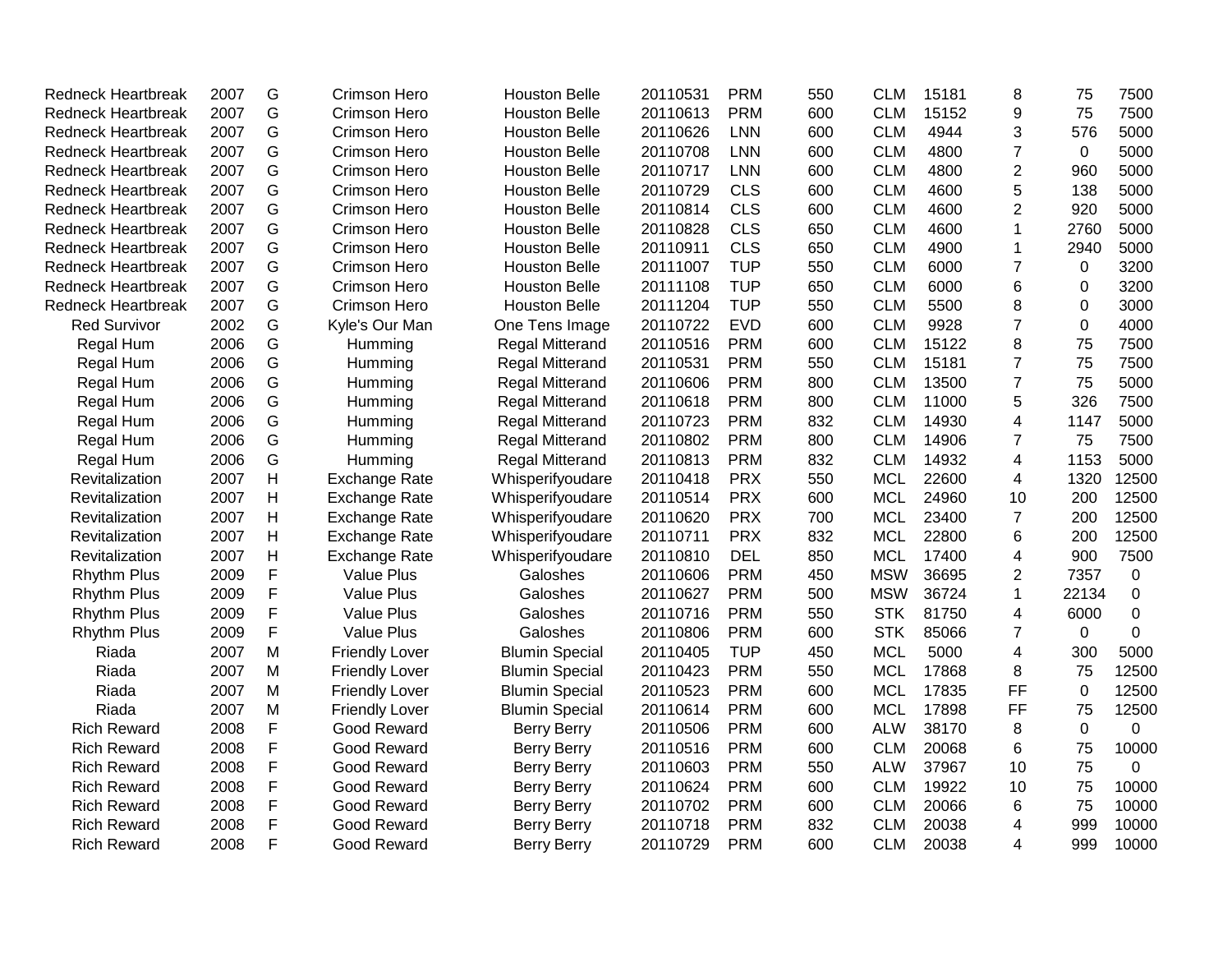| | | | | | | | | | | | | |
|---|---|---|---|---|---|---|---|---|---|---|---|---|
| Redneck Heartbreak | 2007 | G | Crimson Hero | Houston Belle | 20110531 | PRM | 550 | CLM | 15181 | 8 | 75 | 7500 |
| Redneck Heartbreak | 2007 | G | Crimson Hero | Houston Belle | 20110613 | PRM | 600 | CLM | 15152 | 9 | 75 | 7500 |
| Redneck Heartbreak | 2007 | G | Crimson Hero | Houston Belle | 20110626 | LNN | 600 | CLM | 4944 | 3 | 576 | 5000 |
| Redneck Heartbreak | 2007 | G | Crimson Hero | Houston Belle | 20110708 | LNN | 600 | CLM | 4800 | 7 | 0 | 5000 |
| Redneck Heartbreak | 2007 | G | Crimson Hero | Houston Belle | 20110717 | LNN | 600 | CLM | 4800 | 2 | 960 | 5000 |
| Redneck Heartbreak | 2007 | G | Crimson Hero | Houston Belle | 20110729 | CLS | 600 | CLM | 4600 | 5 | 138 | 5000 |
| Redneck Heartbreak | 2007 | G | Crimson Hero | Houston Belle | 20110814 | CLS | 600 | CLM | 4600 | 2 | 920 | 5000 |
| Redneck Heartbreak | 2007 | G | Crimson Hero | Houston Belle | 20110828 | CLS | 650 | CLM | 4600 | 1 | 2760 | 5000 |
| Redneck Heartbreak | 2007 | G | Crimson Hero | Houston Belle | 20110911 | CLS | 650 | CLM | 4900 | 1 | 2940 | 5000 |
| Redneck Heartbreak | 2007 | G | Crimson Hero | Houston Belle | 20111007 | TUP | 550 | CLM | 6000 | 7 | 0 | 3200 |
| Redneck Heartbreak | 2007 | G | Crimson Hero | Houston Belle | 20111108 | TUP | 650 | CLM | 6000 | 6 | 0 | 3200 |
| Redneck Heartbreak | 2007 | G | Crimson Hero | Houston Belle | 20111204 | TUP | 550 | CLM | 5500 | 8 | 0 | 3000 |
| Red Survivor | 2002 | G | Kyle's Our Man | One Tens Image | 20110722 | EVD | 600 | CLM | 9928 | 7 | 0 | 4000 |
| Regal Hum | 2006 | G | Humming | Regal Mitterand | 20110516 | PRM | 600 | CLM | 15122 | 8 | 75 | 7500 |
| Regal Hum | 2006 | G | Humming | Regal Mitterand | 20110531 | PRM | 550 | CLM | 15181 | 7 | 75 | 7500 |
| Regal Hum | 2006 | G | Humming | Regal Mitterand | 20110606 | PRM | 800 | CLM | 13500 | 7 | 75 | 5000 |
| Regal Hum | 2006 | G | Humming | Regal Mitterand | 20110618 | PRM | 800 | CLM | 11000 | 5 | 326 | 7500 |
| Regal Hum | 2006 | G | Humming | Regal Mitterand | 20110723 | PRM | 832 | CLM | 14930 | 4 | 1147 | 5000 |
| Regal Hum | 2006 | G | Humming | Regal Mitterand | 20110802 | PRM | 800 | CLM | 14906 | 7 | 75 | 7500 |
| Regal Hum | 2006 | G | Humming | Regal Mitterand | 20110813 | PRM | 832 | CLM | 14932 | 4 | 1153 | 5000 |
| Revitalization | 2007 | H | Exchange Rate | Whisperifyoudare | 20110418 | PRX | 550 | MCL | 22600 | 4 | 1320 | 12500 |
| Revitalization | 2007 | H | Exchange Rate | Whisperifyoudare | 20110514 | PRX | 600 | MCL | 24960 | 10 | 200 | 12500 |
| Revitalization | 2007 | H | Exchange Rate | Whisperifyoudare | 20110620 | PRX | 700 | MCL | 23400 | 7 | 200 | 12500 |
| Revitalization | 2007 | H | Exchange Rate | Whisperifyoudare | 20110711 | PRX | 832 | MCL | 22800 | 6 | 200 | 12500 |
| Revitalization | 2007 | H | Exchange Rate | Whisperifyoudare | 20110810 | DEL | 850 | MCL | 17400 | 4 | 900 | 7500 |
| Rhythm Plus | 2009 | F | Value Plus | Galoshes | 20110606 | PRM | 450 | MSW | 36695 | 2 | 7357 | 0 |
| Rhythm Plus | 2009 | F | Value Plus | Galoshes | 20110627 | PRM | 500 | MSW | 36724 | 1 | 22134 | 0 |
| Rhythm Plus | 2009 | F | Value Plus | Galoshes | 20110716 | PRM | 550 | STK | 81750 | 4 | 6000 | 0 |
| Rhythm Plus | 2009 | F | Value Plus | Galoshes | 20110806 | PRM | 600 | STK | 85066 | 7 | 0 | 0 |
| Riada | 2007 | M | Friendly Lover | Blumin Special | 20110405 | TUP | 450 | MCL | 5000 | 4 | 300 | 5000 |
| Riada | 2007 | M | Friendly Lover | Blumin Special | 20110423 | PRM | 550 | MCL | 17868 | 8 | 75 | 12500 |
| Riada | 2007 | M | Friendly Lover | Blumin Special | 20110523 | PRM | 600 | MCL | 17835 | FF | 0 | 12500 |
| Riada | 2007 | M | Friendly Lover | Blumin Special | 20110614 | PRM | 600 | MCL | 17898 | FF | 75 | 12500 |
| Rich Reward | 2008 | F | Good Reward | Berry Berry | 20110506 | PRM | 600 | ALW | 38170 | 8 | 0 | 0 |
| Rich Reward | 2008 | F | Good Reward | Berry Berry | 20110516 | PRM | 600 | CLM | 20068 | 6 | 75 | 10000 |
| Rich Reward | 2008 | F | Good Reward | Berry Berry | 20110603 | PRM | 550 | ALW | 37967 | 10 | 75 | 0 |
| Rich Reward | 2008 | F | Good Reward | Berry Berry | 20110624 | PRM | 600 | CLM | 19922 | 10 | 75 | 10000 |
| Rich Reward | 2008 | F | Good Reward | Berry Berry | 20110702 | PRM | 600 | CLM | 20066 | 6 | 75 | 10000 |
| Rich Reward | 2008 | F | Good Reward | Berry Berry | 20110718 | PRM | 832 | CLM | 20038 | 4 | 999 | 10000 |
| Rich Reward | 2008 | F | Good Reward | Berry Berry | 20110729 | PRM | 600 | CLM | 20038 | 4 | 999 | 10000 |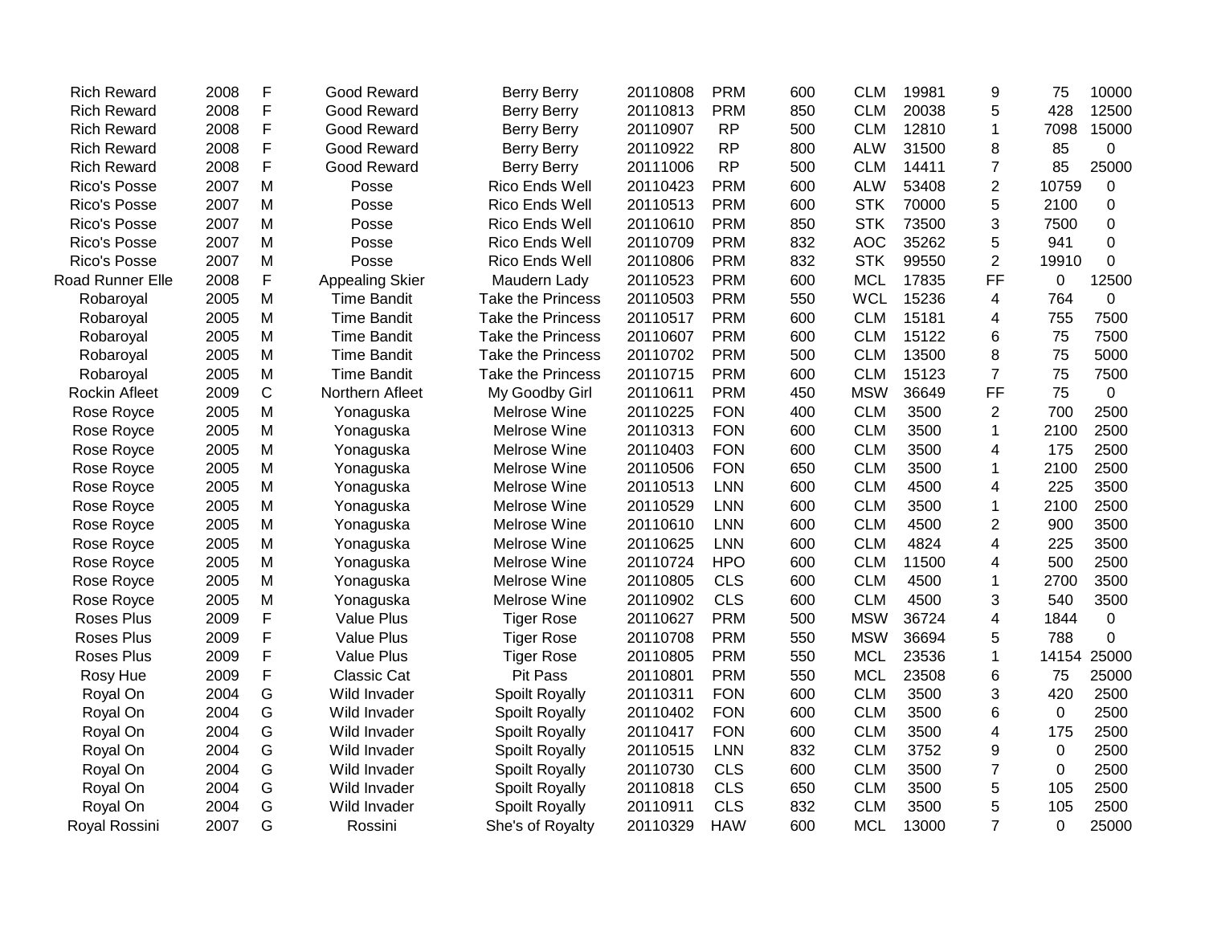| | | | | | | | | | | | | |
|---|---|---|---|---|---|---|---|---|---|---|---|---|
| Rich Reward | 2008 | F | Good Reward | Berry Berry | 20110808 | PRM | 600 | CLM | 19981 | 9 | 75 | 10000 |
| Rich Reward | 2008 | F | Good Reward | Berry Berry | 20110813 | PRM | 850 | CLM | 20038 | 5 | 428 | 12500 |
| Rich Reward | 2008 | F | Good Reward | Berry Berry | 20110907 | RP | 500 | CLM | 12810 | 1 | 7098 | 15000 |
| Rich Reward | 2008 | F | Good Reward | Berry Berry | 20110922 | RP | 800 | ALW | 31500 | 8 | 85 | 0 |
| Rich Reward | 2008 | F | Good Reward | Berry Berry | 20111006 | RP | 500 | CLM | 14411 | 7 | 85 | 25000 |
| Rico's Posse | 2007 | M | Posse | Rico Ends Well | 20110423 | PRM | 600 | ALW | 53408 | 2 | 10759 | 0 |
| Rico's Posse | 2007 | M | Posse | Rico Ends Well | 20110513 | PRM | 600 | STK | 70000 | 5 | 2100 | 0 |
| Rico's Posse | 2007 | M | Posse | Rico Ends Well | 20110610 | PRM | 850 | STK | 73500 | 3 | 7500 | 0 |
| Rico's Posse | 2007 | M | Posse | Rico Ends Well | 20110709 | PRM | 832 | AOC | 35262 | 5 | 941 | 0 |
| Rico's Posse | 2007 | M | Posse | Rico Ends Well | 20110806 | PRM | 832 | STK | 99550 | 2 | 19910 | 0 |
| Road Runner Elle | 2008 | F | Appealing Skier | Maudern Lady | 20110523 | PRM | 600 | MCL | 17835 | FF | 0 | 12500 |
| Robaroyal | 2005 | M | Time Bandit | Take the Princess | 20110503 | PRM | 550 | WCL | 15236 | 4 | 764 | 0 |
| Robaroyal | 2005 | M | Time Bandit | Take the Princess | 20110517 | PRM | 600 | CLM | 15181 | 4 | 755 | 7500 |
| Robaroyal | 2005 | M | Time Bandit | Take the Princess | 20110607 | PRM | 600 | CLM | 15122 | 6 | 75 | 7500 |
| Robaroyal | 2005 | M | Time Bandit | Take the Princess | 20110702 | PRM | 500 | CLM | 13500 | 8 | 75 | 5000 |
| Robaroyal | 2005 | M | Time Bandit | Take the Princess | 20110715 | PRM | 600 | CLM | 15123 | 7 | 75 | 7500 |
| Rockin Afleet | 2009 | C | Northern Afleet | My Goodby Girl | 20110611 | PRM | 450 | MSW | 36649 | FF | 75 | 0 |
| Rose Royce | 2005 | M | Yonaguska | Melrose Wine | 20110225 | FON | 400 | CLM | 3500 | 2 | 700 | 2500 |
| Rose Royce | 2005 | M | Yonaguska | Melrose Wine | 20110313 | FON | 600 | CLM | 3500 | 1 | 2100 | 2500 |
| Rose Royce | 2005 | M | Yonaguska | Melrose Wine | 20110403 | FON | 600 | CLM | 3500 | 4 | 175 | 2500 |
| Rose Royce | 2005 | M | Yonaguska | Melrose Wine | 20110506 | FON | 650 | CLM | 3500 | 1 | 2100 | 2500 |
| Rose Royce | 2005 | M | Yonaguska | Melrose Wine | 20110513 | LNN | 600 | CLM | 4500 | 4 | 225 | 3500 |
| Rose Royce | 2005 | M | Yonaguska | Melrose Wine | 20110529 | LNN | 600 | CLM | 3500 | 1 | 2100 | 2500 |
| Rose Royce | 2005 | M | Yonaguska | Melrose Wine | 20110610 | LNN | 600 | CLM | 4500 | 2 | 900 | 3500 |
| Rose Royce | 2005 | M | Yonaguska | Melrose Wine | 20110625 | LNN | 600 | CLM | 4824 | 4 | 225 | 3500 |
| Rose Royce | 2005 | M | Yonaguska | Melrose Wine | 20110724 | HPO | 600 | CLM | 11500 | 4 | 500 | 2500 |
| Rose Royce | 2005 | M | Yonaguska | Melrose Wine | 20110805 | CLS | 600 | CLM | 4500 | 1 | 2700 | 3500 |
| Rose Royce | 2005 | M | Yonaguska | Melrose Wine | 20110902 | CLS | 600 | CLM | 4500 | 3 | 540 | 3500 |
| Roses Plus | 2009 | F | Value Plus | Tiger Rose | 20110627 | PRM | 500 | MSW | 36724 | 4 | 1844 | 0 |
| Roses Plus | 2009 | F | Value Plus | Tiger Rose | 20110708 | PRM | 550 | MSW | 36694 | 5 | 788 | 0 |
| Roses Plus | 2009 | F | Value Plus | Tiger Rose | 20110805 | PRM | 550 | MCL | 23536 | 1 | 14154 | 25000 |
| Rosy Hue | 2009 | F | Classic Cat | Pit Pass | 20110801 | PRM | 550 | MCL | 23508 | 6 | 75 | 25000 |
| Royal On | 2004 | G | Wild Invader | Spoilt Royally | 20110311 | FON | 600 | CLM | 3500 | 3 | 420 | 2500 |
| Royal On | 2004 | G | Wild Invader | Spoilt Royally | 20110402 | FON | 600 | CLM | 3500 | 6 | 0 | 2500 |
| Royal On | 2004 | G | Wild Invader | Spoilt Royally | 20110417 | FON | 600 | CLM | 3500 | 4 | 175 | 2500 |
| Royal On | 2004 | G | Wild Invader | Spoilt Royally | 20110515 | LNN | 832 | CLM | 3752 | 9 | 0 | 2500 |
| Royal On | 2004 | G | Wild Invader | Spoilt Royally | 20110730 | CLS | 600 | CLM | 3500 | 7 | 0 | 2500 |
| Royal On | 2004 | G | Wild Invader | Spoilt Royally | 20110818 | CLS | 650 | CLM | 3500 | 5 | 105 | 2500 |
| Royal On | 2004 | G | Wild Invader | Spoilt Royally | 20110911 | CLS | 832 | CLM | 3500 | 5 | 105 | 2500 |
| Royal Rossini | 2007 | G | Rossini | She's of Royalty | 20110329 | HAW | 600 | MCL | 13000 | 7 | 0 | 25000 |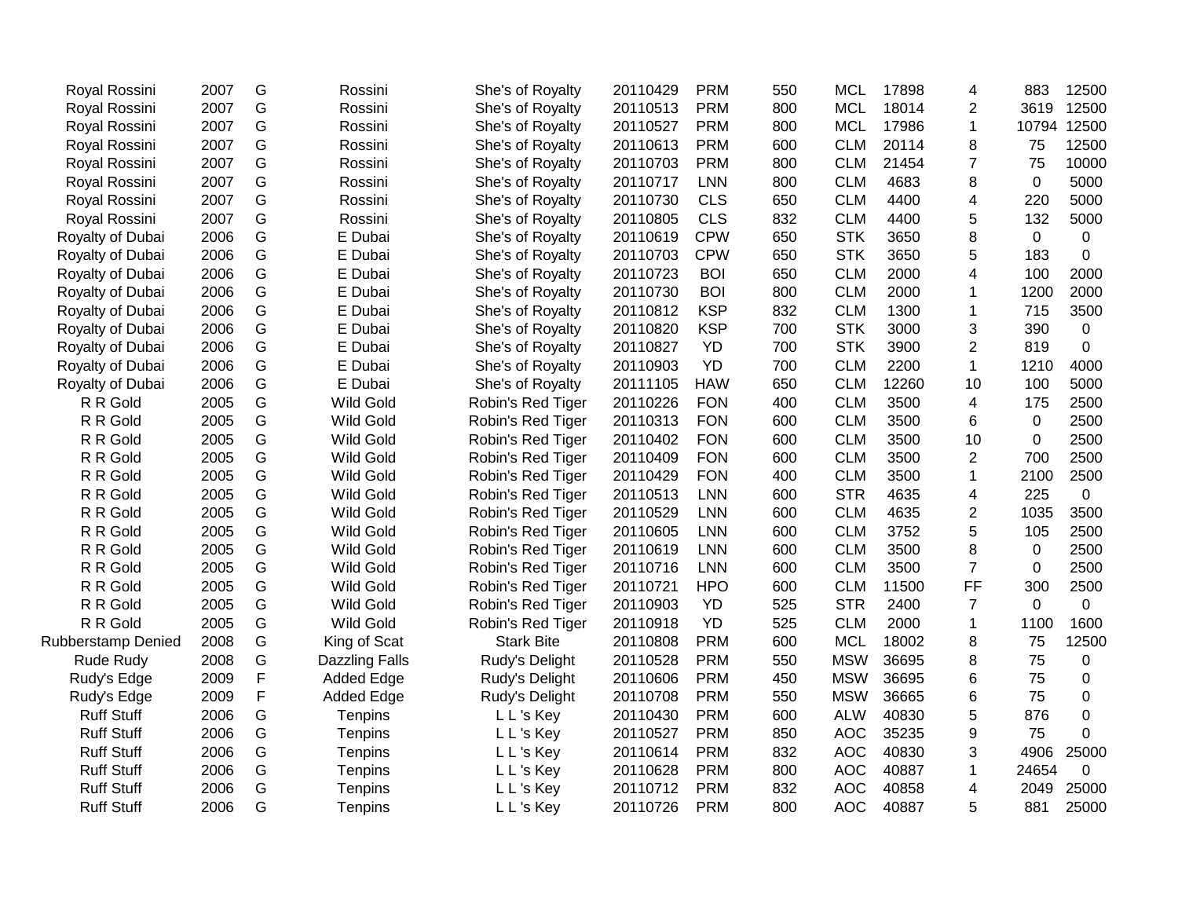| | | | | | | | | | | | | |
|---|---|---|---|---|---|---|---|---|---|---|---|---|
| Royal Rossini | 2007 | G | Rossini | She's of Royalty | 20110429 | PRM | 550 | MCL | 17898 | 4 | 883 | 12500 |
| Royal Rossini | 2007 | G | Rossini | She's of Royalty | 20110513 | PRM | 800 | MCL | 18014 | 2 | 3619 | 12500 |
| Royal Rossini | 2007 | G | Rossini | She's of Royalty | 20110527 | PRM | 800 | MCL | 17986 | 1 | 10794 | 12500 |
| Royal Rossini | 2007 | G | Rossini | She's of Royalty | 20110613 | PRM | 600 | CLM | 20114 | 8 | 75 | 12500 |
| Royal Rossini | 2007 | G | Rossini | She's of Royalty | 20110703 | PRM | 800 | CLM | 21454 | 7 | 75 | 10000 |
| Royal Rossini | 2007 | G | Rossini | She's of Royalty | 20110717 | LNN | 800 | CLM | 4683 | 8 | 0 | 5000 |
| Royal Rossini | 2007 | G | Rossini | She's of Royalty | 20110730 | CLS | 650 | CLM | 4400 | 4 | 220 | 5000 |
| Royal Rossini | 2007 | G | Rossini | She's of Royalty | 20110805 | CLS | 832 | CLM | 4400 | 5 | 132 | 5000 |
| Royalty of Dubai | 2006 | G | E Dubai | She's of Royalty | 20110619 | CPW | 650 | STK | 3650 | 8 | 0 | 0 |
| Royalty of Dubai | 2006 | G | E Dubai | She's of Royalty | 20110703 | CPW | 650 | STK | 3650 | 5 | 183 | 0 |
| Royalty of Dubai | 2006 | G | E Dubai | She's of Royalty | 20110723 | BOI | 650 | CLM | 2000 | 4 | 100 | 2000 |
| Royalty of Dubai | 2006 | G | E Dubai | She's of Royalty | 20110730 | BOI | 800 | CLM | 2000 | 1 | 1200 | 2000 |
| Royalty of Dubai | 2006 | G | E Dubai | She's of Royalty | 20110812 | KSP | 832 | CLM | 1300 | 1 | 715 | 3500 |
| Royalty of Dubai | 2006 | G | E Dubai | She's of Royalty | 20110820 | KSP | 700 | STK | 3000 | 3 | 390 | 0 |
| Royalty of Dubai | 2006 | G | E Dubai | She's of Royalty | 20110827 | YD | 700 | STK | 3900 | 2 | 819 | 0 |
| Royalty of Dubai | 2006 | G | E Dubai | She's of Royalty | 20110903 | YD | 700 | CLM | 2200 | 1 | 1210 | 4000 |
| Royalty of Dubai | 2006 | G | E Dubai | She's of Royalty | 20111105 | HAW | 650 | CLM | 12260 | 10 | 100 | 5000 |
| R R Gold | 2005 | G | Wild Gold | Robin's Red Tiger | 20110226 | FON | 400 | CLM | 3500 | 4 | 175 | 2500 |
| R R Gold | 2005 | G | Wild Gold | Robin's Red Tiger | 20110313 | FON | 600 | CLM | 3500 | 6 | 0 | 2500 |
| R R Gold | 2005 | G | Wild Gold | Robin's Red Tiger | 20110402 | FON | 600 | CLM | 3500 | 10 | 0 | 2500 |
| R R Gold | 2005 | G | Wild Gold | Robin's Red Tiger | 20110409 | FON | 600 | CLM | 3500 | 2 | 700 | 2500 |
| R R Gold | 2005 | G | Wild Gold | Robin's Red Tiger | 20110429 | FON | 400 | CLM | 3500 | 1 | 2100 | 2500 |
| R R Gold | 2005 | G | Wild Gold | Robin's Red Tiger | 20110513 | LNN | 600 | STR | 4635 | 4 | 225 | 0 |
| R R Gold | 2005 | G | Wild Gold | Robin's Red Tiger | 20110529 | LNN | 600 | CLM | 4635 | 2 | 1035 | 3500 |
| R R Gold | 2005 | G | Wild Gold | Robin's Red Tiger | 20110605 | LNN | 600 | CLM | 3752 | 5 | 105 | 2500 |
| R R Gold | 2005 | G | Wild Gold | Robin's Red Tiger | 20110619 | LNN | 600 | CLM | 3500 | 8 | 0 | 2500 |
| R R Gold | 2005 | G | Wild Gold | Robin's Red Tiger | 20110716 | LNN | 600 | CLM | 3500 | 7 | 0 | 2500 |
| R R Gold | 2005 | G | Wild Gold | Robin's Red Tiger | 20110721 | HPO | 600 | CLM | 11500 | FF | 300 | 2500 |
| R R Gold | 2005 | G | Wild Gold | Robin's Red Tiger | 20110903 | YD | 525 | STR | 2400 | 7 | 0 | 0 |
| R R Gold | 2005 | G | Wild Gold | Robin's Red Tiger | 20110918 | YD | 525 | CLM | 2000 | 1 | 1100 | 1600 |
| Rubberstamp Denied | 2008 | G | King of Scat | Stark Bite | 20110808 | PRM | 600 | MCL | 18002 | 8 | 75 | 12500 |
| Rude Rudy | 2008 | G | Dazzling Falls | Rudy's Delight | 20110528 | PRM | 550 | MSW | 36695 | 8 | 75 | 0 |
| Rudy's Edge | 2009 | F | Added Edge | Rudy's Delight | 20110606 | PRM | 450 | MSW | 36695 | 6 | 75 | 0 |
| Rudy's Edge | 2009 | F | Added Edge | Rudy's Delight | 20110708 | PRM | 550 | MSW | 36665 | 6 | 75 | 0 |
| Ruff Stuff | 2006 | G | Tenpins | L L 's Key | 20110430 | PRM | 600 | ALW | 40830 | 5 | 876 | 0 |
| Ruff Stuff | 2006 | G | Tenpins | L L 's Key | 20110527 | PRM | 850 | AOC | 35235 | 9 | 75 | 0 |
| Ruff Stuff | 2006 | G | Tenpins | L L 's Key | 20110614 | PRM | 832 | AOC | 40830 | 3 | 4906 | 25000 |
| Ruff Stuff | 2006 | G | Tenpins | L L 's Key | 20110628 | PRM | 800 | AOC | 40887 | 1 | 24654 | 0 |
| Ruff Stuff | 2006 | G | Tenpins | L L 's Key | 20110712 | PRM | 832 | AOC | 40858 | 4 | 2049 | 25000 |
| Ruff Stuff | 2006 | G | Tenpins | L L 's Key | 20110726 | PRM | 800 | AOC | 40887 | 5 | 881 | 25000 |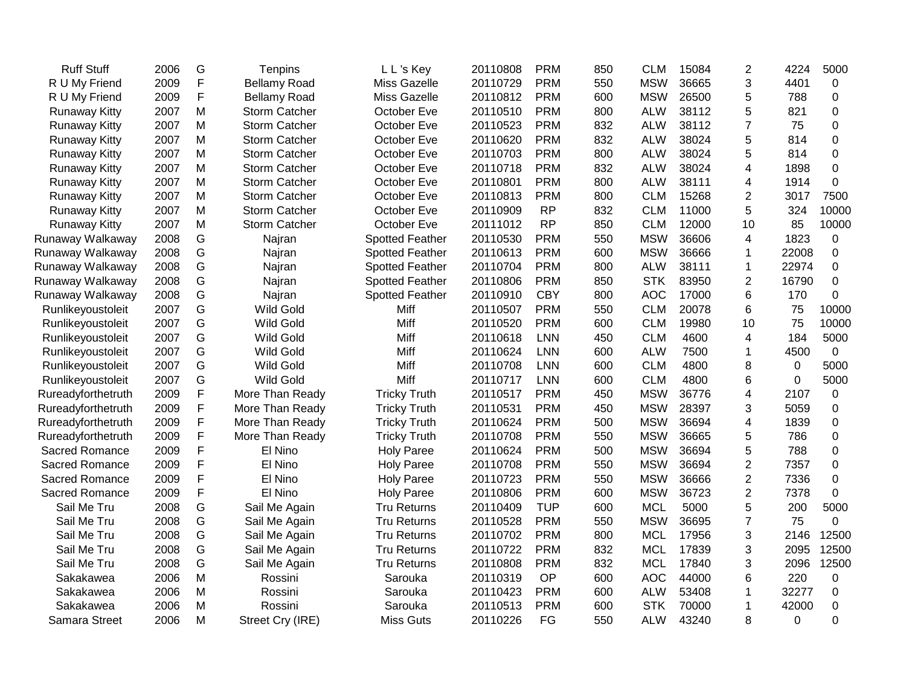| | | | | | | | | | | | | |
|---|---|---|---|---|---|---|---|---|---|---|---|---|
| Ruff Stuff | 2006 | G | Tenpins | L L 's Key | 20110808 | PRM | 850 | CLM | 15084 | 2 | 4224 | 5000 |
| R U My Friend | 2009 | F | Bellamy Road | Miss Gazelle | 20110729 | PRM | 550 | MSW | 36665 | 3 | 4401 | 0 |
| R U My Friend | 2009 | F | Bellamy Road | Miss Gazelle | 20110812 | PRM | 600 | MSW | 26500 | 5 | 788 | 0 |
| Runaway Kitty | 2007 | M | Storm Catcher | October Eve | 20110510 | PRM | 800 | ALW | 38112 | 5 | 821 | 0 |
| Runaway Kitty | 2007 | M | Storm Catcher | October Eve | 20110523 | PRM | 832 | ALW | 38112 | 7 | 75 | 0 |
| Runaway Kitty | 2007 | M | Storm Catcher | October Eve | 20110620 | PRM | 832 | ALW | 38024 | 5 | 814 | 0 |
| Runaway Kitty | 2007 | M | Storm Catcher | October Eve | 20110703 | PRM | 800 | ALW | 38024 | 5 | 814 | 0 |
| Runaway Kitty | 2007 | M | Storm Catcher | October Eve | 20110718 | PRM | 832 | ALW | 38024 | 4 | 1898 | 0 |
| Runaway Kitty | 2007 | M | Storm Catcher | October Eve | 20110801 | PRM | 800 | ALW | 38111 | 4 | 1914 | 0 |
| Runaway Kitty | 2007 | M | Storm Catcher | October Eve | 20110813 | PRM | 800 | CLM | 15268 | 2 | 3017 | 7500 |
| Runaway Kitty | 2007 | M | Storm Catcher | October Eve | 20110909 | RP | 832 | CLM | 11000 | 5 | 324 | 10000 |
| Runaway Kitty | 2007 | M | Storm Catcher | October Eve | 20111012 | RP | 850 | CLM | 12000 | 10 | 85 | 10000 |
| Runaway Walkaway | 2008 | G | Najran | Spotted Feather | 20110530 | PRM | 550 | MSW | 36606 | 4 | 1823 | 0 |
| Runaway Walkaway | 2008 | G | Najran | Spotted Feather | 20110613 | PRM | 600 | MSW | 36666 | 1 | 22008 | 0 |
| Runaway Walkaway | 2008 | G | Najran | Spotted Feather | 20110704 | PRM | 800 | ALW | 38111 | 1 | 22974 | 0 |
| Runaway Walkaway | 2008 | G | Najran | Spotted Feather | 20110806 | PRM | 850 | STK | 83950 | 2 | 16790 | 0 |
| Runaway Walkaway | 2008 | G | Najran | Spotted Feather | 20110910 | CBY | 800 | AOC | 17000 | 6 | 170 | 0 |
| Runlikeyoustoleit | 2007 | G | Wild Gold | Miff | 20110507 | PRM | 550 | CLM | 20078 | 6 | 75 | 10000 |
| Runlikeyoustoleit | 2007 | G | Wild Gold | Miff | 20110520 | PRM | 600 | CLM | 19980 | 10 | 75 | 10000 |
| Runlikeyoustoleit | 2007 | G | Wild Gold | Miff | 20110618 | LNN | 450 | CLM | 4600 | 4 | 184 | 5000 |
| Runlikeyoustoleit | 2007 | G | Wild Gold | Miff | 20110624 | LNN | 600 | ALW | 7500 | 1 | 4500 | 0 |
| Runlikeyoustoleit | 2007 | G | Wild Gold | Miff | 20110708 | LNN | 600 | CLM | 4800 | 8 | 0 | 5000 |
| Runlikeyoustoleit | 2007 | G | Wild Gold | Miff | 20110717 | LNN | 600 | CLM | 4800 | 6 | 0 | 5000 |
| Rureadyforthetruth | 2009 | F | More Than Ready | Tricky Truth | 20110517 | PRM | 450 | MSW | 36776 | 4 | 2107 | 0 |
| Rureadyforthetruth | 2009 | F | More Than Ready | Tricky Truth | 20110531 | PRM | 450 | MSW | 28397 | 3 | 5059 | 0 |
| Rureadyforthetruth | 2009 | F | More Than Ready | Tricky Truth | 20110624 | PRM | 500 | MSW | 36694 | 4 | 1839 | 0 |
| Rureadyforthetruth | 2009 | F | More Than Ready | Tricky Truth | 20110708 | PRM | 550 | MSW | 36665 | 5 | 786 | 0 |
| Sacred Romance | 2009 | F | El Nino | Holy Paree | 20110624 | PRM | 500 | MSW | 36694 | 5 | 788 | 0 |
| Sacred Romance | 2009 | F | El Nino | Holy Paree | 20110708 | PRM | 550 | MSW | 36694 | 2 | 7357 | 0 |
| Sacred Romance | 2009 | F | El Nino | Holy Paree | 20110723 | PRM | 550 | MSW | 36666 | 2 | 7336 | 0 |
| Sacred Romance | 2009 | F | El Nino | Holy Paree | 20110806 | PRM | 600 | MSW | 36723 | 2 | 7378 | 0 |
| Sail Me Tru | 2008 | G | Sail Me Again | Tru Returns | 20110409 | TUP | 600 | MCL | 5000 | 5 | 200 | 5000 |
| Sail Me Tru | 2008 | G | Sail Me Again | Tru Returns | 20110528 | PRM | 550 | MSW | 36695 | 7 | 75 | 0 |
| Sail Me Tru | 2008 | G | Sail Me Again | Tru Returns | 20110702 | PRM | 800 | MCL | 17956 | 3 | 2146 | 12500 |
| Sail Me Tru | 2008 | G | Sail Me Again | Tru Returns | 20110722 | PRM | 832 | MCL | 17839 | 3 | 2095 | 12500 |
| Sail Me Tru | 2008 | G | Sail Me Again | Tru Returns | 20110808 | PRM | 832 | MCL | 17840 | 3 | 2096 | 12500 |
| Sakakawea | 2006 | M | Rossini | Sarouka | 20110319 | OP | 600 | AOC | 44000 | 6 | 220 | 0 |
| Sakakawea | 2006 | M | Rossini | Sarouka | 20110423 | PRM | 600 | ALW | 53408 | 1 | 32277 | 0 |
| Sakakawea | 2006 | M | Rossini | Sarouka | 20110513 | PRM | 600 | STK | 70000 | 1 | 42000 | 0 |
| Samara Street | 2006 | M | Street Cry (IRE) | Miss Guts | 20110226 | FG | 550 | ALW | 43240 | 8 | 0 | 0 |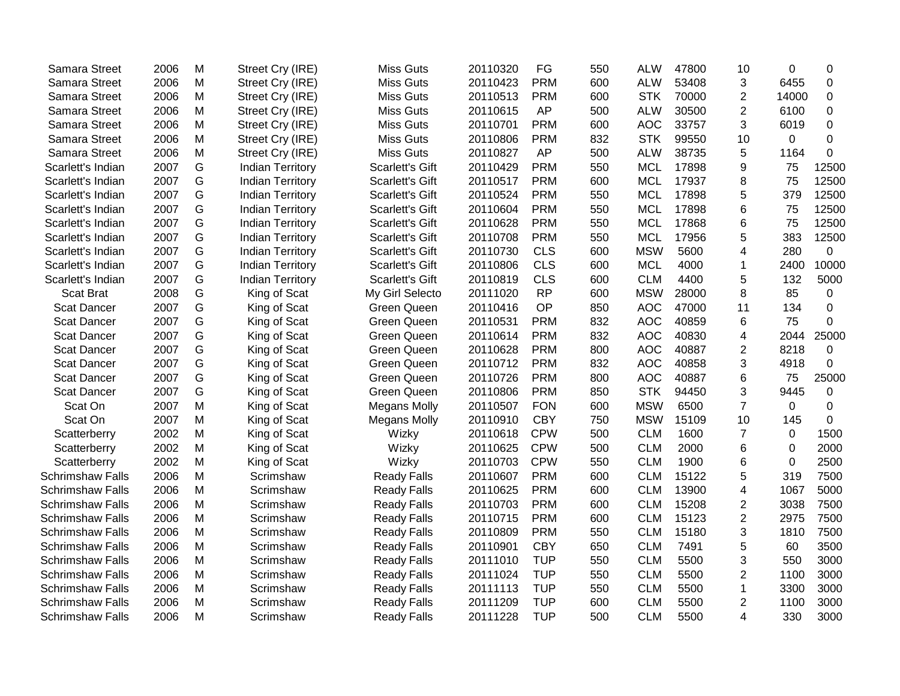| | | | | | | | | | | | | |
|---|---|---|---|---|---|---|---|---|---|---|---|---|
| Samara Street | 2006 | M | Street Cry (IRE) | Miss Guts | 20110320 | FG | 550 | ALW | 47800 | 10 | 0 | 0 |
| Samara Street | 2006 | M | Street Cry (IRE) | Miss Guts | 20110423 | PRM | 600 | ALW | 53408 | 3 | 6455 | 0 |
| Samara Street | 2006 | M | Street Cry (IRE) | Miss Guts | 20110513 | PRM | 600 | STK | 70000 | 2 | 14000 | 0 |
| Samara Street | 2006 | M | Street Cry (IRE) | Miss Guts | 20110615 | AP | 500 | ALW | 30500 | 2 | 6100 | 0 |
| Samara Street | 2006 | M | Street Cry (IRE) | Miss Guts | 20110701 | PRM | 600 | AOC | 33757 | 3 | 6019 | 0 |
| Samara Street | 2006 | M | Street Cry (IRE) | Miss Guts | 20110806 | PRM | 832 | STK | 99550 | 10 | 0 | 0 |
| Samara Street | 2006 | M | Street Cry (IRE) | Miss Guts | 20110827 | AP | 500 | ALW | 38735 | 5 | 1164 | 0 |
| Scarlett's Indian | 2007 | G | Indian Territory | Scarlett's Gift | 20110429 | PRM | 550 | MCL | 17898 | 9 | 75 | 12500 |
| Scarlett's Indian | 2007 | G | Indian Territory | Scarlett's Gift | 20110517 | PRM | 600 | MCL | 17937 | 8 | 75 | 12500 |
| Scarlett's Indian | 2007 | G | Indian Territory | Scarlett's Gift | 20110524 | PRM | 550 | MCL | 17898 | 5 | 379 | 12500 |
| Scarlett's Indian | 2007 | G | Indian Territory | Scarlett's Gift | 20110604 | PRM | 550 | MCL | 17898 | 6 | 75 | 12500 |
| Scarlett's Indian | 2007 | G | Indian Territory | Scarlett's Gift | 20110628 | PRM | 550 | MCL | 17868 | 6 | 75 | 12500 |
| Scarlett's Indian | 2007 | G | Indian Territory | Scarlett's Gift | 20110708 | PRM | 550 | MCL | 17956 | 5 | 383 | 12500 |
| Scarlett's Indian | 2007 | G | Indian Territory | Scarlett's Gift | 20110730 | CLS | 600 | MSW | 5600 | 4 | 280 | 0 |
| Scarlett's Indian | 2007 | G | Indian Territory | Scarlett's Gift | 20110806 | CLS | 600 | MCL | 4000 | 1 | 2400 | 10000 |
| Scarlett's Indian | 2007 | G | Indian Territory | Scarlett's Gift | 20110819 | CLS | 600 | CLM | 4400 | 5 | 132 | 5000 |
| Scat Brat | 2008 | G | King of Scat | My Girl Selecto | 20111020 | RP | 600 | MSW | 28000 | 8 | 85 | 0 |
| Scat Dancer | 2007 | G | King of Scat | Green Queen | 20110416 | OP | 850 | AOC | 47000 | 11 | 134 | 0 |
| Scat Dancer | 2007 | G | King of Scat | Green Queen | 20110531 | PRM | 832 | AOC | 40859 | 6 | 75 | 0 |
| Scat Dancer | 2007 | G | King of Scat | Green Queen | 20110614 | PRM | 832 | AOC | 40830 | 4 | 2044 | 25000 |
| Scat Dancer | 2007 | G | King of Scat | Green Queen | 20110628 | PRM | 800 | AOC | 40887 | 2 | 8218 | 0 |
| Scat Dancer | 2007 | G | King of Scat | Green Queen | 20110712 | PRM | 832 | AOC | 40858 | 3 | 4918 | 0 |
| Scat Dancer | 2007 | G | King of Scat | Green Queen | 20110726 | PRM | 800 | AOC | 40887 | 6 | 75 | 25000 |
| Scat Dancer | 2007 | G | King of Scat | Green Queen | 20110806 | PRM | 850 | STK | 94450 | 3 | 9445 | 0 |
| Scat On | 2007 | M | King of Scat | Megans Molly | 20110507 | FON | 600 | MSW | 6500 | 7 | 0 | 0 |
| Scat On | 2007 | M | King of Scat | Megans Molly | 20110910 | CBY | 750 | MSW | 15109 | 10 | 145 | 0 |
| Scatterberry | 2002 | M | King of Scat | Wizky | 20110618 | CPW | 500 | CLM | 1600 | 7 | 0 | 1500 |
| Scatterberry | 2002 | M | King of Scat | Wizky | 20110625 | CPW | 500 | CLM | 2000 | 6 | 0 | 2000 |
| Scatterberry | 2002 | M | King of Scat | Wizky | 20110703 | CPW | 550 | CLM | 1900 | 6 | 0 | 2500 |
| Schrimshaw Falls | 2006 | M | Scrimshaw | Ready Falls | 20110607 | PRM | 600 | CLM | 15122 | 5 | 319 | 7500 |
| Schrimshaw Falls | 2006 | M | Scrimshaw | Ready Falls | 20110625 | PRM | 600 | CLM | 13900 | 4 | 1067 | 5000 |
| Schrimshaw Falls | 2006 | M | Scrimshaw | Ready Falls | 20110703 | PRM | 600 | CLM | 15208 | 2 | 3038 | 7500 |
| Schrimshaw Falls | 2006 | M | Scrimshaw | Ready Falls | 20110715 | PRM | 600 | CLM | 15123 | 2 | 2975 | 7500 |
| Schrimshaw Falls | 2006 | M | Scrimshaw | Ready Falls | 20110809 | PRM | 550 | CLM | 15180 | 3 | 1810 | 7500 |
| Schrimshaw Falls | 2006 | M | Scrimshaw | Ready Falls | 20110901 | CBY | 650 | CLM | 7491 | 5 | 60 | 3500 |
| Schrimshaw Falls | 2006 | M | Scrimshaw | Ready Falls | 20111010 | TUP | 550 | CLM | 5500 | 3 | 550 | 3000 |
| Schrimshaw Falls | 2006 | M | Scrimshaw | Ready Falls | 20111024 | TUP | 550 | CLM | 5500 | 2 | 1100 | 3000 |
| Schrimshaw Falls | 2006 | M | Scrimshaw | Ready Falls | 20111113 | TUP | 550 | CLM | 5500 | 1 | 3300 | 3000 |
| Schrimshaw Falls | 2006 | M | Scrimshaw | Ready Falls | 20111209 | TUP | 600 | CLM | 5500 | 2 | 1100 | 3000 |
| Schrimshaw Falls | 2006 | M | Scrimshaw | Ready Falls | 20111228 | TUP | 500 | CLM | 5500 | 4 | 330 | 3000 |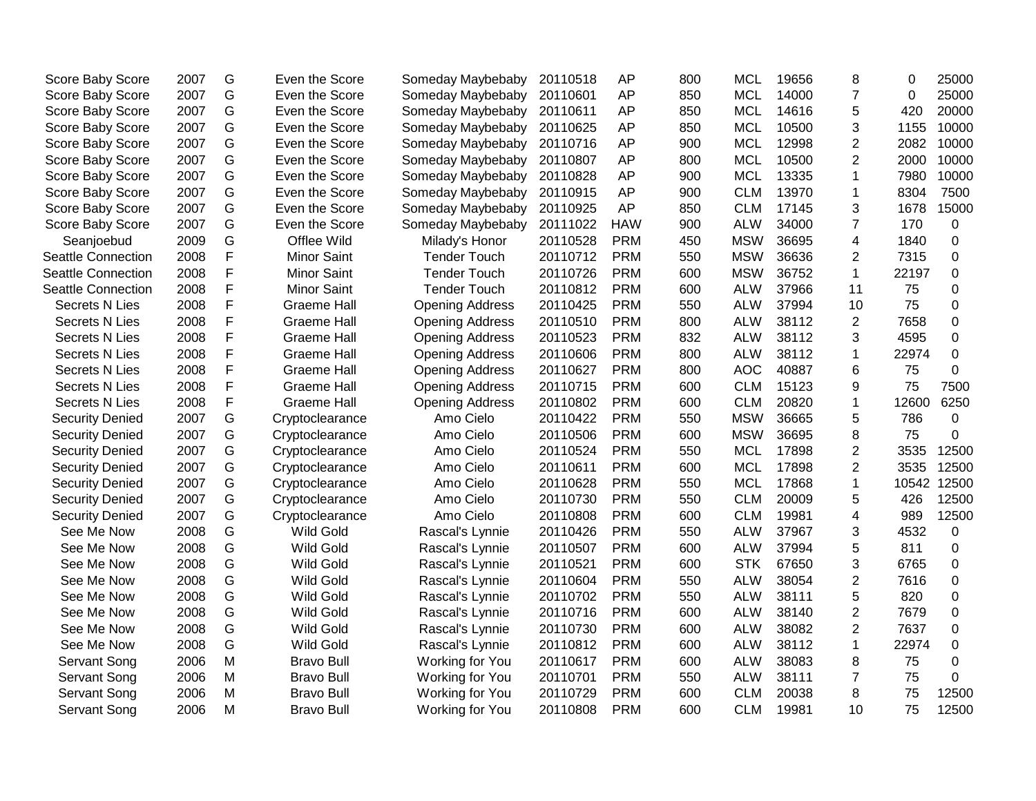| | | | | | | | | | | | | |
|---|---|---|---|---|---|---|---|---|---|---|---|---|
| Score Baby Score | 2007 | G | Even the Score | Someday Maybebaby | 20110518 | AP | 800 | MCL | 19656 | 8 | 0 | 25000 |
| Score Baby Score | 2007 | G | Even the Score | Someday Maybebaby | 20110601 | AP | 850 | MCL | 14000 | 7 | 0 | 25000 |
| Score Baby Score | 2007 | G | Even the Score | Someday Maybebaby | 20110611 | AP | 850 | MCL | 14616 | 5 | 420 | 20000 |
| Score Baby Score | 2007 | G | Even the Score | Someday Maybebaby | 20110625 | AP | 850 | MCL | 10500 | 3 | 1155 | 10000 |
| Score Baby Score | 2007 | G | Even the Score | Someday Maybebaby | 20110716 | AP | 900 | MCL | 12998 | 2 | 2082 | 10000 |
| Score Baby Score | 2007 | G | Even the Score | Someday Maybebaby | 20110807 | AP | 800 | MCL | 10500 | 2 | 2000 | 10000 |
| Score Baby Score | 2007 | G | Even the Score | Someday Maybebaby | 20110828 | AP | 900 | MCL | 13335 | 1 | 7980 | 10000 |
| Score Baby Score | 2007 | G | Even the Score | Someday Maybebaby | 20110915 | AP | 900 | CLM | 13970 | 1 | 8304 | 7500 |
| Score Baby Score | 2007 | G | Even the Score | Someday Maybebaby | 20110925 | AP | 850 | CLM | 17145 | 3 | 1678 | 15000 |
| Score Baby Score | 2007 | G | Even the Score | Someday Maybebaby | 20111022 | HAW | 900 | ALW | 34000 | 7 | 170 | 0 |
| Seanjoebud | 2009 | G | Offlee Wild | Milady's Honor | 20110528 | PRM | 450 | MSW | 36695 | 4 | 1840 | 0 |
| Seattle Connection | 2008 | F | Minor Saint | Tender Touch | 20110712 | PRM | 550 | MSW | 36636 | 2 | 7315 | 0 |
| Seattle Connection | 2008 | F | Minor Saint | Tender Touch | 20110726 | PRM | 600 | MSW | 36752 | 1 | 22197 | 0 |
| Seattle Connection | 2008 | F | Minor Saint | Tender Touch | 20110812 | PRM | 600 | ALW | 37966 | 11 | 75 | 0 |
| Secrets N Lies | 2008 | F | Graeme Hall | Opening Address | 20110425 | PRM | 550 | ALW | 37994 | 10 | 75 | 0 |
| Secrets N Lies | 2008 | F | Graeme Hall | Opening Address | 20110510 | PRM | 800 | ALW | 38112 | 2 | 7658 | 0 |
| Secrets N Lies | 2008 | F | Graeme Hall | Opening Address | 20110523 | PRM | 832 | ALW | 38112 | 3 | 4595 | 0 |
| Secrets N Lies | 2008 | F | Graeme Hall | Opening Address | 20110606 | PRM | 800 | ALW | 38112 | 1 | 22974 | 0 |
| Secrets N Lies | 2008 | F | Graeme Hall | Opening Address | 20110627 | PRM | 800 | AOC | 40887 | 6 | 75 | 0 |
| Secrets N Lies | 2008 | F | Graeme Hall | Opening Address | 20110715 | PRM | 600 | CLM | 15123 | 9 | 75 | 7500 |
| Secrets N Lies | 2008 | F | Graeme Hall | Opening Address | 20110802 | PRM | 600 | CLM | 20820 | 1 | 12600 | 6250 |
| Security Denied | 2007 | G | Cryptoclearance | Amo Cielo | 20110422 | PRM | 550 | MSW | 36665 | 5 | 786 | 0 |
| Security Denied | 2007 | G | Cryptoclearance | Amo Cielo | 20110506 | PRM | 600 | MSW | 36695 | 8 | 75 | 0 |
| Security Denied | 2007 | G | Cryptoclearance | Amo Cielo | 20110524 | PRM | 550 | MCL | 17898 | 2 | 3535 | 12500 |
| Security Denied | 2007 | G | Cryptoclearance | Amo Cielo | 20110611 | PRM | 600 | MCL | 17898 | 2 | 3535 | 12500 |
| Security Denied | 2007 | G | Cryptoclearance | Amo Cielo | 20110628 | PRM | 550 | MCL | 17868 | 1 | 10542 | 12500 |
| Security Denied | 2007 | G | Cryptoclearance | Amo Cielo | 20110730 | PRM | 550 | CLM | 20009 | 5 | 426 | 12500 |
| Security Denied | 2007 | G | Cryptoclearance | Amo Cielo | 20110808 | PRM | 600 | CLM | 19981 | 4 | 989 | 12500 |
| See Me Now | 2008 | G | Wild Gold | Rascal's Lynnie | 20110426 | PRM | 550 | ALW | 37967 | 3 | 4532 | 0 |
| See Me Now | 2008 | G | Wild Gold | Rascal's Lynnie | 20110507 | PRM | 600 | ALW | 37994 | 5 | 811 | 0 |
| See Me Now | 2008 | G | Wild Gold | Rascal's Lynnie | 20110521 | PRM | 600 | STK | 67650 | 3 | 6765 | 0 |
| See Me Now | 2008 | G | Wild Gold | Rascal's Lynnie | 20110604 | PRM | 550 | ALW | 38054 | 2 | 7616 | 0 |
| See Me Now | 2008 | G | Wild Gold | Rascal's Lynnie | 20110702 | PRM | 550 | ALW | 38111 | 5 | 820 | 0 |
| See Me Now | 2008 | G | Wild Gold | Rascal's Lynnie | 20110716 | PRM | 600 | ALW | 38140 | 2 | 7679 | 0 |
| See Me Now | 2008 | G | Wild Gold | Rascal's Lynnie | 20110730 | PRM | 600 | ALW | 38082 | 2 | 7637 | 0 |
| See Me Now | 2008 | G | Wild Gold | Rascal's Lynnie | 20110812 | PRM | 600 | ALW | 38112 | 1 | 22974 | 0 |
| Servant Song | 2006 | M | Bravo Bull | Working for You | 20110617 | PRM | 600 | ALW | 38083 | 8 | 75 | 0 |
| Servant Song | 2006 | M | Bravo Bull | Working for You | 20110701 | PRM | 550 | ALW | 38111 | 7 | 75 | 0 |
| Servant Song | 2006 | M | Bravo Bull | Working for You | 20110729 | PRM | 600 | CLM | 20038 | 8 | 75 | 12500 |
| Servant Song | 2006 | M | Bravo Bull | Working for You | 20110808 | PRM | 600 | CLM | 19981 | 10 | 75 | 12500 |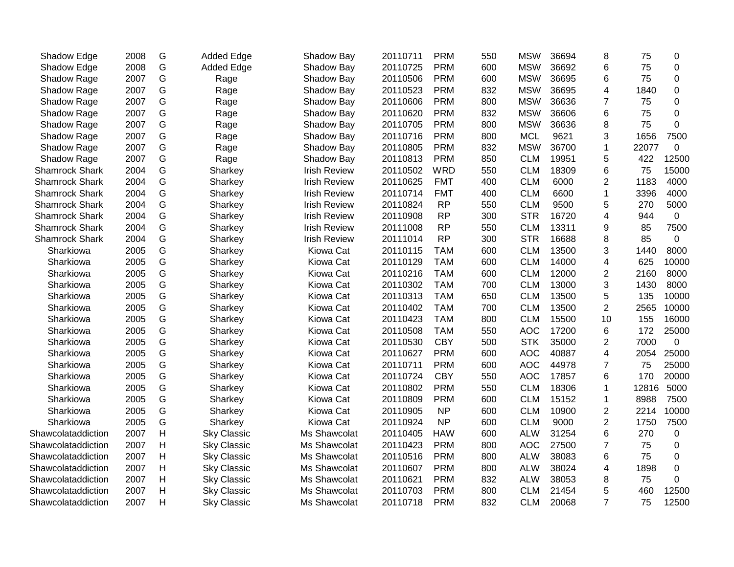| Shadow Edge | 2008 | G | Added Edge | Shadow Bay | 20110711 | PRM | 550 | MSW | 36694 | 8 | 75 | 0 |
|---|---|---|---|---|---|---|---|---|---|---|---|---|
| Shadow Edge | 2008 | G | Added Edge | Shadow Bay | 20110725 | PRM | 600 | MSW | 36692 | 6 | 75 | 0 |
| Shadow Rage | 2007 | G | Rage | Shadow Bay | 20110506 | PRM | 600 | MSW | 36695 | 6 | 75 | 0 |
| Shadow Rage | 2007 | G | Rage | Shadow Bay | 20110523 | PRM | 832 | MSW | 36695 | 4 | 1840 | 0 |
| Shadow Rage | 2007 | G | Rage | Shadow Bay | 20110606 | PRM | 800 | MSW | 36636 | 7 | 75 | 0 |
| Shadow Rage | 2007 | G | Rage | Shadow Bay | 20110620 | PRM | 832 | MSW | 36606 | 6 | 75 | 0 |
| Shadow Rage | 2007 | G | Rage | Shadow Bay | 20110705 | PRM | 800 | MSW | 36636 | 8 | 75 | 0 |
| Shadow Rage | 2007 | G | Rage | Shadow Bay | 20110716 | PRM | 800 | MCL | 9621 | 3 | 1656 | 7500 |
| Shadow Rage | 2007 | G | Rage | Shadow Bay | 20110805 | PRM | 832 | MSW | 36700 | 1 | 22077 | 0 |
| Shadow Rage | 2007 | G | Rage | Shadow Bay | 20110813 | PRM | 850 | CLM | 19951 | 5 | 422 | 12500 |
| Shamrock Shark | 2004 | G | Sharkey | Irish Review | 20110502 | WRD | 550 | CLM | 18309 | 6 | 75 | 15000 |
| Shamrock Shark | 2004 | G | Sharkey | Irish Review | 20110625 | FMT | 400 | CLM | 6000 | 2 | 1183 | 4000 |
| Shamrock Shark | 2004 | G | Sharkey | Irish Review | 20110714 | FMT | 400 | CLM | 6600 | 1 | 3396 | 4000 |
| Shamrock Shark | 2004 | G | Sharkey | Irish Review | 20110824 | RP | 550 | CLM | 9500 | 5 | 270 | 5000 |
| Shamrock Shark | 2004 | G | Sharkey | Irish Review | 20110908 | RP | 300 | STR | 16720 | 4 | 944 | 0 |
| Shamrock Shark | 2004 | G | Sharkey | Irish Review | 20111008 | RP | 550 | CLM | 13311 | 9 | 85 | 7500 |
| Shamrock Shark | 2004 | G | Sharkey | Irish Review | 20111014 | RP | 300 | STR | 16688 | 8 | 85 | 0 |
| Sharkiowa | 2005 | G | Sharkey | Kiowa Cat | 20110115 | TAM | 600 | CLM | 13500 | 3 | 1440 | 8000 |
| Sharkiowa | 2005 | G | Sharkey | Kiowa Cat | 20110129 | TAM | 600 | CLM | 14000 | 4 | 625 | 10000 |
| Sharkiowa | 2005 | G | Sharkey | Kiowa Cat | 20110216 | TAM | 600 | CLM | 12000 | 2 | 2160 | 8000 |
| Sharkiowa | 2005 | G | Sharkey | Kiowa Cat | 20110302 | TAM | 700 | CLM | 13000 | 3 | 1430 | 8000 |
| Sharkiowa | 2005 | G | Sharkey | Kiowa Cat | 20110313 | TAM | 650 | CLM | 13500 | 5 | 135 | 10000 |
| Sharkiowa | 2005 | G | Sharkey | Kiowa Cat | 20110402 | TAM | 700 | CLM | 13500 | 2 | 2565 | 10000 |
| Sharkiowa | 2005 | G | Sharkey | Kiowa Cat | 20110423 | TAM | 800 | CLM | 15500 | 10 | 155 | 16000 |
| Sharkiowa | 2005 | G | Sharkey | Kiowa Cat | 20110508 | TAM | 550 | AOC | 17200 | 6 | 172 | 25000 |
| Sharkiowa | 2005 | G | Sharkey | Kiowa Cat | 20110530 | CBY | 500 | STK | 35000 | 2 | 7000 | 0 |
| Sharkiowa | 2005 | G | Sharkey | Kiowa Cat | 20110627 | PRM | 600 | AOC | 40887 | 4 | 2054 | 25000 |
| Sharkiowa | 2005 | G | Sharkey | Kiowa Cat | 20110711 | PRM | 600 | AOC | 44978 | 7 | 75 | 25000 |
| Sharkiowa | 2005 | G | Sharkey | Kiowa Cat | 20110724 | CBY | 550 | AOC | 17857 | 6 | 170 | 20000 |
| Sharkiowa | 2005 | G | Sharkey | Kiowa Cat | 20110802 | PRM | 550 | CLM | 18306 | 1 | 12816 | 5000 |
| Sharkiowa | 2005 | G | Sharkey | Kiowa Cat | 20110809 | PRM | 600 | CLM | 15152 | 1 | 8988 | 7500 |
| Sharkiowa | 2005 | G | Sharkey | Kiowa Cat | 20110905 | NP | 600 | CLM | 10900 | 2 | 2214 | 10000 |
| Sharkiowa | 2005 | G | Sharkey | Kiowa Cat | 20110924 | NP | 600 | CLM | 9000 | 2 | 1750 | 7500 |
| Shawcolataddiction | 2007 | H | Sky Classic | Ms Shawcolat | 20110405 | HAW | 600 | ALW | 31254 | 6 | 270 | 0 |
| Shawcolataddiction | 2007 | H | Sky Classic | Ms Shawcolat | 20110423 | PRM | 800 | AOC | 27500 | 7 | 75 | 0 |
| Shawcolataddiction | 2007 | H | Sky Classic | Ms Shawcolat | 20110516 | PRM | 800 | ALW | 38083 | 6 | 75 | 0 |
| Shawcolataddiction | 2007 | H | Sky Classic | Ms Shawcolat | 20110607 | PRM | 800 | ALW | 38024 | 4 | 1898 | 0 |
| Shawcolataddiction | 2007 | H | Sky Classic | Ms Shawcolat | 20110621 | PRM | 832 | ALW | 38053 | 8 | 75 | 0 |
| Shawcolataddiction | 2007 | H | Sky Classic | Ms Shawcolat | 20110703 | PRM | 800 | CLM | 21454 | 5 | 460 | 12500 |
| Shawcolataddiction | 2007 | H | Sky Classic | Ms Shawcolat | 20110718 | PRM | 832 | CLM | 20068 | 7 | 75 | 12500 |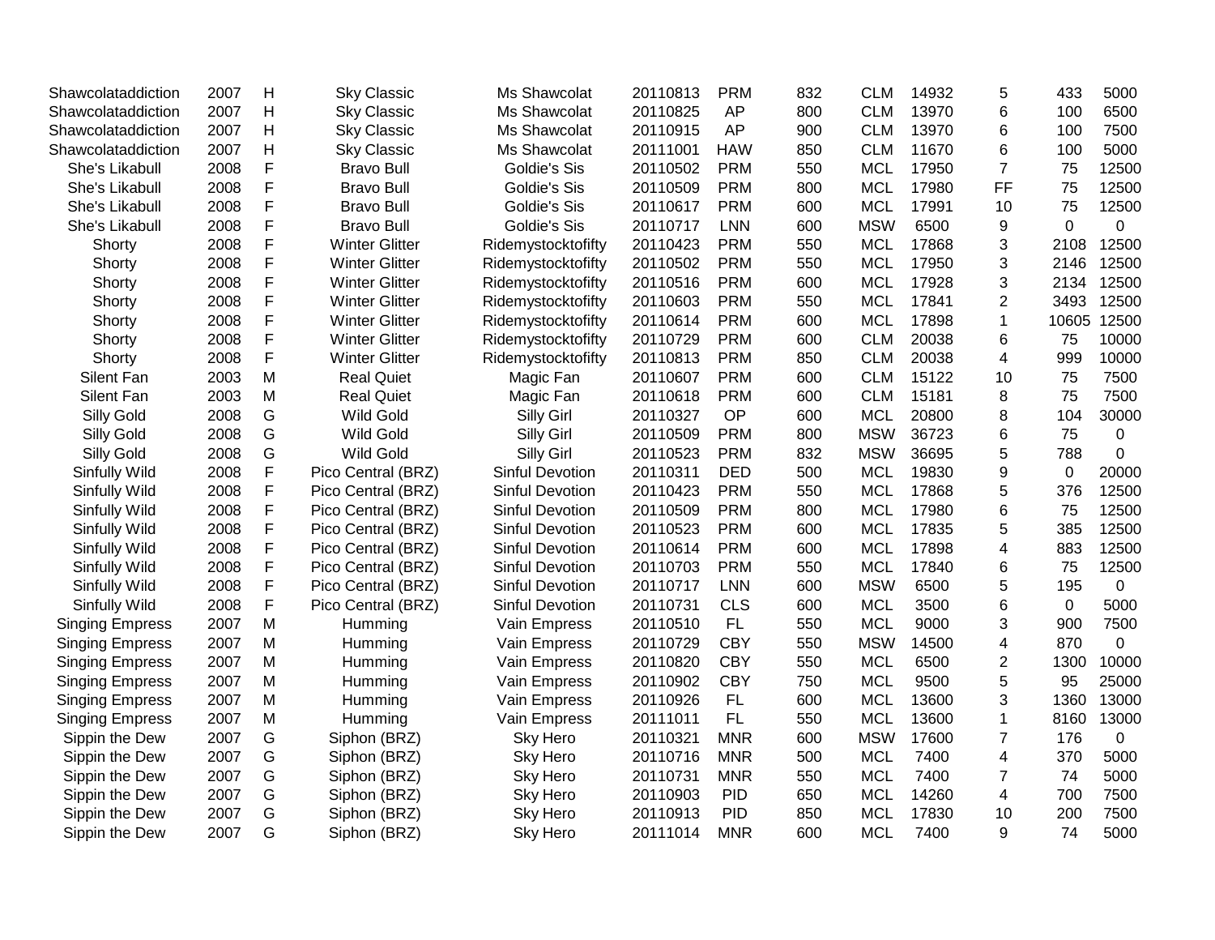| | | | | | | | | | | | | |
|---|---|---|---|---|---|---|---|---|---|---|---|---|
| Shawcolataddiction | 2007 | H | Sky Classic | Ms Shawcolat | 20110813 | PRM | 832 | CLM | 14932 | 5 | 433 | 5000 |
| Shawcolataddiction | 2007 | H | Sky Classic | Ms Shawcolat | 20110825 | AP | 800 | CLM | 13970 | 6 | 100 | 6500 |
| Shawcolataddiction | 2007 | H | Sky Classic | Ms Shawcolat | 20110915 | AP | 900 | CLM | 13970 | 6 | 100 | 7500 |
| Shawcolataddiction | 2007 | H | Sky Classic | Ms Shawcolat | 20111001 | HAW | 850 | CLM | 11670 | 6 | 100 | 5000 |
| She's Likabull | 2008 | F | Bravo Bull | Goldie's Sis | 20110502 | PRM | 550 | MCL | 17950 | 7 | 75 | 12500 |
| She's Likabull | 2008 | F | Bravo Bull | Goldie's Sis | 20110509 | PRM | 800 | MCL | 17980 | FF | 75 | 12500 |
| She's Likabull | 2008 | F | Bravo Bull | Goldie's Sis | 20110617 | PRM | 600 | MCL | 17991 | 10 | 75 | 12500 |
| She's Likabull | 2008 | F | Bravo Bull | Goldie's Sis | 20110717 | LNN | 600 | MSW | 6500 | 9 | 0 | 0 |
| Shorty | 2008 | F | Winter Glitter | Ridemystocktofifty | 20110423 | PRM | 550 | MCL | 17868 | 3 | 2108 | 12500 |
| Shorty | 2008 | F | Winter Glitter | Ridemystocktofifty | 20110502 | PRM | 550 | MCL | 17950 | 3 | 2146 | 12500 |
| Shorty | 2008 | F | Winter Glitter | Ridemystocktofifty | 20110516 | PRM | 600 | MCL | 17928 | 3 | 2134 | 12500 |
| Shorty | 2008 | F | Winter Glitter | Ridemystocktofifty | 20110603 | PRM | 550 | MCL | 17841 | 2 | 3493 | 12500 |
| Shorty | 2008 | F | Winter Glitter | Ridemystocktofifty | 20110614 | PRM | 600 | MCL | 17898 | 1 | 10605 | 12500 |
| Shorty | 2008 | F | Winter Glitter | Ridemystocktofifty | 20110729 | PRM | 600 | CLM | 20038 | 6 | 75 | 10000 |
| Shorty | 2008 | F | Winter Glitter | Ridemystocktofifty | 20110813 | PRM | 850 | CLM | 20038 | 4 | 999 | 10000 |
| Silent Fan | 2003 | M | Real Quiet | Magic Fan | 20110607 | PRM | 600 | CLM | 15122 | 10 | 75 | 7500 |
| Silent Fan | 2003 | M | Real Quiet | Magic Fan | 20110618 | PRM | 600 | CLM | 15181 | 8 | 75 | 7500 |
| Silly Gold | 2008 | G | Wild Gold | Silly Girl | 20110327 | OP | 600 | MCL | 20800 | 8 | 104 | 30000 |
| Silly Gold | 2008 | G | Wild Gold | Silly Girl | 20110509 | PRM | 800 | MSW | 36723 | 6 | 75 | 0 |
| Silly Gold | 2008 | G | Wild Gold | Silly Girl | 20110523 | PRM | 832 | MSW | 36695 | 5 | 788 | 0 |
| Sinfully Wild | 2008 | F | Pico Central (BRZ) | Sinful Devotion | 20110311 | DED | 500 | MCL | 19830 | 9 | 0 | 20000 |
| Sinfully Wild | 2008 | F | Pico Central (BRZ) | Sinful Devotion | 20110423 | PRM | 550 | MCL | 17868 | 5 | 376 | 12500 |
| Sinfully Wild | 2008 | F | Pico Central (BRZ) | Sinful Devotion | 20110509 | PRM | 800 | MCL | 17980 | 6 | 75 | 12500 |
| Sinfully Wild | 2008 | F | Pico Central (BRZ) | Sinful Devotion | 20110523 | PRM | 600 | MCL | 17835 | 5 | 385 | 12500 |
| Sinfully Wild | 2008 | F | Pico Central (BRZ) | Sinful Devotion | 20110614 | PRM | 600 | MCL | 17898 | 4 | 883 | 12500 |
| Sinfully Wild | 2008 | F | Pico Central (BRZ) | Sinful Devotion | 20110703 | PRM | 550 | MCL | 17840 | 6 | 75 | 12500 |
| Sinfully Wild | 2008 | F | Pico Central (BRZ) | Sinful Devotion | 20110717 | LNN | 600 | MSW | 6500 | 5 | 195 | 0 |
| Sinfully Wild | 2008 | F | Pico Central (BRZ) | Sinful Devotion | 20110731 | CLS | 600 | MCL | 3500 | 6 | 0 | 5000 |
| Singing Empress | 2007 | M | Humming | Vain Empress | 20110510 | FL | 550 | MCL | 9000 | 3 | 900 | 7500 |
| Singing Empress | 2007 | M | Humming | Vain Empress | 20110729 | CBY | 550 | MSW | 14500 | 4 | 870 | 0 |
| Singing Empress | 2007 | M | Humming | Vain Empress | 20110820 | CBY | 550 | MCL | 6500 | 2 | 1300 | 10000 |
| Singing Empress | 2007 | M | Humming | Vain Empress | 20110902 | CBY | 750 | MCL | 9500 | 5 | 95 | 25000 |
| Singing Empress | 2007 | M | Humming | Vain Empress | 20110926 | FL | 600 | MCL | 13600 | 3 | 1360 | 13000 |
| Singing Empress | 2007 | M | Humming | Vain Empress | 20111011 | FL | 550 | MCL | 13600 | 1 | 8160 | 13000 |
| Sippin the Dew | 2007 | G | Siphon (BRZ) | Sky Hero | 20110321 | MNR | 600 | MSW | 17600 | 7 | 176 | 0 |
| Sippin the Dew | 2007 | G | Siphon (BRZ) | Sky Hero | 20110716 | MNR | 500 | MCL | 7400 | 4 | 370 | 5000 |
| Sippin the Dew | 2007 | G | Siphon (BRZ) | Sky Hero | 20110731 | MNR | 550 | MCL | 7400 | 7 | 74 | 5000 |
| Sippin the Dew | 2007 | G | Siphon (BRZ) | Sky Hero | 20110903 | PID | 650 | MCL | 14260 | 4 | 700 | 7500 |
| Sippin the Dew | 2007 | G | Siphon (BRZ) | Sky Hero | 20110913 | PID | 850 | MCL | 17830 | 10 | 200 | 7500 |
| Sippin the Dew | 2007 | G | Siphon (BRZ) | Sky Hero | 20111014 | MNR | 600 | MCL | 7400 | 9 | 74 | 5000 |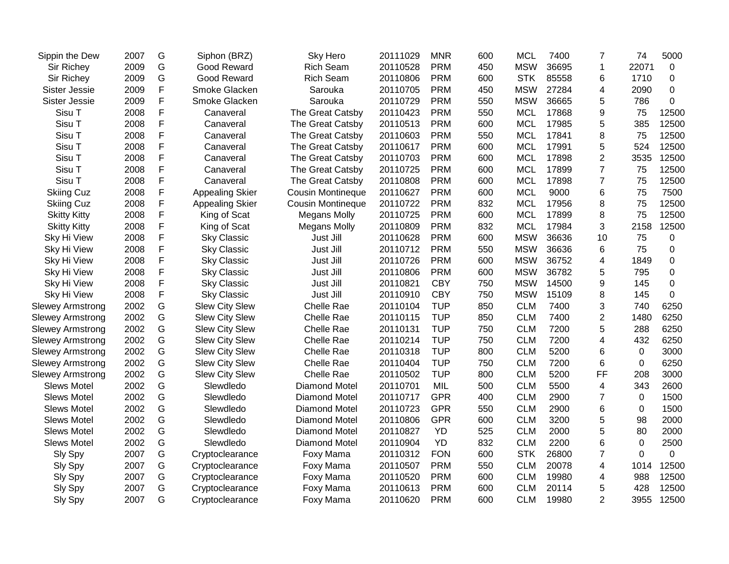| | | | | | | | | | | | | |
|---|---|---|---|---|---|---|---|---|---|---|---|---|
| Sippin the Dew | 2007 | G | Siphon (BRZ) | Sky Hero | 20111029 | MNR | 600 | MCL | 7400 | 7 | 74 | 5000 |
| Sir Richey | 2009 | G | Good Reward | Rich Seam | 20110528 | PRM | 450 | MSW | 36695 | 1 | 22071 | 0 |
| Sir Richey | 2009 | G | Good Reward | Rich Seam | 20110806 | PRM | 600 | STK | 85558 | 6 | 1710 | 0 |
| Sister Jessie | 2009 | F | Smoke Glacken | Sarouka | 20110705 | PRM | 450 | MSW | 27284 | 4 | 2090 | 0 |
| Sister Jessie | 2009 | F | Smoke Glacken | Sarouka | 20110729 | PRM | 550 | MSW | 36665 | 5 | 786 | 0 |
| Sisu T | 2008 | F | Canaveral | The Great Catsby | 20110423 | PRM | 550 | MCL | 17868 | 9 | 75 | 12500 |
| Sisu T | 2008 | F | Canaveral | The Great Catsby | 20110513 | PRM | 600 | MCL | 17985 | 5 | 385 | 12500 |
| Sisu T | 2008 | F | Canaveral | The Great Catsby | 20110603 | PRM | 550 | MCL | 17841 | 8 | 75 | 12500 |
| Sisu T | 2008 | F | Canaveral | The Great Catsby | 20110617 | PRM | 600 | MCL | 17991 | 5 | 524 | 12500 |
| Sisu T | 2008 | F | Canaveral | The Great Catsby | 20110703 | PRM | 600 | MCL | 17898 | 2 | 3535 | 12500 |
| Sisu T | 2008 | F | Canaveral | The Great Catsby | 20110725 | PRM | 600 | MCL | 17899 | 7 | 75 | 12500 |
| Sisu T | 2008 | F | Canaveral | The Great Catsby | 20110808 | PRM | 600 | MCL | 17898 | 7 | 75 | 12500 |
| Skiing Cuz | 2008 | F | Appealing Skier | Cousin Montineque | 20110627 | PRM | 600 | MCL | 9000 | 6 | 75 | 7500 |
| Skiing Cuz | 2008 | F | Appealing Skier | Cousin Montineque | 20110722 | PRM | 832 | MCL | 17956 | 8 | 75 | 12500 |
| Skitty Kitty | 2008 | F | King of Scat | Megans Molly | 20110725 | PRM | 600 | MCL | 17899 | 8 | 75 | 12500 |
| Skitty Kitty | 2008 | F | King of Scat | Megans Molly | 20110809 | PRM | 832 | MCL | 17984 | 3 | 2158 | 12500 |
| Sky Hi View | 2008 | F | Sky Classic | Just Jill | 20110628 | PRM | 600 | MSW | 36636 | 10 | 75 | 0 |
| Sky Hi View | 2008 | F | Sky Classic | Just Jill | 20110712 | PRM | 550 | MSW | 36636 | 6 | 75 | 0 |
| Sky Hi View | 2008 | F | Sky Classic | Just Jill | 20110726 | PRM | 600 | MSW | 36752 | 4 | 1849 | 0 |
| Sky Hi View | 2008 | F | Sky Classic | Just Jill | 20110806 | PRM | 600 | MSW | 36782 | 5 | 795 | 0 |
| Sky Hi View | 2008 | F | Sky Classic | Just Jill | 20110821 | CBY | 750 | MSW | 14500 | 9 | 145 | 0 |
| Sky Hi View | 2008 | F | Sky Classic | Just Jill | 20110910 | CBY | 750 | MSW | 15109 | 8 | 145 | 0 |
| Slewey Armstrong | 2002 | G | Slew City Slew | Chelle Rae | 20110104 | TUP | 850 | CLM | 7400 | 3 | 740 | 6250 |
| Slewey Armstrong | 2002 | G | Slew City Slew | Chelle Rae | 20110115 | TUP | 850 | CLM | 7400 | 2 | 1480 | 6250 |
| Slewey Armstrong | 2002 | G | Slew City Slew | Chelle Rae | 20110131 | TUP | 750 | CLM | 7200 | 5 | 288 | 6250 |
| Slewey Armstrong | 2002 | G | Slew City Slew | Chelle Rae | 20110214 | TUP | 750 | CLM | 7200 | 4 | 432 | 6250 |
| Slewey Armstrong | 2002 | G | Slew City Slew | Chelle Rae | 20110318 | TUP | 800 | CLM | 5200 | 6 | 0 | 3000 |
| Slewey Armstrong | 2002 | G | Slew City Slew | Chelle Rae | 20110404 | TUP | 750 | CLM | 7200 | 6 | 0 | 6250 |
| Slewey Armstrong | 2002 | G | Slew City Slew | Chelle Rae | 20110502 | TUP | 800 | CLM | 5200 | FF | 208 | 3000 |
| Slews Motel | 2002 | G | Slewdledo | Diamond Motel | 20110701 | MIL | 500 | CLM | 5500 | 4 | 343 | 2600 |
| Slews Motel | 2002 | G | Slewdledo | Diamond Motel | 20110717 | GPR | 400 | CLM | 2900 | 7 | 0 | 1500 |
| Slews Motel | 2002 | G | Slewdledo | Diamond Motel | 20110723 | GPR | 550 | CLM | 2900 | 6 | 0 | 1500 |
| Slews Motel | 2002 | G | Slewdledo | Diamond Motel | 20110806 | GPR | 600 | CLM | 3200 | 5 | 98 | 2000 |
| Slews Motel | 2002 | G | Slewdledo | Diamond Motel | 20110827 | YD | 525 | CLM | 2000 | 5 | 80 | 2000 |
| Slews Motel | 2002 | G | Slewdledo | Diamond Motel | 20110904 | YD | 832 | CLM | 2200 | 6 | 0 | 2500 |
| Sly Spy | 2007 | G | Cryptoclearance | Foxy Mama | 20110312 | FON | 600 | STK | 26800 | 7 | 0 | 0 |
| Sly Spy | 2007 | G | Cryptoclearance | Foxy Mama | 20110507 | PRM | 550 | CLM | 20078 | 4 | 1014 | 12500 |
| Sly Spy | 2007 | G | Cryptoclearance | Foxy Mama | 20110520 | PRM | 600 | CLM | 19980 | 4 | 988 | 12500 |
| Sly Spy | 2007 | G | Cryptoclearance | Foxy Mama | 20110613 | PRM | 600 | CLM | 20114 | 5 | 428 | 12500 |
| Sly Spy | 2007 | G | Cryptoclearance | Foxy Mama | 20110620 | PRM | 600 | CLM | 19980 | 2 | 3955 | 12500 |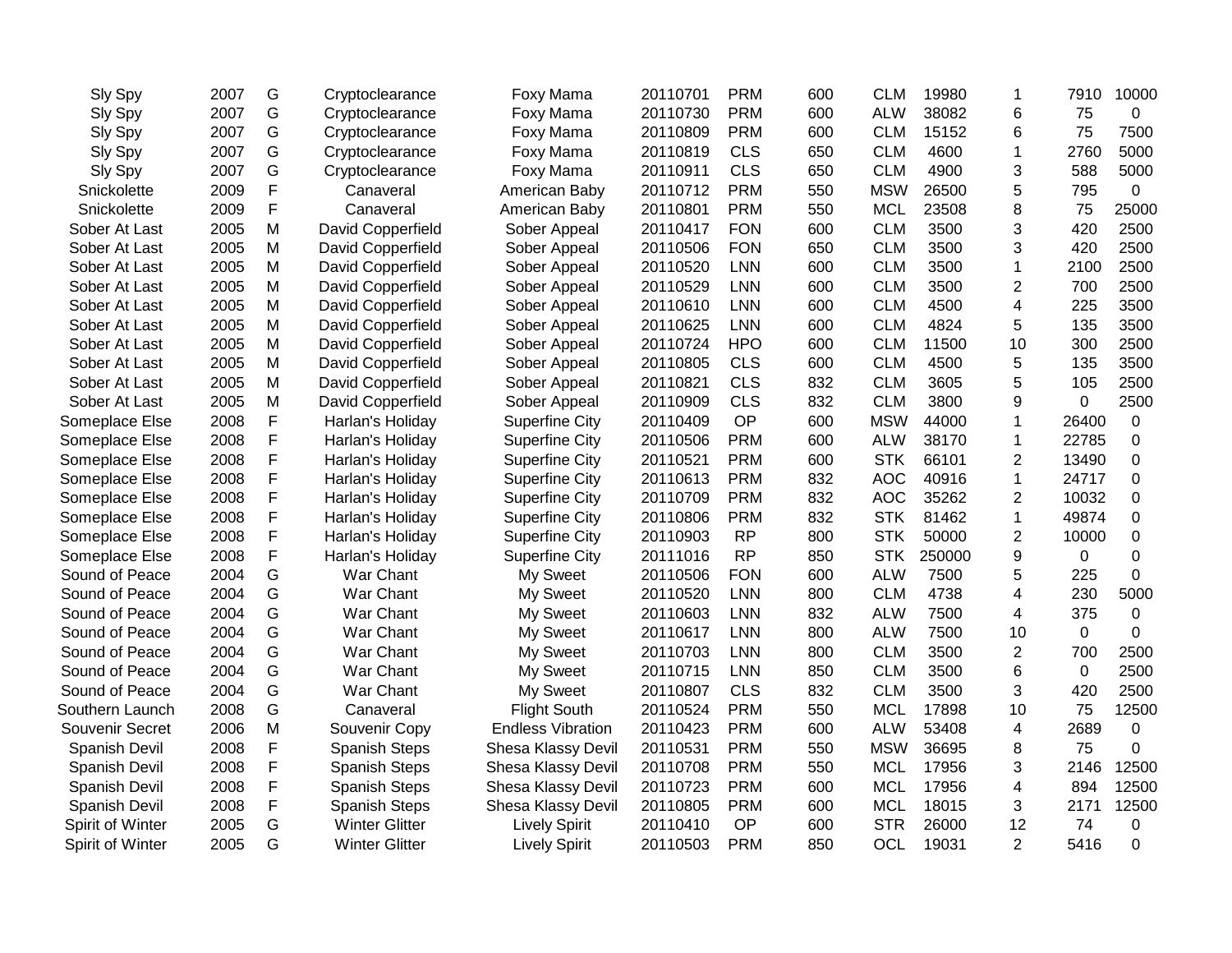| | | | | | | | | | | | | |
|---|---|---|---|---|---|---|---|---|---|---|---|---|
| Sly Spy | 2007 | G | Cryptoclearance | Foxy Mama | 20110701 | PRM | 600 | CLM | 19980 | 1 | 7910 | 10000 |
| Sly Spy | 2007 | G | Cryptoclearance | Foxy Mama | 20110730 | PRM | 600 | ALW | 38082 | 6 | 75 | 0 |
| Sly Spy | 2007 | G | Cryptoclearance | Foxy Mama | 20110809 | PRM | 600 | CLM | 15152 | 6 | 75 | 7500 |
| Sly Spy | 2007 | G | Cryptoclearance | Foxy Mama | 20110819 | CLS | 650 | CLM | 4600 | 1 | 2760 | 5000 |
| Sly Spy | 2007 | G | Cryptoclearance | Foxy Mama | 20110911 | CLS | 650 | CLM | 4900 | 3 | 588 | 5000 |
| Snickolette | 2009 | F | Canaveral | American Baby | 20110712 | PRM | 550 | MSW | 26500 | 5 | 795 | 0 |
| Snickolette | 2009 | F | Canaveral | American Baby | 20110801 | PRM | 550 | MCL | 23508 | 8 | 75 | 25000 |
| Sober At Last | 2005 | M | David Copperfield | Sober Appeal | 20110417 | FON | 600 | CLM | 3500 | 3 | 420 | 2500 |
| Sober At Last | 2005 | M | David Copperfield | Sober Appeal | 20110506 | FON | 650 | CLM | 3500 | 3 | 420 | 2500 |
| Sober At Last | 2005 | M | David Copperfield | Sober Appeal | 20110520 | LNN | 600 | CLM | 3500 | 1 | 2100 | 2500 |
| Sober At Last | 2005 | M | David Copperfield | Sober Appeal | 20110529 | LNN | 600 | CLM | 3500 | 2 | 700 | 2500 |
| Sober At Last | 2005 | M | David Copperfield | Sober Appeal | 20110610 | LNN | 600 | CLM | 4500 | 4 | 225 | 3500 |
| Sober At Last | 2005 | M | David Copperfield | Sober Appeal | 20110625 | LNN | 600 | CLM | 4824 | 5 | 135 | 3500 |
| Sober At Last | 2005 | M | David Copperfield | Sober Appeal | 20110724 | HPO | 600 | CLM | 11500 | 10 | 300 | 2500 |
| Sober At Last | 2005 | M | David Copperfield | Sober Appeal | 20110805 | CLS | 600 | CLM | 4500 | 5 | 135 | 3500 |
| Sober At Last | 2005 | M | David Copperfield | Sober Appeal | 20110821 | CLS | 832 | CLM | 3605 | 5 | 105 | 2500 |
| Sober At Last | 2005 | M | David Copperfield | Sober Appeal | 20110909 | CLS | 832 | CLM | 3800 | 9 | 0 | 2500 |
| Someplace Else | 2008 | F | Harlan's Holiday | Superfine City | 20110409 | OP | 600 | MSW | 44000 | 1 | 26400 | 0 |
| Someplace Else | 2008 | F | Harlan's Holiday | Superfine City | 20110506 | PRM | 600 | ALW | 38170 | 1 | 22785 | 0 |
| Someplace Else | 2008 | F | Harlan's Holiday | Superfine City | 20110521 | PRM | 600 | STK | 66101 | 2 | 13490 | 0 |
| Someplace Else | 2008 | F | Harlan's Holiday | Superfine City | 20110613 | PRM | 832 | AOC | 40916 | 1 | 24717 | 0 |
| Someplace Else | 2008 | F | Harlan's Holiday | Superfine City | 20110709 | PRM | 832 | AOC | 35262 | 2 | 10032 | 0 |
| Someplace Else | 2008 | F | Harlan's Holiday | Superfine City | 20110806 | PRM | 832 | STK | 81462 | 1 | 49874 | 0 |
| Someplace Else | 2008 | F | Harlan's Holiday | Superfine City | 20110903 | RP | 800 | STK | 50000 | 2 | 10000 | 0 |
| Someplace Else | 2008 | F | Harlan's Holiday | Superfine City | 20111016 | RP | 850 | STK | 250000 | 9 | 0 | 0 |
| Sound of Peace | 2004 | G | War Chant | My Sweet | 20110506 | FON | 600 | ALW | 7500 | 5 | 225 | 0 |
| Sound of Peace | 2004 | G | War Chant | My Sweet | 20110520 | LNN | 800 | CLM | 4738 | 4 | 230 | 5000 |
| Sound of Peace | 2004 | G | War Chant | My Sweet | 20110603 | LNN | 832 | ALW | 7500 | 4 | 375 | 0 |
| Sound of Peace | 2004 | G | War Chant | My Sweet | 20110617 | LNN | 800 | ALW | 7500 | 10 | 0 | 0 |
| Sound of Peace | 2004 | G | War Chant | My Sweet | 20110703 | LNN | 800 | CLM | 3500 | 2 | 700 | 2500 |
| Sound of Peace | 2004 | G | War Chant | My Sweet | 20110715 | LNN | 850 | CLM | 3500 | 6 | 0 | 2500 |
| Sound of Peace | 2004 | G | War Chant | My Sweet | 20110807 | CLS | 832 | CLM | 3500 | 3 | 420 | 2500 |
| Southern Launch | 2008 | G | Canaveral | Flight South | 20110524 | PRM | 550 | MCL | 17898 | 10 | 75 | 12500 |
| Souvenir Secret | 2006 | M | Souvenir Copy | Endless Vibration | 20110423 | PRM | 600 | ALW | 53408 | 4 | 2689 | 0 |
| Spanish Devil | 2008 | F | Spanish Steps | Shesa Klassy Devil | 20110531 | PRM | 550 | MSW | 36695 | 8 | 75 | 0 |
| Spanish Devil | 2008 | F | Spanish Steps | Shesa Klassy Devil | 20110708 | PRM | 550 | MCL | 17956 | 3 | 2146 | 12500 |
| Spanish Devil | 2008 | F | Spanish Steps | Shesa Klassy Devil | 20110723 | PRM | 600 | MCL | 17956 | 4 | 894 | 12500 |
| Spanish Devil | 2008 | F | Spanish Steps | Shesa Klassy Devil | 20110805 | PRM | 600 | MCL | 18015 | 3 | 2171 | 12500 |
| Spirit of Winter | 2005 | G | Winter Glitter | Lively Spirit | 20110410 | OP | 600 | STR | 26000 | 12 | 74 | 0 |
| Spirit of Winter | 2005 | G | Winter Glitter | Lively Spirit | 20110503 | PRM | 850 | OCL | 19031 | 2 | 5416 | 0 |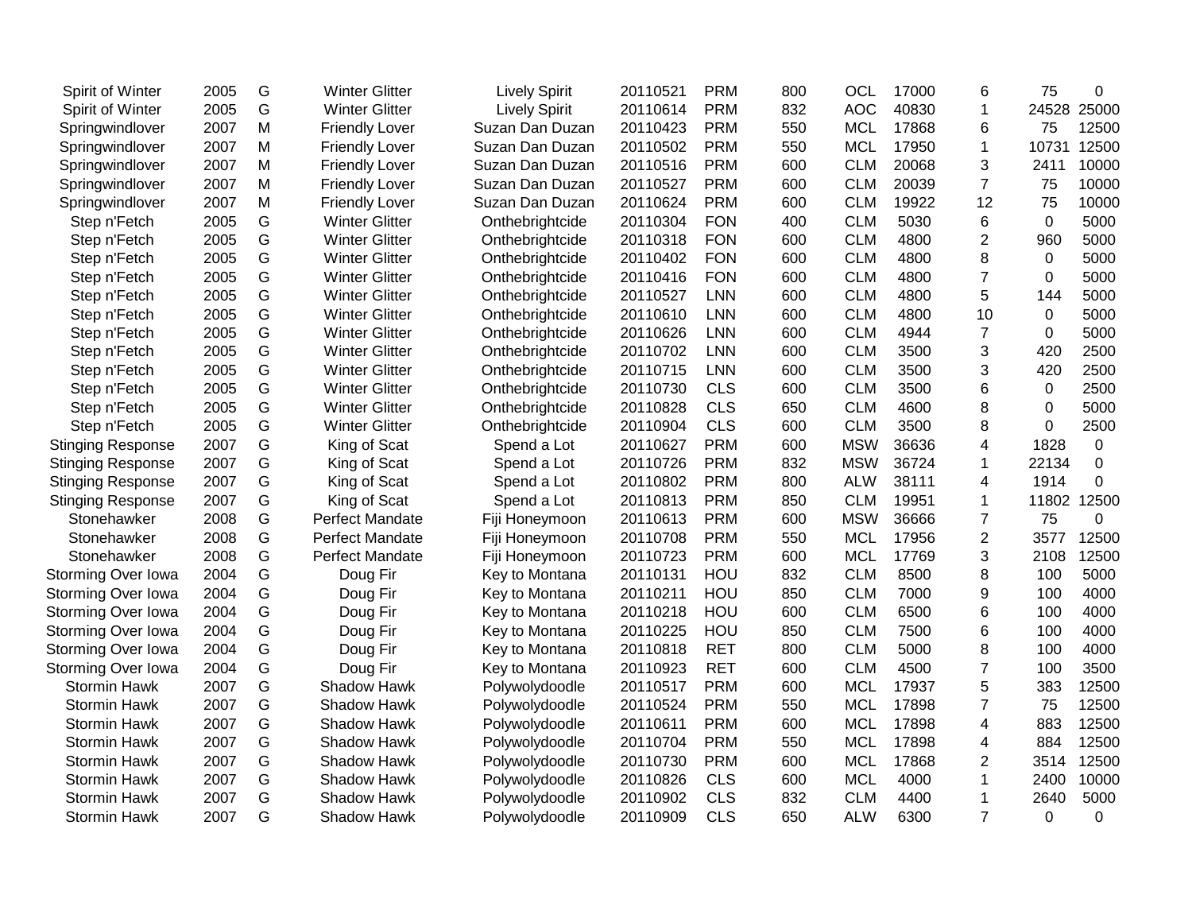| | | | | | | | | | | | | |
|---|---|---|---|---|---|---|---|---|---|---|---|---|
| Spirit of Winter | 2005 | G | Winter Glitter | Lively Spirit | 20110521 | PRM | 800 | OCL | 17000 | 6 | 75 | 0 |
| Spirit of Winter | 2005 | G | Winter Glitter | Lively Spirit | 20110614 | PRM | 832 | AOC | 40830 | 1 | 24528 | 25000 |
| Springwindlover | 2007 | M | Friendly Lover | Suzan Dan Duzan | 20110423 | PRM | 550 | MCL | 17868 | 6 | 75 | 12500 |
| Springwindlover | 2007 | M | Friendly Lover | Suzan Dan Duzan | 20110502 | PRM | 550 | MCL | 17950 | 1 | 10731 | 12500 |
| Springwindlover | 2007 | M | Friendly Lover | Suzan Dan Duzan | 20110516 | PRM | 600 | CLM | 20068 | 3 | 2411 | 10000 |
| Springwindlover | 2007 | M | Friendly Lover | Suzan Dan Duzan | 20110527 | PRM | 600 | CLM | 20039 | 7 | 75 | 10000 |
| Springwindlover | 2007 | M | Friendly Lover | Suzan Dan Duzan | 20110624 | PRM | 600 | CLM | 19922 | 12 | 75 | 10000 |
| Step n'Fetch | 2005 | G | Winter Glitter | Onthebrightcide | 20110304 | FON | 400 | CLM | 5030 | 6 | 0 | 5000 |
| Step n'Fetch | 2005 | G | Winter Glitter | Onthebrightcide | 20110318 | FON | 600 | CLM | 4800 | 2 | 960 | 5000 |
| Step n'Fetch | 2005 | G | Winter Glitter | Onthebrightcide | 20110402 | FON | 600 | CLM | 4800 | 8 | 0 | 5000 |
| Step n'Fetch | 2005 | G | Winter Glitter | Onthebrightcide | 20110416 | FON | 600 | CLM | 4800 | 7 | 0 | 5000 |
| Step n'Fetch | 2005 | G | Winter Glitter | Onthebrightcide | 20110527 | LNN | 600 | CLM | 4800 | 5 | 144 | 5000 |
| Step n'Fetch | 2005 | G | Winter Glitter | Onthebrightcide | 20110610 | LNN | 600 | CLM | 4800 | 10 | 0 | 5000 |
| Step n'Fetch | 2005 | G | Winter Glitter | Onthebrightcide | 20110626 | LNN | 600 | CLM | 4944 | 7 | 0 | 5000 |
| Step n'Fetch | 2005 | G | Winter Glitter | Onthebrightcide | 20110702 | LNN | 600 | CLM | 3500 | 3 | 420 | 2500 |
| Step n'Fetch | 2005 | G | Winter Glitter | Onthebrightcide | 20110715 | LNN | 600 | CLM | 3500 | 3 | 420 | 2500 |
| Step n'Fetch | 2005 | G | Winter Glitter | Onthebrightcide | 20110730 | CLS | 600 | CLM | 3500 | 6 | 0 | 2500 |
| Step n'Fetch | 2005 | G | Winter Glitter | Onthebrightcide | 20110828 | CLS | 650 | CLM | 4600 | 8 | 0 | 5000 |
| Step n'Fetch | 2005 | G | Winter Glitter | Onthebrightcide | 20110904 | CLS | 600 | CLM | 3500 | 8 | 0 | 2500 |
| Stinging Response | 2007 | G | King of Scat | Spend a Lot | 20110627 | PRM | 600 | MSW | 36636 | 4 | 1828 | 0 |
| Stinging Response | 2007 | G | King of Scat | Spend a Lot | 20110726 | PRM | 832 | MSW | 36724 | 1 | 22134 | 0 |
| Stinging Response | 2007 | G | King of Scat | Spend a Lot | 20110802 | PRM | 800 | ALW | 38111 | 4 | 1914 | 0 |
| Stinging Response | 2007 | G | King of Scat | Spend a Lot | 20110813 | PRM | 850 | CLM | 19951 | 1 | 11802 | 12500 |
| Stonehawker | 2008 | G | Perfect Mandate | Fiji Honeymoon | 20110613 | PRM | 600 | MSW | 36666 | 7 | 75 | 0 |
| Stonehawker | 2008 | G | Perfect Mandate | Fiji Honeymoon | 20110708 | PRM | 550 | MCL | 17956 | 2 | 3577 | 12500 |
| Stonehawker | 2008 | G | Perfect Mandate | Fiji Honeymoon | 20110723 | PRM | 600 | MCL | 17769 | 3 | 2108 | 12500 |
| Storming Over Iowa | 2004 | G | Doug Fir | Key to Montana | 20110131 | HOU | 832 | CLM | 8500 | 8 | 100 | 5000 |
| Storming Over Iowa | 2004 | G | Doug Fir | Key to Montana | 20110211 | HOU | 850 | CLM | 7000 | 9 | 100 | 4000 |
| Storming Over Iowa | 2004 | G | Doug Fir | Key to Montana | 20110218 | HOU | 600 | CLM | 6500 | 6 | 100 | 4000 |
| Storming Over Iowa | 2004 | G | Doug Fir | Key to Montana | 20110225 | HOU | 850 | CLM | 7500 | 6 | 100 | 4000 |
| Storming Over Iowa | 2004 | G | Doug Fir | Key to Montana | 20110818 | RET | 800 | CLM | 5000 | 8 | 100 | 4000 |
| Storming Over Iowa | 2004 | G | Doug Fir | Key to Montana | 20110923 | RET | 600 | CLM | 4500 | 7 | 100 | 3500 |
| Stormin Hawk | 2007 | G | Shadow Hawk | Polywolydoodle | 20110517 | PRM | 600 | MCL | 17937 | 5 | 383 | 12500 |
| Stormin Hawk | 2007 | G | Shadow Hawk | Polywolydoodle | 20110524 | PRM | 550 | MCL | 17898 | 7 | 75 | 12500 |
| Stormin Hawk | 2007 | G | Shadow Hawk | Polywolydoodle | 20110611 | PRM | 600 | MCL | 17898 | 4 | 883 | 12500 |
| Stormin Hawk | 2007 | G | Shadow Hawk | Polywolydoodle | 20110704 | PRM | 550 | MCL | 17898 | 4 | 884 | 12500 |
| Stormin Hawk | 2007 | G | Shadow Hawk | Polywolydoodle | 20110730 | PRM | 600 | MCL | 17868 | 2 | 3514 | 12500 |
| Stormin Hawk | 2007 | G | Shadow Hawk | Polywolydoodle | 20110826 | CLS | 600 | MCL | 4000 | 1 | 2400 | 10000 |
| Stormin Hawk | 2007 | G | Shadow Hawk | Polywolydoodle | 20110902 | CLS | 832 | CLM | 4400 | 1 | 2640 | 5000 |
| Stormin Hawk | 2007 | G | Shadow Hawk | Polywolydoodle | 20110909 | CLS | 650 | ALW | 6300 | 7 | 0 | 0 |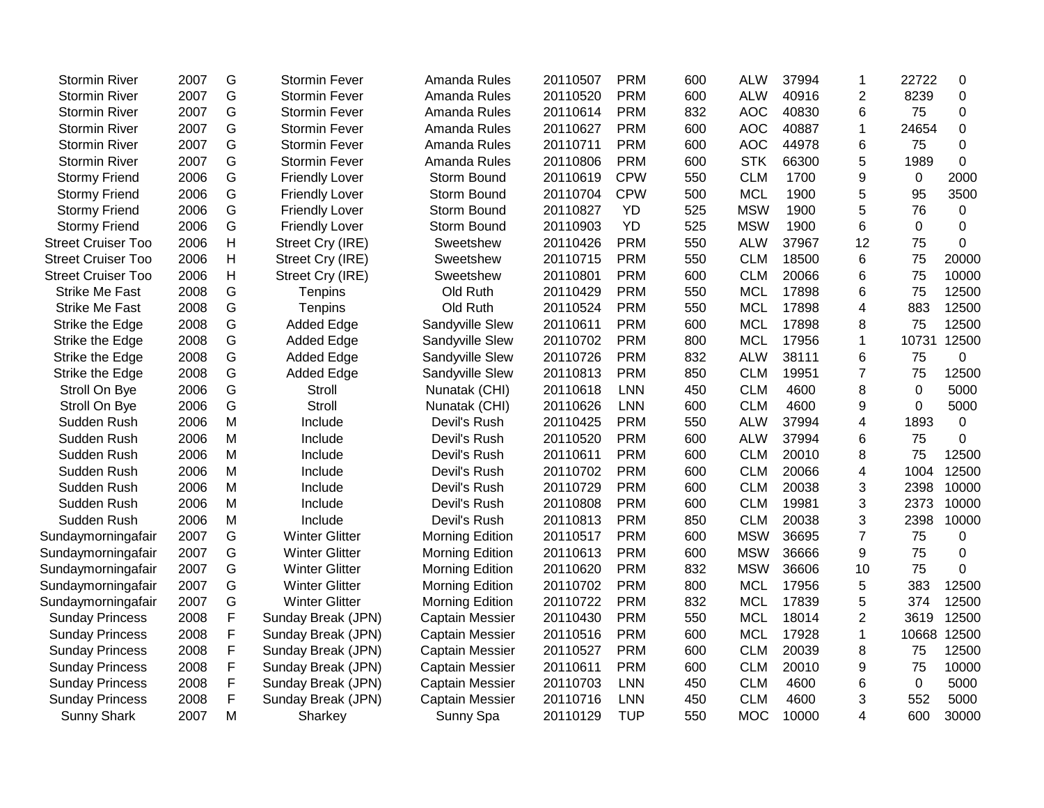| | | | | | | | | | | | | |
|---|---|---|---|---|---|---|---|---|---|---|---|---|
| Stormin River | 2007 | G | Stormin Fever | Amanda Rules | 20110507 | PRM | 600 | ALW | 37994 | 1 | 22722 | 0 |
| Stormin River | 2007 | G | Stormin Fever | Amanda Rules | 20110520 | PRM | 600 | ALW | 40916 | 2 | 8239 | 0 |
| Stormin River | 2007 | G | Stormin Fever | Amanda Rules | 20110614 | PRM | 832 | AOC | 40830 | 6 | 75 | 0 |
| Stormin River | 2007 | G | Stormin Fever | Amanda Rules | 20110627 | PRM | 600 | AOC | 40887 | 1 | 24654 | 0 |
| Stormin River | 2007 | G | Stormin Fever | Amanda Rules | 20110711 | PRM | 600 | AOC | 44978 | 6 | 75 | 0 |
| Stormin River | 2007 | G | Stormin Fever | Amanda Rules | 20110806 | PRM | 600 | STK | 66300 | 5 | 1989 | 0 |
| Stormy Friend | 2006 | G | Friendly Lover | Storm Bound | 20110619 | CPW | 550 | CLM | 1700 | 9 | 0 | 2000 |
| Stormy Friend | 2006 | G | Friendly Lover | Storm Bound | 20110704 | CPW | 500 | MCL | 1900 | 5 | 95 | 3500 |
| Stormy Friend | 2006 | G | Friendly Lover | Storm Bound | 20110827 | YD | 525 | MSW | 1900 | 5 | 76 | 0 |
| Stormy Friend | 2006 | G | Friendly Lover | Storm Bound | 20110903 | YD | 525 | MSW | 1900 | 6 | 0 | 0 |
| Street Cruiser Too | 2006 | H | Street Cry (IRE) | Sweetshew | 20110426 | PRM | 550 | ALW | 37967 | 12 | 75 | 0 |
| Street Cruiser Too | 2006 | H | Street Cry (IRE) | Sweetshew | 20110715 | PRM | 550 | CLM | 18500 | 6 | 75 | 20000 |
| Street Cruiser Too | 2006 | H | Street Cry (IRE) | Sweetshew | 20110801 | PRM | 600 | CLM | 20066 | 6 | 75 | 10000 |
| Strike Me Fast | 2008 | G | Tenpins | Old Ruth | 20110429 | PRM | 550 | MCL | 17898 | 6 | 75 | 12500 |
| Strike Me Fast | 2008 | G | Tenpins | Old Ruth | 20110524 | PRM | 550 | MCL | 17898 | 4 | 883 | 12500 |
| Strike the Edge | 2008 | G | Added Edge | Sandyville Slew | 20110611 | PRM | 600 | MCL | 17898 | 8 | 75 | 12500 |
| Strike the Edge | 2008 | G | Added Edge | Sandyville Slew | 20110702 | PRM | 800 | MCL | 17956 | 1 | 10731 | 12500 |
| Strike the Edge | 2008 | G | Added Edge | Sandyville Slew | 20110726 | PRM | 832 | ALW | 38111 | 6 | 75 | 0 |
| Strike the Edge | 2008 | G | Added Edge | Sandyville Slew | 20110813 | PRM | 850 | CLM | 19951 | 7 | 75 | 12500 |
| Stroll On Bye | 2006 | G | Stroll | Nunatak (CHI) | 20110618 | LNN | 450 | CLM | 4600 | 8 | 0 | 5000 |
| Stroll On Bye | 2006 | G | Stroll | Nunatak (CHI) | 20110626 | LNN | 600 | CLM | 4600 | 9 | 0 | 5000 |
| Sudden Rush | 2006 | M | Include | Devil's Rush | 20110425 | PRM | 550 | ALW | 37994 | 4 | 1893 | 0 |
| Sudden Rush | 2006 | M | Include | Devil's Rush | 20110520 | PRM | 600 | ALW | 37994 | 6 | 75 | 0 |
| Sudden Rush | 2006 | M | Include | Devil's Rush | 20110611 | PRM | 600 | CLM | 20010 | 8 | 75 | 12500 |
| Sudden Rush | 2006 | M | Include | Devil's Rush | 20110702 | PRM | 600 | CLM | 20066 | 4 | 1004 | 12500 |
| Sudden Rush | 2006 | M | Include | Devil's Rush | 20110729 | PRM | 600 | CLM | 20038 | 3 | 2398 | 10000 |
| Sudden Rush | 2006 | M | Include | Devil's Rush | 20110808 | PRM | 600 | CLM | 19981 | 3 | 2373 | 10000 |
| Sudden Rush | 2006 | M | Include | Devil's Rush | 20110813 | PRM | 850 | CLM | 20038 | 3 | 2398 | 10000 |
| Sundaymorningafair | 2007 | G | Winter Glitter | Morning Edition | 20110517 | PRM | 600 | MSW | 36695 | 7 | 75 | 0 |
| Sundaymorningafair | 2007 | G | Winter Glitter | Morning Edition | 20110613 | PRM | 600 | MSW | 36666 | 9 | 75 | 0 |
| Sundaymorningafair | 2007 | G | Winter Glitter | Morning Edition | 20110620 | PRM | 832 | MSW | 36606 | 10 | 75 | 0 |
| Sundaymorningafair | 2007 | G | Winter Glitter | Morning Edition | 20110702 | PRM | 800 | MCL | 17956 | 5 | 383 | 12500 |
| Sundaymorningafair | 2007 | G | Winter Glitter | Morning Edition | 20110722 | PRM | 832 | MCL | 17839 | 5 | 374 | 12500 |
| Sunday Princess | 2008 | F | Sunday Break (JPN) | Captain Messier | 20110430 | PRM | 550 | MCL | 18014 | 2 | 3619 | 12500 |
| Sunday Princess | 2008 | F | Sunday Break (JPN) | Captain Messier | 20110516 | PRM | 600 | MCL | 17928 | 1 | 10668 | 12500 |
| Sunday Princess | 2008 | F | Sunday Break (JPN) | Captain Messier | 20110527 | PRM | 600 | CLM | 20039 | 8 | 75 | 12500 |
| Sunday Princess | 2008 | F | Sunday Break (JPN) | Captain Messier | 20110611 | PRM | 600 | CLM | 20010 | 9 | 75 | 10000 |
| Sunday Princess | 2008 | F | Sunday Break (JPN) | Captain Messier | 20110703 | LNN | 450 | CLM | 4600 | 6 | 0 | 5000 |
| Sunday Princess | 2008 | F | Sunday Break (JPN) | Captain Messier | 20110716 | LNN | 450 | CLM | 4600 | 3 | 552 | 5000 |
| Sunny Shark | 2007 | M | Sharkey | Sunny Spa | 20110129 | TUP | 550 | MOC | 10000 | 4 | 600 | 30000 |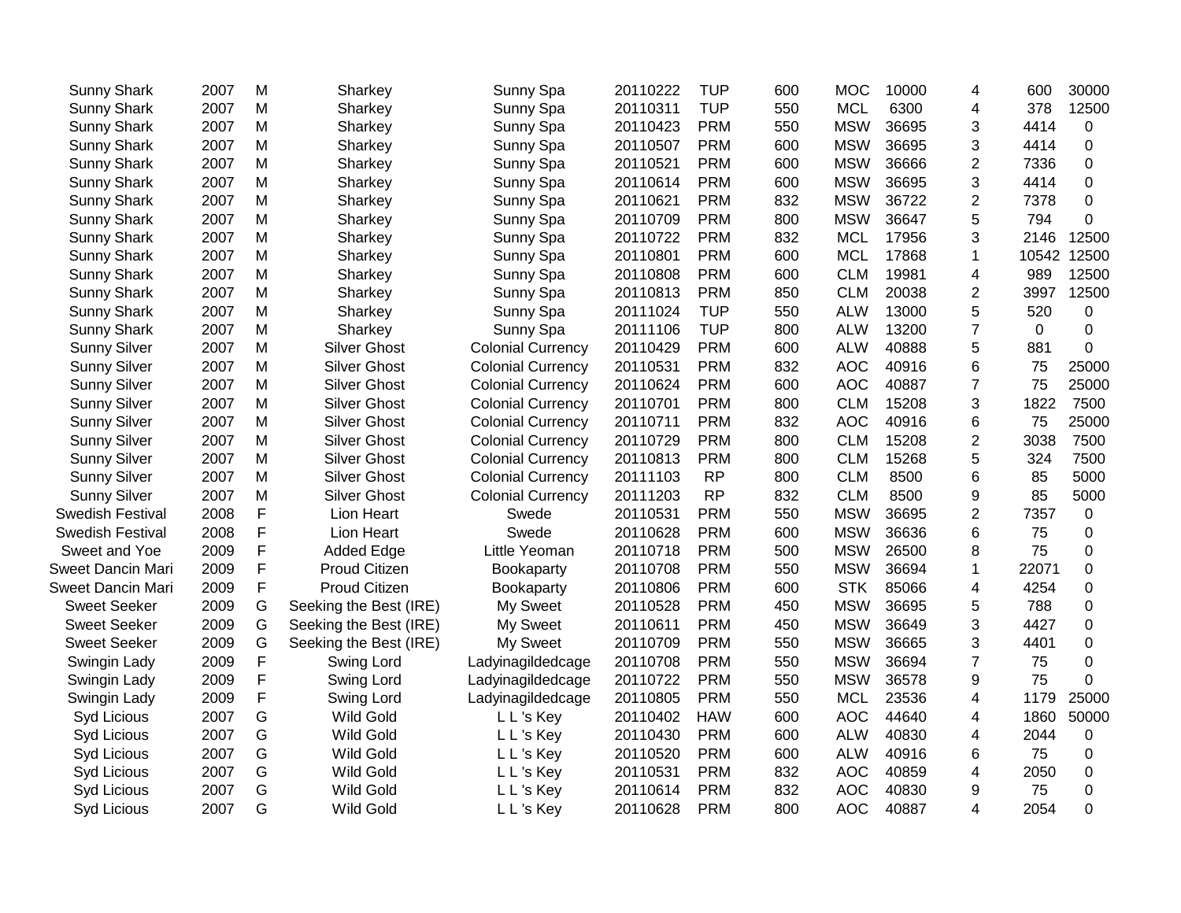| | | | | | | | | | | | | |
|---|---|---|---|---|---|---|---|---|---|---|---|---|
| Sunny Shark | 2007 | M | Sharkey | Sunny Spa | 20110222 | TUP | 600 | MOC | 10000 | 4 | 600 | 30000 |
| Sunny Shark | 2007 | M | Sharkey | Sunny Spa | 20110311 | TUP | 550 | MCL | 6300 | 4 | 378 | 12500 |
| Sunny Shark | 2007 | M | Sharkey | Sunny Spa | 20110423 | PRM | 550 | MSW | 36695 | 3 | 4414 | 0 |
| Sunny Shark | 2007 | M | Sharkey | Sunny Spa | 20110507 | PRM | 600 | MSW | 36695 | 3 | 4414 | 0 |
| Sunny Shark | 2007 | M | Sharkey | Sunny Spa | 20110521 | PRM | 600 | MSW | 36666 | 2 | 7336 | 0 |
| Sunny Shark | 2007 | M | Sharkey | Sunny Spa | 20110614 | PRM | 600 | MSW | 36695 | 3 | 4414 | 0 |
| Sunny Shark | 2007 | M | Sharkey | Sunny Spa | 20110621 | PRM | 832 | MSW | 36722 | 2 | 7378 | 0 |
| Sunny Shark | 2007 | M | Sharkey | Sunny Spa | 20110709 | PRM | 800 | MSW | 36647 | 5 | 794 | 0 |
| Sunny Shark | 2007 | M | Sharkey | Sunny Spa | 20110722 | PRM | 832 | MCL | 17956 | 3 | 2146 | 12500 |
| Sunny Shark | 2007 | M | Sharkey | Sunny Spa | 20110801 | PRM | 600 | MCL | 17868 | 1 | 10542 | 12500 |
| Sunny Shark | 2007 | M | Sharkey | Sunny Spa | 20110808 | PRM | 600 | CLM | 19981 | 4 | 989 | 12500 |
| Sunny Shark | 2007 | M | Sharkey | Sunny Spa | 20110813 | PRM | 850 | CLM | 20038 | 2 | 3997 | 12500 |
| Sunny Shark | 2007 | M | Sharkey | Sunny Spa | 20111024 | TUP | 550 | ALW | 13000 | 5 | 520 | 0 |
| Sunny Shark | 2007 | M | Sharkey | Sunny Spa | 20111106 | TUP | 800 | ALW | 13200 | 7 | 0 | 0 |
| Sunny Silver | 2007 | M | Silver Ghost | Colonial Currency | 20110429 | PRM | 600 | ALW | 40888 | 5 | 881 | 0 |
| Sunny Silver | 2007 | M | Silver Ghost | Colonial Currency | 20110531 | PRM | 832 | AOC | 40916 | 6 | 75 | 25000 |
| Sunny Silver | 2007 | M | Silver Ghost | Colonial Currency | 20110624 | PRM | 600 | AOC | 40887 | 7 | 75 | 25000 |
| Sunny Silver | 2007 | M | Silver Ghost | Colonial Currency | 20110701 | PRM | 800 | CLM | 15208 | 3 | 1822 | 7500 |
| Sunny Silver | 2007 | M | Silver Ghost | Colonial Currency | 20110711 | PRM | 832 | AOC | 40916 | 6 | 75 | 25000 |
| Sunny Silver | 2007 | M | Silver Ghost | Colonial Currency | 20110729 | PRM | 800 | CLM | 15208 | 2 | 3038 | 7500 |
| Sunny Silver | 2007 | M | Silver Ghost | Colonial Currency | 20110813 | PRM | 800 | CLM | 15268 | 5 | 324 | 7500 |
| Sunny Silver | 2007 | M | Silver Ghost | Colonial Currency | 20111103 | RP | 800 | CLM | 8500 | 6 | 85 | 5000 |
| Sunny Silver | 2007 | M | Silver Ghost | Colonial Currency | 20111203 | RP | 832 | CLM | 8500 | 9 | 85 | 5000 |
| Swedish Festival | 2008 | F | Lion Heart | Swede | 20110531 | PRM | 550 | MSW | 36695 | 2 | 7357 | 0 |
| Swedish Festival | 2008 | F | Lion Heart | Swede | 20110628 | PRM | 600 | MSW | 36636 | 6 | 75 | 0 |
| Sweet and Yoe | 2009 | F | Added Edge | Little Yeoman | 20110718 | PRM | 500 | MSW | 26500 | 8 | 75 | 0 |
| Sweet Dancin Mari | 2009 | F | Proud Citizen | Bookaparty | 20110708 | PRM | 550 | MSW | 36694 | 1 | 22071 | 0 |
| Sweet Dancin Mari | 2009 | F | Proud Citizen | Bookaparty | 20110806 | PRM | 600 | STK | 85066 | 4 | 4254 | 0 |
| Sweet Seeker | 2009 | G | Seeking the Best (IRE) | My Sweet | 20110528 | PRM | 450 | MSW | 36695 | 5 | 788 | 0 |
| Sweet Seeker | 2009 | G | Seeking the Best (IRE) | My Sweet | 20110611 | PRM | 450 | MSW | 36649 | 3 | 4427 | 0 |
| Sweet Seeker | 2009 | G | Seeking the Best (IRE) | My Sweet | 20110709 | PRM | 550 | MSW | 36665 | 3 | 4401 | 0 |
| Swingin Lady | 2009 | F | Swing Lord | Ladyinagildedcage | 20110708 | PRM | 550 | MSW | 36694 | 7 | 75 | 0 |
| Swingin Lady | 2009 | F | Swing Lord | Ladyinagildedcage | 20110722 | PRM | 550 | MSW | 36578 | 9 | 75 | 0 |
| Swingin Lady | 2009 | F | Swing Lord | Ladyinagildedcage | 20110805 | PRM | 550 | MCL | 23536 | 4 | 1179 | 25000 |
| Syd Licious | 2007 | G | Wild Gold | L L 's Key | 20110402 | HAW | 600 | AOC | 44640 | 4 | 1860 | 50000 |
| Syd Licious | 2007 | G | Wild Gold | L L 's Key | 20110430 | PRM | 600 | ALW | 40830 | 4 | 2044 | 0 |
| Syd Licious | 2007 | G | Wild Gold | L L 's Key | 20110520 | PRM | 600 | ALW | 40916 | 6 | 75 | 0 |
| Syd Licious | 2007 | G | Wild Gold | L L 's Key | 20110531 | PRM | 832 | AOC | 40859 | 4 | 2050 | 0 |
| Syd Licious | 2007 | G | Wild Gold | L L 's Key | 20110614 | PRM | 832 | AOC | 40830 | 9 | 75 | 0 |
| Syd Licious | 2007 | G | Wild Gold | L L 's Key | 20110628 | PRM | 800 | AOC | 40887 | 4 | 2054 | 0 |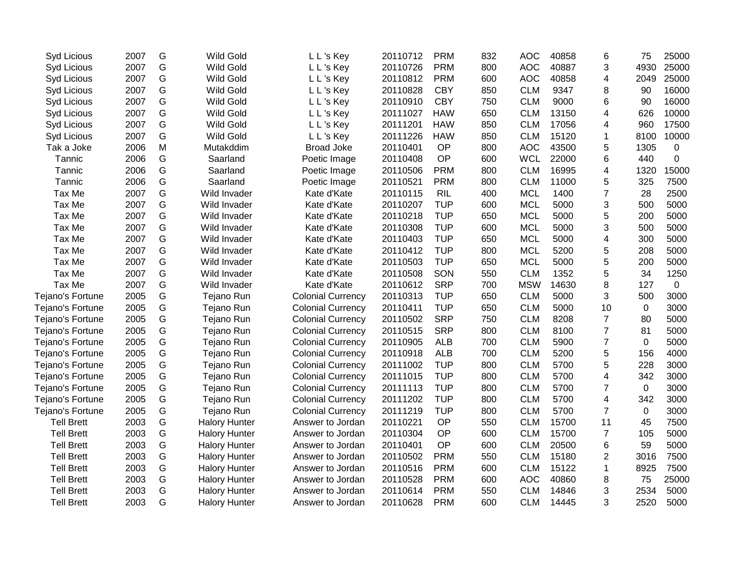| | | | | | | | | | | | | |
|---|---|---|---|---|---|---|---|---|---|---|---|---|
| Syd Licious | 2007 | G | Wild Gold | L L 's Key | 20110712 | PRM | 832 | AOC | 40858 | 6 | 75 | 25000 |
| Syd Licious | 2007 | G | Wild Gold | L L 's Key | 20110726 | PRM | 800 | AOC | 40887 | 3 | 4930 | 25000 |
| Syd Licious | 2007 | G | Wild Gold | L L 's Key | 20110812 | PRM | 600 | AOC | 40858 | 4 | 2049 | 25000 |
| Syd Licious | 2007 | G | Wild Gold | L L 's Key | 20110828 | CBY | 850 | CLM | 9347 | 8 | 90 | 16000 |
| Syd Licious | 2007 | G | Wild Gold | L L 's Key | 20110910 | CBY | 750 | CLM | 9000 | 6 | 90 | 16000 |
| Syd Licious | 2007 | G | Wild Gold | L L 's Key | 20111027 | HAW | 650 | CLM | 13150 | 4 | 626 | 10000 |
| Syd Licious | 2007 | G | Wild Gold | L L 's Key | 20111201 | HAW | 850 | CLM | 17056 | 4 | 960 | 17500 |
| Syd Licious | 2007 | G | Wild Gold | L L 's Key | 20111226 | HAW | 850 | CLM | 15120 | 1 | 8100 | 10000 |
| Tak a Joke | 2006 | M | Mutakddim | Broad Joke | 20110401 | OP | 800 | AOC | 43500 | 5 | 1305 | 0 |
| Tannic | 2006 | G | Saarland | Poetic Image | 20110408 | OP | 600 | WCL | 22000 | 6 | 440 | 0 |
| Tannic | 2006 | G | Saarland | Poetic Image | 20110506 | PRM | 800 | CLM | 16995 | 4 | 1320 | 15000 |
| Tannic | 2006 | G | Saarland | Poetic Image | 20110521 | PRM | 800 | CLM | 11000 | 5 | 325 | 7500 |
| Tax Me | 2007 | G | Wild Invader | Kate d'Kate | 20110115 | RIL | 400 | MCL | 1400 | 7 | 28 | 2500 |
| Tax Me | 2007 | G | Wild Invader | Kate d'Kate | 20110207 | TUP | 600 | MCL | 5000 | 3 | 500 | 5000 |
| Tax Me | 2007 | G | Wild Invader | Kate d'Kate | 20110218 | TUP | 650 | MCL | 5000 | 5 | 200 | 5000 |
| Tax Me | 2007 | G | Wild Invader | Kate d'Kate | 20110308 | TUP | 600 | MCL | 5000 | 3 | 500 | 5000 |
| Tax Me | 2007 | G | Wild Invader | Kate d'Kate | 20110403 | TUP | 650 | MCL | 5000 | 4 | 300 | 5000 |
| Tax Me | 2007 | G | Wild Invader | Kate d'Kate | 20110412 | TUP | 800 | MCL | 5200 | 5 | 208 | 5000 |
| Tax Me | 2007 | G | Wild Invader | Kate d'Kate | 20110503 | TUP | 650 | MCL | 5000 | 5 | 200 | 5000 |
| Tax Me | 2007 | G | Wild Invader | Kate d'Kate | 20110508 | SON | 550 | CLM | 1352 | 5 | 34 | 1250 |
| Tax Me | 2007 | G | Wild Invader | Kate d'Kate | 20110612 | SRP | 700 | MSW | 14630 | 8 | 127 | 0 |
| Tejano's Fortune | 2005 | G | Tejano Run | Colonial Currency | 20110313 | TUP | 650 | CLM | 5000 | 3 | 500 | 3000 |
| Tejano's Fortune | 2005 | G | Tejano Run | Colonial Currency | 20110411 | TUP | 650 | CLM | 5000 | 10 | 0 | 3000 |
| Tejano's Fortune | 2005 | G | Tejano Run | Colonial Currency | 20110502 | SRP | 750 | CLM | 8208 | 7 | 80 | 5000 |
| Tejano's Fortune | 2005 | G | Tejano Run | Colonial Currency | 20110515 | SRP | 800 | CLM | 8100 | 7 | 81 | 5000 |
| Tejano's Fortune | 2005 | G | Tejano Run | Colonial Currency | 20110905 | ALB | 700 | CLM | 5900 | 7 | 0 | 5000 |
| Tejano's Fortune | 2005 | G | Tejano Run | Colonial Currency | 20110918 | ALB | 700 | CLM | 5200 | 5 | 156 | 4000 |
| Tejano's Fortune | 2005 | G | Tejano Run | Colonial Currency | 20111002 | TUP | 800 | CLM | 5700 | 5 | 228 | 3000 |
| Tejano's Fortune | 2005 | G | Tejano Run | Colonial Currency | 20111015 | TUP | 800 | CLM | 5700 | 4 | 342 | 3000 |
| Tejano's Fortune | 2005 | G | Tejano Run | Colonial Currency | 20111113 | TUP | 800 | CLM | 5700 | 7 | 0 | 3000 |
| Tejano's Fortune | 2005 | G | Tejano Run | Colonial Currency | 20111202 | TUP | 800 | CLM | 5700 | 4 | 342 | 3000 |
| Tejano's Fortune | 2005 | G | Tejano Run | Colonial Currency | 20111219 | TUP | 800 | CLM | 5700 | 7 | 0 | 3000 |
| Tell Brett | 2003 | G | Halory Hunter | Answer to Jordan | 20110221 | OP | 550 | CLM | 15700 | 11 | 45 | 7500 |
| Tell Brett | 2003 | G | Halory Hunter | Answer to Jordan | 20110304 | OP | 600 | CLM | 15700 | 7 | 105 | 5000 |
| Tell Brett | 2003 | G | Halory Hunter | Answer to Jordan | 20110401 | OP | 600 | CLM | 20500 | 6 | 59 | 5000 |
| Tell Brett | 2003 | G | Halory Hunter | Answer to Jordan | 20110502 | PRM | 550 | CLM | 15180 | 2 | 3016 | 7500 |
| Tell Brett | 2003 | G | Halory Hunter | Answer to Jordan | 20110516 | PRM | 600 | CLM | 15122 | 1 | 8925 | 7500 |
| Tell Brett | 2003 | G | Halory Hunter | Answer to Jordan | 20110528 | PRM | 600 | AOC | 40860 | 8 | 75 | 25000 |
| Tell Brett | 2003 | G | Halory Hunter | Answer to Jordan | 20110614 | PRM | 550 | CLM | 14846 | 3 | 2534 | 5000 |
| Tell Brett | 2003 | G | Halory Hunter | Answer to Jordan | 20110628 | PRM | 600 | CLM | 14445 | 3 | 2520 | 5000 |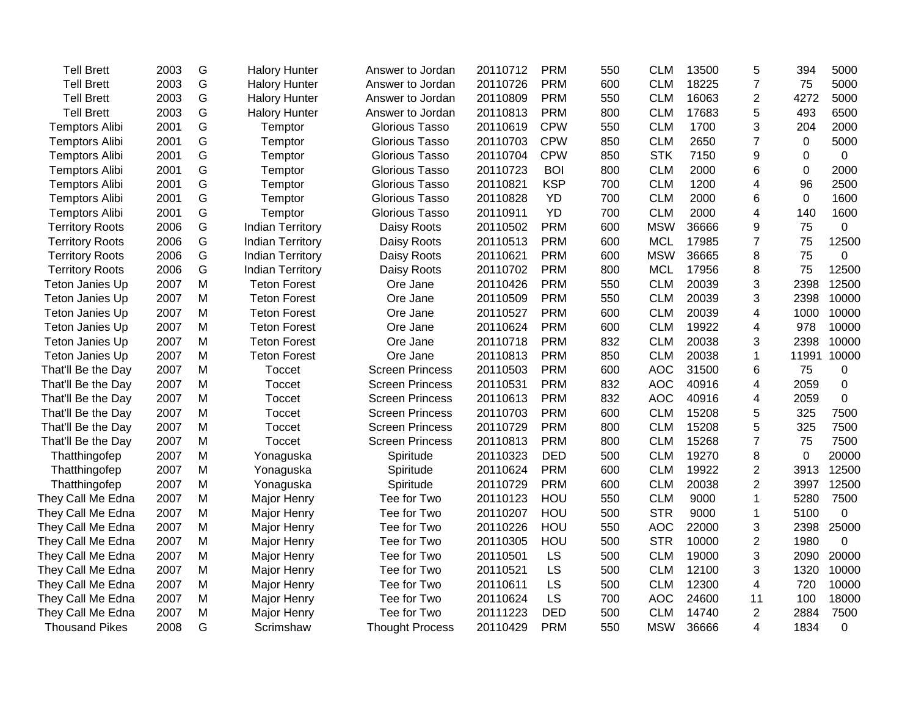| | | | | | | | | | | | | |
|---|---|---|---|---|---|---|---|---|---|---|---|---|
| Tell Brett | 2003 | G | Halory Hunter | Answer to Jordan | 20110712 | PRM | 550 | CLM | 13500 | 5 | 394 | 5000 |
| Tell Brett | 2003 | G | Halory Hunter | Answer to Jordan | 20110726 | PRM | 600 | CLM | 18225 | 7 | 75 | 5000 |
| Tell Brett | 2003 | G | Halory Hunter | Answer to Jordan | 20110809 | PRM | 550 | CLM | 16063 | 2 | 4272 | 5000 |
| Tell Brett | 2003 | G | Halory Hunter | Answer to Jordan | 20110813 | PRM | 800 | CLM | 17683 | 5 | 493 | 6500 |
| Temptors Alibi | 2001 | G | Temptor | Glorious Tasso | 20110619 | CPW | 550 | CLM | 1700 | 3 | 204 | 2000 |
| Temptors Alibi | 2001 | G | Temptor | Glorious Tasso | 20110703 | CPW | 850 | CLM | 2650 | 7 | 0 | 5000 |
| Temptors Alibi | 2001 | G | Temptor | Glorious Tasso | 20110704 | CPW | 850 | STK | 7150 | 9 | 0 | 0 |
| Temptors Alibi | 2001 | G | Temptor | Glorious Tasso | 20110723 | BOI | 800 | CLM | 2000 | 6 | 0 | 2000 |
| Temptors Alibi | 2001 | G | Temptor | Glorious Tasso | 20110821 | KSP | 700 | CLM | 1200 | 4 | 96 | 2500 |
| Temptors Alibi | 2001 | G | Temptor | Glorious Tasso | 20110828 | YD | 700 | CLM | 2000 | 6 | 0 | 1600 |
| Temptors Alibi | 2001 | G | Temptor | Glorious Tasso | 20110911 | YD | 700 | CLM | 2000 | 4 | 140 | 1600 |
| Territory Roots | 2006 | G | Indian Territory | Daisy Roots | 20110502 | PRM | 600 | MSW | 36666 | 9 | 75 | 0 |
| Territory Roots | 2006 | G | Indian Territory | Daisy Roots | 20110513 | PRM | 600 | MCL | 17985 | 7 | 75 | 12500 |
| Territory Roots | 2006 | G | Indian Territory | Daisy Roots | 20110621 | PRM | 600 | MSW | 36665 | 8 | 75 | 0 |
| Territory Roots | 2006 | G | Indian Territory | Daisy Roots | 20110702 | PRM | 800 | MCL | 17956 | 8 | 75 | 12500 |
| Teton Janies Up | 2007 | M | Teton Forest | Ore Jane | 20110426 | PRM | 550 | CLM | 20039 | 3 | 2398 | 12500 |
| Teton Janies Up | 2007 | M | Teton Forest | Ore Jane | 20110509 | PRM | 550 | CLM | 20039 | 3 | 2398 | 10000 |
| Teton Janies Up | 2007 | M | Teton Forest | Ore Jane | 20110527 | PRM | 600 | CLM | 20039 | 4 | 1000 | 10000 |
| Teton Janies Up | 2007 | M | Teton Forest | Ore Jane | 20110624 | PRM | 600 | CLM | 19922 | 4 | 978 | 10000 |
| Teton Janies Up | 2007 | M | Teton Forest | Ore Jane | 20110718 | PRM | 832 | CLM | 20038 | 3 | 2398 | 10000 |
| Teton Janies Up | 2007 | M | Teton Forest | Ore Jane | 20110813 | PRM | 850 | CLM | 20038 | 1 | 11991 | 10000 |
| That'll Be the Day | 2007 | M | Toccet | Screen Princess | 20110503 | PRM | 600 | AOC | 31500 | 6 | 75 | 0 |
| That'll Be the Day | 2007 | M | Toccet | Screen Princess | 20110531 | PRM | 832 | AOC | 40916 | 4 | 2059 | 0 |
| That'll Be the Day | 2007 | M | Toccet | Screen Princess | 20110613 | PRM | 832 | AOC | 40916 | 4 | 2059 | 0 |
| That'll Be the Day | 2007 | M | Toccet | Screen Princess | 20110703 | PRM | 600 | CLM | 15208 | 5 | 325 | 7500 |
| That'll Be the Day | 2007 | M | Toccet | Screen Princess | 20110729 | PRM | 800 | CLM | 15208 | 5 | 325 | 7500 |
| That'll Be the Day | 2007 | M | Toccet | Screen Princess | 20110813 | PRM | 800 | CLM | 15268 | 7 | 75 | 7500 |
| Thatthingofep | 2007 | M | Yonaguska | Spiritude | 20110323 | DED | 500 | CLM | 19270 | 8 | 0 | 20000 |
| Thatthingofep | 2007 | M | Yonaguska | Spiritude | 20110624 | PRM | 600 | CLM | 19922 | 2 | 3913 | 12500 |
| Thatthingofep | 2007 | M | Yonaguska | Spiritude | 20110729 | PRM | 600 | CLM | 20038 | 2 | 3997 | 12500 |
| They Call Me Edna | 2007 | M | Major Henry | Tee for Two | 20110123 | HOU | 550 | CLM | 9000 | 1 | 5280 | 7500 |
| They Call Me Edna | 2007 | M | Major Henry | Tee for Two | 20110207 | HOU | 500 | STR | 9000 | 1 | 5100 | 0 |
| They Call Me Edna | 2007 | M | Major Henry | Tee for Two | 20110226 | HOU | 550 | AOC | 22000 | 3 | 2398 | 25000 |
| They Call Me Edna | 2007 | M | Major Henry | Tee for Two | 20110305 | HOU | 500 | STR | 10000 | 2 | 1980 | 0 |
| They Call Me Edna | 2007 | M | Major Henry | Tee for Two | 20110501 | LS | 500 | CLM | 19000 | 3 | 2090 | 20000 |
| They Call Me Edna | 2007 | M | Major Henry | Tee for Two | 20110521 | LS | 500 | CLM | 12100 | 3 | 1320 | 10000 |
| They Call Me Edna | 2007 | M | Major Henry | Tee for Two | 20110611 | LS | 500 | CLM | 12300 | 4 | 720 | 10000 |
| They Call Me Edna | 2007 | M | Major Henry | Tee for Two | 20110624 | LS | 700 | AOC | 24600 | 11 | 100 | 18000 |
| They Call Me Edna | 2007 | M | Major Henry | Tee for Two | 20111223 | DED | 500 | CLM | 14740 | 2 | 2884 | 7500 |
| Thousand Pikes | 2008 | G | Scrimshaw | Thought Process | 20110429 | PRM | 550 | MSW | 36666 | 4 | 1834 | 0 |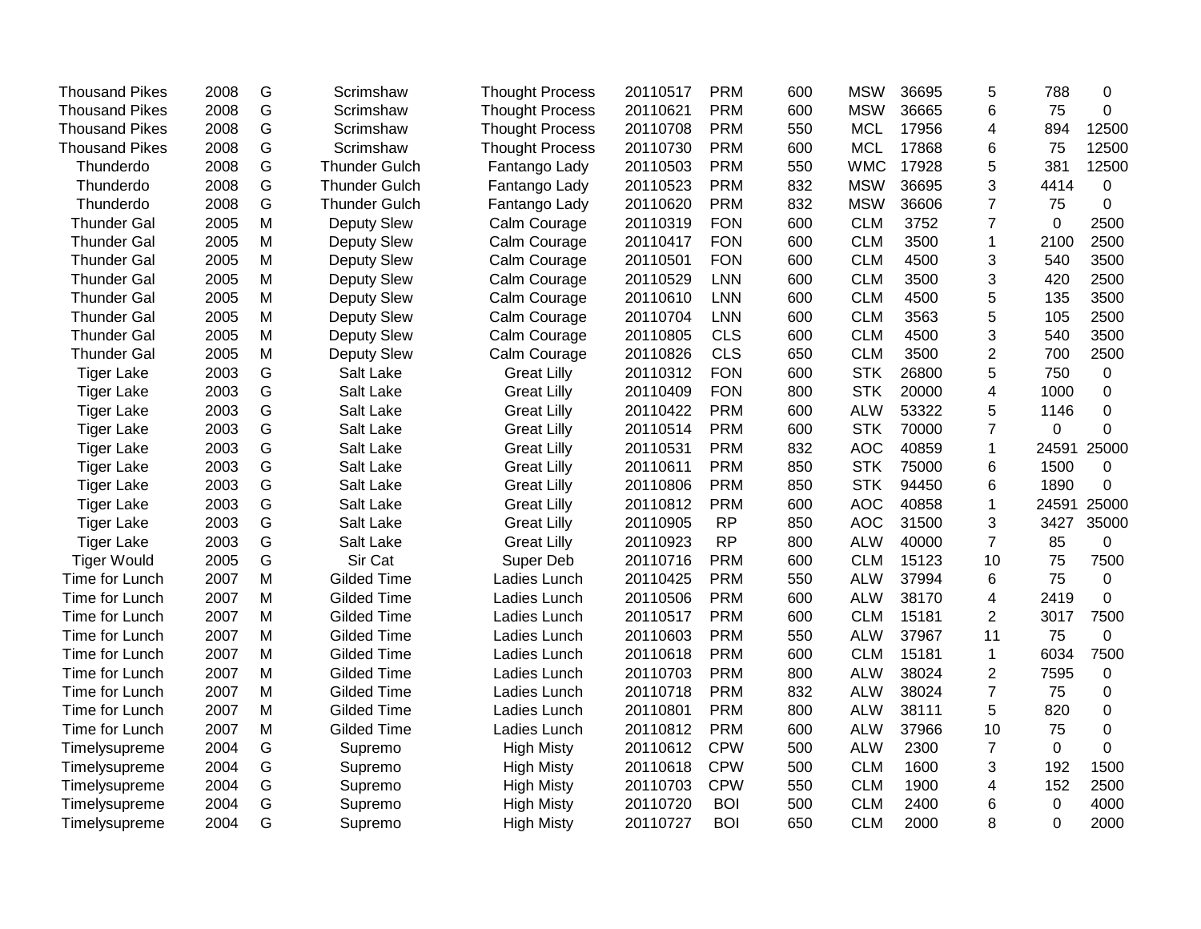| | | | | | | | | | | | | |
|---|---|---|---|---|---|---|---|---|---|---|---|---|
| Thousand Pikes | 2008 | G | Scrimshaw | Thought Process | 20110517 | PRM | 600 | MSW | 36695 | 5 | 788 | 0 |
| Thousand Pikes | 2008 | G | Scrimshaw | Thought Process | 20110621 | PRM | 600 | MSW | 36665 | 6 | 75 | 0 |
| Thousand Pikes | 2008 | G | Scrimshaw | Thought Process | 20110708 | PRM | 550 | MCL | 17956 | 4 | 894 | 12500 |
| Thousand Pikes | 2008 | G | Scrimshaw | Thought Process | 20110730 | PRM | 600 | MCL | 17868 | 6 | 75 | 12500 |
| Thunderdo | 2008 | G | Thunder Gulch | Fantango Lady | 20110503 | PRM | 550 | WMC | 17928 | 5 | 381 | 12500 |
| Thunderdo | 2008 | G | Thunder Gulch | Fantango Lady | 20110523 | PRM | 832 | MSW | 36695 | 3 | 4414 | 0 |
| Thunderdo | 2008 | G | Thunder Gulch | Fantango Lady | 20110620 | PRM | 832 | MSW | 36606 | 7 | 75 | 0 |
| Thunder Gal | 2005 | M | Deputy Slew | Calm Courage | 20110319 | FON | 600 | CLM | 3752 | 7 | 0 | 2500 |
| Thunder Gal | 2005 | M | Deputy Slew | Calm Courage | 20110417 | FON | 600 | CLM | 3500 | 1 | 2100 | 2500 |
| Thunder Gal | 2005 | M | Deputy Slew | Calm Courage | 20110501 | FON | 600 | CLM | 4500 | 3 | 540 | 3500 |
| Thunder Gal | 2005 | M | Deputy Slew | Calm Courage | 20110529 | LNN | 600 | CLM | 3500 | 3 | 420 | 2500 |
| Thunder Gal | 2005 | M | Deputy Slew | Calm Courage | 20110610 | LNN | 600 | CLM | 4500 | 5 | 135 | 3500 |
| Thunder Gal | 2005 | M | Deputy Slew | Calm Courage | 20110704 | LNN | 600 | CLM | 3563 | 5 | 105 | 2500 |
| Thunder Gal | 2005 | M | Deputy Slew | Calm Courage | 20110805 | CLS | 600 | CLM | 4500 | 3 | 540 | 3500 |
| Thunder Gal | 2005 | M | Deputy Slew | Calm Courage | 20110826 | CLS | 650 | CLM | 3500 | 2 | 700 | 2500 |
| Tiger Lake | 2003 | G | Salt Lake | Great Lilly | 20110312 | FON | 600 | STK | 26800 | 5 | 750 | 0 |
| Tiger Lake | 2003 | G | Salt Lake | Great Lilly | 20110409 | FON | 800 | STK | 20000 | 4 | 1000 | 0 |
| Tiger Lake | 2003 | G | Salt Lake | Great Lilly | 20110422 | PRM | 600 | ALW | 53322 | 5 | 1146 | 0 |
| Tiger Lake | 2003 | G | Salt Lake | Great Lilly | 20110514 | PRM | 600 | STK | 70000 | 7 | 0 | 0 |
| Tiger Lake | 2003 | G | Salt Lake | Great Lilly | 20110531 | PRM | 832 | AOC | 40859 | 1 | 24591 | 25000 |
| Tiger Lake | 2003 | G | Salt Lake | Great Lilly | 20110611 | PRM | 850 | STK | 75000 | 6 | 1500 | 0 |
| Tiger Lake | 2003 | G | Salt Lake | Great Lilly | 20110806 | PRM | 850 | STK | 94450 | 6 | 1890 | 0 |
| Tiger Lake | 2003 | G | Salt Lake | Great Lilly | 20110812 | PRM | 600 | AOC | 40858 | 1 | 24591 | 25000 |
| Tiger Lake | 2003 | G | Salt Lake | Great Lilly | 20110905 | RP | 850 | AOC | 31500 | 3 | 3427 | 35000 |
| Tiger Lake | 2003 | G | Salt Lake | Great Lilly | 20110923 | RP | 800 | ALW | 40000 | 7 | 85 | 0 |
| Tiger Would | 2005 | G | Sir Cat | Super Deb | 20110716 | PRM | 600 | CLM | 15123 | 10 | 75 | 7500 |
| Time for Lunch | 2007 | M | Gilded Time | Ladies Lunch | 20110425 | PRM | 550 | ALW | 37994 | 6 | 75 | 0 |
| Time for Lunch | 2007 | M | Gilded Time | Ladies Lunch | 20110506 | PRM | 600 | ALW | 38170 | 4 | 2419 | 0 |
| Time for Lunch | 2007 | M | Gilded Time | Ladies Lunch | 20110517 | PRM | 600 | CLM | 15181 | 2 | 3017 | 7500 |
| Time for Lunch | 2007 | M | Gilded Time | Ladies Lunch | 20110603 | PRM | 550 | ALW | 37967 | 11 | 75 | 0 |
| Time for Lunch | 2007 | M | Gilded Time | Ladies Lunch | 20110618 | PRM | 600 | CLM | 15181 | 1 | 6034 | 7500 |
| Time for Lunch | 2007 | M | Gilded Time | Ladies Lunch | 20110703 | PRM | 800 | ALW | 38024 | 2 | 7595 | 0 |
| Time for Lunch | 2007 | M | Gilded Time | Ladies Lunch | 20110718 | PRM | 832 | ALW | 38024 | 7 | 75 | 0 |
| Time for Lunch | 2007 | M | Gilded Time | Ladies Lunch | 20110801 | PRM | 800 | ALW | 38111 | 5 | 820 | 0 |
| Time for Lunch | 2007 | M | Gilded Time | Ladies Lunch | 20110812 | PRM | 600 | ALW | 37966 | 10 | 75 | 0 |
| Timelysupreme | 2004 | G | Supremo | High Misty | 20110612 | CPW | 500 | ALW | 2300 | 7 | 0 | 0 |
| Timelysupreme | 2004 | G | Supremo | High Misty | 20110618 | CPW | 500 | CLM | 1600 | 3 | 192 | 1500 |
| Timelysupreme | 2004 | G | Supremo | High Misty | 20110703 | CPW | 550 | CLM | 1900 | 4 | 152 | 2500 |
| Timelysupreme | 2004 | G | Supremo | High Misty | 20110720 | BOI | 500 | CLM | 2400 | 6 | 0 | 4000 |
| Timelysupreme | 2004 | G | Supremo | High Misty | 20110727 | BOI | 650 | CLM | 2000 | 8 | 0 | 2000 |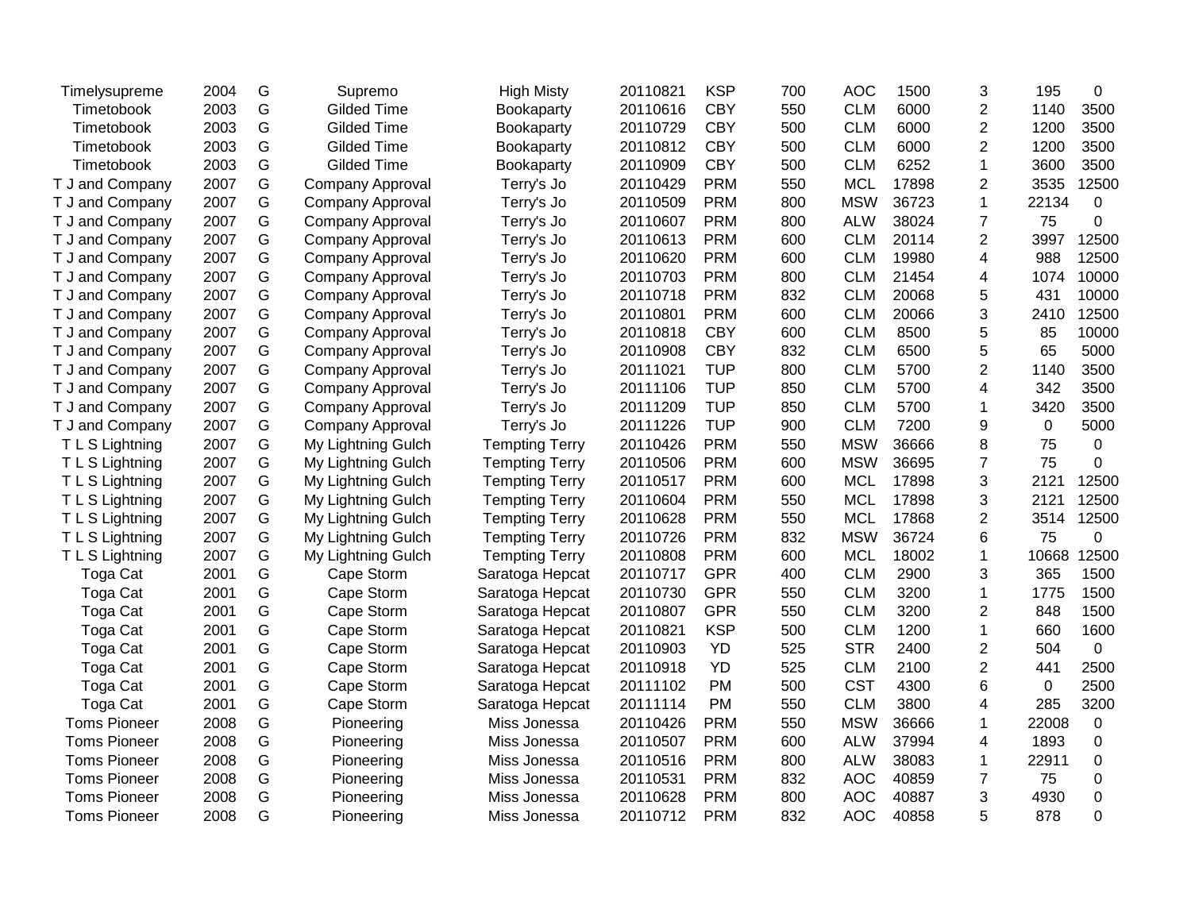| | | | | | | | | | | | | |
|---|---|---|---|---|---|---|---|---|---|---|---|---|
| Timelysupreme | 2004 | G | Supremo | High Misty | 20110821 | KSP | 700 | AOC | 1500 | 3 | 195 | 0 |
| Timetobook | 2003 | G | Gilded Time | Bookaparty | 20110616 | CBY | 550 | CLM | 6000 | 2 | 1140 | 3500 |
| Timetobook | 2003 | G | Gilded Time | Bookaparty | 20110729 | CBY | 500 | CLM | 6000 | 2 | 1200 | 3500 |
| Timetobook | 2003 | G | Gilded Time | Bookaparty | 20110812 | CBY | 500 | CLM | 6000 | 2 | 1200 | 3500 |
| Timetobook | 2003 | G | Gilded Time | Bookaparty | 20110909 | CBY | 500 | CLM | 6252 | 1 | 3600 | 3500 |
| T J and Company | 2007 | G | Company Approval | Terry's Jo | 20110429 | PRM | 550 | MCL | 17898 | 2 | 3535 | 12500 |
| T J and Company | 2007 | G | Company Approval | Terry's Jo | 20110509 | PRM | 800 | MSW | 36723 | 1 | 22134 | 0 |
| T J and Company | 2007 | G | Company Approval | Terry's Jo | 20110607 | PRM | 800 | ALW | 38024 | 7 | 75 | 0 |
| T J and Company | 2007 | G | Company Approval | Terry's Jo | 20110613 | PRM | 600 | CLM | 20114 | 2 | 3997 | 12500 |
| T J and Company | 2007 | G | Company Approval | Terry's Jo | 20110620 | PRM | 600 | CLM | 19980 | 4 | 988 | 12500 |
| T J and Company | 2007 | G | Company Approval | Terry's Jo | 20110703 | PRM | 800 | CLM | 21454 | 4 | 1074 | 10000 |
| T J and Company | 2007 | G | Company Approval | Terry's Jo | 20110718 | PRM | 832 | CLM | 20068 | 5 | 431 | 10000 |
| T J and Company | 2007 | G | Company Approval | Terry's Jo | 20110801 | PRM | 600 | CLM | 20066 | 3 | 2410 | 12500 |
| T J and Company | 2007 | G | Company Approval | Terry's Jo | 20110818 | CBY | 600 | CLM | 8500 | 5 | 85 | 10000 |
| T J and Company | 2007 | G | Company Approval | Terry's Jo | 20110908 | CBY | 832 | CLM | 6500 | 5 | 65 | 5000 |
| T J and Company | 2007 | G | Company Approval | Terry's Jo | 20111021 | TUP | 800 | CLM | 5700 | 2 | 1140 | 3500 |
| T J and Company | 2007 | G | Company Approval | Terry's Jo | 20111106 | TUP | 850 | CLM | 5700 | 4 | 342 | 3500 |
| T J and Company | 2007 | G | Company Approval | Terry's Jo | 20111209 | TUP | 850 | CLM | 5700 | 1 | 3420 | 3500 |
| T J and Company | 2007 | G | Company Approval | Terry's Jo | 20111226 | TUP | 900 | CLM | 7200 | 9 | 0 | 5000 |
| T L S Lightning | 2007 | G | My Lightning Gulch | Tempting Terry | 20110426 | PRM | 550 | MSW | 36666 | 8 | 75 | 0 |
| T L S Lightning | 2007 | G | My Lightning Gulch | Tempting Terry | 20110506 | PRM | 600 | MSW | 36695 | 7 | 75 | 0 |
| T L S Lightning | 2007 | G | My Lightning Gulch | Tempting Terry | 20110517 | PRM | 600 | MCL | 17898 | 3 | 2121 | 12500 |
| T L S Lightning | 2007 | G | My Lightning Gulch | Tempting Terry | 20110604 | PRM | 550 | MCL | 17898 | 3 | 2121 | 12500 |
| T L S Lightning | 2007 | G | My Lightning Gulch | Tempting Terry | 20110628 | PRM | 550 | MCL | 17868 | 2 | 3514 | 12500 |
| T L S Lightning | 2007 | G | My Lightning Gulch | Tempting Terry | 20110726 | PRM | 832 | MSW | 36724 | 6 | 75 | 0 |
| T L S Lightning | 2007 | G | My Lightning Gulch | Tempting Terry | 20110808 | PRM | 600 | MCL | 18002 | 1 | 10668 | 12500 |
| Toga Cat | 2001 | G | Cape Storm | Saratoga Hepcat | 20110717 | GPR | 400 | CLM | 2900 | 3 | 365 | 1500 |
| Toga Cat | 2001 | G | Cape Storm | Saratoga Hepcat | 20110730 | GPR | 550 | CLM | 3200 | 1 | 1775 | 1500 |
| Toga Cat | 2001 | G | Cape Storm | Saratoga Hepcat | 20110807 | GPR | 550 | CLM | 3200 | 2 | 848 | 1500 |
| Toga Cat | 2001 | G | Cape Storm | Saratoga Hepcat | 20110821 | KSP | 500 | CLM | 1200 | 1 | 660 | 1600 |
| Toga Cat | 2001 | G | Cape Storm | Saratoga Hepcat | 20110903 | YD | 525 | STR | 2400 | 2 | 504 | 0 |
| Toga Cat | 2001 | G | Cape Storm | Saratoga Hepcat | 20110918 | YD | 525 | CLM | 2100 | 2 | 441 | 2500 |
| Toga Cat | 2001 | G | Cape Storm | Saratoga Hepcat | 20111102 | PM | 500 | CST | 4300 | 6 | 0 | 2500 |
| Toga Cat | 2001 | G | Cape Storm | Saratoga Hepcat | 20111114 | PM | 550 | CLM | 3800 | 4 | 285 | 3200 |
| Toms Pioneer | 2008 | G | Pioneering | Miss Jonessa | 20110426 | PRM | 550 | MSW | 36666 | 1 | 22008 | 0 |
| Toms Pioneer | 2008 | G | Pioneering | Miss Jonessa | 20110507 | PRM | 600 | ALW | 37994 | 4 | 1893 | 0 |
| Toms Pioneer | 2008 | G | Pioneering | Miss Jonessa | 20110516 | PRM | 800 | ALW | 38083 | 1 | 22911 | 0 |
| Toms Pioneer | 2008 | G | Pioneering | Miss Jonessa | 20110531 | PRM | 832 | AOC | 40859 | 7 | 75 | 0 |
| Toms Pioneer | 2008 | G | Pioneering | Miss Jonessa | 20110628 | PRM | 800 | AOC | 40887 | 3 | 4930 | 0 |
| Toms Pioneer | 2008 | G | Pioneering | Miss Jonessa | 20110712 | PRM | 832 | AOC | 40858 | 5 | 878 | 0 |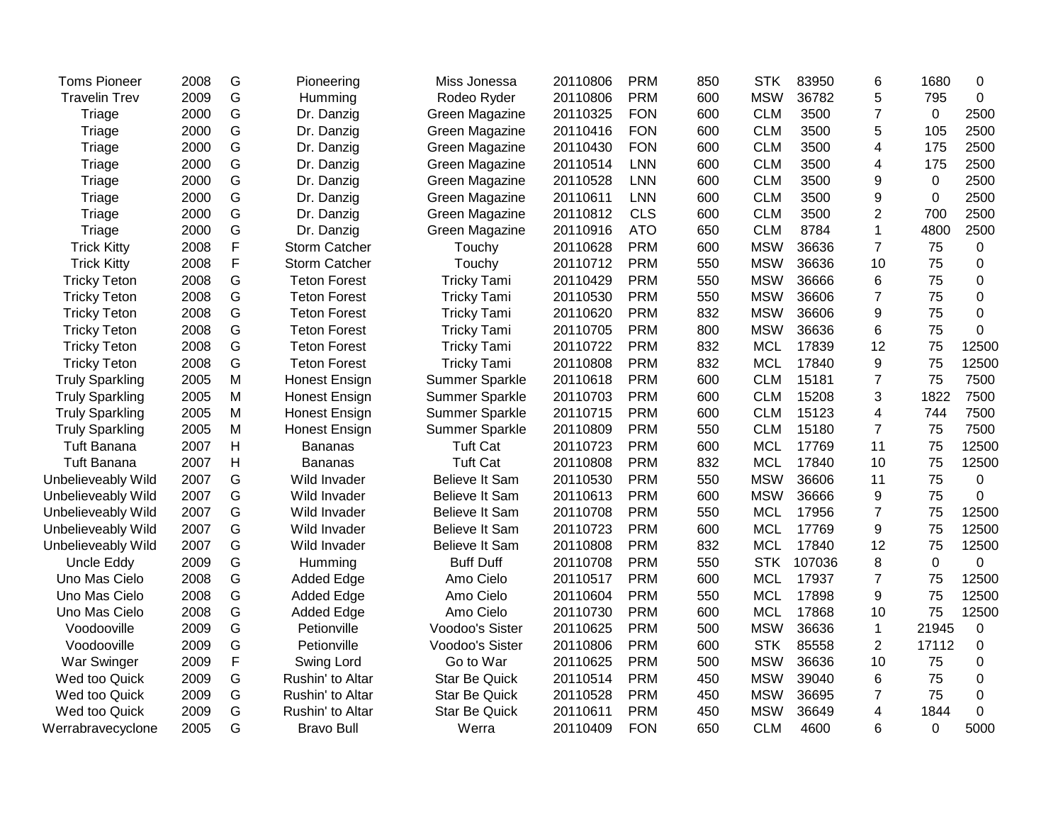| | | | | | | | | | | | | |
|---|---|---|---|---|---|---|---|---|---|---|---|---|
| Toms Pioneer | 2008 | G | Pioneering | Miss Jonessa | 20110806 | PRM | 850 | STK | 83950 | 6 | 1680 | 0 |
| Travelin Trev | 2009 | G | Humming | Rodeo Ryder | 20110806 | PRM | 600 | MSW | 36782 | 5 | 795 | 0 |
| Triage | 2000 | G | Dr. Danzig | Green Magazine | 20110325 | FON | 600 | CLM | 3500 | 7 | 0 | 2500 |
| Triage | 2000 | G | Dr. Danzig | Green Magazine | 20110416 | FON | 600 | CLM | 3500 | 5 | 105 | 2500 |
| Triage | 2000 | G | Dr. Danzig | Green Magazine | 20110430 | FON | 600 | CLM | 3500 | 4 | 175 | 2500 |
| Triage | 2000 | G | Dr. Danzig | Green Magazine | 20110514 | LNN | 600 | CLM | 3500 | 4 | 175 | 2500 |
| Triage | 2000 | G | Dr. Danzig | Green Magazine | 20110528 | LNN | 600 | CLM | 3500 | 9 | 0 | 2500 |
| Triage | 2000 | G | Dr. Danzig | Green Magazine | 20110611 | LNN | 600 | CLM | 3500 | 9 | 0 | 2500 |
| Triage | 2000 | G | Dr. Danzig | Green Magazine | 20110812 | CLS | 600 | CLM | 3500 | 2 | 700 | 2500 |
| Triage | 2000 | G | Dr. Danzig | Green Magazine | 20110916 | ATO | 650 | CLM | 8784 | 1 | 4800 | 2500 |
| Trick Kitty | 2008 | F | Storm Catcher | Touchy | 20110628 | PRM | 600 | MSW | 36636 | 7 | 75 | 0 |
| Trick Kitty | 2008 | F | Storm Catcher | Touchy | 20110712 | PRM | 550 | MSW | 36636 | 10 | 75 | 0 |
| Tricky Teton | 2008 | G | Teton Forest | Tricky Tami | 20110429 | PRM | 550 | MSW | 36666 | 6 | 75 | 0 |
| Tricky Teton | 2008 | G | Teton Forest | Tricky Tami | 20110530 | PRM | 550 | MSW | 36606 | 7 | 75 | 0 |
| Tricky Teton | 2008 | G | Teton Forest | Tricky Tami | 20110620 | PRM | 832 | MSW | 36606 | 9 | 75 | 0 |
| Tricky Teton | 2008 | G | Teton Forest | Tricky Tami | 20110705 | PRM | 800 | MSW | 36636 | 6 | 75 | 0 |
| Tricky Teton | 2008 | G | Teton Forest | Tricky Tami | 20110722 | PRM | 832 | MCL | 17839 | 12 | 75 | 12500 |
| Tricky Teton | 2008 | G | Teton Forest | Tricky Tami | 20110808 | PRM | 832 | MCL | 17840 | 9 | 75 | 12500 |
| Truly Sparkling | 2005 | M | Honest Ensign | Summer Sparkle | 20110618 | PRM | 600 | CLM | 15181 | 7 | 75 | 7500 |
| Truly Sparkling | 2005 | M | Honest Ensign | Summer Sparkle | 20110703 | PRM | 600 | CLM | 15208 | 3 | 1822 | 7500 |
| Truly Sparkling | 2005 | M | Honest Ensign | Summer Sparkle | 20110715 | PRM | 600 | CLM | 15123 | 4 | 744 | 7500 |
| Truly Sparkling | 2005 | M | Honest Ensign | Summer Sparkle | 20110809 | PRM | 550 | CLM | 15180 | 7 | 75 | 7500 |
| Tuft Banana | 2007 | H | Bananas | Tuft Cat | 20110723 | PRM | 600 | MCL | 17769 | 11 | 75 | 12500 |
| Tuft Banana | 2007 | H | Bananas | Tuft Cat | 20110808 | PRM | 832 | MCL | 17840 | 10 | 75 | 12500 |
| Unbelieveably Wild | 2007 | G | Wild Invader | Believe It Sam | 20110530 | PRM | 550 | MSW | 36606 | 11 | 75 | 0 |
| Unbelieveably Wild | 2007 | G | Wild Invader | Believe It Sam | 20110613 | PRM | 600 | MSW | 36666 | 9 | 75 | 0 |
| Unbelieveably Wild | 2007 | G | Wild Invader | Believe It Sam | 20110708 | PRM | 550 | MCL | 17956 | 7 | 75 | 12500 |
| Unbelieveably Wild | 2007 | G | Wild Invader | Believe It Sam | 20110723 | PRM | 600 | MCL | 17769 | 9 | 75 | 12500 |
| Unbelieveably Wild | 2007 | G | Wild Invader | Believe It Sam | 20110808 | PRM | 832 | MCL | 17840 | 12 | 75 | 12500 |
| Uncle Eddy | 2009 | G | Humming | Buff Duff | 20110708 | PRM | 550 | STK | 107036 | 8 | 0 | 0 |
| Uno Mas Cielo | 2008 | G | Added Edge | Amo Cielo | 20110517 | PRM | 600 | MCL | 17937 | 7 | 75 | 12500 |
| Uno Mas Cielo | 2008 | G | Added Edge | Amo Cielo | 20110604 | PRM | 550 | MCL | 17898 | 9 | 75 | 12500 |
| Uno Mas Cielo | 2008 | G | Added Edge | Amo Cielo | 20110730 | PRM | 600 | MCL | 17868 | 10 | 75 | 12500 |
| Voodooville | 2009 | G | Petionville | Voodoo's Sister | 20110625 | PRM | 500 | MSW | 36636 | 1 | 21945 | 0 |
| Voodooville | 2009 | G | Petionville | Voodoo's Sister | 20110806 | PRM | 600 | STK | 85558 | 2 | 17112 | 0 |
| War Swinger | 2009 | F | Swing Lord | Go to War | 20110625 | PRM | 500 | MSW | 36636 | 10 | 75 | 0 |
| Wed too Quick | 2009 | G | Rushin' to Altar | Star Be Quick | 20110514 | PRM | 450 | MSW | 39040 | 6 | 75 | 0 |
| Wed too Quick | 2009 | G | Rushin' to Altar | Star Be Quick | 20110528 | PRM | 450 | MSW | 36695 | 7 | 75 | 0 |
| Wed too Quick | 2009 | G | Rushin' to Altar | Star Be Quick | 20110611 | PRM | 450 | MSW | 36649 | 4 | 1844 | 0 |
| Werrabravecyclone | 2005 | G | Bravo Bull | Werra | 20110409 | FON | 650 | CLM | 4600 | 6 | 0 | 5000 |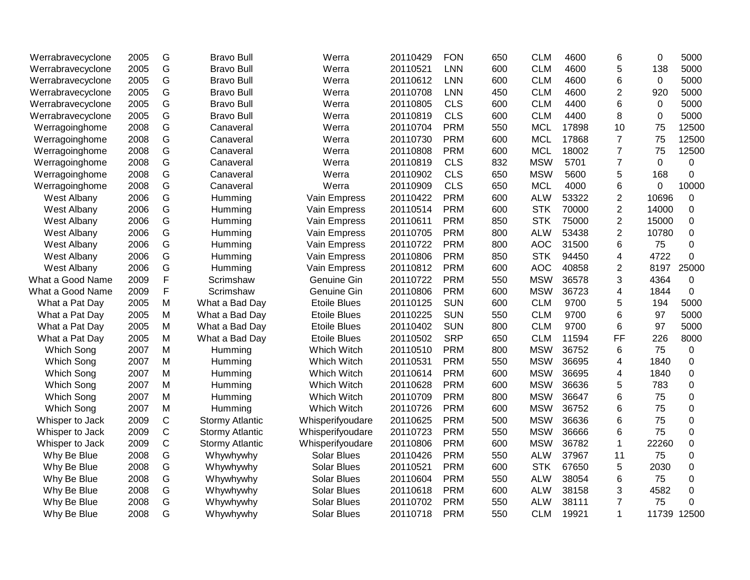| | | | | | | | | | | | | |
|---|---|---|---|---|---|---|---|---|---|---|---|---|
| Werrabravecyclone | 2005 | G | Bravo Bull | Werra | 20110429 | FON | 650 | CLM | 4600 | 6 | 0 | 5000 |
| Werrabravecyclone | 2005 | G | Bravo Bull | Werra | 20110521 | LNN | 600 | CLM | 4600 | 5 | 138 | 5000 |
| Werrabravecyclone | 2005 | G | Bravo Bull | Werra | 20110612 | LNN | 600 | CLM | 4600 | 6 | 0 | 5000 |
| Werrabravecyclone | 2005 | G | Bravo Bull | Werra | 20110708 | LNN | 450 | CLM | 4600 | 2 | 920 | 5000 |
| Werrabravecyclone | 2005 | G | Bravo Bull | Werra | 20110805 | CLS | 600 | CLM | 4400 | 6 | 0 | 5000 |
| Werrabravecyclone | 2005 | G | Bravo Bull | Werra | 20110819 | CLS | 600 | CLM | 4400 | 8 | 0 | 5000 |
| Werragoinghome | 2008 | G | Canaveral | Werra | 20110704 | PRM | 550 | MCL | 17898 | 10 | 75 | 12500 |
| Werragoinghome | 2008 | G | Canaveral | Werra | 20110730 | PRM | 600 | MCL | 17868 | 7 | 75 | 12500 |
| Werragoinghome | 2008 | G | Canaveral | Werra | 20110808 | PRM | 600 | MCL | 18002 | 7 | 75 | 12500 |
| Werragoinghome | 2008 | G | Canaveral | Werra | 20110819 | CLS | 832 | MSW | 5701 | 7 | 0 | 0 |
| Werragoinghome | 2008 | G | Canaveral | Werra | 20110902 | CLS | 650 | MSW | 5600 | 5 | 168 | 0 |
| Werragoinghome | 2008 | G | Canaveral | Werra | 20110909 | CLS | 650 | MCL | 4000 | 6 | 0 | 10000 |
| West Albany | 2006 | G | Humming | Vain Empress | 20110422 | PRM | 600 | ALW | 53322 | 2 | 10696 | 0 |
| West Albany | 2006 | G | Humming | Vain Empress | 20110514 | PRM | 600 | STK | 70000 | 2 | 14000 | 0 |
| West Albany | 2006 | G | Humming | Vain Empress | 20110611 | PRM | 850 | STK | 75000 | 2 | 15000 | 0 |
| West Albany | 2006 | G | Humming | Vain Empress | 20110705 | PRM | 800 | ALW | 53438 | 2 | 10780 | 0 |
| West Albany | 2006 | G | Humming | Vain Empress | 20110722 | PRM | 800 | AOC | 31500 | 6 | 75 | 0 |
| West Albany | 2006 | G | Humming | Vain Empress | 20110806 | PRM | 850 | STK | 94450 | 4 | 4722 | 0 |
| West Albany | 2006 | G | Humming | Vain Empress | 20110812 | PRM | 600 | AOC | 40858 | 2 | 8197 | 25000 |
| What a Good Name | 2009 | F | Scrimshaw | Genuine Gin | 20110722 | PRM | 550 | MSW | 36578 | 3 | 4364 | 0 |
| What a Good Name | 2009 | F | Scrimshaw | Genuine Gin | 20110806 | PRM | 600 | MSW | 36723 | 4 | 1844 | 0 |
| What a Pat Day | 2005 | M | What a Bad Day | Etoile Blues | 20110125 | SUN | 600 | CLM | 9700 | 5 | 194 | 5000 |
| What a Pat Day | 2005 | M | What a Bad Day | Etoile Blues | 20110225 | SUN | 550 | CLM | 9700 | 6 | 97 | 5000 |
| What a Pat Day | 2005 | M | What a Bad Day | Etoile Blues | 20110402 | SUN | 800 | CLM | 9700 | 6 | 97 | 5000 |
| What a Pat Day | 2005 | M | What a Bad Day | Etoile Blues | 20110502 | SRP | 650 | CLM | 11594 | FF | 226 | 8000 |
| Which Song | 2007 | M | Humming | Which Witch | 20110510 | PRM | 800 | MSW | 36752 | 6 | 75 | 0 |
| Which Song | 2007 | M | Humming | Which Witch | 20110531 | PRM | 550 | MSW | 36695 | 4 | 1840 | 0 |
| Which Song | 2007 | M | Humming | Which Witch | 20110614 | PRM | 600 | MSW | 36695 | 4 | 1840 | 0 |
| Which Song | 2007 | M | Humming | Which Witch | 20110628 | PRM | 600 | MSW | 36636 | 5 | 783 | 0 |
| Which Song | 2007 | M | Humming | Which Witch | 20110709 | PRM | 800 | MSW | 36647 | 6 | 75 | 0 |
| Which Song | 2007 | M | Humming | Which Witch | 20110726 | PRM | 600 | MSW | 36752 | 6 | 75 | 0 |
| Whisper to Jack | 2009 | C | Stormy Atlantic | Whisperifyoudare | 20110625 | PRM | 500 | MSW | 36636 | 6 | 75 | 0 |
| Whisper to Jack | 2009 | C | Stormy Atlantic | Whisperifyoudare | 20110723 | PRM | 550 | MSW | 36666 | 6 | 75 | 0 |
| Whisper to Jack | 2009 | C | Stormy Atlantic | Whisperifyoudare | 20110806 | PRM | 600 | MSW | 36782 | 1 | 22260 | 0 |
| Why Be Blue | 2008 | G | Whywhywhy | Solar Blues | 20110426 | PRM | 550 | ALW | 37967 | 11 | 75 | 0 |
| Why Be Blue | 2008 | G | Whywhywhy | Solar Blues | 20110521 | PRM | 600 | STK | 67650 | 5 | 2030 | 0 |
| Why Be Blue | 2008 | G | Whywhywhy | Solar Blues | 20110604 | PRM | 550 | ALW | 38054 | 6 | 75 | 0 |
| Why Be Blue | 2008 | G | Whywhywhy | Solar Blues | 20110618 | PRM | 600 | ALW | 38158 | 3 | 4582 | 0 |
| Why Be Blue | 2008 | G | Whywhywhy | Solar Blues | 20110702 | PRM | 550 | ALW | 38111 | 7 | 75 | 0 |
| Why Be Blue | 2008 | G | Whywhywhy | Solar Blues | 20110718 | PRM | 550 | CLM | 19921 | 1 | 11739 | 12500 |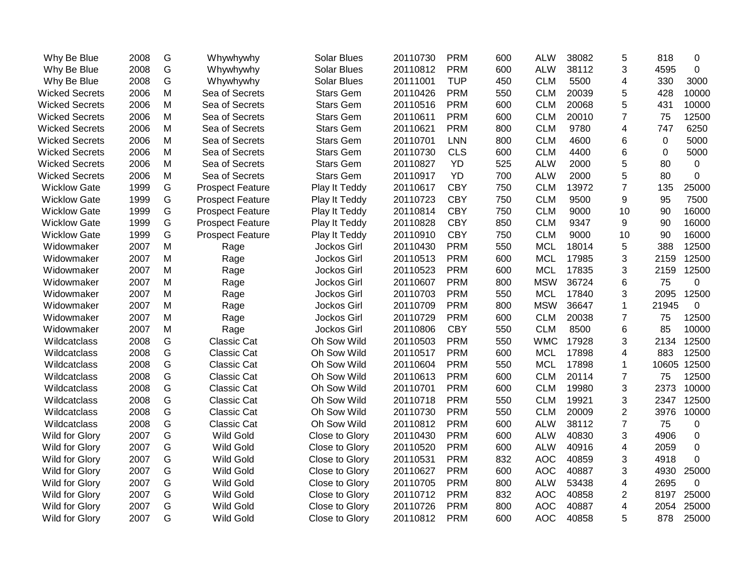| | | | | | | | | | | | | |
|---|---|---|---|---|---|---|---|---|---|---|---|---|
| Why Be Blue | 2008 | G | Whywhywhy | Solar Blues | 20110730 | PRM | 600 | ALW | 38082 | 5 | 818 | 0 |
| Why Be Blue | 2008 | G | Whywhywhy | Solar Blues | 20110812 | PRM | 600 | ALW | 38112 | 3 | 4595 | 0 |
| Why Be Blue | 2008 | G | Whywhywhy | Solar Blues | 20111001 | TUP | 450 | CLM | 5500 | 4 | 330 | 3000 |
| Wicked Secrets | 2006 | M | Sea of Secrets | Stars Gem | 20110426 | PRM | 550 | CLM | 20039 | 5 | 428 | 10000 |
| Wicked Secrets | 2006 | M | Sea of Secrets | Stars Gem | 20110516 | PRM | 600 | CLM | 20068 | 5 | 431 | 10000 |
| Wicked Secrets | 2006 | M | Sea of Secrets | Stars Gem | 20110611 | PRM | 600 | CLM | 20010 | 7 | 75 | 12500 |
| Wicked Secrets | 2006 | M | Sea of Secrets | Stars Gem | 20110621 | PRM | 800 | CLM | 9780 | 4 | 747 | 6250 |
| Wicked Secrets | 2006 | M | Sea of Secrets | Stars Gem | 20110701 | LNN | 800 | CLM | 4600 | 6 | 0 | 5000 |
| Wicked Secrets | 2006 | M | Sea of Secrets | Stars Gem | 20110730 | CLS | 600 | CLM | 4400 | 6 | 0 | 5000 |
| Wicked Secrets | 2006 | M | Sea of Secrets | Stars Gem | 20110827 | YD | 525 | ALW | 2000 | 5 | 80 | 0 |
| Wicked Secrets | 2006 | M | Sea of Secrets | Stars Gem | 20110917 | YD | 700 | ALW | 2000 | 5 | 80 | 0 |
| Wicklow Gate | 1999 | G | Prospect Feature | Play It Teddy | 20110617 | CBY | 750 | CLM | 13972 | 7 | 135 | 25000 |
| Wicklow Gate | 1999 | G | Prospect Feature | Play It Teddy | 20110723 | CBY | 750 | CLM | 9500 | 9 | 95 | 7500 |
| Wicklow Gate | 1999 | G | Prospect Feature | Play It Teddy | 20110814 | CBY | 750 | CLM | 9000 | 10 | 90 | 16000 |
| Wicklow Gate | 1999 | G | Prospect Feature | Play It Teddy | 20110828 | CBY | 850 | CLM | 9347 | 9 | 90 | 16000 |
| Wicklow Gate | 1999 | G | Prospect Feature | Play It Teddy | 20110910 | CBY | 750 | CLM | 9000 | 10 | 90 | 16000 |
| Widowmaker | 2007 | M | Rage | Jockos Girl | 20110430 | PRM | 550 | MCL | 18014 | 5 | 388 | 12500 |
| Widowmaker | 2007 | M | Rage | Jockos Girl | 20110513 | PRM | 600 | MCL | 17985 | 3 | 2159 | 12500 |
| Widowmaker | 2007 | M | Rage | Jockos Girl | 20110523 | PRM | 600 | MCL | 17835 | 3 | 2159 | 12500 |
| Widowmaker | 2007 | M | Rage | Jockos Girl | 20110607 | PRM | 800 | MSW | 36724 | 6 | 75 | 0 |
| Widowmaker | 2007 | M | Rage | Jockos Girl | 20110703 | PRM | 550 | MCL | 17840 | 3 | 2095 | 12500 |
| Widowmaker | 2007 | M | Rage | Jockos Girl | 20110709 | PRM | 800 | MSW | 36647 | 1 | 21945 | 0 |
| Widowmaker | 2007 | M | Rage | Jockos Girl | 20110729 | PRM | 600 | CLM | 20038 | 7 | 75 | 12500 |
| Widowmaker | 2007 | M | Rage | Jockos Girl | 20110806 | CBY | 550 | CLM | 8500 | 6 | 85 | 10000 |
| Wildcatclass | 2008 | G | Classic Cat | Oh Sow Wild | 20110503 | PRM | 550 | WMC | 17928 | 3 | 2134 | 12500 |
| Wildcatclass | 2008 | G | Classic Cat | Oh Sow Wild | 20110517 | PRM | 600 | MCL | 17898 | 4 | 883 | 12500 |
| Wildcatclass | 2008 | G | Classic Cat | Oh Sow Wild | 20110604 | PRM | 550 | MCL | 17898 | 1 | 10605 | 12500 |
| Wildcatclass | 2008 | G | Classic Cat | Oh Sow Wild | 20110613 | PRM | 600 | CLM | 20114 | 7 | 75 | 12500 |
| Wildcatclass | 2008 | G | Classic Cat | Oh Sow Wild | 20110701 | PRM | 600 | CLM | 19980 | 3 | 2373 | 10000 |
| Wildcatclass | 2008 | G | Classic Cat | Oh Sow Wild | 20110718 | PRM | 550 | CLM | 19921 | 3 | 2347 | 12500 |
| Wildcatclass | 2008 | G | Classic Cat | Oh Sow Wild | 20110730 | PRM | 550 | CLM | 20009 | 2 | 3976 | 10000 |
| Wildcatclass | 2008 | G | Classic Cat | Oh Sow Wild | 20110812 | PRM | 600 | ALW | 38112 | 7 | 75 | 0 |
| Wild for Glory | 2007 | G | Wild Gold | Close to Glory | 20110430 | PRM | 600 | ALW | 40830 | 3 | 4906 | 0 |
| Wild for Glory | 2007 | G | Wild Gold | Close to Glory | 20110520 | PRM | 600 | ALW | 40916 | 4 | 2059 | 0 |
| Wild for Glory | 2007 | G | Wild Gold | Close to Glory | 20110531 | PRM | 832 | AOC | 40859 | 3 | 4918 | 0 |
| Wild for Glory | 2007 | G | Wild Gold | Close to Glory | 20110627 | PRM | 600 | AOC | 40887 | 3 | 4930 | 25000 |
| Wild for Glory | 2007 | G | Wild Gold | Close to Glory | 20110705 | PRM | 800 | ALW | 53438 | 4 | 2695 | 0 |
| Wild for Glory | 2007 | G | Wild Gold | Close to Glory | 20110712 | PRM | 832 | AOC | 40858 | 2 | 8197 | 25000 |
| Wild for Glory | 2007 | G | Wild Gold | Close to Glory | 20110726 | PRM | 800 | AOC | 40887 | 4 | 2054 | 25000 |
| Wild for Glory | 2007 | G | Wild Gold | Close to Glory | 20110812 | PRM | 600 | AOC | 40858 | 5 | 878 | 25000 |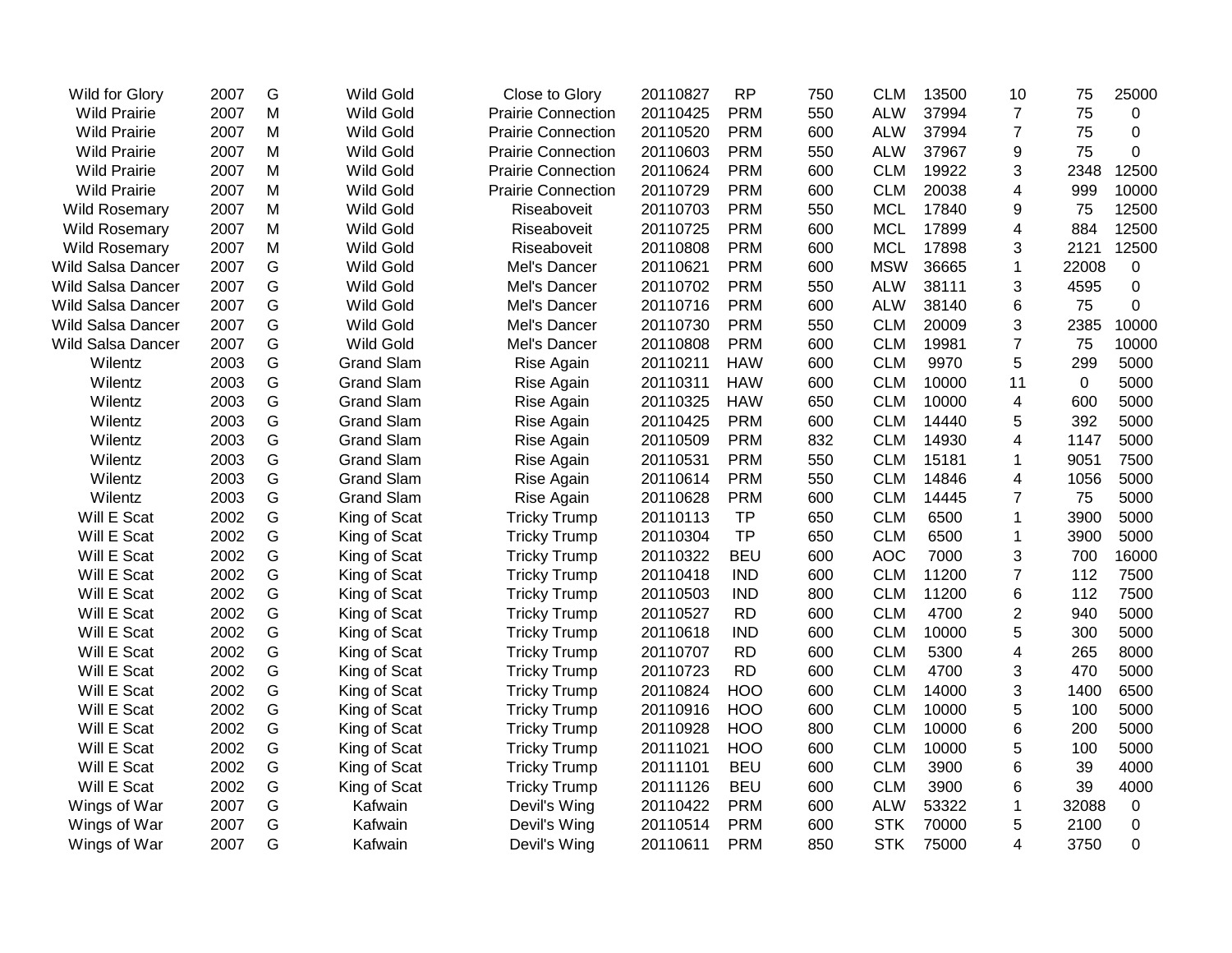| | | | | | | | | | | | | |
|---|---|---|---|---|---|---|---|---|---|---|---|---|
| Wild for Glory | 2007 | G | Wild Gold | Close to Glory | 20110827 | RP | 750 | CLM | 13500 | 10 | 75 | 25000 |
| Wild Prairie | 2007 | M | Wild Gold | Prairie Connection | 20110425 | PRM | 550 | ALW | 37994 | 7 | 75 | 0 |
| Wild Prairie | 2007 | M | Wild Gold | Prairie Connection | 20110520 | PRM | 600 | ALW | 37994 | 7 | 75 | 0 |
| Wild Prairie | 2007 | M | Wild Gold | Prairie Connection | 20110603 | PRM | 550 | ALW | 37967 | 9 | 75 | 0 |
| Wild Prairie | 2007 | M | Wild Gold | Prairie Connection | 20110624 | PRM | 600 | CLM | 19922 | 3 | 2348 | 12500 |
| Wild Prairie | 2007 | M | Wild Gold | Prairie Connection | 20110729 | PRM | 600 | CLM | 20038 | 4 | 999 | 10000 |
| Wild Rosemary | 2007 | M | Wild Gold | Riseaboveit | 20110703 | PRM | 550 | MCL | 17840 | 9 | 75 | 12500 |
| Wild Rosemary | 2007 | M | Wild Gold | Riseaboveit | 20110725 | PRM | 600 | MCL | 17899 | 4 | 884 | 12500 |
| Wild Rosemary | 2007 | M | Wild Gold | Riseaboveit | 20110808 | PRM | 600 | MCL | 17898 | 3 | 2121 | 12500 |
| Wild Salsa Dancer | 2007 | G | Wild Gold | Mel's Dancer | 20110621 | PRM | 600 | MSW | 36665 | 1 | 22008 | 0 |
| Wild Salsa Dancer | 2007 | G | Wild Gold | Mel's Dancer | 20110702 | PRM | 550 | ALW | 38111 | 3 | 4595 | 0 |
| Wild Salsa Dancer | 2007 | G | Wild Gold | Mel's Dancer | 20110716 | PRM | 600 | ALW | 38140 | 6 | 75 | 0 |
| Wild Salsa Dancer | 2007 | G | Wild Gold | Mel's Dancer | 20110730 | PRM | 550 | CLM | 20009 | 3 | 2385 | 10000 |
| Wild Salsa Dancer | 2007 | G | Wild Gold | Mel's Dancer | 20110808 | PRM | 600 | CLM | 19981 | 7 | 75 | 10000 |
| Wilentz | 2003 | G | Grand Slam | Rise Again | 20110211 | HAW | 600 | CLM | 9970 | 5 | 299 | 5000 |
| Wilentz | 2003 | G | Grand Slam | Rise Again | 20110311 | HAW | 600 | CLM | 10000 | 11 | 0 | 5000 |
| Wilentz | 2003 | G | Grand Slam | Rise Again | 20110325 | HAW | 650 | CLM | 10000 | 4 | 600 | 5000 |
| Wilentz | 2003 | G | Grand Slam | Rise Again | 20110425 | PRM | 600 | CLM | 14440 | 5 | 392 | 5000 |
| Wilentz | 2003 | G | Grand Slam | Rise Again | 20110509 | PRM | 832 | CLM | 14930 | 4 | 1147 | 5000 |
| Wilentz | 2003 | G | Grand Slam | Rise Again | 20110531 | PRM | 550 | CLM | 15181 | 1 | 9051 | 7500 |
| Wilentz | 2003 | G | Grand Slam | Rise Again | 20110614 | PRM | 550 | CLM | 14846 | 4 | 1056 | 5000 |
| Wilentz | 2003 | G | Grand Slam | Rise Again | 20110628 | PRM | 600 | CLM | 14445 | 7 | 75 | 5000 |
| Will E Scat | 2002 | G | King of Scat | Tricky Trump | 20110113 | TP | 650 | CLM | 6500 | 1 | 3900 | 5000 |
| Will E Scat | 2002 | G | King of Scat | Tricky Trump | 20110304 | TP | 650 | CLM | 6500 | 1 | 3900 | 5000 |
| Will E Scat | 2002 | G | King of Scat | Tricky Trump | 20110322 | BEU | 600 | AOC | 7000 | 3 | 700 | 16000 |
| Will E Scat | 2002 | G | King of Scat | Tricky Trump | 20110418 | IND | 600 | CLM | 11200 | 7 | 112 | 7500 |
| Will E Scat | 2002 | G | King of Scat | Tricky Trump | 20110503 | IND | 800 | CLM | 11200 | 6 | 112 | 7500 |
| Will E Scat | 2002 | G | King of Scat | Tricky Trump | 20110527 | RD | 600 | CLM | 4700 | 2 | 940 | 5000 |
| Will E Scat | 2002 | G | King of Scat | Tricky Trump | 20110618 | IND | 600 | CLM | 10000 | 5 | 300 | 5000 |
| Will E Scat | 2002 | G | King of Scat | Tricky Trump | 20110707 | RD | 600 | CLM | 5300 | 4 | 265 | 8000 |
| Will E Scat | 2002 | G | King of Scat | Tricky Trump | 20110723 | RD | 600 | CLM | 4700 | 3 | 470 | 5000 |
| Will E Scat | 2002 | G | King of Scat | Tricky Trump | 20110824 | HOO | 600 | CLM | 14000 | 3 | 1400 | 6500 |
| Will E Scat | 2002 | G | King of Scat | Tricky Trump | 20110916 | HOO | 600 | CLM | 10000 | 5 | 100 | 5000 |
| Will E Scat | 2002 | G | King of Scat | Tricky Trump | 20110928 | HOO | 800 | CLM | 10000 | 6 | 200 | 5000 |
| Will E Scat | 2002 | G | King of Scat | Tricky Trump | 20111021 | HOO | 600 | CLM | 10000 | 5 | 100 | 5000 |
| Will E Scat | 2002 | G | King of Scat | Tricky Trump | 20111101 | BEU | 600 | CLM | 3900 | 6 | 39 | 4000 |
| Will E Scat | 2002 | G | King of Scat | Tricky Trump | 20111126 | BEU | 600 | CLM | 3900 | 6 | 39 | 4000 |
| Wings of War | 2007 | G | Kafwain | Devil's Wing | 20110422 | PRM | 600 | ALW | 53322 | 1 | 32088 | 0 |
| Wings of War | 2007 | G | Kafwain | Devil's Wing | 20110514 | PRM | 600 | STK | 70000 | 5 | 2100 | 0 |
| Wings of War | 2007 | G | Kafwain | Devil's Wing | 20110611 | PRM | 850 | STK | 75000 | 4 | 3750 | 0 |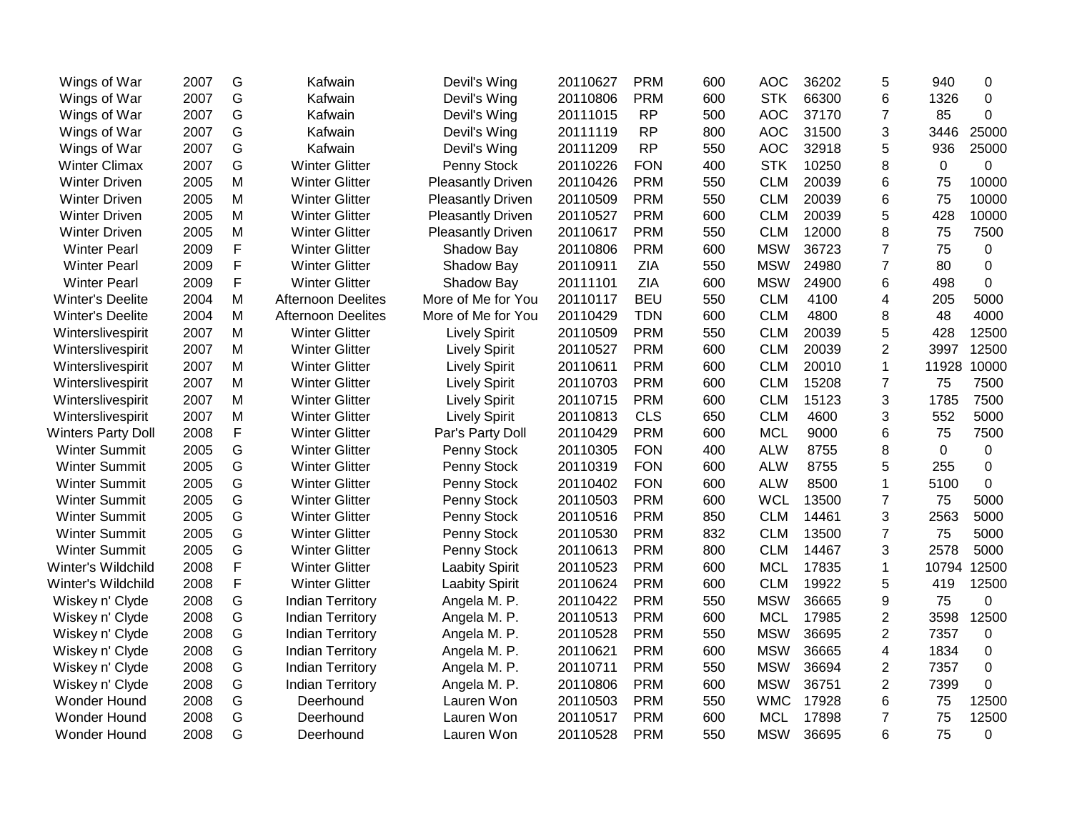| | | | | | | | | | | | | |
|---|---|---|---|---|---|---|---|---|---|---|---|---|
| Wings of War | 2007 | G | Kafwain | Devil's Wing | 20110627 | PRM | 600 | AOC | 36202 | 5 | 940 | 0 |
| Wings of War | 2007 | G | Kafwain | Devil's Wing | 20110806 | PRM | 600 | STK | 66300 | 6 | 1326 | 0 |
| Wings of War | 2007 | G | Kafwain | Devil's Wing | 20111015 | RP | 500 | AOC | 37170 | 7 | 85 | 0 |
| Wings of War | 2007 | G | Kafwain | Devil's Wing | 20111119 | RP | 800 | AOC | 31500 | 3 | 3446 | 25000 |
| Wings of War | 2007 | G | Kafwain | Devil's Wing | 20111209 | RP | 550 | AOC | 32918 | 5 | 936 | 25000 |
| Winter Climax | 2007 | G | Winter Glitter | Penny Stock | 20110226 | FON | 400 | STK | 10250 | 8 | 0 | 0 |
| Winter Driven | 2005 | M | Winter Glitter | Pleasantly Driven | 20110426 | PRM | 550 | CLM | 20039 | 6 | 75 | 10000 |
| Winter Driven | 2005 | M | Winter Glitter | Pleasantly Driven | 20110509 | PRM | 550 | CLM | 20039 | 6 | 75 | 10000 |
| Winter Driven | 2005 | M | Winter Glitter | Pleasantly Driven | 20110527 | PRM | 600 | CLM | 20039 | 5 | 428 | 10000 |
| Winter Driven | 2005 | M | Winter Glitter | Pleasantly Driven | 20110617 | PRM | 550 | CLM | 12000 | 8 | 75 | 7500 |
| Winter Pearl | 2009 | F | Winter Glitter | Shadow Bay | 20110806 | PRM | 600 | MSW | 36723 | 7 | 75 | 0 |
| Winter Pearl | 2009 | F | Winter Glitter | Shadow Bay | 20110911 | ZIA | 550 | MSW | 24980 | 7 | 80 | 0 |
| Winter Pearl | 2009 | F | Winter Glitter | Shadow Bay | 20111101 | ZIA | 600 | MSW | 24900 | 6 | 498 | 0 |
| Winter's Deelite | 2004 | M | Afternoon Deelites | More of Me for You | 20110117 | BEU | 550 | CLM | 4100 | 4 | 205 | 5000 |
| Winter's Deelite | 2004 | M | Afternoon Deelites | More of Me for You | 20110429 | TDN | 600 | CLM | 4800 | 8 | 48 | 4000 |
| Winterslivespirit | 2007 | M | Winter Glitter | Lively Spirit | 20110509 | PRM | 550 | CLM | 20039 | 5 | 428 | 12500 |
| Winterslivespirit | 2007 | M | Winter Glitter | Lively Spirit | 20110527 | PRM | 600 | CLM | 20039 | 2 | 3997 | 12500 |
| Winterslivespirit | 2007 | M | Winter Glitter | Lively Spirit | 20110611 | PRM | 600 | CLM | 20010 | 1 | 11928 | 10000 |
| Winterslivespirit | 2007 | M | Winter Glitter | Lively Spirit | 20110703 | PRM | 600 | CLM | 15208 | 7 | 75 | 7500 |
| Winterslivespirit | 2007 | M | Winter Glitter | Lively Spirit | 20110715 | PRM | 600 | CLM | 15123 | 3 | 1785 | 7500 |
| Winterslivespirit | 2007 | M | Winter Glitter | Lively Spirit | 20110813 | CLS | 650 | CLM | 4600 | 3 | 552 | 5000 |
| Winters Party Doll | 2008 | F | Winter Glitter | Par's Party Doll | 20110429 | PRM | 600 | MCL | 9000 | 6 | 75 | 7500 |
| Winter Summit | 2005 | G | Winter Glitter | Penny Stock | 20110305 | FON | 400 | ALW | 8755 | 8 | 0 | 0 |
| Winter Summit | 2005 | G | Winter Glitter | Penny Stock | 20110319 | FON | 600 | ALW | 8755 | 5 | 255 | 0 |
| Winter Summit | 2005 | G | Winter Glitter | Penny Stock | 20110402 | FON | 600 | ALW | 8500 | 1 | 5100 | 0 |
| Winter Summit | 2005 | G | Winter Glitter | Penny Stock | 20110503 | PRM | 600 | WCL | 13500 | 7 | 75 | 5000 |
| Winter Summit | 2005 | G | Winter Glitter | Penny Stock | 20110516 | PRM | 850 | CLM | 14461 | 3 | 2563 | 5000 |
| Winter Summit | 2005 | G | Winter Glitter | Penny Stock | 20110530 | PRM | 832 | CLM | 13500 | 7 | 75 | 5000 |
| Winter Summit | 2005 | G | Winter Glitter | Penny Stock | 20110613 | PRM | 800 | CLM | 14467 | 3 | 2578 | 5000 |
| Winter's Wildchild | 2008 | F | Winter Glitter | Laabity Spirit | 20110523 | PRM | 600 | MCL | 17835 | 1 | 10794 | 12500 |
| Winter's Wildchild | 2008 | F | Winter Glitter | Laabity Spirit | 20110624 | PRM | 600 | CLM | 19922 | 5 | 419 | 12500 |
| Wiskey n' Clyde | 2008 | G | Indian Territory | Angela M. P. | 20110422 | PRM | 550 | MSW | 36665 | 9 | 75 | 0 |
| Wiskey n' Clyde | 2008 | G | Indian Territory | Angela M. P. | 20110513 | PRM | 600 | MCL | 17985 | 2 | 3598 | 12500 |
| Wiskey n' Clyde | 2008 | G | Indian Territory | Angela M. P. | 20110528 | PRM | 550 | MSW | 36695 | 2 | 7357 | 0 |
| Wiskey n' Clyde | 2008 | G | Indian Territory | Angela M. P. | 20110621 | PRM | 600 | MSW | 36665 | 4 | 1834 | 0 |
| Wiskey n' Clyde | 2008 | G | Indian Territory | Angela M. P. | 20110711 | PRM | 550 | MSW | 36694 | 2 | 7357 | 0 |
| Wiskey n' Clyde | 2008 | G | Indian Territory | Angela M. P. | 20110806 | PRM | 600 | MSW | 36751 | 2 | 7399 | 0 |
| Wonder Hound | 2008 | G | Deerhound | Lauren Won | 20110503 | PRM | 550 | WMC | 17928 | 6 | 75 | 12500 |
| Wonder Hound | 2008 | G | Deerhound | Lauren Won | 20110517 | PRM | 600 | MCL | 17898 | 7 | 75 | 12500 |
| Wonder Hound | 2008 | G | Deerhound | Lauren Won | 20110528 | PRM | 550 | MSW | 36695 | 6 | 75 | 0 |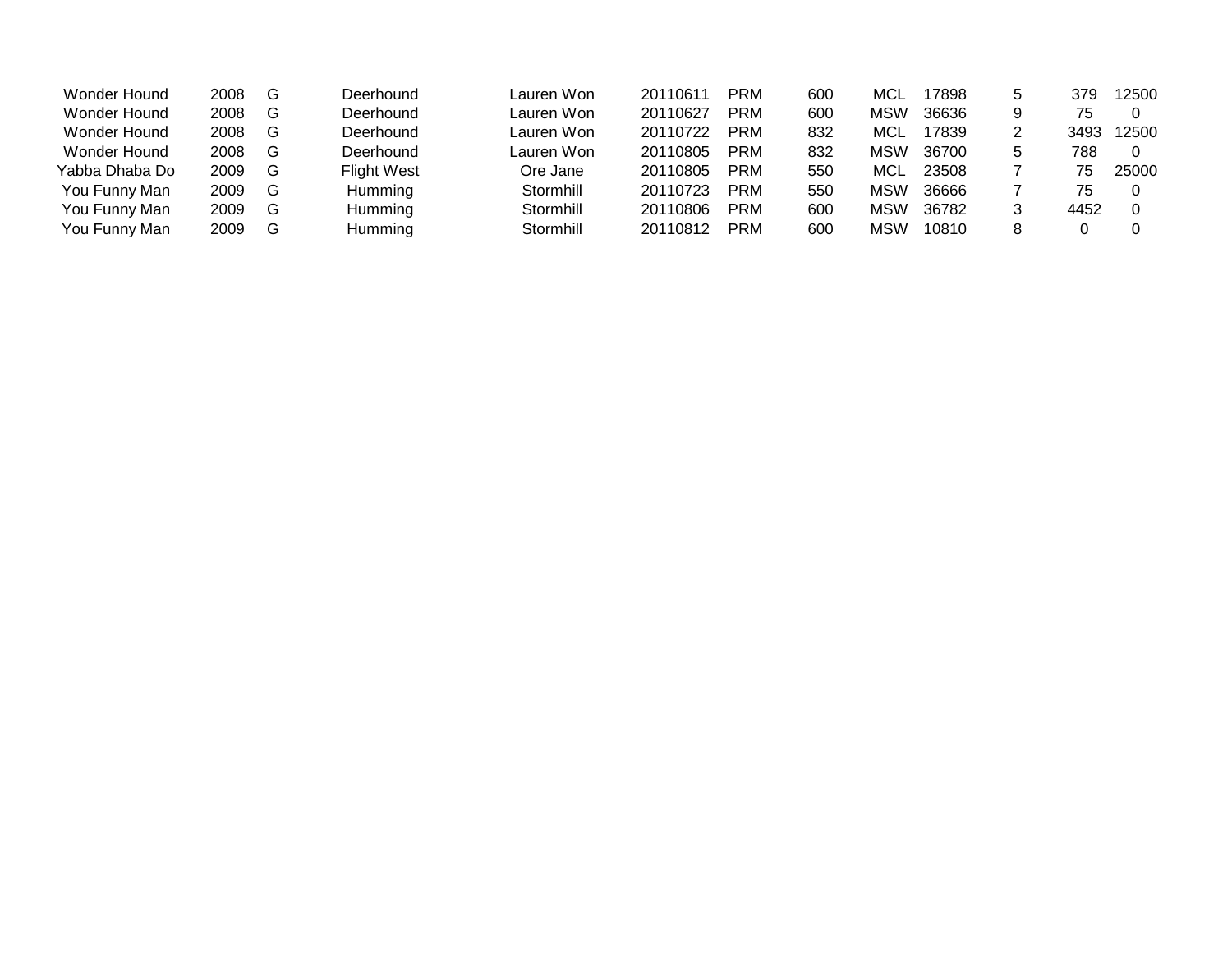| | | | | | | | | | | | | | |
|---|---|---|---|---|---|---|---|---|---|---|---|---|---|
| Wonder Hound | 2008 | G | Deerhound | Lauren Won | 20110611 | PRM | 600 | MCL | 17898 | 5 | 379 | 12500 |
| Wonder Hound | 2008 | G | Deerhound | Lauren Won | 20110627 | PRM | 600 | MSW | 36636 | 9 | 75 | 0 |
| Wonder Hound | 2008 | G | Deerhound | Lauren Won | 20110722 | PRM | 832 | MCL | 17839 | 2 | 3493 | 12500 |
| Wonder Hound | 2008 | G | Deerhound | Lauren Won | 20110805 | PRM | 832 | MSW | 36700 | 5 | 788 | 0 |
| Yabba Dhaba Do | 2009 | G | Flight West | Ore Jane | 20110805 | PRM | 550 | MCL | 23508 | 7 | 75 | 25000 |
| You Funny Man | 2009 | G | Humming | Stormhill | 20110723 | PRM | 550 | MSW | 36666 | 7 | 75 | 0 |
| You Funny Man | 2009 | G | Humming | Stormhill | 20110806 | PRM | 600 | MSW | 36782 | 3 | 4452 | 0 |
| You Funny Man | 2009 | G | Humming | Stormhill | 20110812 | PRM | 600 | MSW | 10810 | 8 | 0 | 0 |